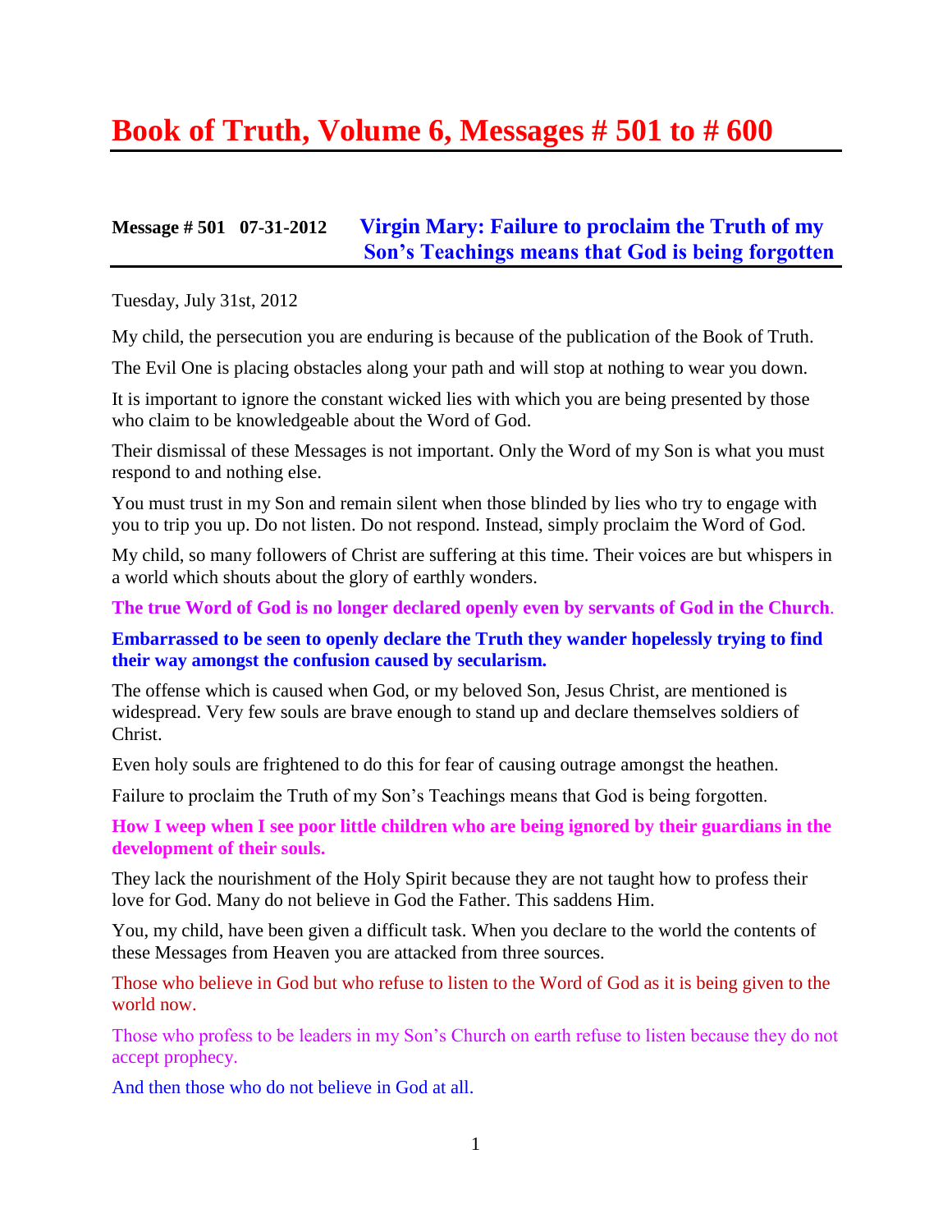# Book of Truth, Volume 6, Messages # 501 to # 600

## Message # 501 07-31-2012 Virgin Mary: Failure to proclaim the Truth of my Son's Teachings means that God is being forgotten

Tuesday, July 31st, 2012

My child, the persecution you are enduring is because of the publication of the Book of Truth.

The Evil One is placing obstacles along your path and will stop at nothing to wear you down.

It is important to ignore the constant wicked lies with which you are being presented by those who claim to be knowledgeable about the Word of God.

Their dismissal of these Messages is not important. Only the Word of my Son is what you must respond to and nothing else.

You must trust in my Son and remain silent when those blinded by lies who try to engage with you to trip you up. Do not listen. Do not respond. Instead, simply proclaim the Word of God.

My child, so many followers of Christ are suffering at this time. Their voices are but whispers in a world which shouts about the glory of earthly wonders.

**The true Word of God is no longer declared openly even by servants of God in the Church.**

**Embarrassed to be seen to openly declare the Truth they wander hopelessly trying to find their way amongst the confusion caused by secularism.**

The offense which is caused when God, or my beloved Son, Jesus Christ, are mentioned is widespread. Very few souls are brave enough to stand up and declare themselves soldiers of Christ.

Even holy souls are frightened to do this for fear of causing outrage amongst the heathen.

Failure to proclaim the Truth of my Son's Teachings means that God is being forgotten.

**How I weep when I see poor little children who are being ignored by their guardians in the development of their souls.**

They lack the nourishment of the Holy Spirit because they are not taught how to profess their love for God. Many do not believe in God the Father. This saddens Him.

You, my child, have been given a difficult task. When you declare to the world the contents of these Messages from Heaven you are attacked from three sources.

Those who believe in God but who refuse to listen to the Word of God as it is being given to the world now.

Those who profess to be leaders in my Son's Church on earth refuse to listen because they do not accept prophecy.

And then those who do not believe in God at all.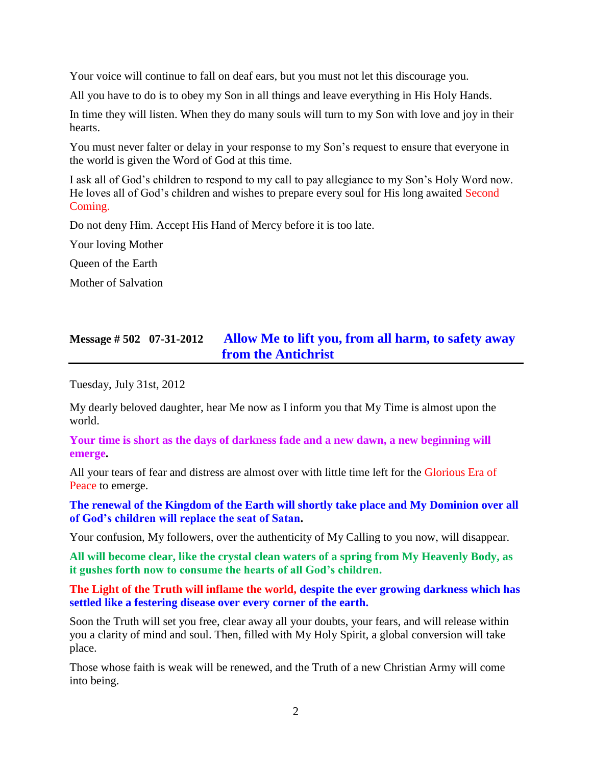Your voice will continue to fall on deaf ears, but you must not let this discourage you.

All you have to do is to obey my Son in all things and leave everything in His Holy Hands.

In time they will listen. When they do many souls will turn to my Son with love and joy in their hearts.

You must never falter or delay in your response to my Son's request to ensure that everyone in the world is given the Word of God at this time.

I ask all of God's children to respond to my call to pay allegiance to my Son's Holy Word now. He loves all of God's children and wishes to prepare every soul for His long awaited Second Coming.

Do not deny Him. Accept His Hand of Mercy before it is too late.

Your loving Mother

Queen of the Earth

Mother of Salvation

## Message # 502 07-31-2012 **Allow Me to lift you, from all harm, to safety away from the Antichrist**

Tuesday, July 31st, 2012

My dearly beloved daughter, hear Me now as I inform you that My Time is almost upon the world.

**Your time is short as the days of darkness fade and a new dawn, a new beginning will emerge.**

All your tears of fear and distress are almost over with little time left for the Glorious Era of Peace to emerge.

**The renewal of the Kingdom of the Earth will shortly take place and My Dominion over all of God's children will replace the seat of Satan.**

Your confusion, My followers, over the authenticity of My Calling to you now, will disappear.

**All will become clear, like the crystal clean waters of a spring from My Heavenly Body, as it gushes forth now to consume the hearts of all God's children.**

**The Light of the Truth will inflame the world, despite the ever growing darkness which has settled like a festering disease over every corner of the earth.**

Soon the Truth will set you free, clear away all your doubts, your fears, and will release within you a clarity of mind and soul. Then, filled with My Holy Spirit, a global conversion will take place.

Those whose faith is weak will be renewed, and the Truth of a new Christian Army will come into being.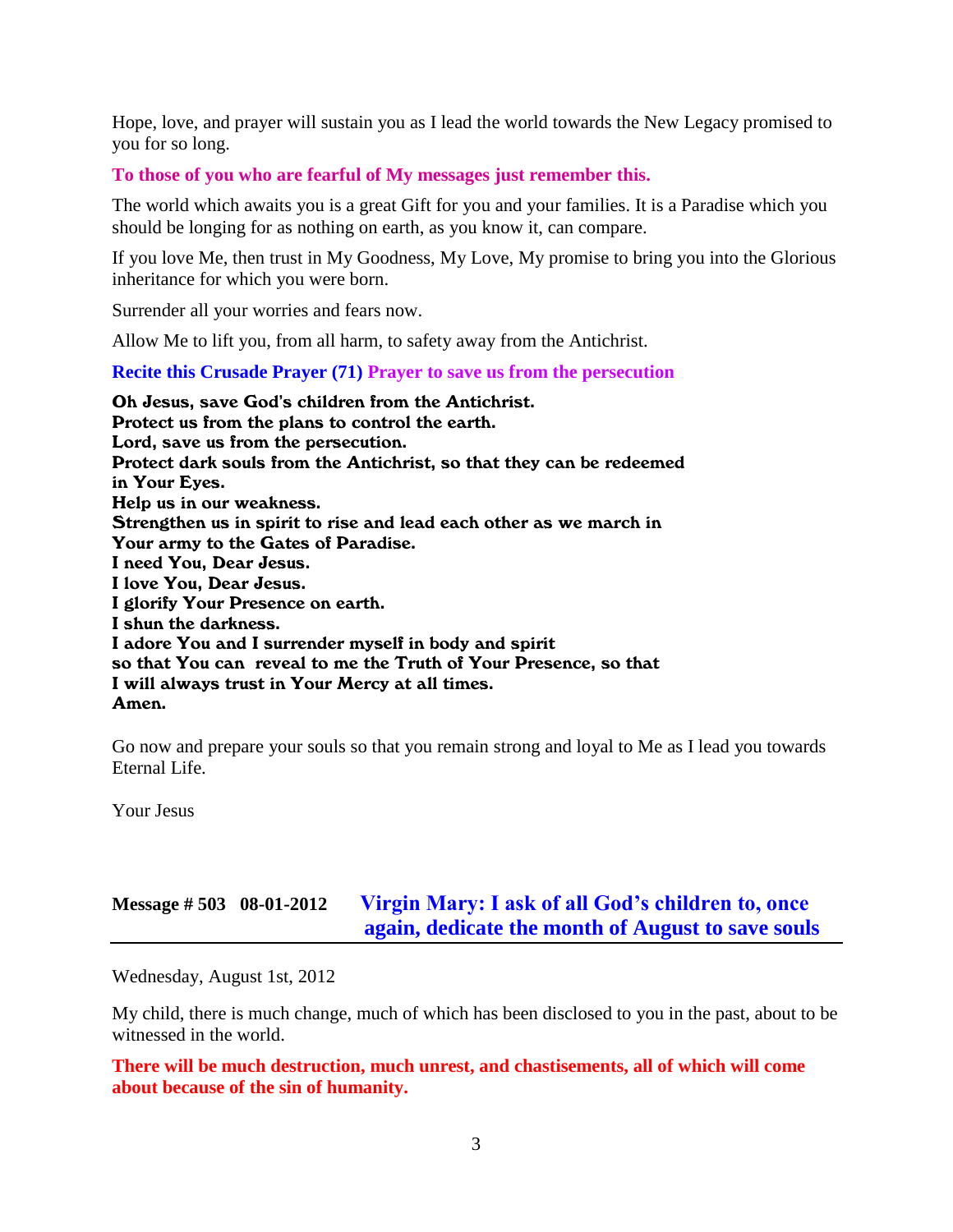Hope, love, and prayer will sustain you as I lead the world towards the New Legacy promised to you for so long.

**To those of you who are fearful of My messages just remember this.**

The world which awaits you is a great Gift for you and your families. It is a Paradise which you should be longing for as nothing on earth, as you know it, can compare.

If you love Me, then trust in My Goodness, My Love, My promise to bring you into the Glorious inheritance for which you were born.

Surrender all your worries and fears now.

Allow Me to lift you, from all harm, to safety away from the Antichrist.

**Recite this Crusade Prayer (71) Prayer to save us from the persecution**

**Oh Jesus, save God's children from the Antichrist.**
**Protect us from the plans to control the earth.**
**Lord, save us from the persecution.**
**Protect dark souls from the Antichrist, so that they can be redeemed in Your Eyes.**
**Help us in our weakness.**
**Strengthen us in spirit to rise and lead each other as we march in Your army to the Gates of Paradise.**
**I need You, Dear Jesus.**
**I love You, Dear Jesus.**
**I glorify Your Presence on earth.**
**I shun the darkness.**
**I adore You and I surrender myself in body and spirit so that You can reveal to me the Truth of Your Presence, so that I will always trust in Your Mercy at all times.**
**Amen.**

Go now and prepare your souls so that you remain strong and loyal to Me as I lead you towards Eternal Life.

Your Jesus

## Message # 503 08-01-2012 Virgin Mary: I ask of all God's children to, once again, dedicate the month of August to save souls

Wednesday, August 1st, 2012

My child, there is much change, much of which has been disclosed to you in the past, about to be witnessed in the world.

**There will be much destruction, much unrest, and chastisements, all of which will come about because of the sin of humanity.**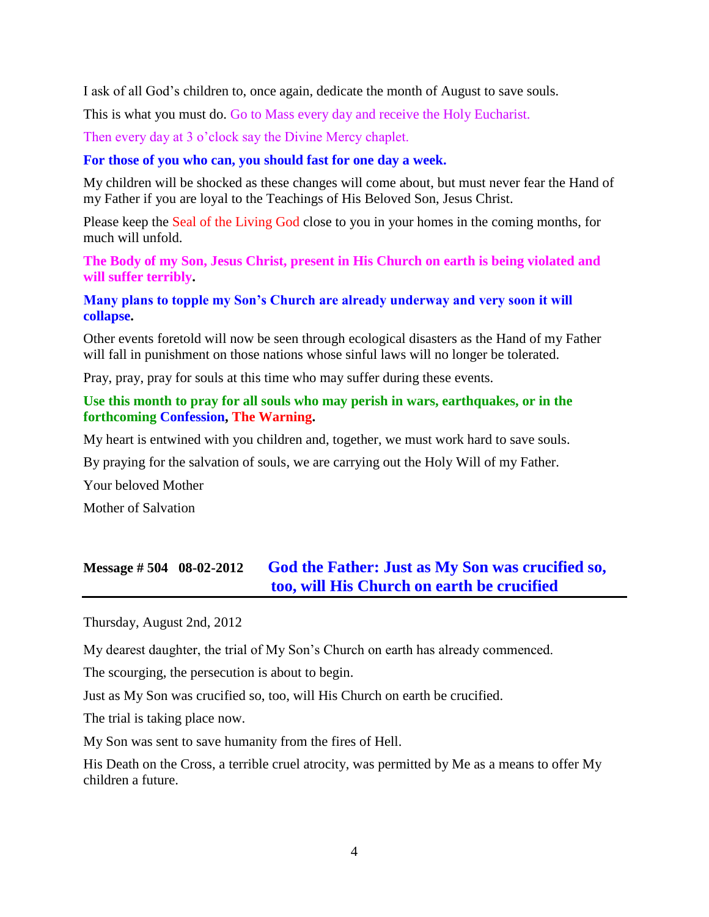I ask of all God's children to, once again, dedicate the month of August to save souls.

This is what you must do. Go to Mass every day and receive the Holy Eucharist.

Then every day at 3 o'clock say the Divine Mercy chaplet.

**For those of you who can, you should fast for one day a week.**

My children will be shocked as these changes will come about, but must never fear the Hand of my Father if you are loyal to the Teachings of His Beloved Son, Jesus Christ.

Please keep the Seal of the Living God close to you in your homes in the coming months, for much will unfold.

**The Body of my Son, Jesus Christ, present in His Church on earth is being violated and will suffer terribly.**

**Many plans to topple my Son's Church are already underway and very soon it will collapse.**

Other events foretold will now be seen through ecological disasters as the Hand of my Father will fall in punishment on those nations whose sinful laws will no longer be tolerated.

Pray, pray, pray for souls at this time who may suffer during these events.

**Use this month to pray for all souls who may perish in wars, earthquakes, or in the forthcoming Confession, The Warning.**

My heart is entwined with you children and, together, we must work hard to save souls.

By praying for the salvation of souls, we are carrying out the Holy Will of my Father.

Your beloved Mother

Mother of Salvation

## Message # 504 08-02-2012 God the Father: Just as My Son was crucified so, too, will His Church on earth be crucified

Thursday, August 2nd, 2012

My dearest daughter, the trial of My Son's Church on earth has already commenced.

The scourging, the persecution is about to begin.

Just as My Son was crucified so, too, will His Church on earth be crucified.

The trial is taking place now.

My Son was sent to save humanity from the fires of Hell.

His Death on the Cross, a terrible cruel atrocity, was permitted by Me as a means to offer My children a future.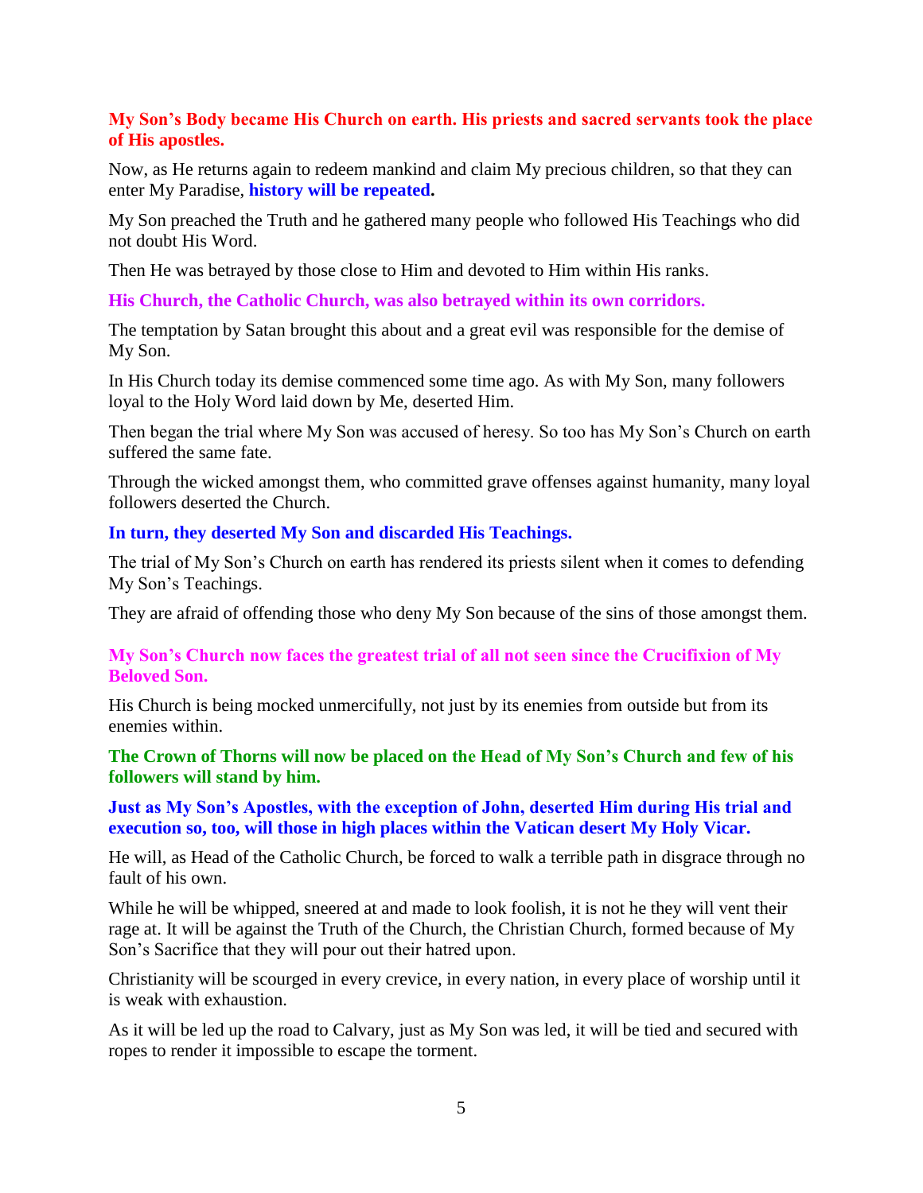**My Son's Body became His Church on earth. His priests and sacred servants took the place of His apostles.**

Now, as He returns again to redeem mankind and claim My precious children, so that they can enter My Paradise, **history will be repeated.**

My Son preached the Truth and he gathered many people who followed His Teachings who did not doubt His Word.

Then He was betrayed by those close to Him and devoted to Him within His ranks.

**His Church, the Catholic Church, was also betrayed within its own corridors.**

The temptation by Satan brought this about and a great evil was responsible for the demise of My Son.

In His Church today its demise commenced some time ago. As with My Son, many followers loyal to the Holy Word laid down by Me, deserted Him.

Then began the trial where My Son was accused of heresy. So too has My Son's Church on earth suffered the same fate.

Through the wicked amongst them, who committed grave offenses against humanity, many loyal followers deserted the Church.

**In turn, they deserted My Son and discarded His Teachings.**

The trial of My Son's Church on earth has rendered its priests silent when it comes to defending My Son's Teachings.

They are afraid of offending those who deny My Son because of the sins of those amongst them.

**My Son's Church now faces the greatest trial of all not seen since the Crucifixion of My Beloved Son.**

His Church is being mocked unmercifully, not just by its enemies from outside but from its enemies within.

**The Crown of Thorns will now be placed on the Head of My Son's Church and few of his followers will stand by him.**

**Just as My Son's Apostles, with the exception of John, deserted Him during His trial and execution so, too, will those in high places within the Vatican desert My Holy Vicar.**

He will, as Head of the Catholic Church, be forced to walk a terrible path in disgrace through no fault of his own.

While he will be whipped, sneered at and made to look foolish, it is not he they will vent their rage at. It will be against the Truth of the Church, the Christian Church, formed because of My Son's Sacrifice that they will pour out their hatred upon.

Christianity will be scourged in every crevice, in every nation, in every place of worship until it is weak with exhaustion.

As it will be led up the road to Calvary, just as My Son was led, it will be tied and secured with ropes to render it impossible to escape the torment.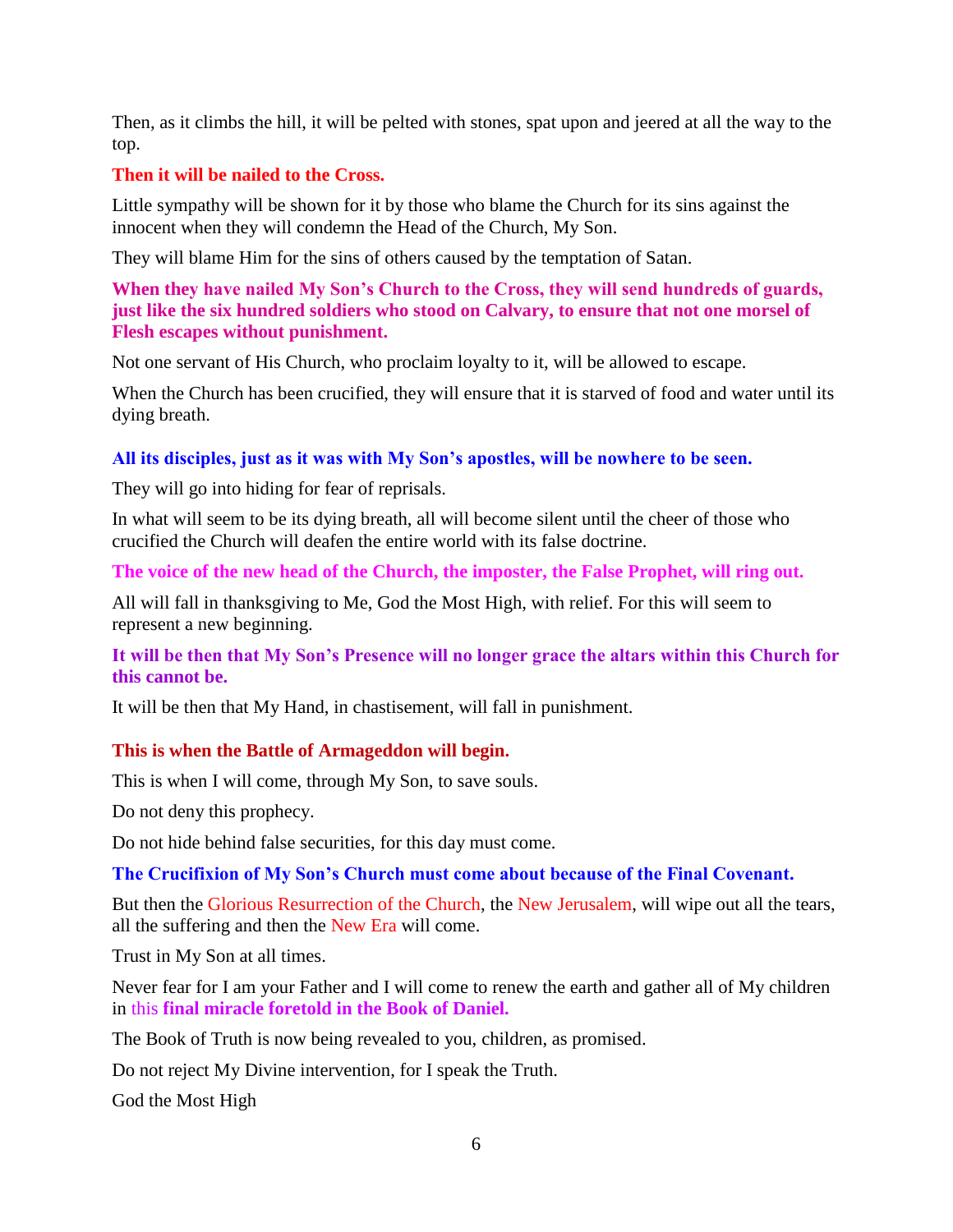Then, as it climbs the hill, it will be pelted with stones, spat upon and jeered at all the way to the top.

**Then it will be nailed to the Cross.**

Little sympathy will be shown for it by those who blame the Church for its sins against the innocent when they will condemn the Head of the Church, My Son.

They will blame Him for the sins of others caused by the temptation of Satan.

**When they have nailed My Son's Church to the Cross, they will send hundreds of guards, just like the six hundred soldiers who stood on Calvary, to ensure that not one morsel of Flesh escapes without punishment.**

Not one servant of His Church, who proclaim loyalty to it, will be allowed to escape.

When the Church has been crucified, they will ensure that it is starved of food and water until its dying breath.

**All its disciples, just as it was with My Son's apostles, will be nowhere to be seen.**

They will go into hiding for fear of reprisals.

In what will seem to be its dying breath, all will become silent until the cheer of those who crucified the Church will deafen the entire world with its false doctrine.

**The voice of the new head of the Church, the imposter, the False Prophet, will ring out.**

All will fall in thanksgiving to Me, God the Most High, with relief. For this will seem to represent a new beginning.

**It will be then that My Son's Presence will no longer grace the altars within this Church for this cannot be.**

It will be then that My Hand, in chastisement, will fall in punishment.

**This is when the Battle of Armageddon will begin.**

This is when I will come, through My Son, to save souls.

Do not deny this prophecy.

Do not hide behind false securities, for this day must come.

**The Crucifixion of My Son's Church must come about because of the Final Covenant.**

But then the Glorious Resurrection of the Church, the New Jerusalem, will wipe out all the tears, all the suffering and then the New Era will come.

Trust in My Son at all times.

Never fear for I am your Father and I will come to renew the earth and gather all of My children in this **final miracle foretold in the Book of Daniel.**

The Book of Truth is now being revealed to you, children, as promised.

Do not reject My Divine intervention, for I speak the Truth.

God the Most High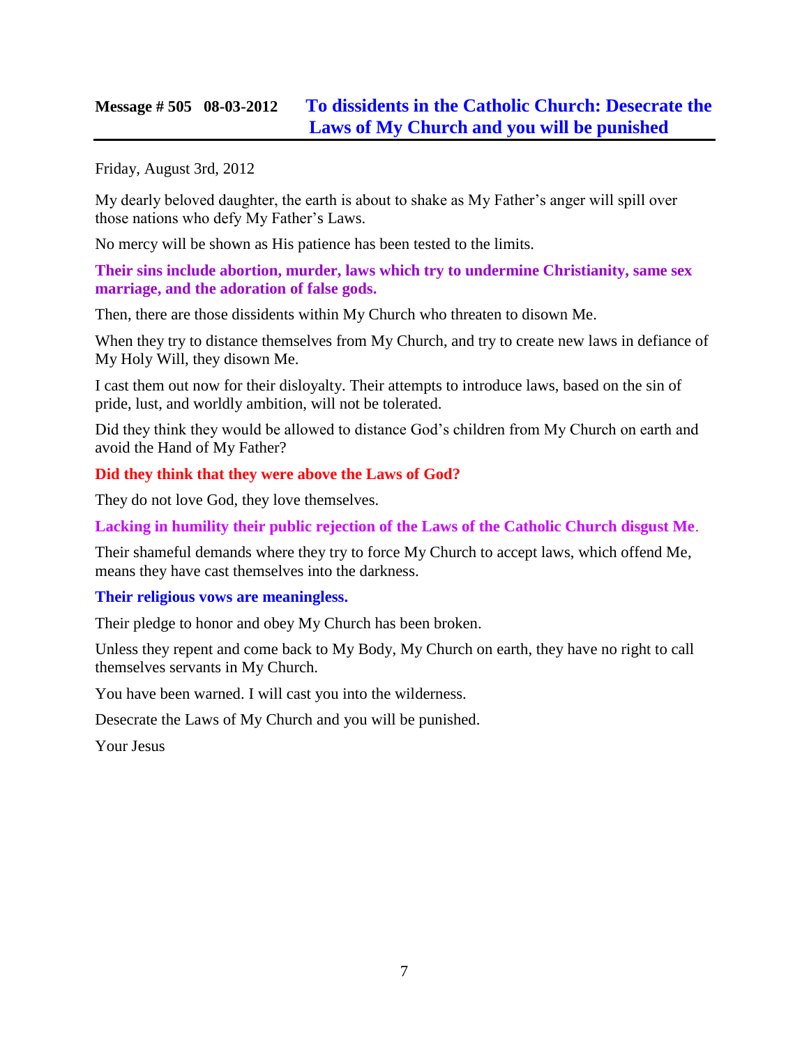## Message # 505 08-03-2012 To dissidents in the Catholic Church: Desecrate the Laws of My Church and you will be punished

Friday, August 3rd, 2012

My dearly beloved daughter, the earth is about to shake as My Father's anger will spill over those nations who defy My Father's Laws.

No mercy will be shown as His patience has been tested to the limits.

**Their sins include abortion, murder, laws which try to undermine Christianity, same sex marriage, and the adoration of false gods.**

Then, there are those dissidents within My Church who threaten to disown Me.

When they try to distance themselves from My Church, and try to create new laws in defiance of My Holy Will, they disown Me.

I cast them out now for their disloyalty. Their attempts to introduce laws, based on the sin of pride, lust, and worldly ambition, will not be tolerated.

Did they think they would be allowed to distance God's children from My Church on earth and avoid the Hand of My Father?

**Did they think that they were above the Laws of God?**

They do not love God, they love themselves.

**Lacking in humility their public rejection of the Laws of the Catholic Church disgust Me**.

Their shameful demands where they try to force My Church to accept laws, which offend Me, means they have cast themselves into the darkness.

**Their religious vows are meaningless.**

Their pledge to honor and obey My Church has been broken.

Unless they repent and come back to My Body, My Church on earth, they have no right to call themselves servants in My Church.

You have been warned. I will cast you into the wilderness.

Desecrate the Laws of My Church and you will be punished.

Your Jesus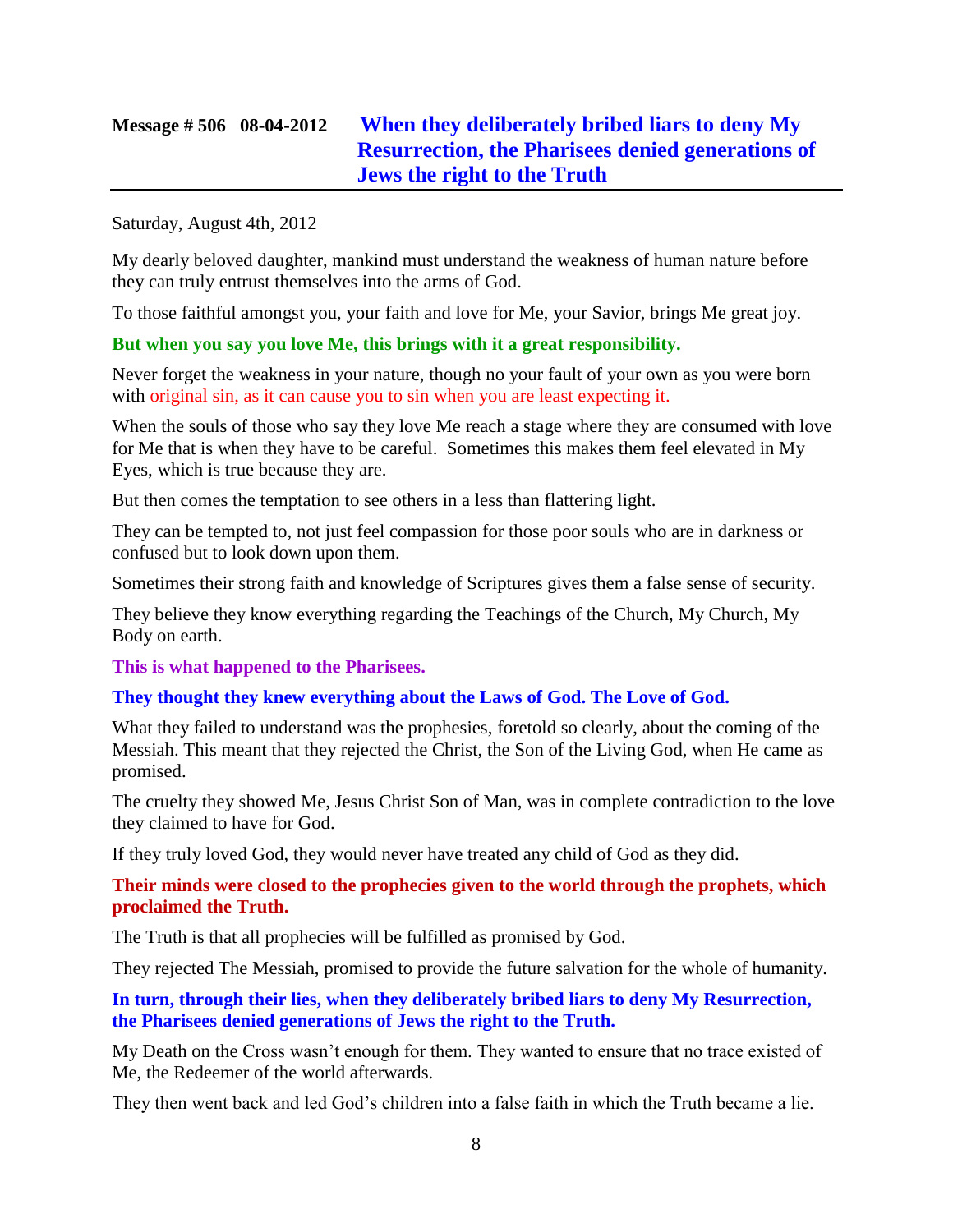## Message # 506 08-04-2012 When they deliberately bribed liars to deny My Resurrection, the Pharisees denied generations of Jews the right to the Truth

Saturday, August 4th, 2012

My dearly beloved daughter, mankind must understand the weakness of human nature before they can truly entrust themselves into the arms of God.

To those faithful amongst you, your faith and love for Me, your Savior, brings Me great joy.

**But when you say you love Me, this brings with it a great responsibility.**

Never forget the weakness in your nature, though no your fault of your own as you were born with original sin, as it can cause you to sin when you are least expecting it.

When the souls of those who say they love Me reach a stage where they are consumed with love for Me that is when they have to be careful. Sometimes this makes them feel elevated in My Eyes, which is true because they are.

But then comes the temptation to see others in a less than flattering light.

They can be tempted to, not just feel compassion for those poor souls who are in darkness or confused but to look down upon them.

Sometimes their strong faith and knowledge of Scriptures gives them a false sense of security.

They believe they know everything regarding the Teachings of the Church, My Church, My Body on earth.

**This is what happened to the Pharisees.**

**They thought they knew everything about the Laws of God. The Love of God.**

What they failed to understand was the prophesies, foretold so clearly, about the coming of the Messiah. This meant that they rejected the Christ, the Son of the Living God, when He came as promised.

The cruelty they showed Me, Jesus Christ Son of Man, was in complete contradiction to the love they claimed to have for God.

If they truly loved God, they would never have treated any child of God as they did.

**Their minds were closed to the prophecies given to the world through the prophets, which proclaimed the Truth.**

The Truth is that all prophecies will be fulfilled as promised by God.

They rejected The Messiah, promised to provide the future salvation for the whole of humanity.

**In turn, through their lies, when they deliberately bribed liars to deny My Resurrection, the Pharisees denied generations of Jews the right to the Truth.**

My Death on the Cross wasn't enough for them. They wanted to ensure that no trace existed of Me, the Redeemer of the world afterwards.

They then went back and led God's children into a false faith in which the Truth became a lie.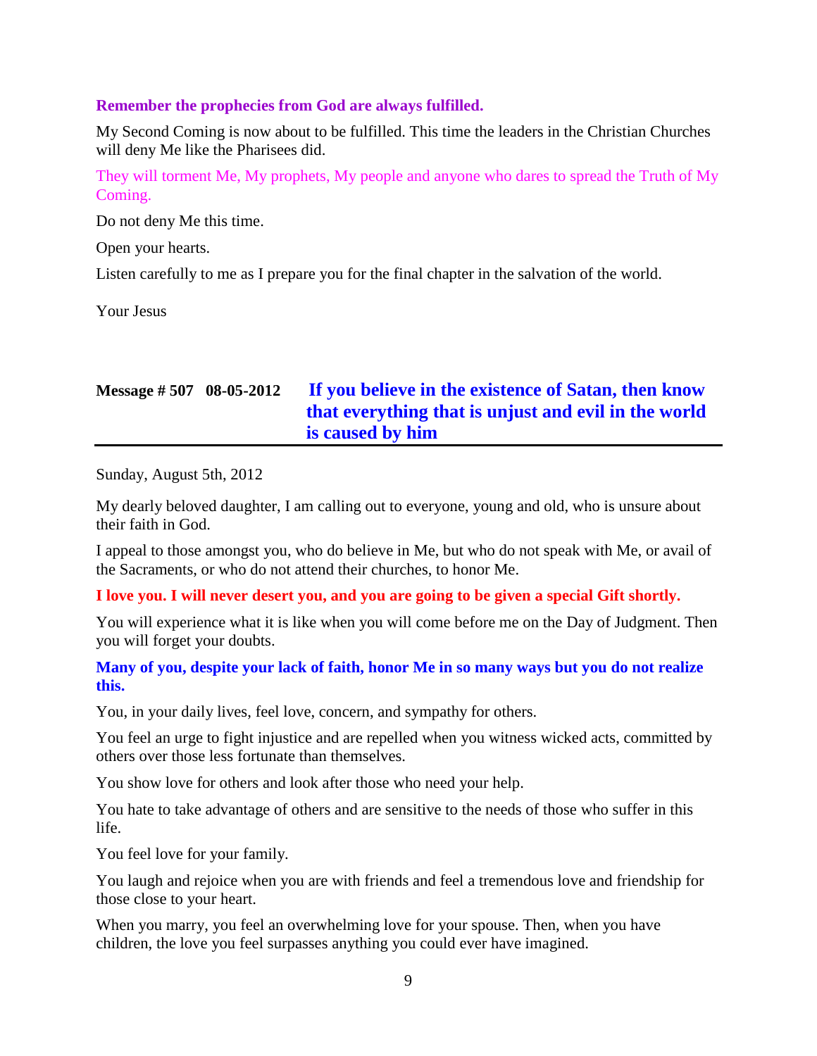**Remember the prophecies from God are always fulfilled.**

My Second Coming is now about to be fulfilled. This time the leaders in the Christian Churches will deny Me like the Pharisees did.

They will torment Me, My prophets, My people and anyone who dares to spread the Truth of My Coming.

Do not deny Me this time.

Open your hearts.

Listen carefully to me as I prepare you for the final chapter in the salvation of the world.

Your Jesus

## Message # 507 08-05-2012 If you believe in the existence of Satan, then know that everything that is unjust and evil in the world is caused by him

Sunday, August 5th, 2012

My dearly beloved daughter, I am calling out to everyone, young and old, who is unsure about their faith in God.

I appeal to those amongst you, who do believe in Me, but who do not speak with Me, or avail of the Sacraments, or who do not attend their churches, to honor Me.

**I love you. I will never desert you, and you are going to be given a special Gift shortly.**

You will experience what it is like when you will come before me on the Day of Judgment. Then you will forget your doubts.

**Many of you, despite your lack of faith, honor Me in so many ways but you do not realize this.**

You, in your daily lives, feel love, concern, and sympathy for others.

You feel an urge to fight injustice and are repelled when you witness wicked acts, committed by others over those less fortunate than themselves.

You show love for others and look after those who need your help.

You hate to take advantage of others and are sensitive to the needs of those who suffer in this life.

You feel love for your family.

You laugh and rejoice when you are with friends and feel a tremendous love and friendship for those close to your heart.

When you marry, you feel an overwhelming love for your spouse. Then, when you have children, the love you feel surpasses anything you could ever have imagined.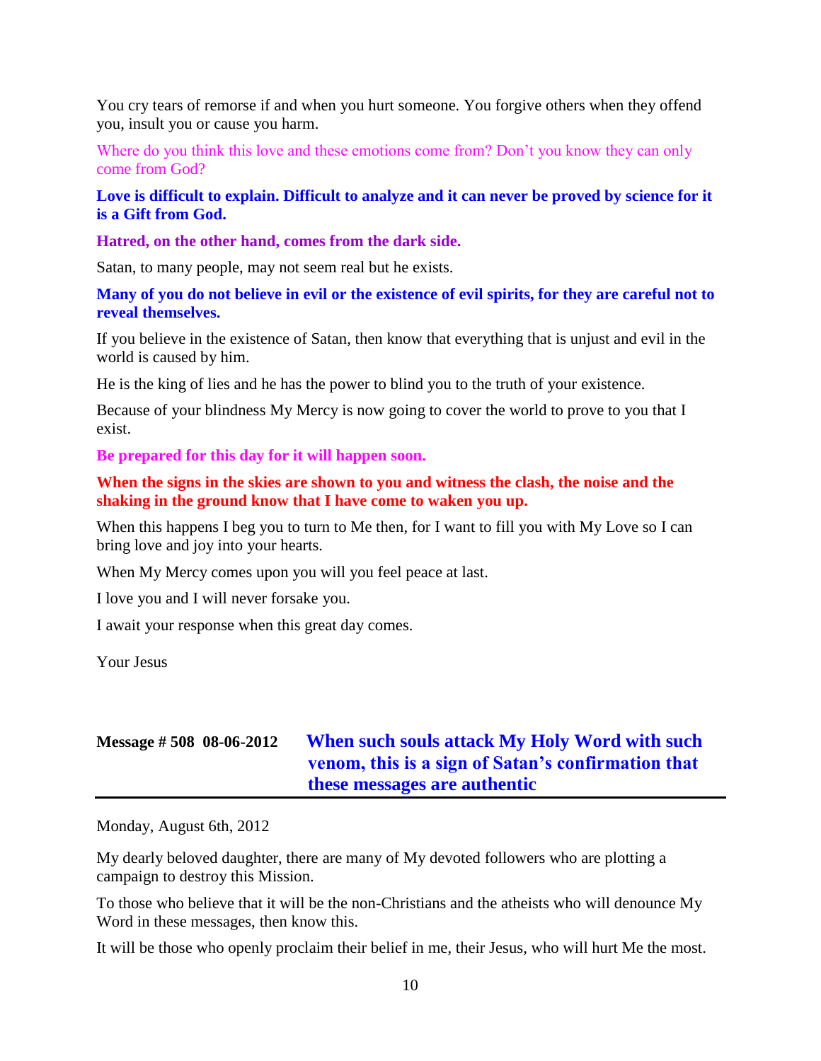You cry tears of remorse if and when you hurt someone. You forgive others when they offend you, insult you or cause you harm.

Where do you think this love and these emotions come from? Don't you know they can only come from God?

**Love is difficult to explain. Difficult to analyze and it can never be proved by science for it is a Gift from God.**

**Hatred, on the other hand, comes from the dark side.**

Satan, to many people, may not seem real but he exists.

**Many of you do not believe in evil or the existence of evil spirits, for they are careful not to reveal themselves.**

If you believe in the existence of Satan, then know that everything that is unjust and evil in the world is caused by him.

He is the king of lies and he has the power to blind you to the truth of your existence.

Because of your blindness My Mercy is now going to cover the world to prove to you that I exist.

**Be prepared for this day for it will happen soon.**

**When the signs in the skies are shown to you and witness the clash, the noise and the shaking in the ground know that I have come to waken you up.**

When this happens I beg you to turn to Me then, for I want to fill you with My Love so I can bring love and joy into your hearts.

When My Mercy comes upon you will you feel peace at last.

I love you and I will never forsake you.

I await your response when this great day comes.

Your Jesus

## Message # 508 08-06-2012 When such souls attack My Holy Word with such venom, this is a sign of Satan's confirmation that these messages are authentic

Monday, August 6th, 2012

My dearly beloved daughter, there are many of My devoted followers who are plotting a campaign to destroy this Mission.

To those who believe that it will be the non-Christians and the atheists who will denounce My Word in these messages, then know this.

It will be those who openly proclaim their belief in me, their Jesus, who will hurt Me the most.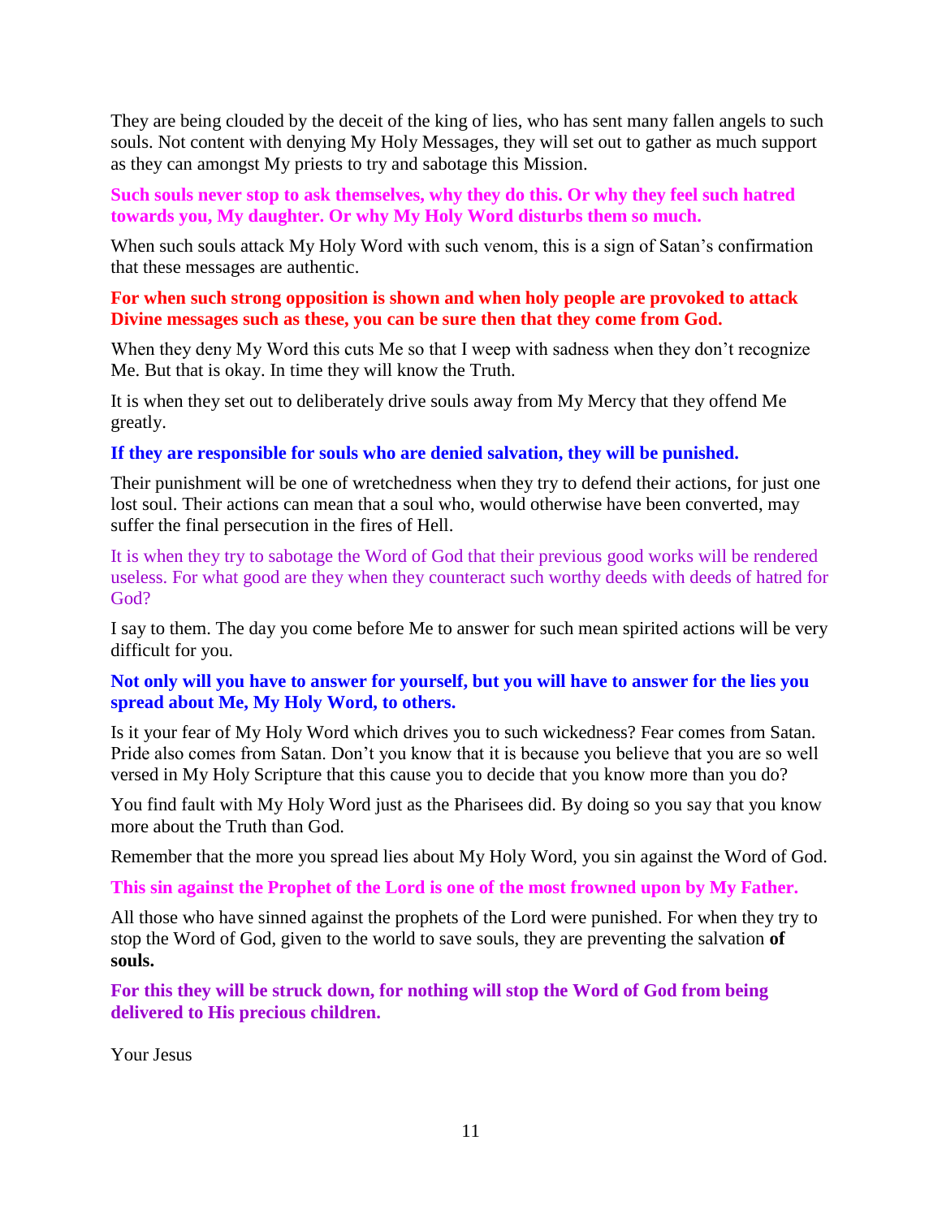They are being clouded by the deceit of the king of lies, who has sent many fallen angels to such souls. Not content with denying My Holy Messages, they will set out to gather as much support as they can amongst My priests to try and sabotage this Mission.

**Such souls never stop to ask themselves, why they do this. Or why they feel such hatred towards you, My daughter. Or why My Holy Word disturbs them so much.**

When such souls attack My Holy Word with such venom, this is a sign of Satan's confirmation that these messages are authentic.

**For when such strong opposition is shown and when holy people are provoked to attack Divine messages such as these, you can be sure then that they come from God.**

When they deny My Word this cuts Me so that I weep with sadness when they don't recognize Me. But that is okay. In time they will know the Truth.

It is when they set out to deliberately drive souls away from My Mercy that they offend Me greatly.

**If they are responsible for souls who are denied salvation, they will be punished.**

Their punishment will be one of wretchedness when they try to defend their actions, for just one lost soul. Their actions can mean that a soul who, would otherwise have been converted, may suffer the final persecution in the fires of Hell.

It is when they try to sabotage the Word of God that their previous good works will be rendered useless. For what good are they when they counteract such worthy deeds with deeds of hatred for God?

I say to them. The day you come before Me to answer for such mean spirited actions will be very difficult for you.

**Not only will you have to answer for yourself, but you will have to answer for the lies you spread about Me, My Holy Word, to others.**

Is it your fear of My Holy Word which drives you to such wickedness? Fear comes from Satan. Pride also comes from Satan. Don't you know that it is because you believe that you are so well versed in My Holy Scripture that this cause you to decide that you know more than you do?

You find fault with My Holy Word just as the Pharisees did. By doing so you say that you know more about the Truth than God.

Remember that the more you spread lies about My Holy Word, you sin against the Word of God.

**This sin against the Prophet of the Lord is one of the most frowned upon by My Father.**

All those who have sinned against the prophets of the Lord were punished. For when they try to stop the Word of God, given to the world to save souls, they are preventing the salvation **of souls.**

**For this they will be struck down, for nothing will stop the Word of God from being delivered to His precious children.**

Your Jesus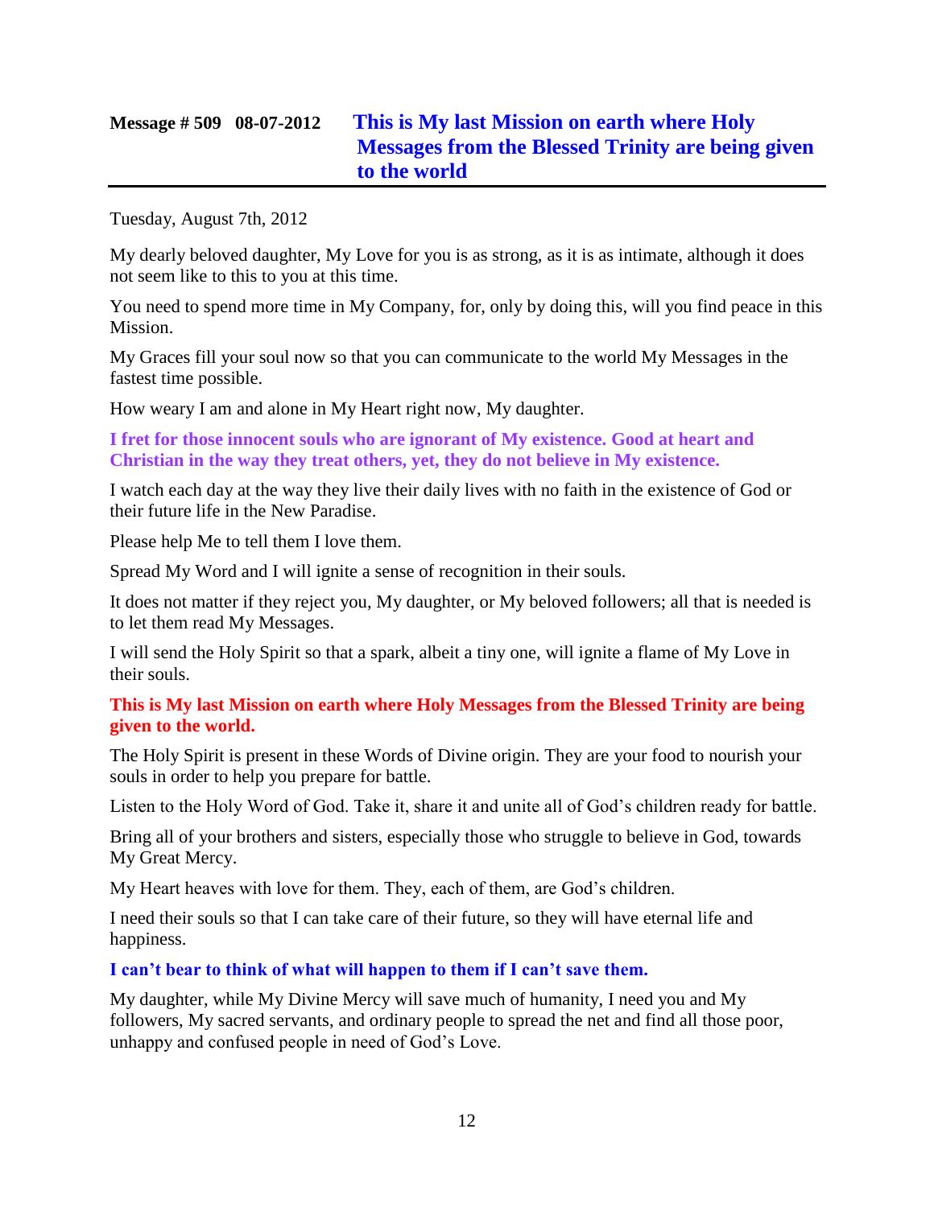## Message # 509 08-07-2012 **This is My last Mission on earth where Holy Messages from the Blessed Trinity are being given to the world**

Tuesday, August 7th, 2012

My dearly beloved daughter, My Love for you is as strong, as it is as intimate, although it does not seem like to this to you at this time.

You need to spend more time in My Company, for, only by doing this, will you find peace in this Mission.

My Graces fill your soul now so that you can communicate to the world My Messages in the fastest time possible.

How weary I am and alone in My Heart right now, My daughter.

**I fret for those innocent souls who are ignorant of My existence. Good at heart and Christian in the way they treat others, yet, they do not believe in My existence.**

I watch each day at the way they live their daily lives with no faith in the existence of God or their future life in the New Paradise.

Please help Me to tell them I love them.

Spread My Word and I will ignite a sense of recognition in their souls.

It does not matter if they reject you, My daughter, or My beloved followers; all that is needed is to let them read My Messages.

I will send the Holy Spirit so that a spark, albeit a tiny one, will ignite a flame of My Love in their souls.

**This is My last Mission on earth where Holy Messages from the Blessed Trinity are being given to the world.**

The Holy Spirit is present in these Words of Divine origin. They are your food to nourish your souls in order to help you prepare for battle.

Listen to the Holy Word of God. Take it, share it and unite all of God's children ready for battle.

Bring all of your brothers and sisters, especially those who struggle to believe in God, towards My Great Mercy.

My Heart heaves with love for them. They, each of them, are God's children.

I need their souls so that I can take care of their future, so they will have eternal life and happiness.

**I can't bear to think of what will happen to them if I can't save them.**

My daughter, while My Divine Mercy will save much of humanity, I need you and My followers, My sacred servants, and ordinary people to spread the net and find all those poor, unhappy and confused people in need of God's Love.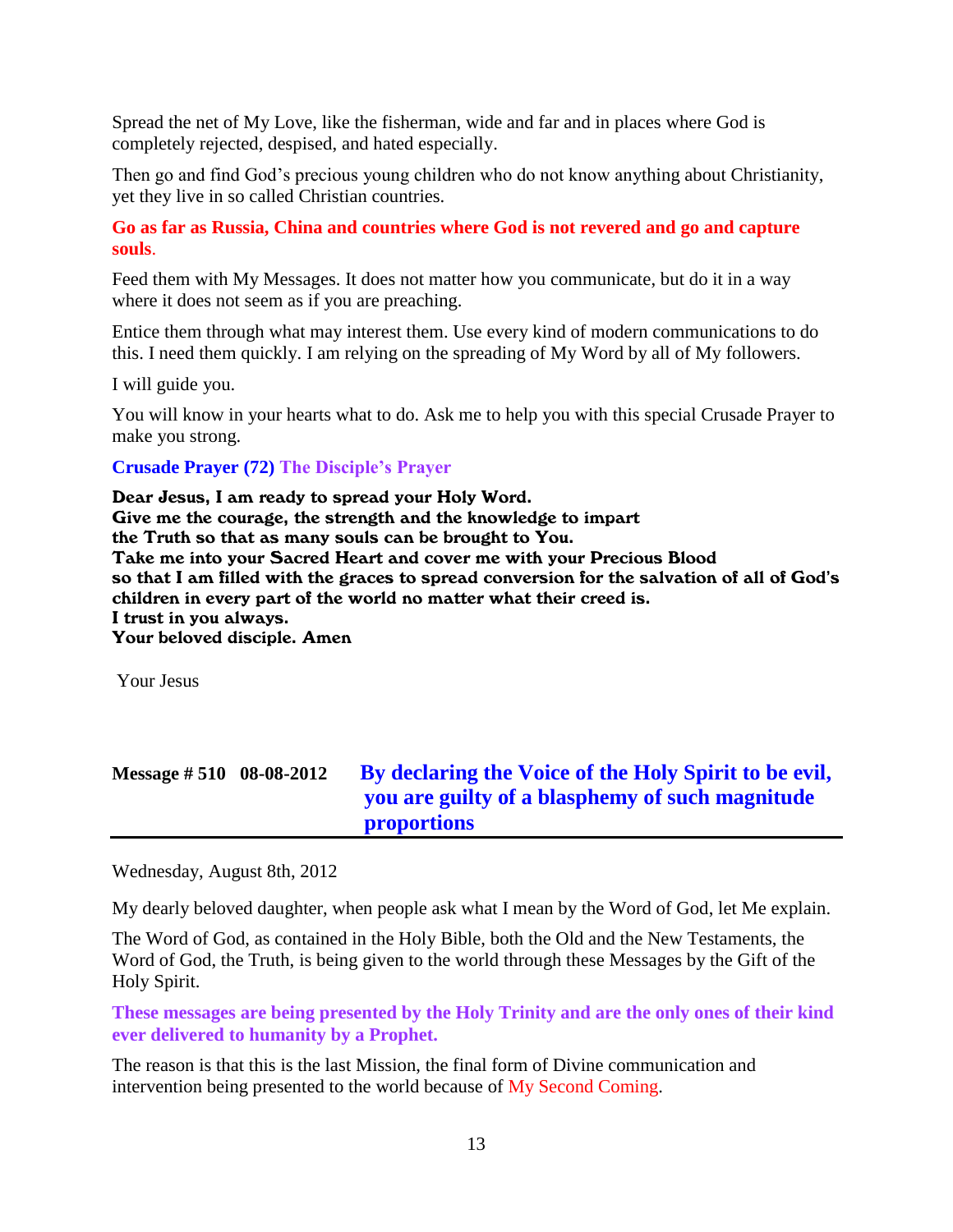Spread the net of My Love, like the fisherman, wide and far and in places where God is completely rejected, despised, and hated especially.

Then go and find God's precious young children who do not know anything about Christianity, yet they live in so called Christian countries.

**Go as far as Russia, China and countries where God is not revered and go and capture souls.**

Feed them with My Messages. It does not matter how you communicate, but do it in a way where it does not seem as if you are preaching.

Entice them through what may interest them. Use every kind of modern communications to do this. I need them quickly. I am relying on the spreading of My Word by all of My followers.

I will guide you.

You will know in your hearts what to do. Ask me to help you with this special Crusade Prayer to make you strong.

**Crusade Prayer (72) The Disciple's Prayer**

**Dear Jesus, I am ready to spread your Holy Word.**
**Give me the courage, the strength and the knowledge to impart**
**the Truth so that as many souls can be brought to You.**
**Take me into your Sacred Heart and cover me with your Precious Blood**
**so that I am filled with the graces to spread conversion for the salvation of all of God's children in every part of the world no matter what their creed is.**
**I trust in you always.**
**Your beloved disciple. Amen**

Your Jesus

## Message # 510 08-08-2012 By declaring the Voice of the Holy Spirit to be evil, you are guilty of a blasphemy of such magnitude proportions

Wednesday, August 8th, 2012

My dearly beloved daughter, when people ask what I mean by the Word of God, let Me explain.

The Word of God, as contained in the Holy Bible, both the Old and the New Testaments, the Word of God, the Truth, is being given to the world through these Messages by the Gift of the Holy Spirit.

**These messages are being presented by the Holy Trinity and are the only ones of their kind ever delivered to humanity by a Prophet.**

The reason is that this is the last Mission, the final form of Divine communication and intervention being presented to the world because of My Second Coming.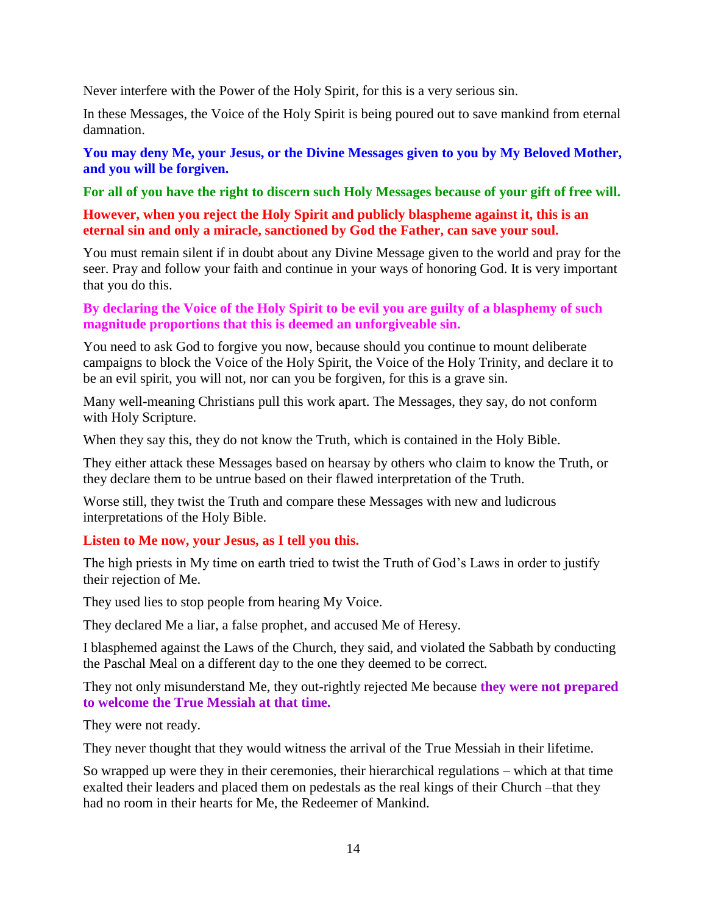Never interfere with the Power of the Holy Spirit, for this is a very serious sin.

In these Messages, the Voice of the Holy Spirit is being poured out to save mankind from eternal damnation.

**You may deny Me, your Jesus, or the Divine Messages given to you by My Beloved Mother, and you will be forgiven.**

**For all of you have the right to discern such Holy Messages because of your gift of free will.**

**However, when you reject the Holy Spirit and publicly blaspheme against it, this is an eternal sin and only a miracle, sanctioned by God the Father, can save your soul.**

You must remain silent if in doubt about any Divine Message given to the world and pray for the seer. Pray and follow your faith and continue in your ways of honoring God. It is very important that you do this.

**By declaring the Voice of the Holy Spirit to be evil you are guilty of a blasphemy of such magnitude proportions that this is deemed an unforgiveable sin.**

You need to ask God to forgive you now, because should you continue to mount deliberate campaigns to block the Voice of the Holy Spirit, the Voice of the Holy Trinity, and declare it to be an evil spirit, you will not, nor can you be forgiven, for this is a grave sin.

Many well-meaning Christians pull this work apart. The Messages, they say, do not conform with Holy Scripture.

When they say this, they do not know the Truth, which is contained in the Holy Bible.

They either attack these Messages based on hearsay by others who claim to know the Truth, or they declare them to be untrue based on their flawed interpretation of the Truth.

Worse still, they twist the Truth and compare these Messages with new and ludicrous interpretations of the Holy Bible.

**Listen to Me now, your Jesus, as I tell you this.**

The high priests in My time on earth tried to twist the Truth of God's Laws in order to justify their rejection of Me.

They used lies to stop people from hearing My Voice.

They declared Me a liar, a false prophet, and accused Me of Heresy.

I blasphemed against the Laws of the Church, they said, and violated the Sabbath by conducting the Paschal Meal on a different day to the one they deemed to be correct.

They not only misunderstand Me, they out-rightly rejected Me because **they were not prepared to welcome the True Messiah at that time.**

They were not ready.

They never thought that they would witness the arrival of the True Messiah in their lifetime.

So wrapped up were they in their ceremonies, their hierarchical regulations – which at that time exalted their leaders and placed them on pedestals as the real kings of their Church –that they had no room in their hearts for Me, the Redeemer of Mankind.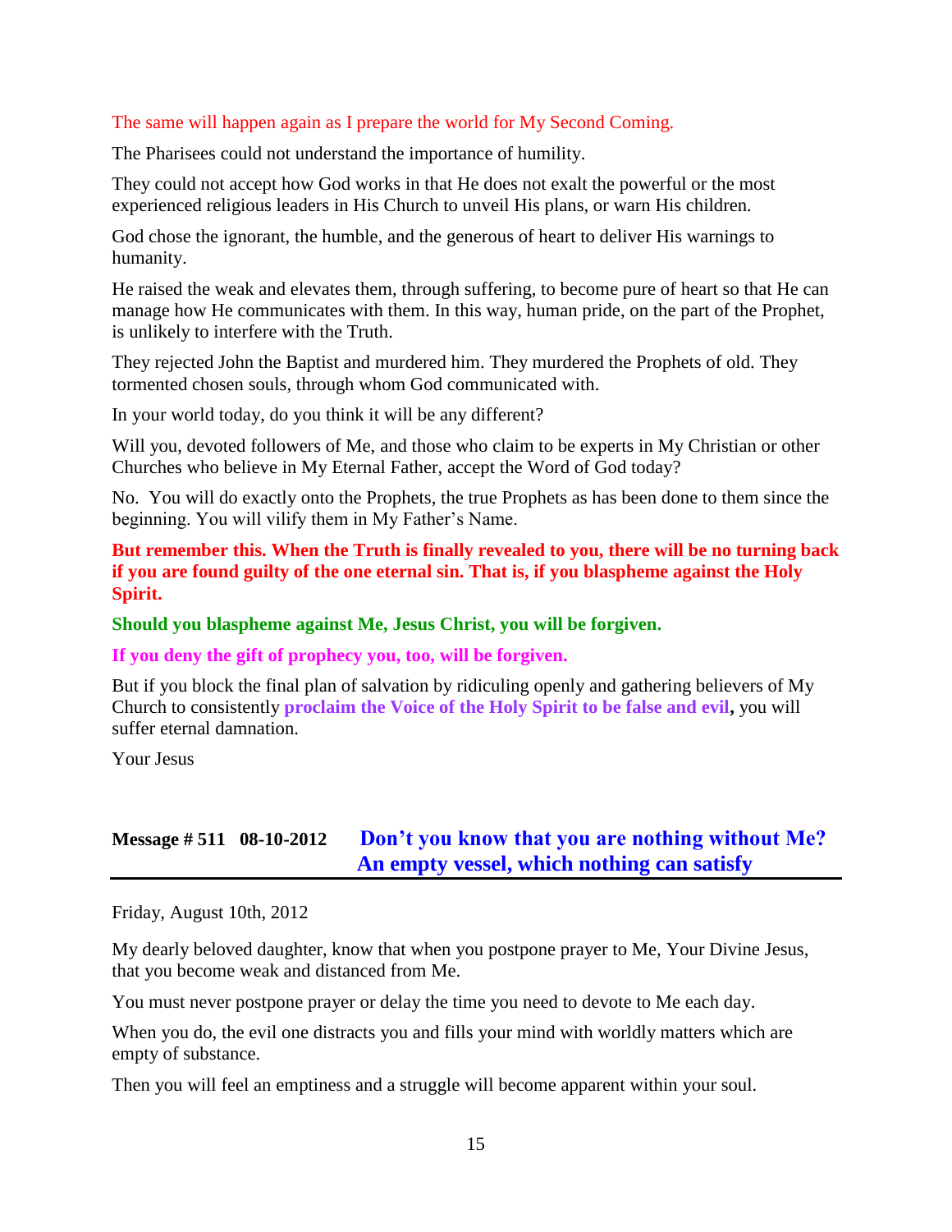The same will happen again as I prepare the world for My Second Coming.

The Pharisees could not understand the importance of humility.

They could not accept how God works in that He does not exalt the powerful or the most experienced religious leaders in His Church to unveil His plans, or warn His children.

God chose the ignorant, the humble, and the generous of heart to deliver His warnings to humanity.

He raised the weak and elevates them, through suffering, to become pure of heart so that He can manage how He communicates with them. In this way, human pride, on the part of the Prophet, is unlikely to interfere with the Truth.

They rejected John the Baptist and murdered him. They murdered the Prophets of old. They tormented chosen souls, through whom God communicated with.

In your world today, do you think it will be any different?

Will you, devoted followers of Me, and those who claim to be experts in My Christian or other Churches who believe in My Eternal Father, accept the Word of God today?

No. You will do exactly onto the Prophets, the true Prophets as has been done to them since the beginning. You will vilify them in My Father's Name.

**But remember this. When the Truth is finally revealed to you, there will be no turning back if you are found guilty of the one eternal sin. That is, if you blaspheme against the Holy Spirit.**

**Should you blaspheme against Me, Jesus Christ, you will be forgiven.**

**If you deny the gift of prophecy you, too, will be forgiven.**

But if you block the final plan of salvation by ridiculing openly and gathering believers of My Church to consistently **proclaim the Voice of the Holy Spirit to be false and evil**, you will suffer eternal damnation.

Your Jesus

## Message # 511 08-10-2012 Don't you know that you are nothing without Me? An empty vessel, which nothing can satisfy

Friday, August 10th, 2012

My dearly beloved daughter, know that when you postpone prayer to Me, Your Divine Jesus, that you become weak and distanced from Me.

You must never postpone prayer or delay the time you need to devote to Me each day.

When you do, the evil one distracts you and fills your mind with worldly matters which are empty of substance.

Then you will feel an emptiness and a struggle will become apparent within your soul.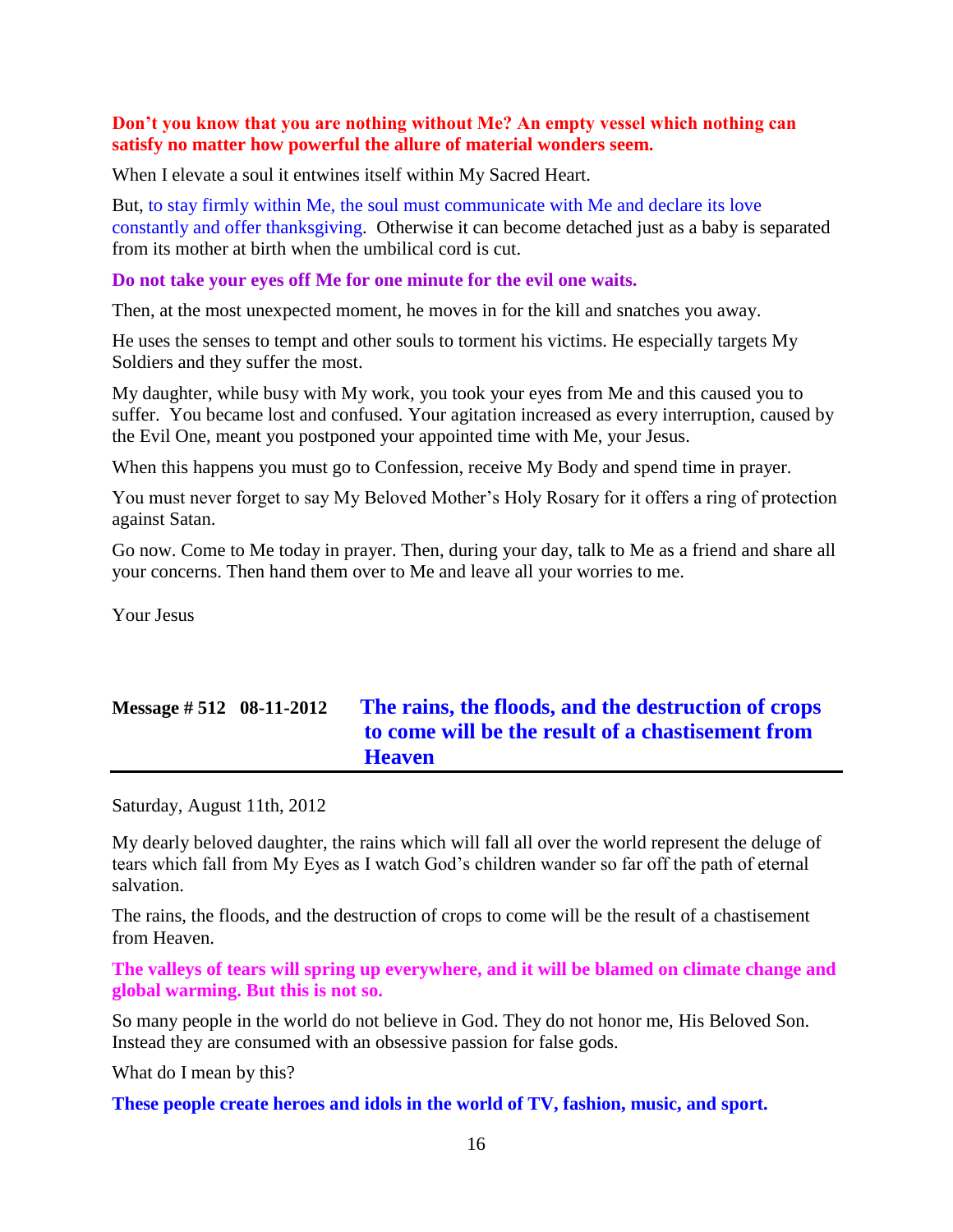**Don't you know that you are nothing without Me? An empty vessel which nothing can satisfy no matter how powerful the allure of material wonders seem.**

When I elevate a soul it entwines itself within My Sacred Heart.

But, to stay firmly within Me, the soul must communicate with Me and declare its love constantly and offer thanksgiving. Otherwise it can become detached just as a baby is separated from its mother at birth when the umbilical cord is cut.

**Do not take your eyes off Me for one minute for the evil one waits.**

Then, at the most unexpected moment, he moves in for the kill and snatches you away.

He uses the senses to tempt and other souls to torment his victims. He especially targets My Soldiers and they suffer the most.

My daughter, while busy with My work, you took your eyes from Me and this caused you to suffer. You became lost and confused. Your agitation increased as every interruption, caused by the Evil One, meant you postponed your appointed time with Me, your Jesus.

When this happens you must go to Confession, receive My Body and spend time in prayer.

You must never forget to say My Beloved Mother's Holy Rosary for it offers a ring of protection against Satan.

Go now. Come to Me today in prayer. Then, during your day, talk to Me as a friend and share all your concerns. Then hand them over to Me and leave all your worries to me.

Your Jesus

## Message # 512 08-11-2012 The rains, the floods, and the destruction of crops to come will be the result of a chastisement from Heaven

Saturday, August 11th, 2012

My dearly beloved daughter, the rains which will fall all over the world represent the deluge of tears which fall from My Eyes as I watch God's children wander so far off the path of eternal salvation.

The rains, the floods, and the destruction of crops to come will be the result of a chastisement from Heaven.

**The valleys of tears will spring up everywhere, and it will be blamed on climate change and global warming. But this is not so.**

So many people in the world do not believe in God. They do not honor me, His Beloved Son. Instead they are consumed with an obsessive passion for false gods.

What do I mean by this?

**These people create heroes and idols in the world of TV, fashion, music, and sport.**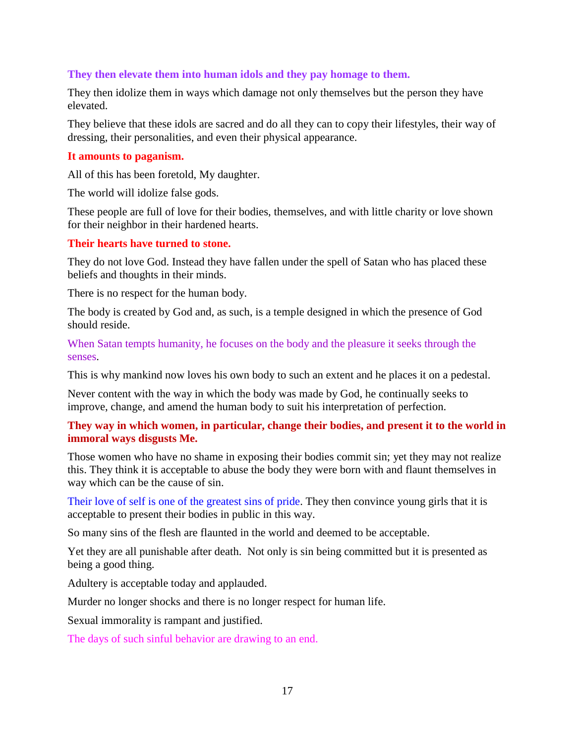**They then elevate them into human idols and they pay homage to them.**

They then idolize them in ways which damage not only themselves but the person they have elevated.

They believe that these idols are sacred and do all they can to copy their lifestyles, their way of dressing, their personalities, and even their physical appearance.

**It amounts to paganism.**

All of this has been foretold, My daughter.

The world will idolize false gods.

These people are full of love for their bodies, themselves, and with little charity or love shown for their neighbor in their hardened hearts.

**Their hearts have turned to stone.**

They do not love God. Instead they have fallen under the spell of Satan who has placed these beliefs and thoughts in their minds.

There is no respect for the human body.

The body is created by God and, as such, is a temple designed in which the presence of God should reside.

When Satan tempts humanity, he focuses on the body and the pleasure it seeks through the senses.

This is why mankind now loves his own body to such an extent and he places it on a pedestal.

Never content with the way in which the body was made by God, he continually seeks to improve, change, and amend the human body to suit his interpretation of perfection.

**They way in which women, in particular, change their bodies, and present it to the world in immoral ways disgusts Me.**

Those women who have no shame in exposing their bodies commit sin; yet they may not realize this. They think it is acceptable to abuse the body they were born with and flaunt themselves in way which can be the cause of sin.

Their love of self is one of the greatest sins of pride. They then convince young girls that it is acceptable to present their bodies in public in this way.

So many sins of the flesh are flaunted in the world and deemed to be acceptable.

Yet they are all punishable after death. Not only is sin being committed but it is presented as being a good thing.

Adultery is acceptable today and applauded.

Murder no longer shocks and there is no longer respect for human life.

Sexual immorality is rampant and justified.

The days of such sinful behavior are drawing to an end.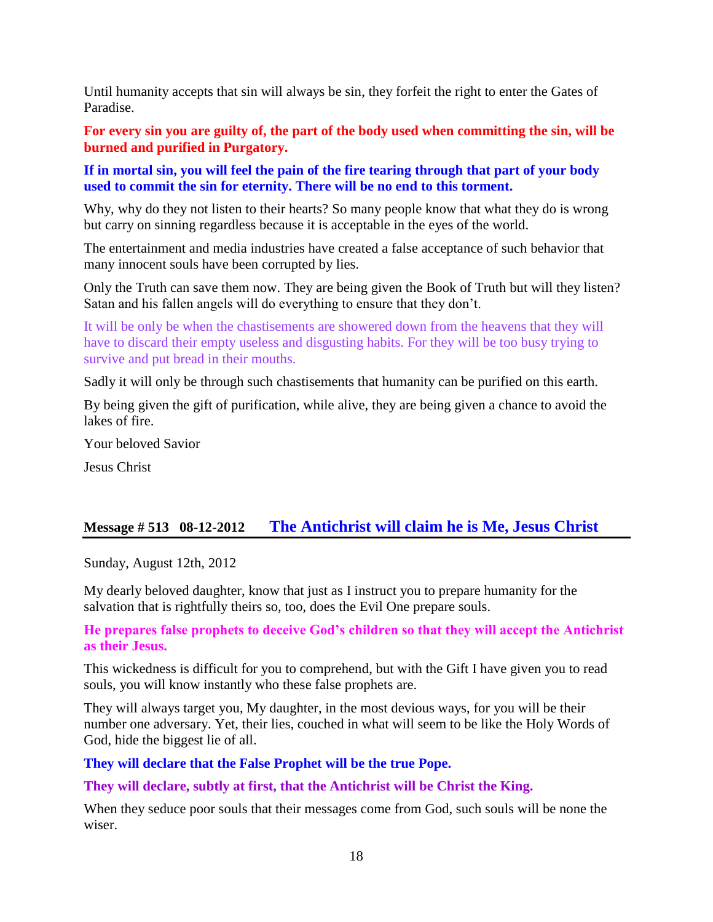Until humanity accepts that sin will always be sin, they forfeit the right to enter the Gates of Paradise.

**For every sin you are guilty of, the part of the body used when committing the sin, will be burned and purified in Purgatory.**

**If in mortal sin, you will feel the pain of the fire tearing through that part of your body used to commit the sin for eternity. There will be no end to this torment.**

Why, why do they not listen to their hearts? So many people know that what they do is wrong but carry on sinning regardless because it is acceptable in the eyes of the world.

The entertainment and media industries have created a false acceptance of such behavior that many innocent souls have been corrupted by lies.

Only the Truth can save them now. They are being given the Book of Truth but will they listen? Satan and his fallen angels will do everything to ensure that they don't.

It will be only be when the chastisements are showered down from the heavens that they will have to discard their empty useless and disgusting habits. For they will be too busy trying to survive and put bread in their mouths.

Sadly it will only be through such chastisements that humanity can be purified on this earth.

By being given the gift of purification, while alive, they are being given a chance to avoid the lakes of fire.

Your beloved Savior

Jesus Christ

## Message # 513 08-12-2012 The Antichrist will claim he is Me, Jesus Christ

Sunday, August 12th, 2012

My dearly beloved daughter, know that just as I instruct you to prepare humanity for the salvation that is rightfully theirs so, too, does the Evil One prepare souls.

**He prepares false prophets to deceive God's children so that they will accept the Antichrist as their Jesus.**

This wickedness is difficult for you to comprehend, but with the Gift I have given you to read souls, you will know instantly who these false prophets are.

They will always target you, My daughter, in the most devious ways, for you will be their number one adversary. Yet, their lies, couched in what will seem to be like the Holy Words of God, hide the biggest lie of all.

**They will declare that the False Prophet will be the true Pope.**

**They will declare, subtly at first, that the Antichrist will be Christ the King.**

When they seduce poor souls that their messages come from God, such souls will be none the wiser.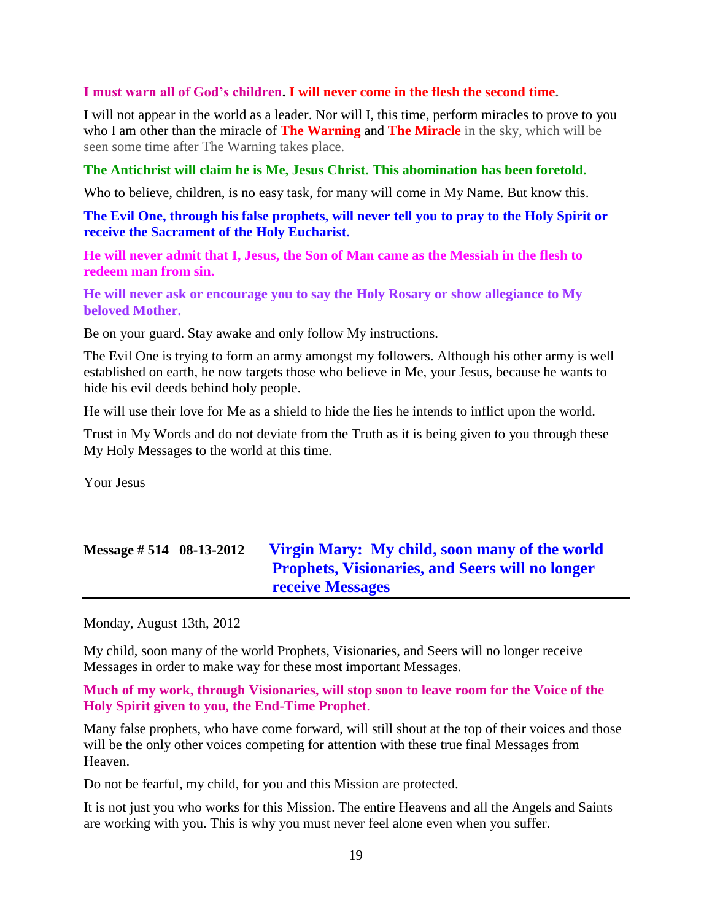**I must warn all of God's children. I will never come in the flesh the second time.**

I will not appear in the world as a leader. Nor will I, this time, perform miracles to prove to you who I am other than the miracle of **The Warning** and **The Miracle** in the sky, which will be seen some time after The Warning takes place.

**The Antichrist will claim he is Me, Jesus Christ. This abomination has been foretold.**

Who to believe, children, is no easy task, for many will come in My Name. But know this.

**The Evil One, through his false prophets, will never tell you to pray to the Holy Spirit or receive the Sacrament of the Holy Eucharist.**

**He will never admit that I, Jesus, the Son of Man came as the Messiah in the flesh to redeem man from sin.**

**He will never ask or encourage you to say the Holy Rosary or show allegiance to My beloved Mother.**

Be on your guard. Stay awake and only follow My instructions.

The Evil One is trying to form an army amongst my followers. Although his other army is well established on earth, he now targets those who believe in Me, your Jesus, because he wants to hide his evil deeds behind holy people.

He will use their love for Me as a shield to hide the lies he intends to inflict upon the world.

Trust in My Words and do not deviate from the Truth as it is being given to you through these My Holy Messages to the world at this time.

Your Jesus

## Message # 514 08-13-2012 Virgin Mary: My child, soon many of the world Prophets, Visionaries, and Seers will no longer receive Messages

Monday, August 13th, 2012

My child, soon many of the world Prophets, Visionaries, and Seers will no longer receive Messages in order to make way for these most important Messages.

**Much of my work, through Visionaries, will stop soon to leave room for the Voice of the Holy Spirit given to you, the End-Time Prophet**.

Many false prophets, who have come forward, will still shout at the top of their voices and those will be the only other voices competing for attention with these true final Messages from Heaven.

Do not be fearful, my child, for you and this Mission are protected.

It is not just you who works for this Mission. The entire Heavens and all the Angels and Saints are working with you. This is why you must never feel alone even when you suffer.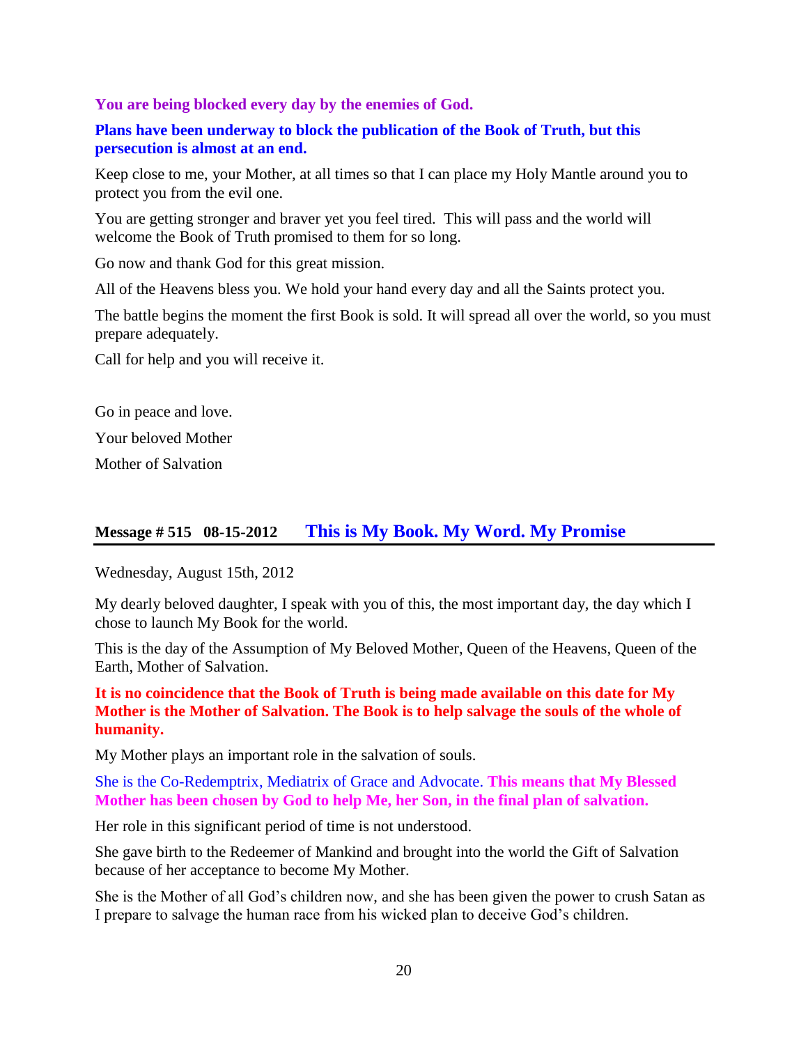**You are being blocked every day by the enemies of God.**

**Plans have been underway to block the publication of the Book of Truth, but this persecution is almost at an end.**

Keep close to me, your Mother, at all times so that I can place my Holy Mantle around you to protect you from the evil one.

You are getting stronger and braver yet you feel tired. This will pass and the world will welcome the Book of Truth promised to them for so long.

Go now and thank God for this great mission.

All of the Heavens bless you. We hold your hand every day and all the Saints protect you.

The battle begins the moment the first Book is sold. It will spread all over the world, so you must prepare adequately.

Call for help and you will receive it.

Go in peace and love.

Your beloved Mother

Mother of Salvation

## Message # 515 08-15-2012 This is My Book. My Word. My Promise

Wednesday, August 15th, 2012

My dearly beloved daughter, I speak with you of this, the most important day, the day which I chose to launch My Book for the world.

This is the day of the Assumption of My Beloved Mother, Queen of the Heavens, Queen of the Earth, Mother of Salvation.

**It is no coincidence that the Book of Truth is being made available on this date for My Mother is the Mother of Salvation. The Book is to help salvage the souls of the whole of humanity.**

My Mother plays an important role in the salvation of souls.

She is the Co-Redemptrix, Mediatrix of Grace and Advocate. **This means that My Blessed Mother has been chosen by God to help Me, her Son, in the final plan of salvation.**

Her role in this significant period of time is not understood.

She gave birth to the Redeemer of Mankind and brought into the world the Gift of Salvation because of her acceptance to become My Mother.

She is the Mother of all God's children now, and she has been given the power to crush Satan as I prepare to salvage the human race from his wicked plan to deceive God's children.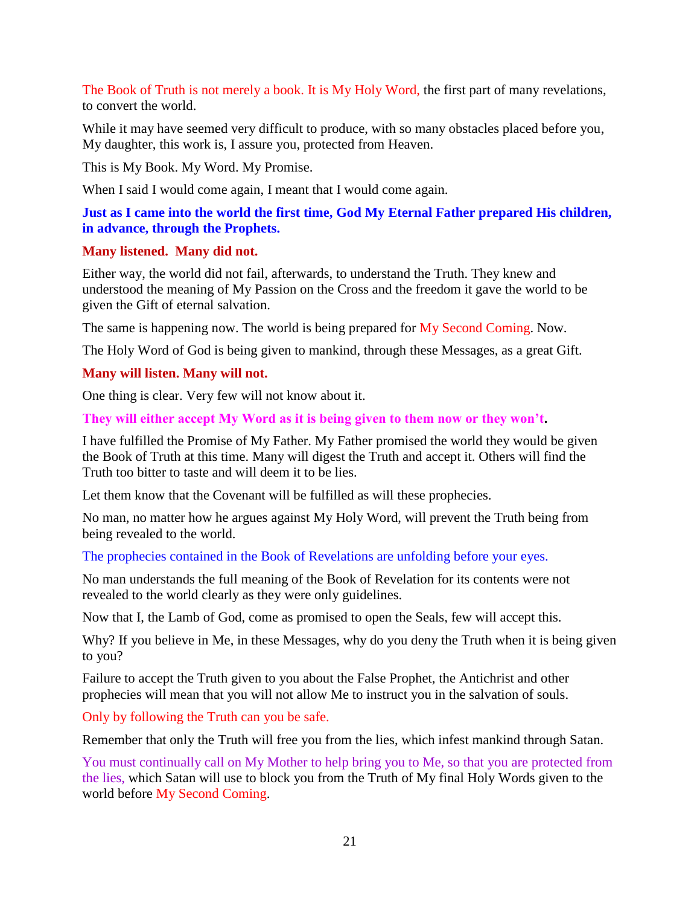The Book of Truth is not merely a book. It is My Holy Word, the first part of many revelations, to convert the world.

While it may have seemed very difficult to produce, with so many obstacles placed before you, My daughter, this work is, I assure you, protected from Heaven.

This is My Book. My Word. My Promise.

When I said I would come again, I meant that I would come again.

**Just as I came into the world the first time, God My Eternal Father prepared His children, in advance, through the Prophets.**

**Many listened. Many did not.**

Either way, the world did not fail, afterwards, to understand the Truth. They knew and understood the meaning of My Passion on the Cross and the freedom it gave the world to be given the Gift of eternal salvation.

The same is happening now. The world is being prepared for My Second Coming. Now.

The Holy Word of God is being given to mankind, through these Messages, as a great Gift.

**Many will listen. Many will not.**

One thing is clear. Very few will not know about it.

**They will either accept My Word as it is being given to them now or they won't.**

I have fulfilled the Promise of My Father. My Father promised the world they would be given the Book of Truth at this time. Many will digest the Truth and accept it. Others will find the Truth too bitter to taste and will deem it to be lies.

Let them know that the Covenant will be fulfilled as will these prophecies.

No man, no matter how he argues against My Holy Word, will prevent the Truth being from being revealed to the world.

The prophecies contained in the Book of Revelations are unfolding before your eyes.

No man understands the full meaning of the Book of Revelation for its contents were not revealed to the world clearly as they were only guidelines.

Now that I, the Lamb of God, come as promised to open the Seals, few will accept this.

Why? If you believe in Me, in these Messages, why do you deny the Truth when it is being given to you?

Failure to accept the Truth given to you about the False Prophet, the Antichrist and other prophecies will mean that you will not allow Me to instruct you in the salvation of souls.

Only by following the Truth can you be safe.

Remember that only the Truth will free you from the lies, which infest mankind through Satan.

You must continually call on My Mother to help bring you to Me, so that you are protected from the lies, which Satan will use to block you from the Truth of My final Holy Words given to the world before My Second Coming.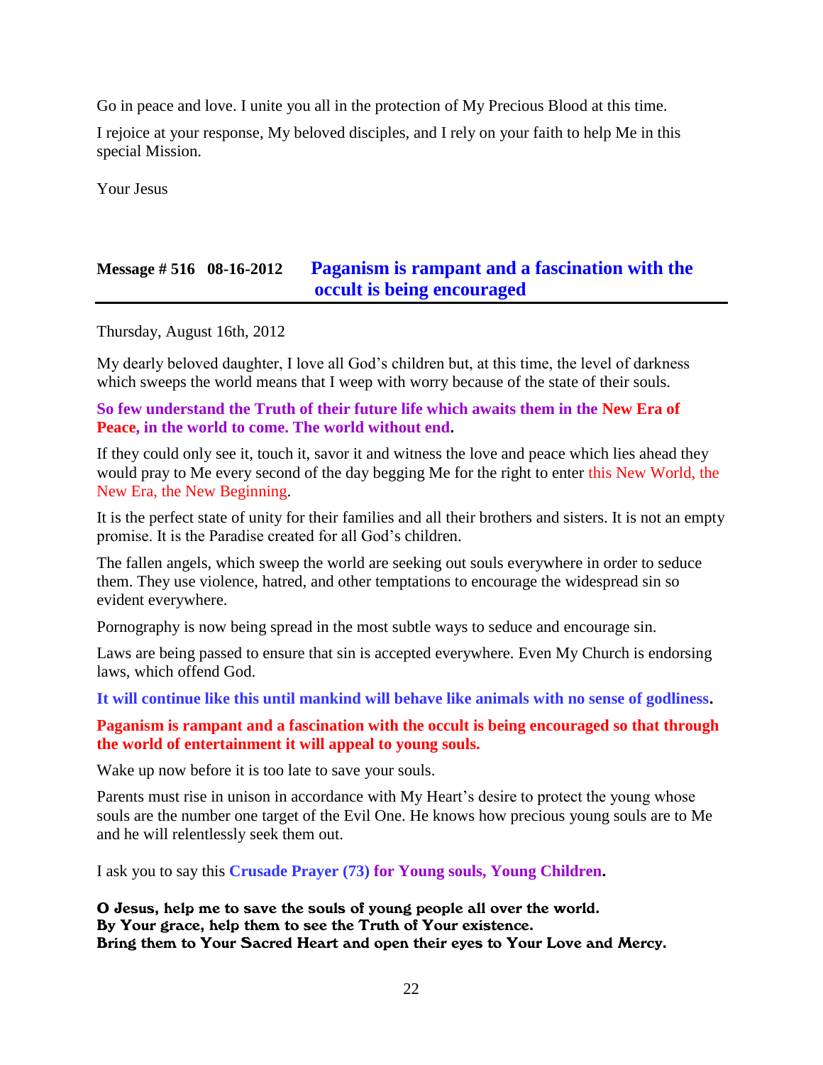Go in peace and love. I unite you all in the protection of My Precious Blood at this time.

I rejoice at your response, My beloved disciples, and I rely on your faith to help Me in this special Mission.

Your Jesus

## Message # 516 08-16-2012 Paganism is rampant and a fascination with the occult is being encouraged

Thursday, August 16th, 2012

My dearly beloved daughter, I love all God's children but, at this time, the level of darkness which sweeps the world means that I weep with worry because of the state of their souls.

**So few understand the Truth of their future life which awaits them in the New Era of Peace, in the world to come. The world without end.**

If they could only see it, touch it, savor it and witness the love and peace which lies ahead they would pray to Me every second of the day begging Me for the right to enter this New World, the New Era, the New Beginning.

It is the perfect state of unity for their families and all their brothers and sisters. It is not an empty promise. It is the Paradise created for all God's children.

The fallen angels, which sweep the world are seeking out souls everywhere in order to seduce them. They use violence, hatred, and other temptations to encourage the widespread sin so evident everywhere.

Pornography is now being spread in the most subtle ways to seduce and encourage sin.

Laws are being passed to ensure that sin is accepted everywhere. Even My Church is endorsing laws, which offend God.

**It will continue like this until mankind will behave like animals with no sense of godliness.**

**Paganism is rampant and a fascination with the occult is being encouraged so that through the world of entertainment it will appeal to young souls.**

Wake up now before it is too late to save your souls.

Parents must rise in unison in accordance with My Heart's desire to protect the young whose souls are the number one target of the Evil One. He knows how precious young souls are to Me and he will relentlessly seek them out.

I ask you to say this **Crusade Prayer (73) for Young souls, Young Children.**

**O Jesus, help me to save the souls of young people all over the world.**
**By Your grace, help them to see the Truth of Your existence.**
**Bring them to Your Sacred Heart and open their eyes to Your Love and Mercy.**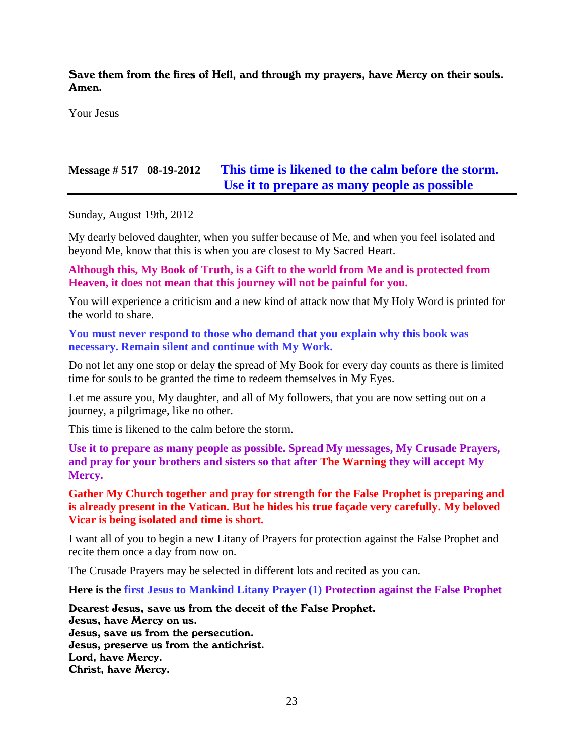**Save them from the fires of Hell, and through my prayers, have Mercy on their souls. Amen.**

Your Jesus

## Message # 517 08-19-2012 This time is likened to the calm before the storm. Use it to prepare as many people as possible

Sunday, August 19th, 2012

My dearly beloved daughter, when you suffer because of Me, and when you feel isolated and beyond Me, know that this is when you are closest to My Sacred Heart.

**Although this, My Book of Truth, is a Gift to the world from Me and is protected from Heaven, it does not mean that this journey will not be painful for you.**

You will experience a criticism and a new kind of attack now that My Holy Word is printed for the world to share.

**You must never respond to those who demand that you explain why this book was necessary. Remain silent and continue with My Work.**

Do not let any one stop or delay the spread of My Book for every day counts as there is limited time for souls to be granted the time to redeem themselves in My Eyes.

Let me assure you, My daughter, and all of My followers, that you are now setting out on a journey, a pilgrimage, like no other.

This time is likened to the calm before the storm.

**Use it to prepare as many people as possible. Spread My messages, My Crusade Prayers, and pray for your brothers and sisters so that after The Warning they will accept My Mercy.**

**Gather My Church together and pray for strength for the False Prophet is preparing and is already present in the Vatican. But he hides his true façade very carefully. My beloved Vicar is being isolated and time is short.**

I want all of you to begin a new Litany of Prayers for protection against the False Prophet and recite them once a day from now on.

The Crusade Prayers may be selected in different lots and recited as you can.

**Here is the first Jesus to Mankind Litany Prayer (1) Protection against the False Prophet**

**Dearest Jesus, save us from the deceit of the False Prophet.**
**Jesus, have Mercy on us.**
**Jesus, save us from the persecution.**
**Jesus, preserve us from the antichrist.**
**Lord, have Mercy.**
**Christ, have Mercy.**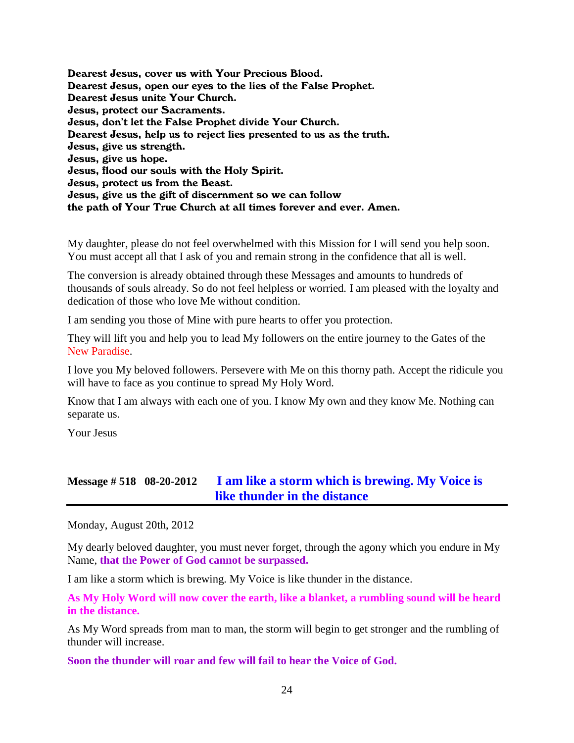**Dearest Jesus, cover us with Your Precious Blood.**
**Dearest Jesus, open our eyes to the lies of the False Prophet.**
**Dearest Jesus unite Your Church.**
**Jesus, protect our Sacraments.**
**Jesus, don't let the False Prophet divide Your Church.**
**Dearest Jesus, help us to reject lies presented to us as the truth.**
**Jesus, give us strength.**
**Jesus, give us hope.**
**Jesus, flood our souls with the Holy Spirit.**
**Jesus, protect us from the Beast.**
**Jesus, give us the gift of discernment so we can follow**
**the path of Your True Church at all times forever and ever. Amen.**

My daughter, please do not feel overwhelmed with this Mission for I will send you help soon. You must accept all that I ask of you and remain strong in the confidence that all is well.

The conversion is already obtained through these Messages and amounts to hundreds of thousands of souls already. So do not feel helpless or worried. I am pleased with the loyalty and dedication of those who love Me without condition.

I am sending you those of Mine with pure hearts to offer you protection.

They will lift you and help you to lead My followers on the entire journey to the Gates of the New Paradise.

I love you My beloved followers. Persevere with Me on this thorny path. Accept the ridicule you will have to face as you continue to spread My Holy Word.

Know that I am always with each one of you. I know My own and they know Me. Nothing can separate us.

Your Jesus

## Message # 518 08-20-2012 I am like a storm which is brewing. My Voice is like thunder in the distance

Monday, August 20th, 2012

My dearly beloved daughter, you must never forget, through the agony which you endure in My Name, **that the Power of God cannot be surpassed.**

I am like a storm which is brewing. My Voice is like thunder in the distance.

**As My Holy Word will now cover the earth, like a blanket, a rumbling sound will be heard in the distance.**

As My Word spreads from man to man, the storm will begin to get stronger and the rumbling of thunder will increase.

**Soon the thunder will roar and few will fail to hear the Voice of God.**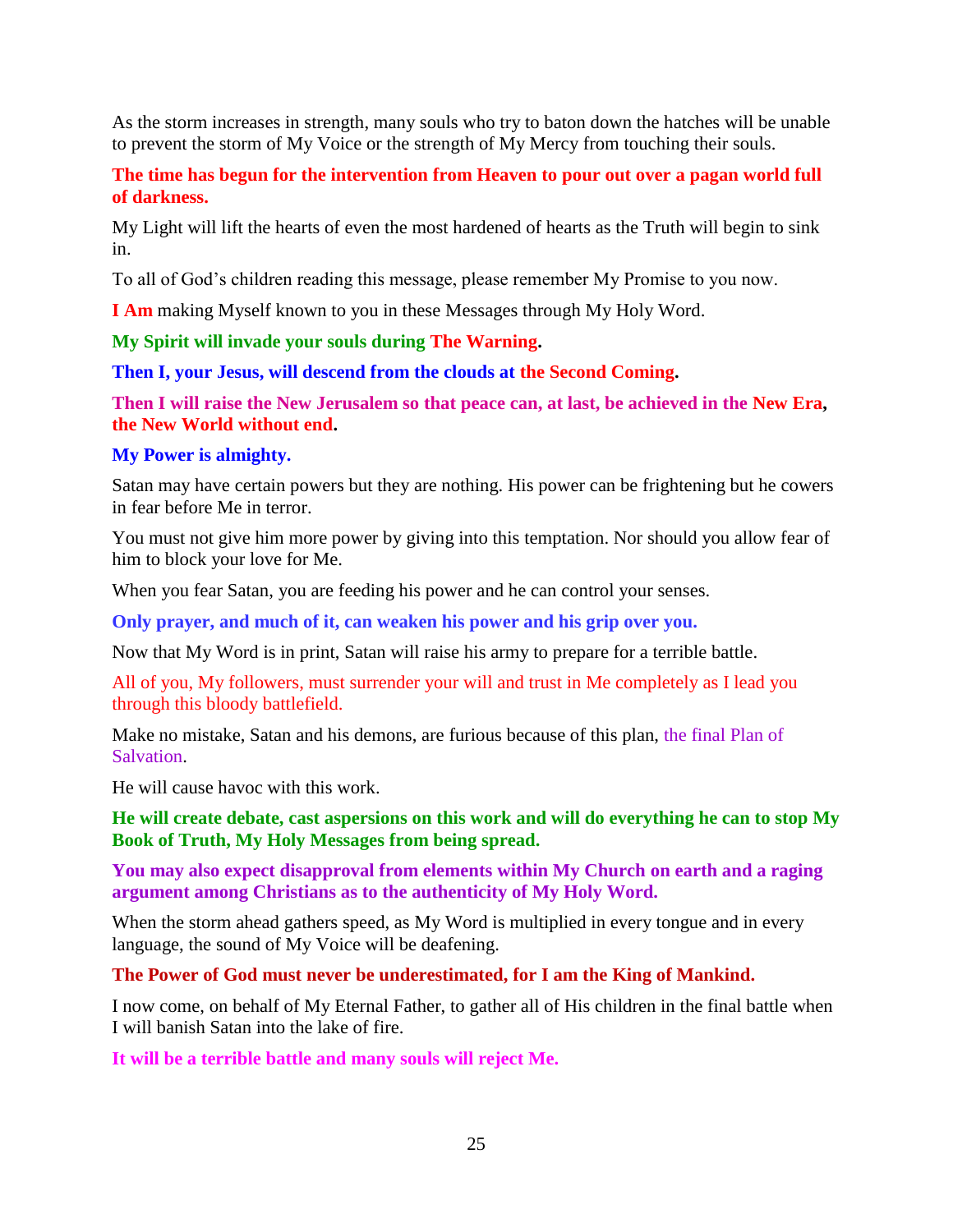As the storm increases in strength, many souls who try to baton down the hatches will be unable to prevent the storm of My Voice or the strength of My Mercy from touching their souls.

**The time has begun for the intervention from Heaven to pour out over a pagan world full of darkness.**

My Light will lift the hearts of even the most hardened of hearts as the Truth will begin to sink in.

To all of God's children reading this message, please remember My Promise to you now.

**I Am** making Myself known to you in these Messages through My Holy Word.

**My Spirit will invade your souls during The Warning.**

**Then I, your Jesus, will descend from the clouds at the Second Coming.**

**Then I will raise the New Jerusalem so that peace can, at last, be achieved in the New Era, the New World without end.**

**My Power is almighty.**

Satan may have certain powers but they are nothing. His power can be frightening but he cowers in fear before Me in terror.

You must not give him more power by giving into this temptation. Nor should you allow fear of him to block your love for Me.

When you fear Satan, you are feeding his power and he can control your senses.

**Only prayer, and much of it, can weaken his power and his grip over you.**

Now that My Word is in print, Satan will raise his army to prepare for a terrible battle.

All of you, My followers, must surrender your will and trust in Me completely as I lead you through this bloody battlefield.

Make no mistake, Satan and his demons, are furious because of this plan, the final Plan of Salvation.

He will cause havoc with this work.

**He will create debate, cast aspersions on this work and will do everything he can to stop My Book of Truth, My Holy Messages from being spread.**

**You may also expect disapproval from elements within My Church on earth and a raging argument among Christians as to the authenticity of My Holy Word.**

When the storm ahead gathers speed, as My Word is multiplied in every tongue and in every language, the sound of My Voice will be deafening.

**The Power of God must never be underestimated, for I am the King of Mankind.**

I now come, on behalf of My Eternal Father, to gather all of His children in the final battle when I will banish Satan into the lake of fire.

**It will be a terrible battle and many souls will reject Me.**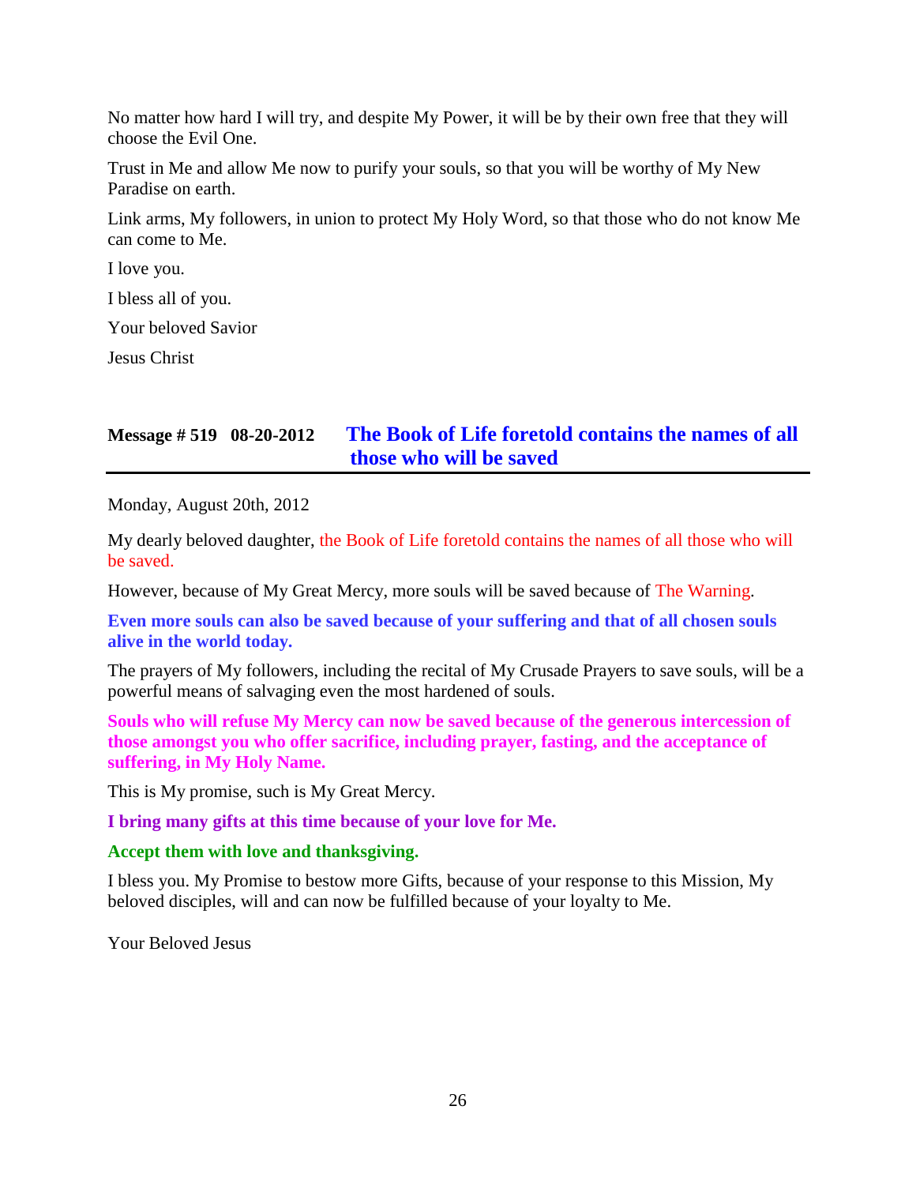No matter how hard I will try, and despite My Power, it will be by their own free that they will choose the Evil One.

Trust in Me and allow Me now to purify your souls, so that you will be worthy of My New Paradise on earth.

Link arms, My followers, in union to protect My Holy Word, so that those who do not know Me can come to Me.

I love you.

I bless all of you.

Your beloved Savior

Jesus Christ

## Message # 519 08-20-2012 The Book of Life foretold contains the names of all those who will be saved

Monday, August 20th, 2012

My dearly beloved daughter, the Book of Life foretold contains the names of all those who will be saved.

However, because of My Great Mercy, more souls will be saved because of The Warning.

**Even more souls can also be saved because of your suffering and that of all chosen souls alive in the world today.**

The prayers of My followers, including the recital of My Crusade Prayers to save souls, will be a powerful means of salvaging even the most hardened of souls.

**Souls who will refuse My Mercy can now be saved because of the generous intercession of those amongst you who offer sacrifice, including prayer, fasting, and the acceptance of suffering, in My Holy Name.**

This is My promise, such is My Great Mercy.

**I bring many gifts at this time because of your love for Me.**

**Accept them with love and thanksgiving.**

I bless you. My Promise to bestow more Gifts, because of your response to this Mission, My beloved disciples, will and can now be fulfilled because of your loyalty to Me.

Your Beloved Jesus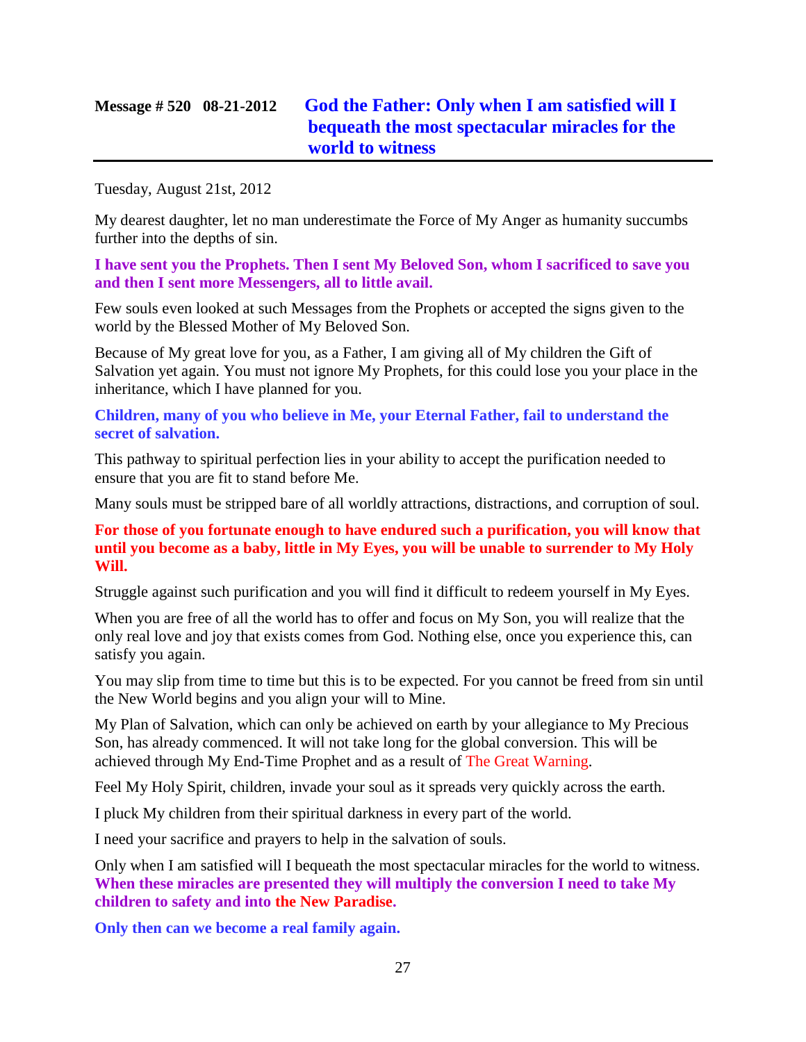## Message # 520 08-21-2012 God the Father: Only when I am satisfied will I bequeath the most spectacular miracles for the world to witness

Tuesday, August 21st, 2012

My dearest daughter, let no man underestimate the Force of My Anger as humanity succumbs further into the depths of sin.

**I have sent you the Prophets. Then I sent My Beloved Son, whom I sacrificed to save you and then I sent more Messengers, all to little avail.**

Few souls even looked at such Messages from the Prophets or accepted the signs given to the world by the Blessed Mother of My Beloved Son.

Because of My great love for you, as a Father, I am giving all of My children the Gift of Salvation yet again. You must not ignore My Prophets, for this could lose you your place in the inheritance, which I have planned for you.

**Children, many of you who believe in Me, your Eternal Father, fail to understand the secret of salvation.**

This pathway to spiritual perfection lies in your ability to accept the purification needed to ensure that you are fit to stand before Me.

Many souls must be stripped bare of all worldly attractions, distractions, and corruption of soul.

**For those of you fortunate enough to have endured such a purification, you will know that until you become as a baby, little in My Eyes, you will be unable to surrender to My Holy Will.**

Struggle against such purification and you will find it difficult to redeem yourself in My Eyes.

When you are free of all the world has to offer and focus on My Son, you will realize that the only real love and joy that exists comes from God. Nothing else, once you experience this, can satisfy you again.

You may slip from time to time but this is to be expected. For you cannot be freed from sin until the New World begins and you align your will to Mine.

My Plan of Salvation, which can only be achieved on earth by your allegiance to My Precious Son, has already commenced. It will not take long for the global conversion. This will be achieved through My End-Time Prophet and as a result of The Great Warning.

Feel My Holy Spirit, children, invade your soul as it spreads very quickly across the earth.

I pluck My children from their spiritual darkness in every part of the world.

I need your sacrifice and prayers to help in the salvation of souls.

Only when I am satisfied will I bequeath the most spectacular miracles for the world to witness. **When these miracles are presented they will multiply the conversion I need to take My children to safety and into the New Paradise.**

**Only then can we become a real family again.**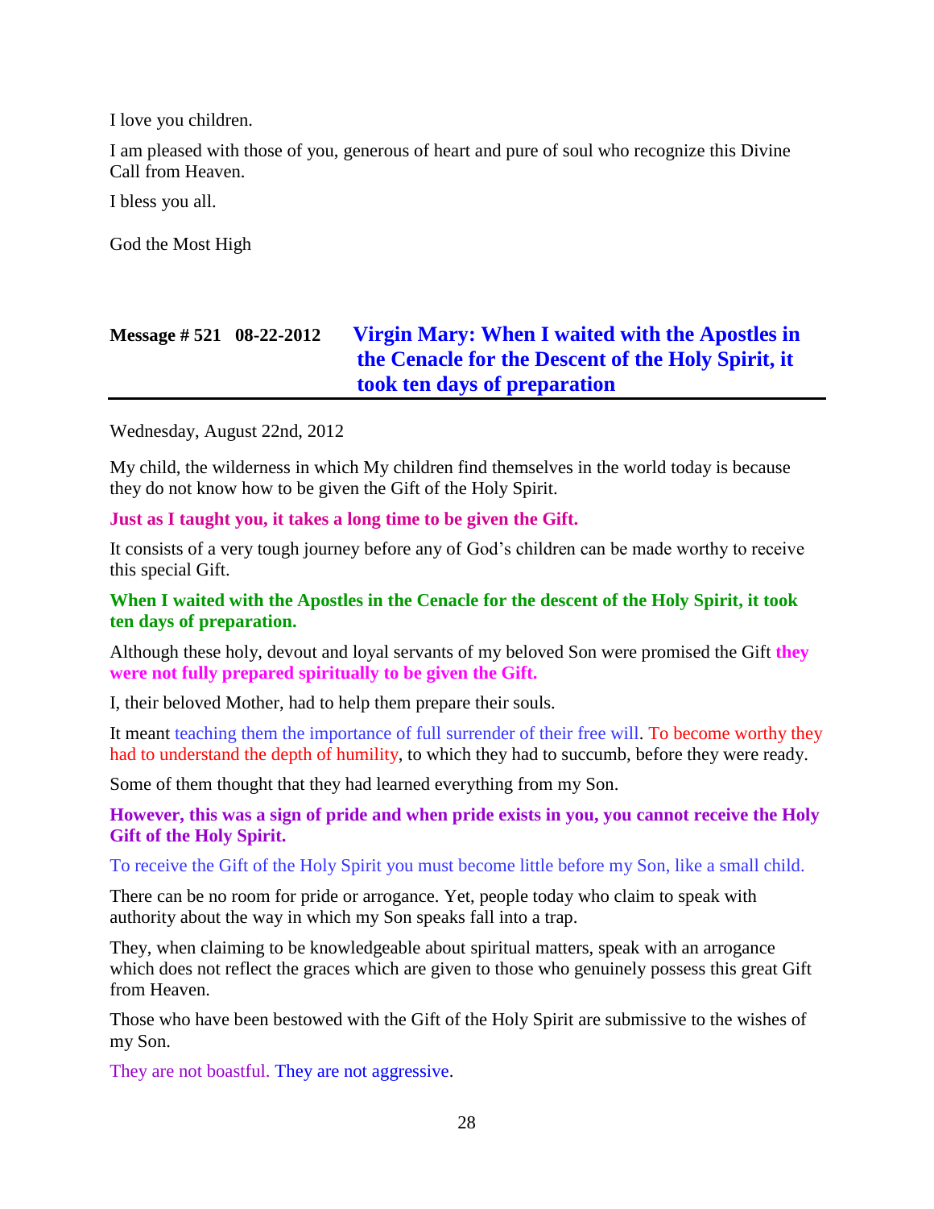I love you children.

I am pleased with those of you, generous of heart and pure of soul who recognize this Divine Call from Heaven.

I bless you all.

God the Most High

## Message # 521 08-22-2012 Virgin Mary: When I waited with the Apostles in the Cenacle for the Descent of the Holy Spirit, it took ten days of preparation

Wednesday, August 22nd, 2012

My child, the wilderness in which My children find themselves in the world today is because they do not know how to be given the Gift of the Holy Spirit.

**Just as I taught you, it takes a long time to be given the Gift.**

It consists of a very tough journey before any of God's children can be made worthy to receive this special Gift.

**When I waited with the Apostles in the Cenacle for the descent of the Holy Spirit, it took ten days of preparation.**

Although these holy, devout and loyal servants of my beloved Son were promised the Gift **they were not fully prepared spiritually to be given the Gift.**

I, their beloved Mother, had to help them prepare their souls.

It meant teaching them the importance of full surrender of their free will. To become worthy they had to understand the depth of humility, to which they had to succumb, before they were ready.

Some of them thought that they had learned everything from my Son.

**However, this was a sign of pride and when pride exists in you, you cannot receive the Holy Gift of the Holy Spirit.**

To receive the Gift of the Holy Spirit you must become little before my Son, like a small child.

There can be no room for pride or arrogance. Yet, people today who claim to speak with authority about the way in which my Son speaks fall into a trap.

They, when claiming to be knowledgeable about spiritual matters, speak with an arrogance which does not reflect the graces which are given to those who genuinely possess this great Gift from Heaven.

Those who have been bestowed with the Gift of the Holy Spirit are submissive to the wishes of my Son.

They are not boastful. They are not aggressive.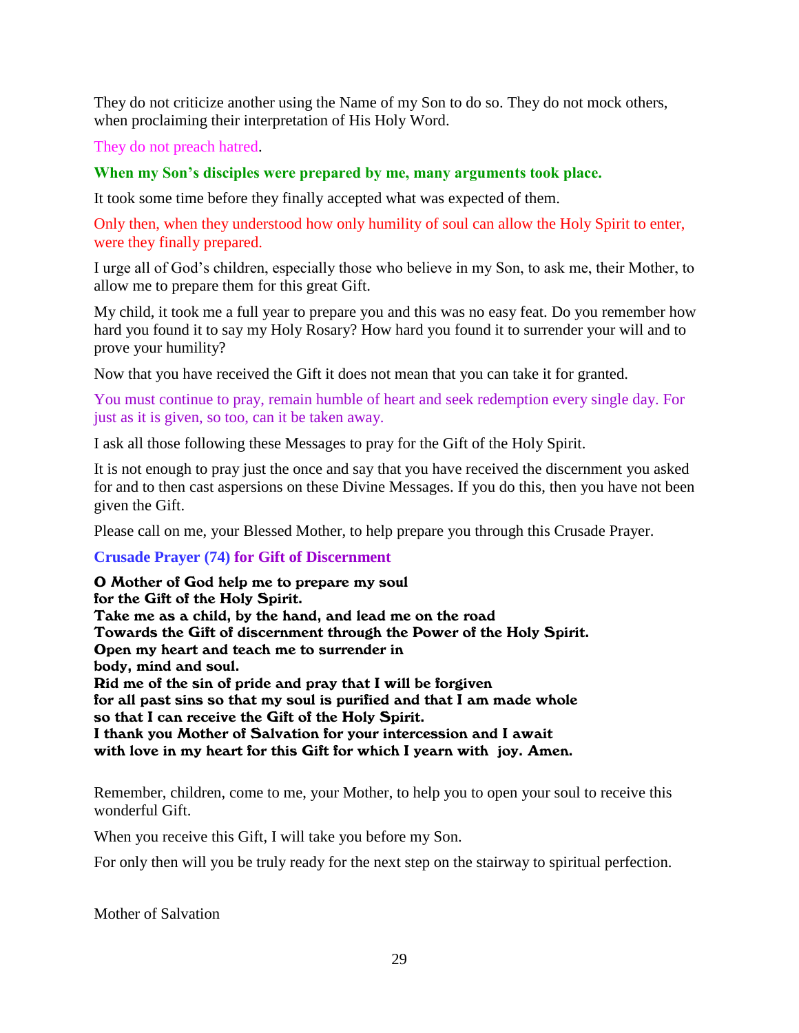They do not criticize another using the Name of my Son to do so. They do not mock others, when proclaiming their interpretation of His Holy Word.

They do not preach hatred.

**When my Son's disciples were prepared by me, many arguments took place.**

It took some time before they finally accepted what was expected of them.

Only then, when they understood how only humility of soul can allow the Holy Spirit to enter, were they finally prepared.

I urge all of God's children, especially those who believe in my Son, to ask me, their Mother, to allow me to prepare them for this great Gift.

My child, it took me a full year to prepare you and this was no easy feat. Do you remember how hard you found it to say my Holy Rosary? How hard you found it to surrender your will and to prove your humility?

Now that you have received the Gift it does not mean that you can take it for granted.

You must continue to pray, remain humble of heart and seek redemption every single day. For just as it is given, so too, can it be taken away.

I ask all those following these Messages to pray for the Gift of the Holy Spirit.

It is not enough to pray just the once and say that you have received the discernment you asked for and to then cast aspersions on these Divine Messages. If you do this, then you have not been given the Gift.

Please call on me, your Blessed Mother, to help prepare you through this Crusade Prayer.

**Crusade Prayer (74) for Gift of Discernment**

**O Mother of God help me to prepare my soul**
**for the Gift of the Holy Spirit.**
**Take me as a child, by the hand, and lead me on the road**
**Towards the Gift of discernment through the Power of the Holy Spirit.**
**Open my heart and teach me to surrender in**
**body, mind and soul.**
**Rid me of the sin of pride and pray that I will be forgiven**
**for all past sins so that my soul is purified and that I am made whole**
**so that I can receive the Gift of the Holy Spirit.**
**I thank you Mother of Salvation for your intercession and I await**
**with love in my heart for this Gift for which I yearn with joy. Amen.**

Remember, children, come to me, your Mother, to help you to open your soul to receive this wonderful Gift.

When you receive this Gift, I will take you before my Son.

For only then will you be truly ready for the next step on the stairway to spiritual perfection.

Mother of Salvation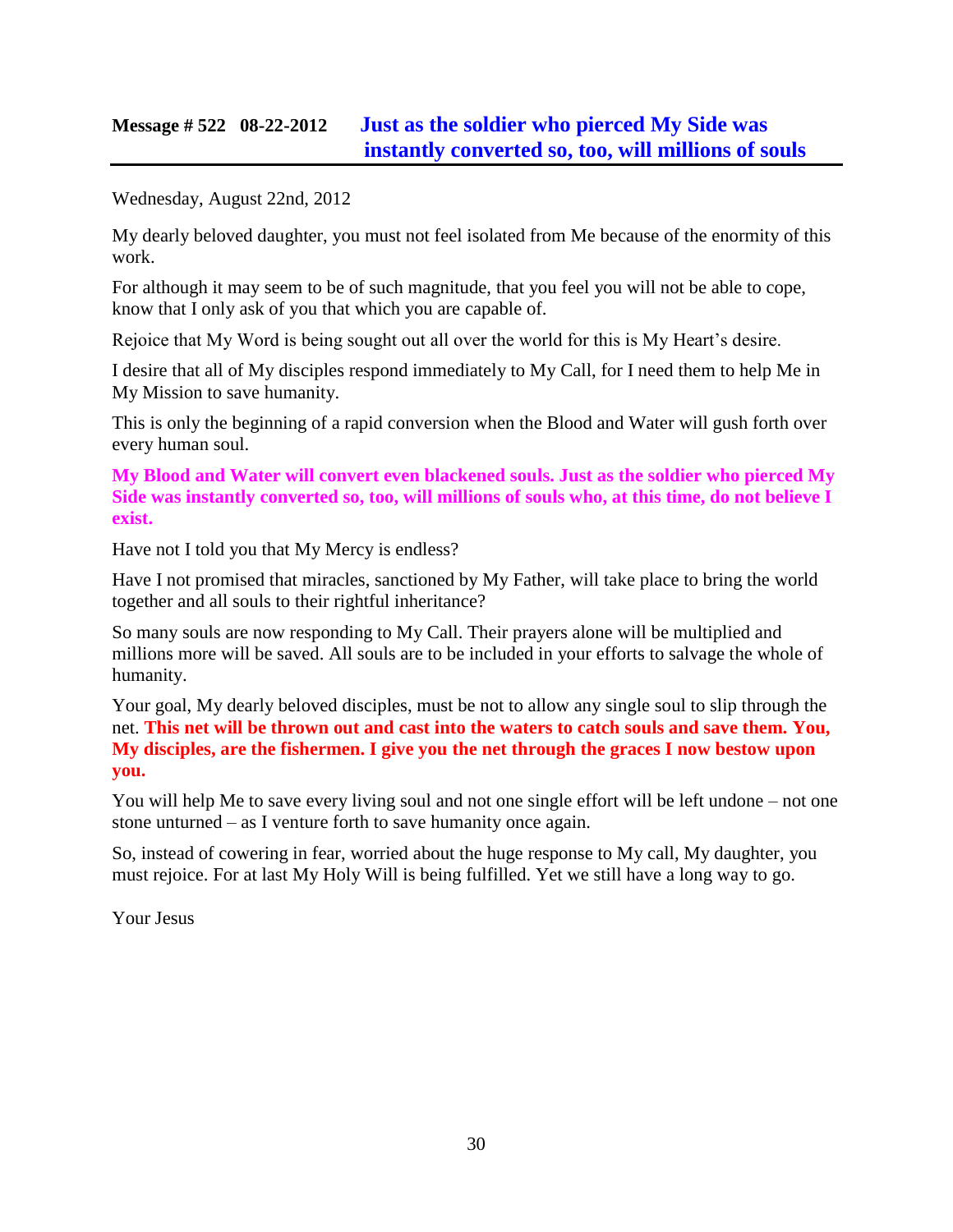## Message # 522 08-22-2012 **Just as the soldier who pierced My Side was instantly converted so, too, will millions of souls**

Wednesday, August 22nd, 2012

My dearly beloved daughter, you must not feel isolated from Me because of the enormity of this work.

For although it may seem to be of such magnitude, that you feel you will not be able to cope, know that I only ask of you that which you are capable of.

Rejoice that My Word is being sought out all over the world for this is My Heart's desire.

I desire that all of My disciples respond immediately to My Call, for I need them to help Me in My Mission to save humanity.

This is only the beginning of a rapid conversion when the Blood and Water will gush forth over every human soul.

**My Blood and Water will convert even blackened souls. Just as the soldier who pierced My Side was instantly converted so, too, will millions of souls who, at this time, do not believe I exist.**

Have not I told you that My Mercy is endless?

Have I not promised that miracles, sanctioned by My Father, will take place to bring the world together and all souls to their rightful inheritance?

So many souls are now responding to My Call. Their prayers alone will be multiplied and millions more will be saved. All souls are to be included in your efforts to salvage the whole of humanity.

Your goal, My dearly beloved disciples, must be not to allow any single soul to slip through the net. **This net will be thrown out and cast into the waters to catch souls and save them. You, My disciples, are the fishermen. I give you the net through the graces I now bestow upon you.**

You will help Me to save every living soul and not one single effort will be left undone – not one stone unturned – as I venture forth to save humanity once again.

So, instead of cowering in fear, worried about the huge response to My call, My daughter, you must rejoice. For at last My Holy Will is being fulfilled. Yet we still have a long way to go.

Your Jesus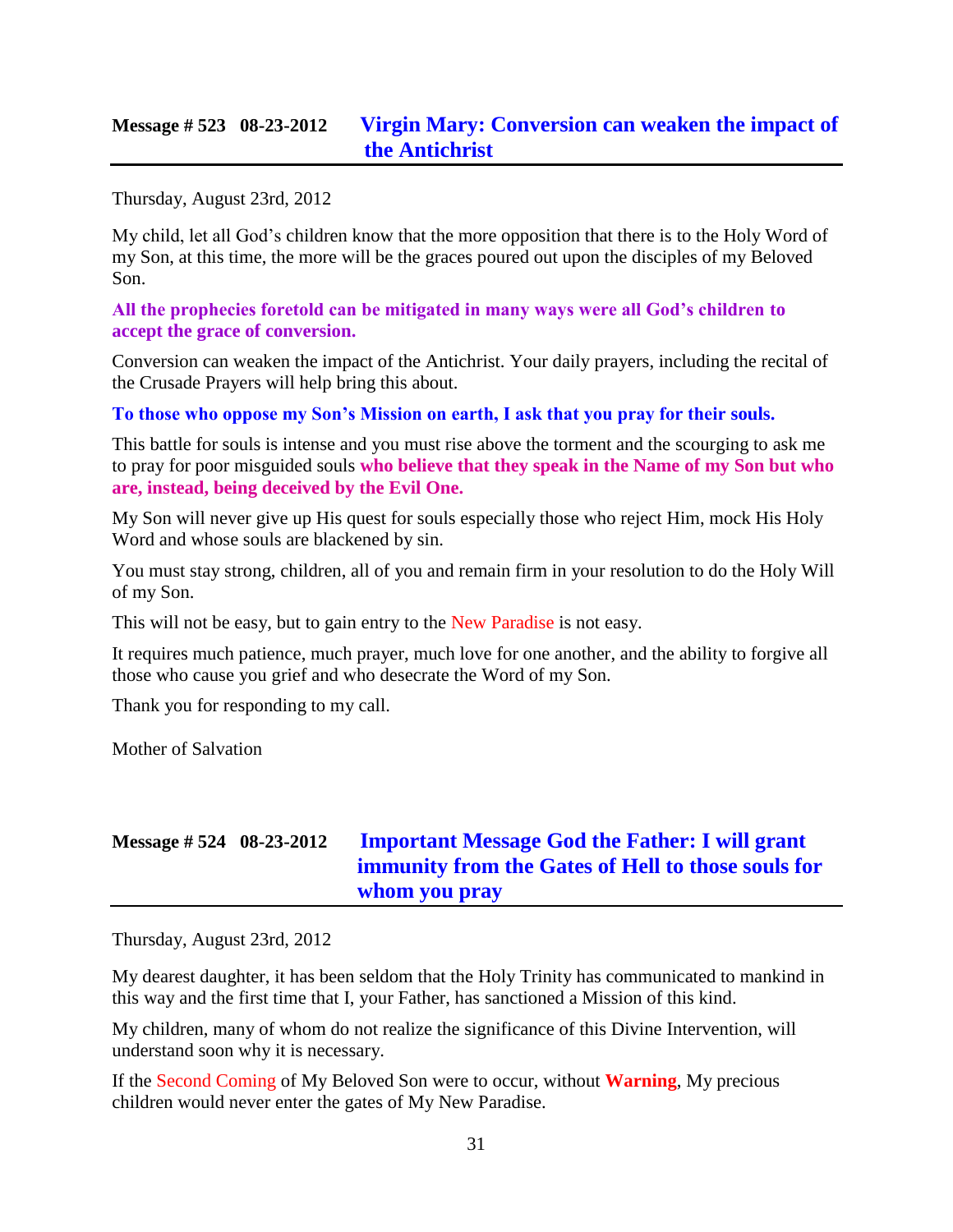## Message # 523 08-23-2012 Virgin Mary: Conversion can weaken the impact of the Antichrist

Thursday, August 23rd, 2012

My child, let all God's children know that the more opposition that there is to the Holy Word of my Son, at this time, the more will be the graces poured out upon the disciples of my Beloved Son.

**All the prophecies foretold can be mitigated in many ways were all God's children to accept the grace of conversion.**

Conversion can weaken the impact of the Antichrist. Your daily prayers, including the recital of the Crusade Prayers will help bring this about.

**To those who oppose my Son's Mission on earth, I ask that you pray for their souls.**

This battle for souls is intense and you must rise above the torment and the scourging to ask me to pray for poor misguided souls **who believe that they speak in the Name of my Son but who are, instead, being deceived by the Evil One.**

My Son will never give up His quest for souls especially those who reject Him, mock His Holy Word and whose souls are blackened by sin.

You must stay strong, children, all of you and remain firm in your resolution to do the Holy Will of my Son.

This will not be easy, but to gain entry to the New Paradise is not easy.

It requires much patience, much prayer, much love for one another, and the ability to forgive all those who cause you grief and who desecrate the Word of my Son.

Thank you for responding to my call.

Mother of Salvation

## Message # 524 08-23-2012 Important Message God the Father: I will grant immunity from the Gates of Hell to those souls for whom you pray

Thursday, August 23rd, 2012

My dearest daughter, it has been seldom that the Holy Trinity has communicated to mankind in this way and the first time that I, your Father, has sanctioned a Mission of this kind.

My children, many of whom do not realize the significance of this Divine Intervention, will understand soon why it is necessary.

If the Second Coming of My Beloved Son were to occur, without **Warning**, My precious children would never enter the gates of My New Paradise.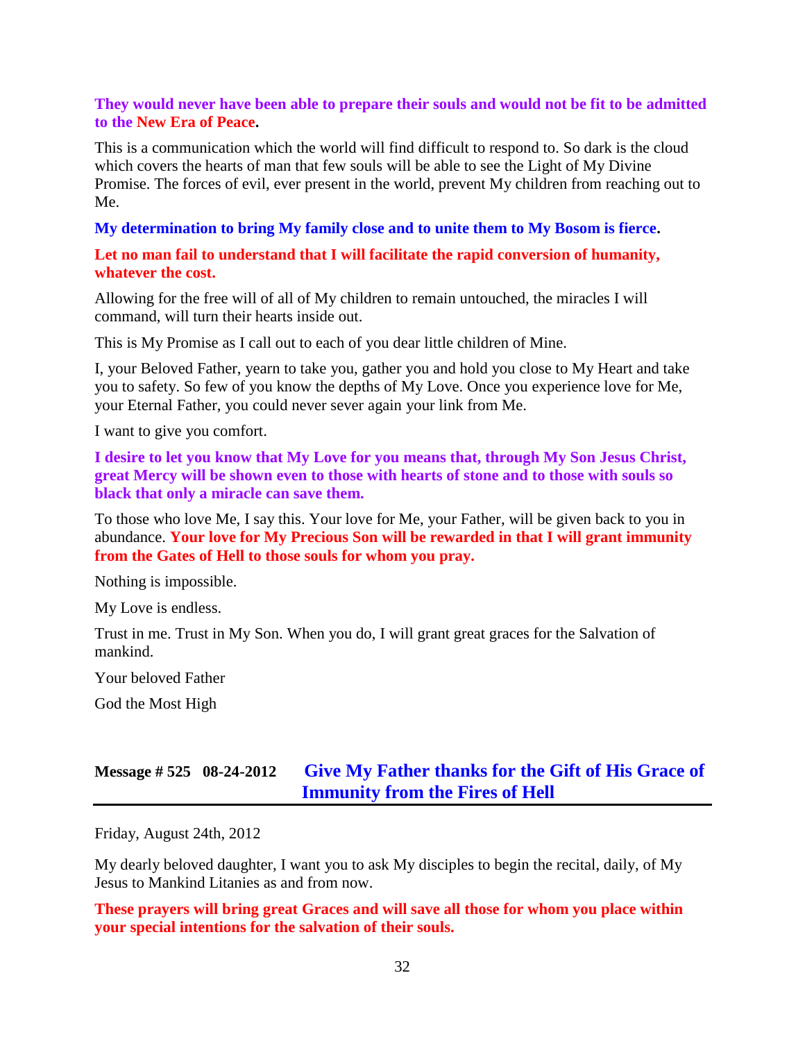**They would never have been able to prepare their souls and would not be fit to be admitted to the New Era of Peace.**

This is a communication which the world will find difficult to respond to. So dark is the cloud which covers the hearts of man that few souls will be able to see the Light of My Divine Promise. The forces of evil, ever present in the world, prevent My children from reaching out to Me.

**My determination to bring My family close and to unite them to My Bosom is fierce.**

**Let no man fail to understand that I will facilitate the rapid conversion of humanity, whatever the cost.**

Allowing for the free will of all of My children to remain untouched, the miracles I will command, will turn their hearts inside out.

This is My Promise as I call out to each of you dear little children of Mine.

I, your Beloved Father, yearn to take you, gather you and hold you close to My Heart and take you to safety. So few of you know the depths of My Love. Once you experience love for Me, your Eternal Father, you could never sever again your link from Me.

I want to give you comfort.

**I desire to let you know that My Love for you means that, through My Son Jesus Christ, great Mercy will be shown even to those with hearts of stone and to those with souls so black that only a miracle can save them.**

To those who love Me, I say this. Your love for Me, your Father, will be given back to you in abundance. **Your love for My Precious Son will be rewarded in that I will grant immunity from the Gates of Hell to those souls for whom you pray.**

Nothing is impossible.

My Love is endless.

Trust in me. Trust in My Son. When you do, I will grant great graces for the Salvation of mankind.

Your beloved Father

God the Most High

## Message # 525   08-24-2012   Give My Father thanks for the Gift of His Grace of Immunity from the Fires of Hell

Friday, August 24th, 2012

My dearly beloved daughter, I want you to ask My disciples to begin the recital, daily, of My Jesus to Mankind Litanies as and from now.

**These prayers will bring great Graces and will save all those for whom you place within your special intentions for the salvation of their souls.**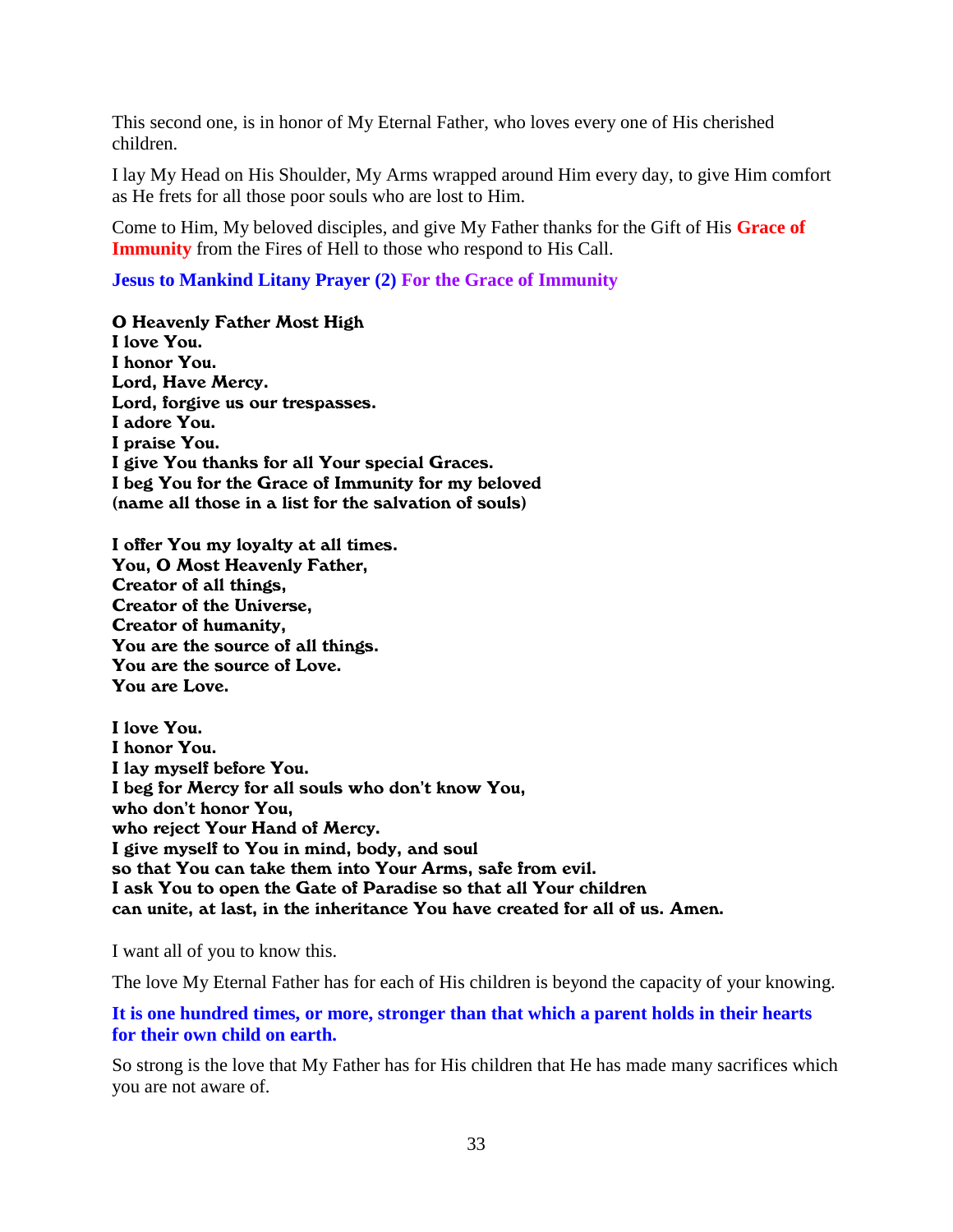This second one, is in honor of My Eternal Father, who loves every one of His cherished children.

I lay My Head on His Shoulder, My Arms wrapped around Him every day, to give Him comfort as He frets for all those poor souls who are lost to Him.

Come to Him, My beloved disciples, and give My Father thanks for the Gift of His **Grace of Immunity** from the Fires of Hell to those who respond to His Call.

**Jesus to Mankind Litany Prayer (2) For the Grace of Immunity**

**O Heavenly Father Most High**
**I love You.**
**I honor You.**
**Lord, Have Mercy.**
**Lord, forgive us our trespasses.**
**I adore You.**
**I praise You.**
**I give You thanks for all Your special Graces.**
**I beg You for the Grace of Immunity for my beloved**
**(name all those in a list for the salvation of souls)**

**I offer You my loyalty at all times.**
**You, O Most Heavenly Father,**
**Creator of all things,**
**Creator of the Universe,**
**Creator of humanity,**
**You are the source of all things.**
**You are the source of Love.**
**You are Love.**

**I love You.**
**I honor You.**
**I lay myself before You.**
**I beg for Mercy for all souls who don't know You,**
**who don't honor You,**
**who reject Your Hand of Mercy.**
**I give myself to You in mind, body, and soul**
**so that You can take them into Your Arms, safe from evil.**
**I ask You to open the Gate of Paradise so that all Your children**
**can unite, at last, in the inheritance You have created for all of us. Amen.**

I want all of you to know this.

The love My Eternal Father has for each of His children is beyond the capacity of your knowing.

**It is one hundred times, or more, stronger than that which a parent holds in their hearts for their own child on earth.**

So strong is the love that My Father has for His children that He has made many sacrifices which you are not aware of.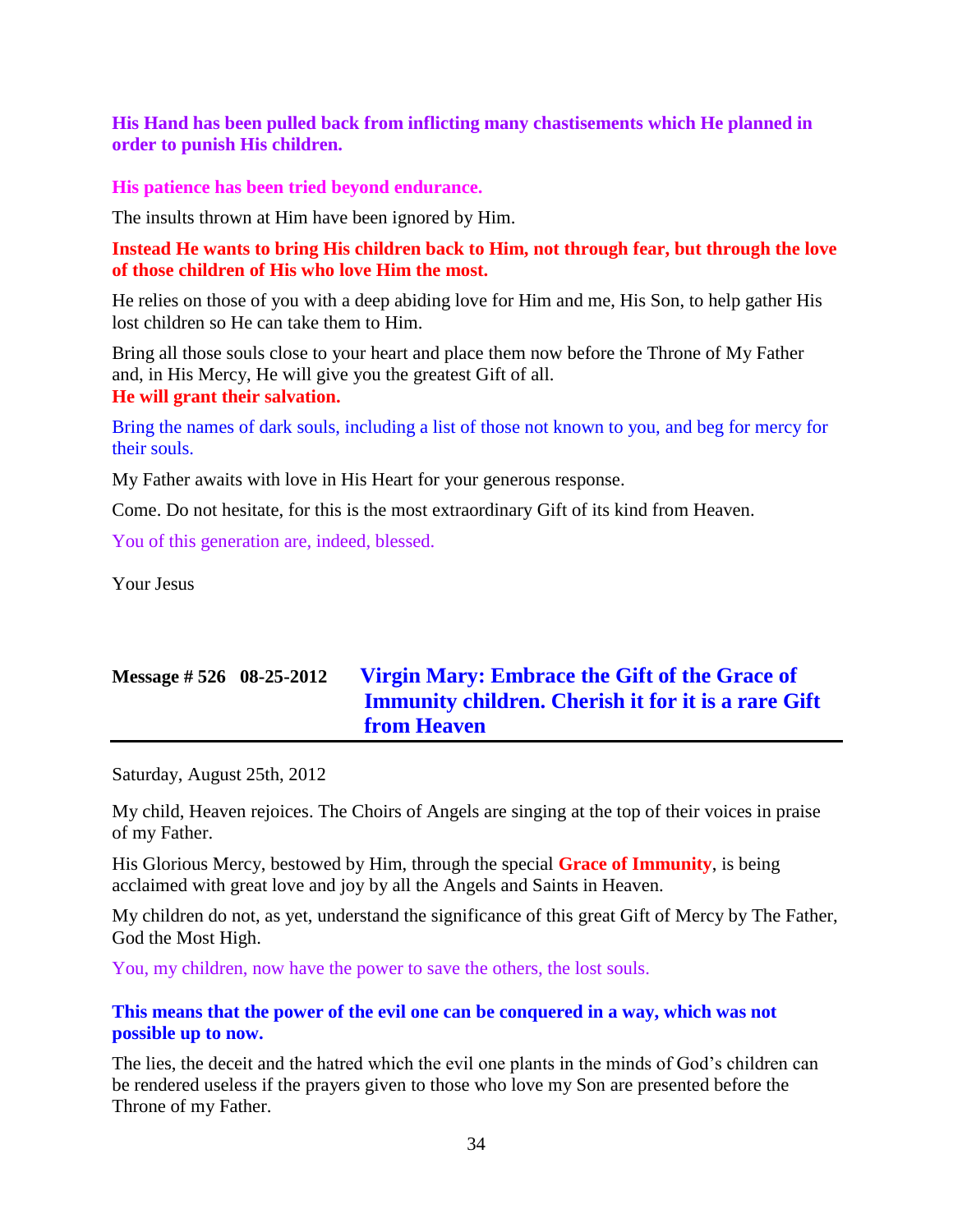**His Hand has been pulled back from inflicting many chastisements which He planned in order to punish His children.**

**His patience has been tried beyond endurance.**

The insults thrown at Him have been ignored by Him.

**Instead He wants to bring His children back to Him, not through fear, but through the love of those children of His who love Him the most.**

He relies on those of you with a deep abiding love for Him and me, His Son, to help gather His lost children so He can take them to Him.

Bring all those souls close to your heart and place them now before the Throne of My Father and, in His Mercy, He will give you the greatest Gift of all.
**He will grant their salvation.**

Bring the names of dark souls, including a list of those not known to you, and beg for mercy for their souls.

My Father awaits with love in His Heart for your generous response.

Come. Do not hesitate, for this is the most extraordinary Gift of its kind from Heaven.

You of this generation are, indeed, blessed.

Your Jesus

## Message # 526 08-25-2012 Virgin Mary: Embrace the Gift of the Grace of Immunity children. Cherish it for it is a rare Gift from Heaven

Saturday, August 25th, 2012

My child, Heaven rejoices. The Choirs of Angels are singing at the top of their voices in praise of my Father.

His Glorious Mercy, bestowed by Him, through the special **Grace of Immunity**, is being acclaimed with great love and joy by all the Angels and Saints in Heaven.

My children do not, as yet, understand the significance of this great Gift of Mercy by The Father, God the Most High.

You, my children, now have the power to save the others, the lost souls.

**This means that the power of the evil one can be conquered in a way, which was not possible up to now.**

The lies, the deceit and the hatred which the evil one plants in the minds of God's children can be rendered useless if the prayers given to those who love my Son are presented before the Throne of my Father.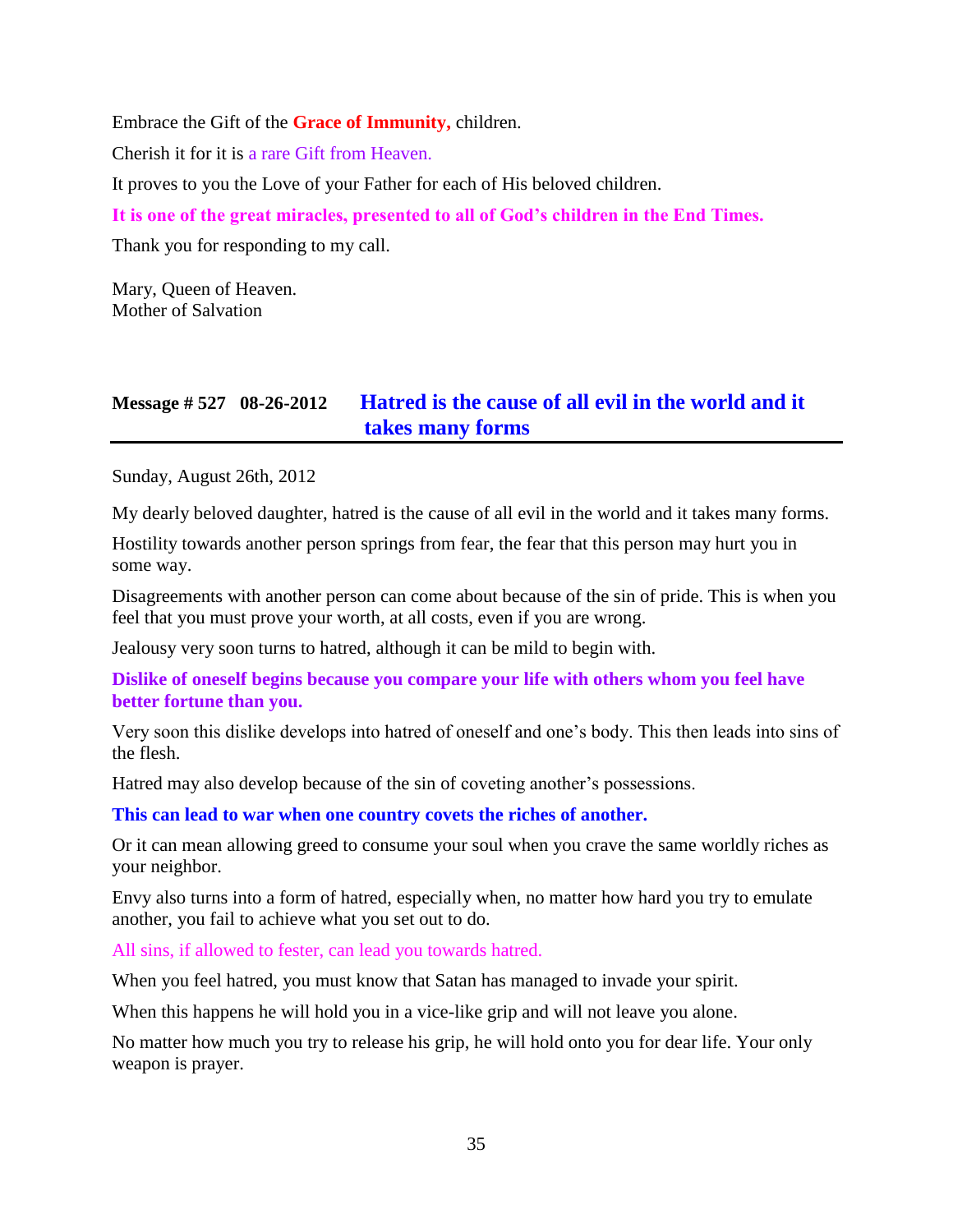Embrace the Gift of the **Grace of Immunity,** children.

Cherish it for it is a rare Gift from Heaven.

It proves to you the Love of your Father for each of His beloved children.

**It is one of the great miracles, presented to all of God's children in the End Times.**

Thank you for responding to my call.

Mary, Queen of Heaven.
Mother of Salvation

## Message # 527 08-26-2012 Hatred is the cause of all evil in the world and it takes many forms

Sunday, August 26th, 2012

My dearly beloved daughter, hatred is the cause of all evil in the world and it takes many forms.

Hostility towards another person springs from fear, the fear that this person may hurt you in some way.

Disagreements with another person can come about because of the sin of pride. This is when you feel that you must prove your worth, at all costs, even if you are wrong.

Jealousy very soon turns to hatred, although it can be mild to begin with.

**Dislike of oneself begins because you compare your life with others whom you feel have better fortune than you.**

Very soon this dislike develops into hatred of oneself and one's body. This then leads into sins of the flesh.

Hatred may also develop because of the sin of coveting another's possessions.

**This can lead to war when one country covets the riches of another.**

Or it can mean allowing greed to consume your soul when you crave the same worldly riches as your neighbor.

Envy also turns into a form of hatred, especially when, no matter how hard you try to emulate another, you fail to achieve what you set out to do.

All sins, if allowed to fester, can lead you towards hatred.

When you feel hatred, you must know that Satan has managed to invade your spirit.

When this happens he will hold you in a vice-like grip and will not leave you alone.

No matter how much you try to release his grip, he will hold onto you for dear life. Your only weapon is prayer.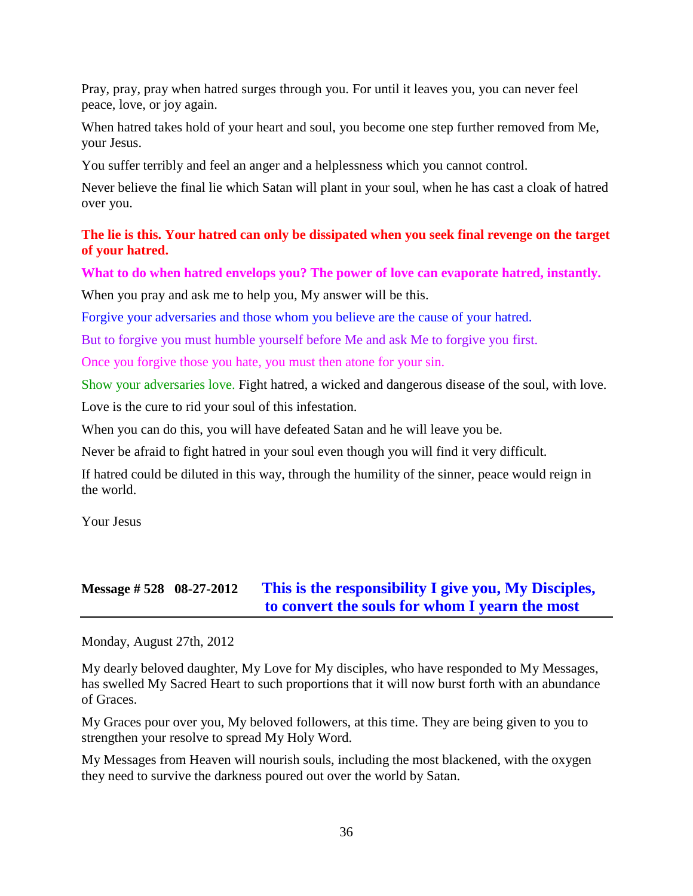Pray, pray, pray when hatred surges through you. For until it leaves you, you can never feel peace, love, or joy again.

When hatred takes hold of your heart and soul, you become one step further removed from Me, your Jesus.

You suffer terribly and feel an anger and a helplessness which you cannot control.

Never believe the final lie which Satan will plant in your soul, when he has cast a cloak of hatred over you.

**The lie is this. Your hatred can only be dissipated when you seek final revenge on the target of your hatred.**

**What to do when hatred envelops you? The power of love can evaporate hatred, instantly.**

When you pray and ask me to help you, My answer will be this.

Forgive your adversaries and those whom you believe are the cause of your hatred.

But to forgive you must humble yourself before Me and ask Me to forgive you first.

Once you forgive those you hate, you must then atone for your sin.

Show your adversaries love. Fight hatred, a wicked and dangerous disease of the soul, with love.

Love is the cure to rid your soul of this infestation.

When you can do this, you will have defeated Satan and he will leave you be.

Never be afraid to fight hatred in your soul even though you will find it very difficult.

If hatred could be diluted in this way, through the humility of the sinner, peace would reign in the world.

Your Jesus

## Message # 528 08-27-2012 This is the responsibility I give you, My Disciples, to convert the souls for whom I yearn the most

Monday, August 27th, 2012

My dearly beloved daughter, My Love for My disciples, who have responded to My Messages, has swelled My Sacred Heart to such proportions that it will now burst forth with an abundance of Graces.

My Graces pour over you, My beloved followers, at this time. They are being given to you to strengthen your resolve to spread My Holy Word.

My Messages from Heaven will nourish souls, including the most blackened, with the oxygen they need to survive the darkness poured out over the world by Satan.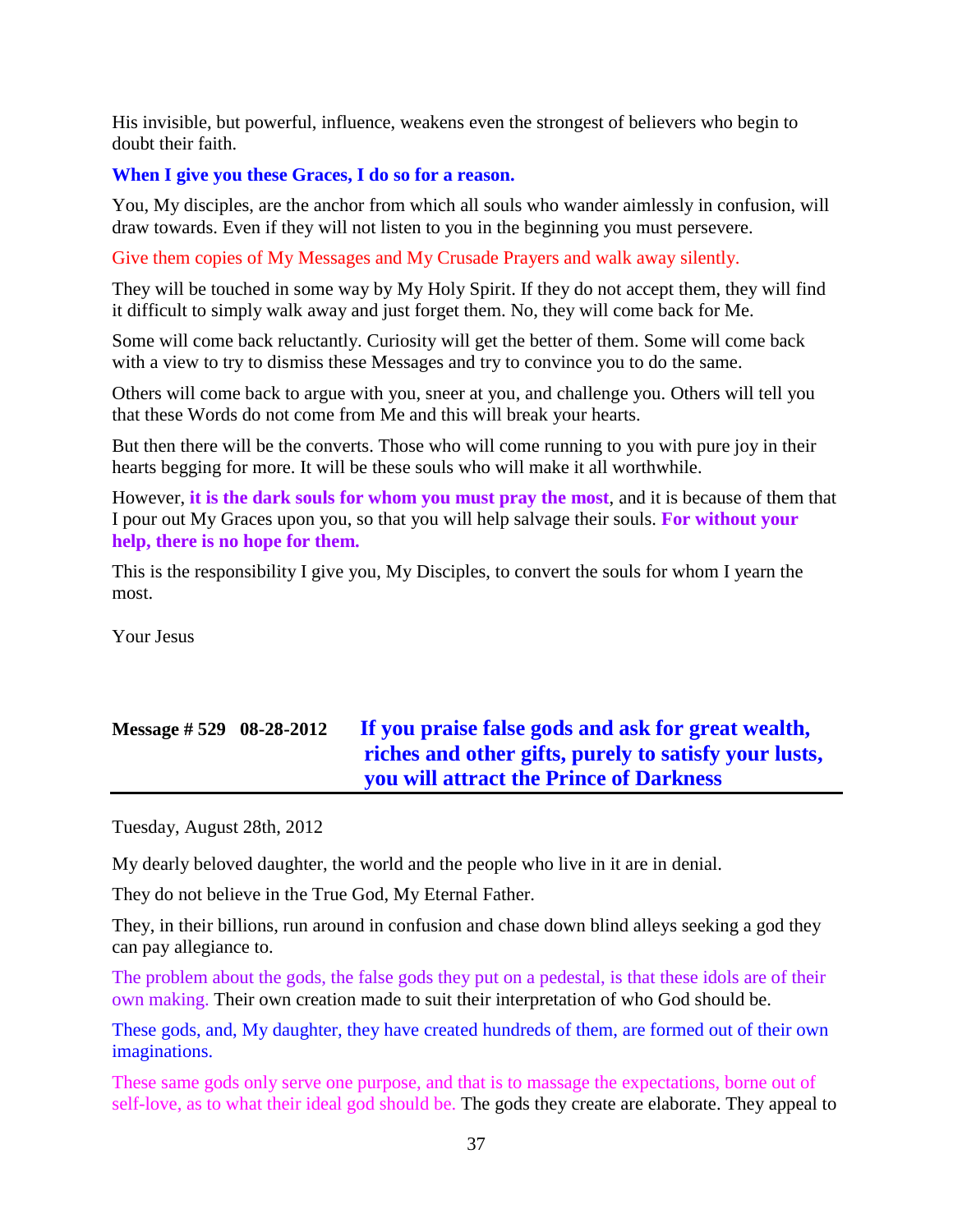His invisible, but powerful, influence, weakens even the strongest of believers who begin to doubt their faith.

**When I give you these Graces, I do so for a reason.**

You, My disciples, are the anchor from which all souls who wander aimlessly in confusion, will draw towards. Even if they will not listen to you in the beginning you must persevere.

Give them copies of My Messages and My Crusade Prayers and walk away silently.

They will be touched in some way by My Holy Spirit. If they do not accept them, they will find it difficult to simply walk away and just forget them. No, they will come back for Me.

Some will come back reluctantly. Curiosity will get the better of them. Some will come back with a view to try to dismiss these Messages and try to convince you to do the same.

Others will come back to argue with you, sneer at you, and challenge you. Others will tell you that these Words do not come from Me and this will break your hearts.

But then there will be the converts. Those who will come running to you with pure joy in their hearts begging for more. It will be these souls who will make it all worthwhile.

However, **it is the dark souls for whom you must pray the most**, and it is because of them that I pour out My Graces upon you, so that you will help salvage their souls. **For without your help, there is no hope for them.**

This is the responsibility I give you, My Disciples, to convert the souls for whom I yearn the most.

Your Jesus

## Message # 529 08-28-2012 If you praise false gods and ask for great wealth, riches and other gifts, purely to satisfy your lusts, you will attract the Prince of Darkness

Tuesday, August 28th, 2012

My dearly beloved daughter, the world and the people who live in it are in denial.

They do not believe in the True God, My Eternal Father.

They, in their billions, run around in confusion and chase down blind alleys seeking a god they can pay allegiance to.

The problem about the gods, the false gods they put on a pedestal, is that these idols are of their own making. Their own creation made to suit their interpretation of who God should be.

These gods, and, My daughter, they have created hundreds of them, are formed out of their own imaginations.

These same gods only serve one purpose, and that is to massage the expectations, borne out of self-love, as to what their ideal god should be. The gods they create are elaborate. They appeal to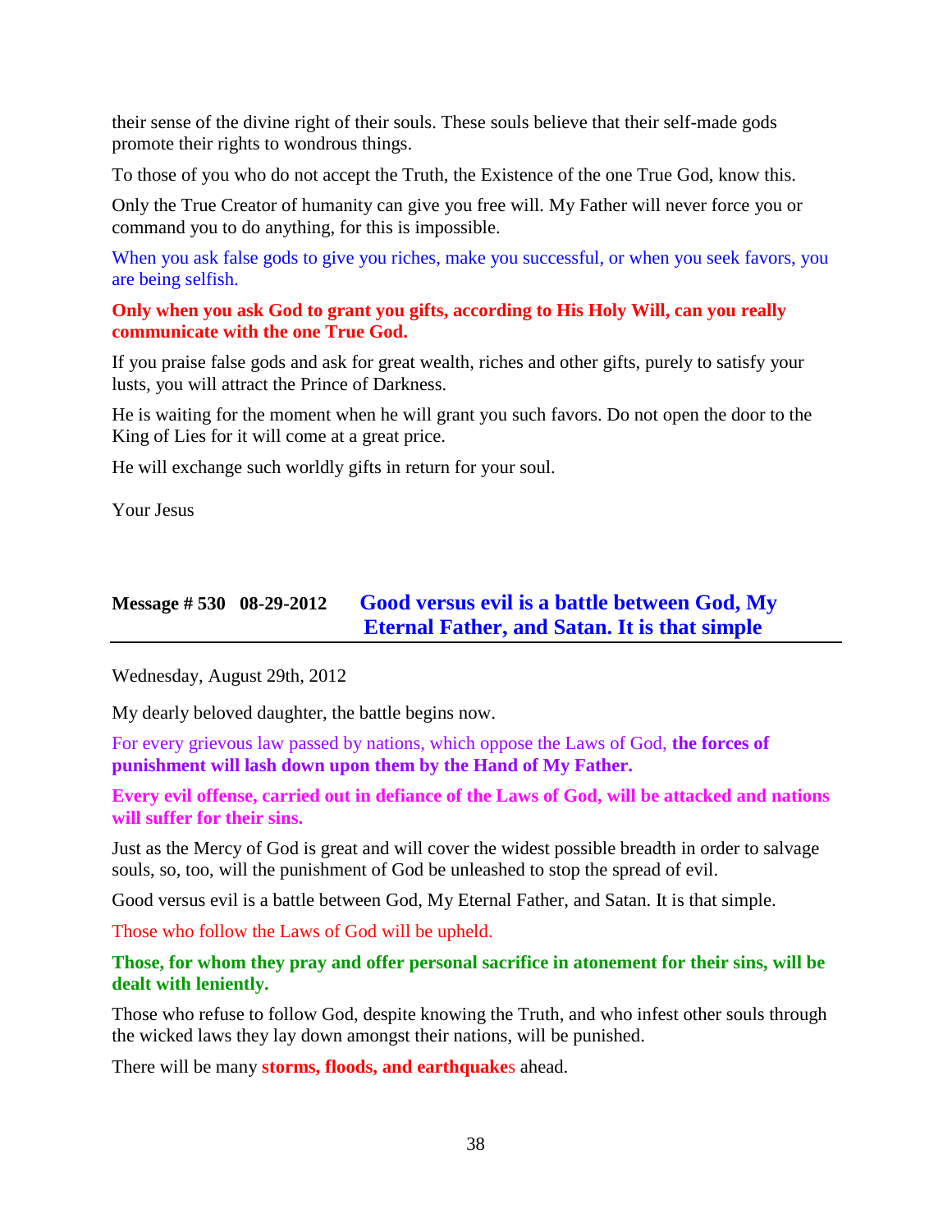their sense of the divine right of their souls. These souls believe that their self-made gods promote their rights to wondrous things.

To those of you who do not accept the Truth, the Existence of the one True God, know this.

Only the True Creator of humanity can give you free will. My Father will never force you or command you to do anything, for this is impossible.

When you ask false gods to give you riches, make you successful, or when you seek favors, you are being selfish.

**Only when you ask God to grant you gifts, according to His Holy Will, can you really communicate with the one True God.**

If you praise false gods and ask for great wealth, riches and other gifts, purely to satisfy your lusts, you will attract the Prince of Darkness.

He is waiting for the moment when he will grant you such favors. Do not open the door to the King of Lies for it will come at a great price.

He will exchange such worldly gifts in return for your soul.

Your Jesus

## Message # 530 08-29-2012 Good versus evil is a battle between God, My Eternal Father, and Satan. It is that simple

Wednesday, August 29th, 2012

My dearly beloved daughter, the battle begins now.

For every grievous law passed by nations, which oppose the Laws of God, **the forces of punishment will lash down upon them by the Hand of My Father.**

**Every evil offense, carried out in defiance of the Laws of God, will be attacked and nations will suffer for their sins.**

Just as the Mercy of God is great and will cover the widest possible breadth in order to salvage souls, so, too, will the punishment of God be unleashed to stop the spread of evil.

Good versus evil is a battle between God, My Eternal Father, and Satan. It is that simple.

Those who follow the Laws of God will be upheld.

**Those, for whom they pray and offer personal sacrifice in atonement for their sins, will be dealt with leniently.**

Those who refuse to follow God, despite knowing the Truth, and who infest other souls through the wicked laws they lay down amongst their nations, will be punished.

There will be many **storms, floods, and earthquake**s ahead.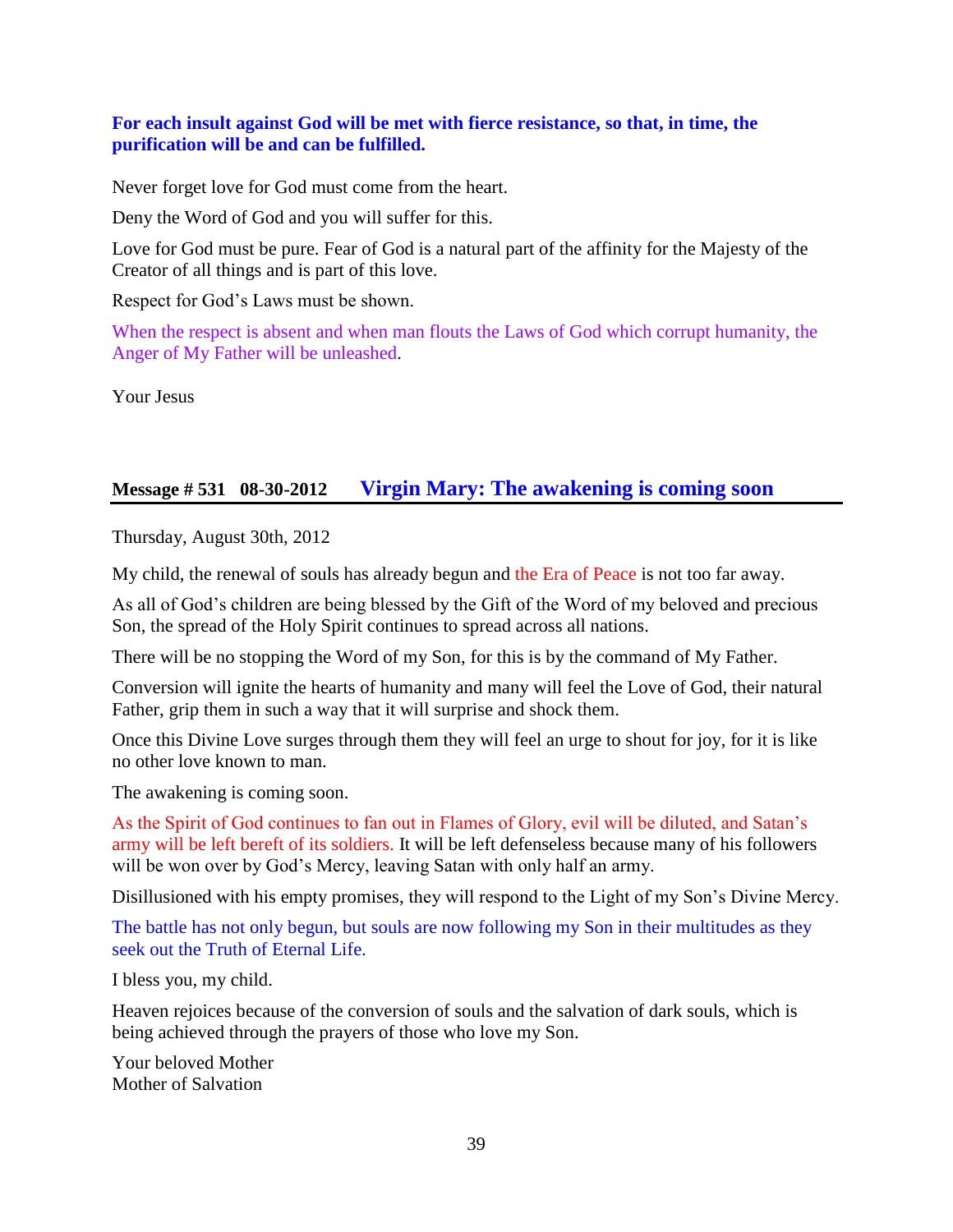**For each insult against God will be met with fierce resistance, so that, in time, the purification will be and can be fulfilled.**

Never forget love for God must come from the heart.

Deny the Word of God and you will suffer for this.

Love for God must be pure. Fear of God is a natural part of the affinity for the Majesty of the Creator of all things and is part of this love.

Respect for God's Laws must be shown.

When the respect is absent and when man flouts the Laws of God which corrupt humanity, the Anger of My Father will be unleashed.

Your Jesus

## Message # 531 08-30-2012 Virgin Mary: The awakening is coming soon

Thursday, August 30th, 2012

My child, the renewal of souls has already begun and the Era of Peace is not too far away.

As all of God's children are being blessed by the Gift of the Word of my beloved and precious Son, the spread of the Holy Spirit continues to spread across all nations.

There will be no stopping the Word of my Son, for this is by the command of My Father.

Conversion will ignite the hearts of humanity and many will feel the Love of God, their natural Father, grip them in such a way that it will surprise and shock them.

Once this Divine Love surges through them they will feel an urge to shout for joy, for it is like no other love known to man.

The awakening is coming soon.

As the Spirit of God continues to fan out in Flames of Glory, evil will be diluted, and Satan's army will be left bereft of its soldiers. It will be left defenseless because many of his followers will be won over by God's Mercy, leaving Satan with only half an army.

Disillusioned with his empty promises, they will respond to the Light of my Son's Divine Mercy.

The battle has not only begun, but souls are now following my Son in their multitudes as they seek out the Truth of Eternal Life.

I bless you, my child.

Heaven rejoices because of the conversion of souls and the salvation of dark souls, which is being achieved through the prayers of those who love my Son.

Your beloved Mother
Mother of Salvation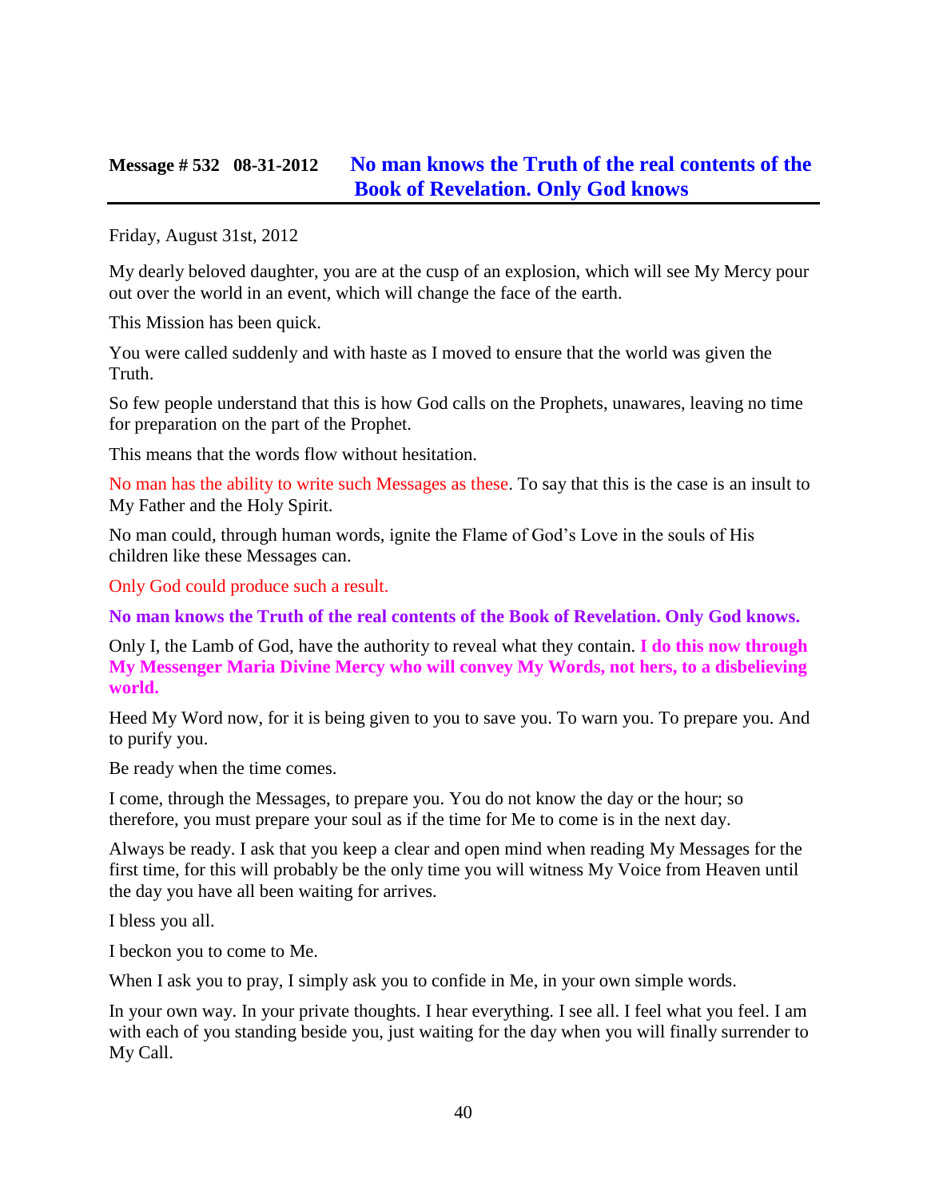## Message # 532 08-31-2012 No man knows the Truth of the real contents of the Book of Revelation. Only God knows

Friday, August 31st, 2012

My dearly beloved daughter, you are at the cusp of an explosion, which will see My Mercy pour out over the world in an event, which will change the face of the earth.

This Mission has been quick.

You were called suddenly and with haste as I moved to ensure that the world was given the Truth.

So few people understand that this is how God calls on the Prophets, unawares, leaving no time for preparation on the part of the Prophet.

This means that the words flow without hesitation.

No man has the ability to write such Messages as these. To say that this is the case is an insult to My Father and the Holy Spirit.

No man could, through human words, ignite the Flame of God's Love in the souls of His children like these Messages can.

Only God could produce such a result.

**No man knows the Truth of the real contents of the Book of Revelation. Only God knows.**

Only I, the Lamb of God, have the authority to reveal what they contain. **I do this now through My Messenger Maria Divine Mercy who will convey My Words, not hers, to a disbelieving world.**

Heed My Word now, for it is being given to you to save you. To warn you. To prepare you. And to purify you.

Be ready when the time comes.

I come, through the Messages, to prepare you. You do not know the day or the hour; so therefore, you must prepare your soul as if the time for Me to come is in the next day.

Always be ready. I ask that you keep a clear and open mind when reading My Messages for the first time, for this will probably be the only time you will witness My Voice from Heaven until the day you have all been waiting for arrives.

I bless you all.

I beckon you to come to Me.

When I ask you to pray, I simply ask you to confide in Me, in your own simple words.

In your own way. In your private thoughts. I hear everything. I see all. I feel what you feel. I am with each of you standing beside you, just waiting for the day when you will finally surrender to My Call.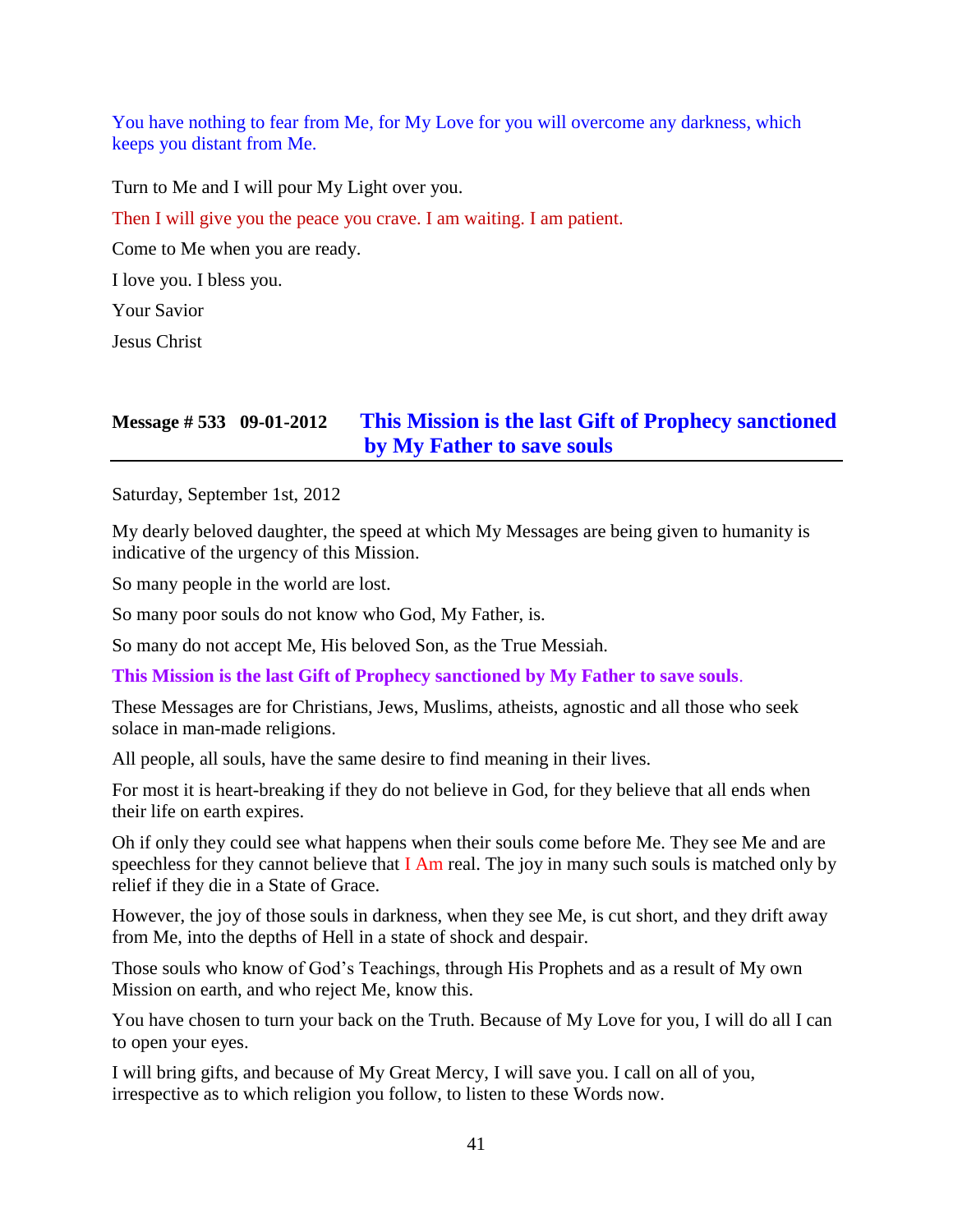You have nothing to fear from Me, for My Love for you will overcome any darkness, which keeps you distant from Me.

Turn to Me and I will pour My Light over you.

Then I will give you the peace you crave. I am waiting. I am patient.

Come to Me when you are ready.

I love you. I bless you.

Your Savior

Jesus Christ

## Message # 533 09-01-2012 This Mission is the last Gift of Prophecy sanctioned by My Father to save souls

Saturday, September 1st, 2012

My dearly beloved daughter, the speed at which My Messages are being given to humanity is indicative of the urgency of this Mission.

So many people in the world are lost.

So many poor souls do not know who God, My Father, is.

So many do not accept Me, His beloved Son, as the True Messiah.

**This Mission is the last Gift of Prophecy sanctioned by My Father to save souls**.

These Messages are for Christians, Jews, Muslims, atheists, agnostic and all those who seek solace in man-made religions.

All people, all souls, have the same desire to find meaning in their lives.

For most it is heart-breaking if they do not believe in God, for they believe that all ends when their life on earth expires.

Oh if only they could see what happens when their souls come before Me. They see Me and are speechless for they cannot believe that I Am real. The joy in many such souls is matched only by relief if they die in a State of Grace.

However, the joy of those souls in darkness, when they see Me, is cut short, and they drift away from Me, into the depths of Hell in a state of shock and despair.

Those souls who know of God's Teachings, through His Prophets and as a result of My own Mission on earth, and who reject Me, know this.

You have chosen to turn your back on the Truth. Because of My Love for you, I will do all I can to open your eyes.

I will bring gifts, and because of My Great Mercy, I will save you. I call on all of you, irrespective as to which religion you follow, to listen to these Words now.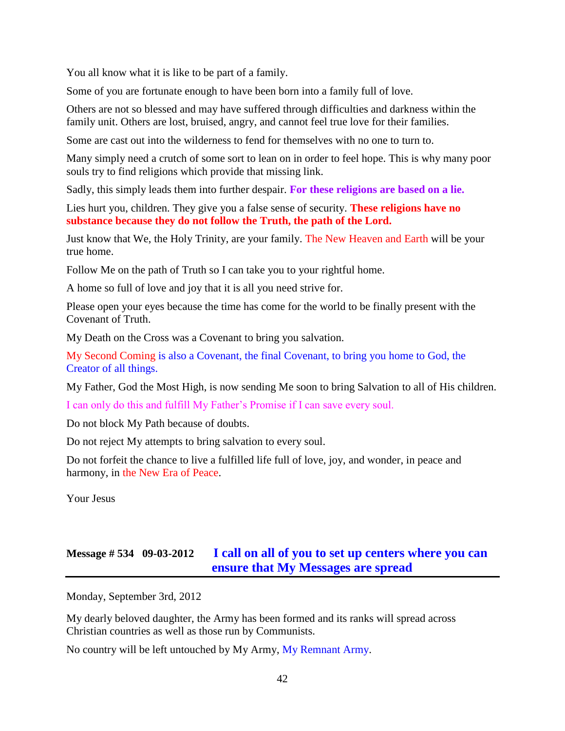You all know what it is like to be part of a family.

Some of you are fortunate enough to have been born into a family full of love.

Others are not so blessed and may have suffered through difficulties and darkness within the family unit. Others are lost, bruised, angry, and cannot feel true love for their families.

Some are cast out into the wilderness to fend for themselves with no one to turn to.

Many simply need a crutch of some sort to lean on in order to feel hope. This is why many poor souls try to find religions which provide that missing link.

Sadly, this simply leads them into further despair. **For these religions are based on a lie.**

Lies hurt you, children. They give you a false sense of security. **These religions have no substance because they do not follow the Truth, the path of the Lord.**

Just know that We, the Holy Trinity, are your family. The New Heaven and Earth will be your true home.

Follow Me on the path of Truth so I can take you to your rightful home.

A home so full of love and joy that it is all you need strive for.

Please open your eyes because the time has come for the world to be finally present with the Covenant of Truth.

My Death on the Cross was a Covenant to bring you salvation.

My Second Coming is also a Covenant, the final Covenant, to bring you home to God, the Creator of all things.

My Father, God the Most High, is now sending Me soon to bring Salvation to all of His children.

I can only do this and fulfill My Father's Promise if I can save every soul.

Do not block My Path because of doubts.

Do not reject My attempts to bring salvation to every soul.

Do not forfeit the chance to live a fulfilled life full of love, joy, and wonder, in peace and harmony, in the New Era of Peace.

Your Jesus

## Message # 534 09-03-2012 I call on all of you to set up centers where you can ensure that My Messages are spread

Monday, September 3rd, 2012

My dearly beloved daughter, the Army has been formed and its ranks will spread across Christian countries as well as those run by Communists.

No country will be left untouched by My Army, My Remnant Army.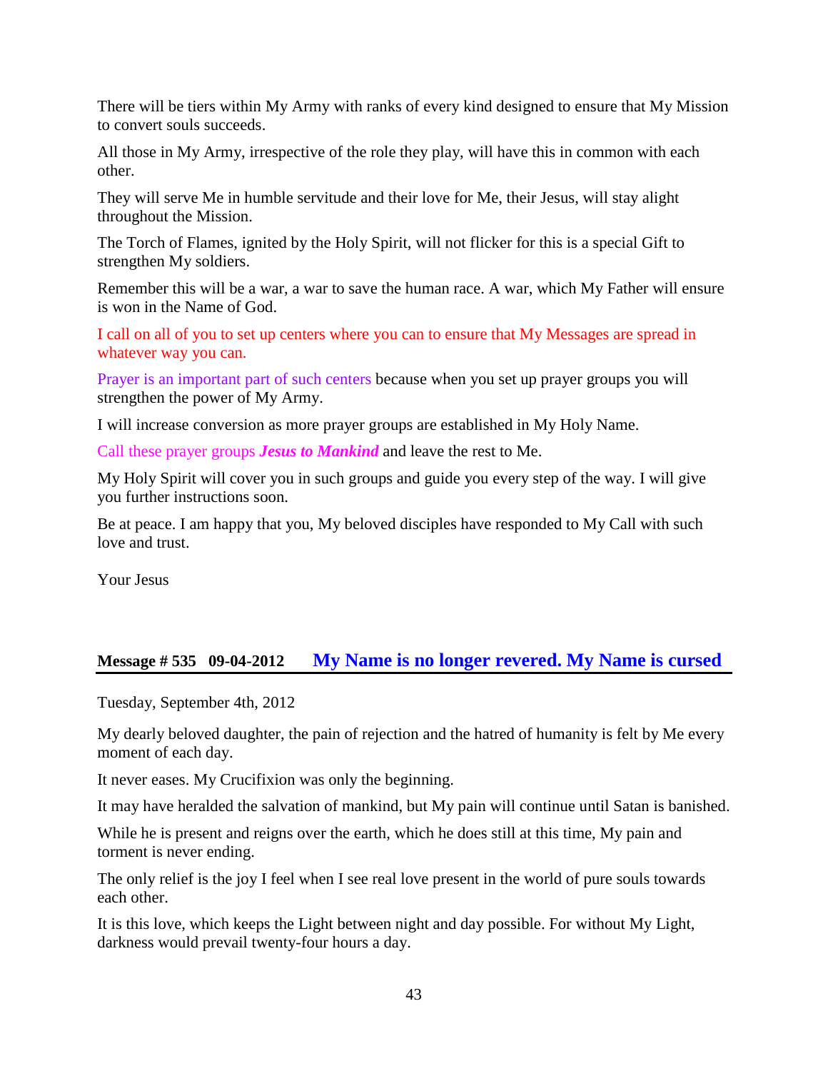There will be tiers within My Army with ranks of every kind designed to ensure that My Mission to convert souls succeeds.

All those in My Army, irrespective of the role they play, will have this in common with each other.

They will serve Me in humble servitude and their love for Me, their Jesus, will stay alight throughout the Mission.

The Torch of Flames, ignited by the Holy Spirit, will not flicker for this is a special Gift to strengthen My soldiers.

Remember this will be a war, a war to save the human race. A war, which My Father will ensure is won in the Name of God.

I call on all of you to set up centers where you can to ensure that My Messages are spread in whatever way you can.

Prayer is an important part of such centers because when you set up prayer groups you will strengthen the power of My Army.

I will increase conversion as more prayer groups are established in My Holy Name.

Call these prayer groups ***Jesus to Mankind*** and leave the rest to Me.

My Holy Spirit will cover you in such groups and guide you every step of the way. I will give you further instructions soon.

Be at peace. I am happy that you, My beloved disciples have responded to My Call with such love and trust.

Your Jesus

## Message # 535 09-04-2012 My Name is no longer revered. My Name is cursed

Tuesday, September 4th, 2012

My dearly beloved daughter, the pain of rejection and the hatred of humanity is felt by Me every moment of each day.

It never eases. My Crucifixion was only the beginning.

It may have heralded the salvation of mankind, but My pain will continue until Satan is banished.

While he is present and reigns over the earth, which he does still at this time, My pain and torment is never ending.

The only relief is the joy I feel when I see real love present in the world of pure souls towards each other.

It is this love, which keeps the Light between night and day possible. For without My Light, darkness would prevail twenty-four hours a day.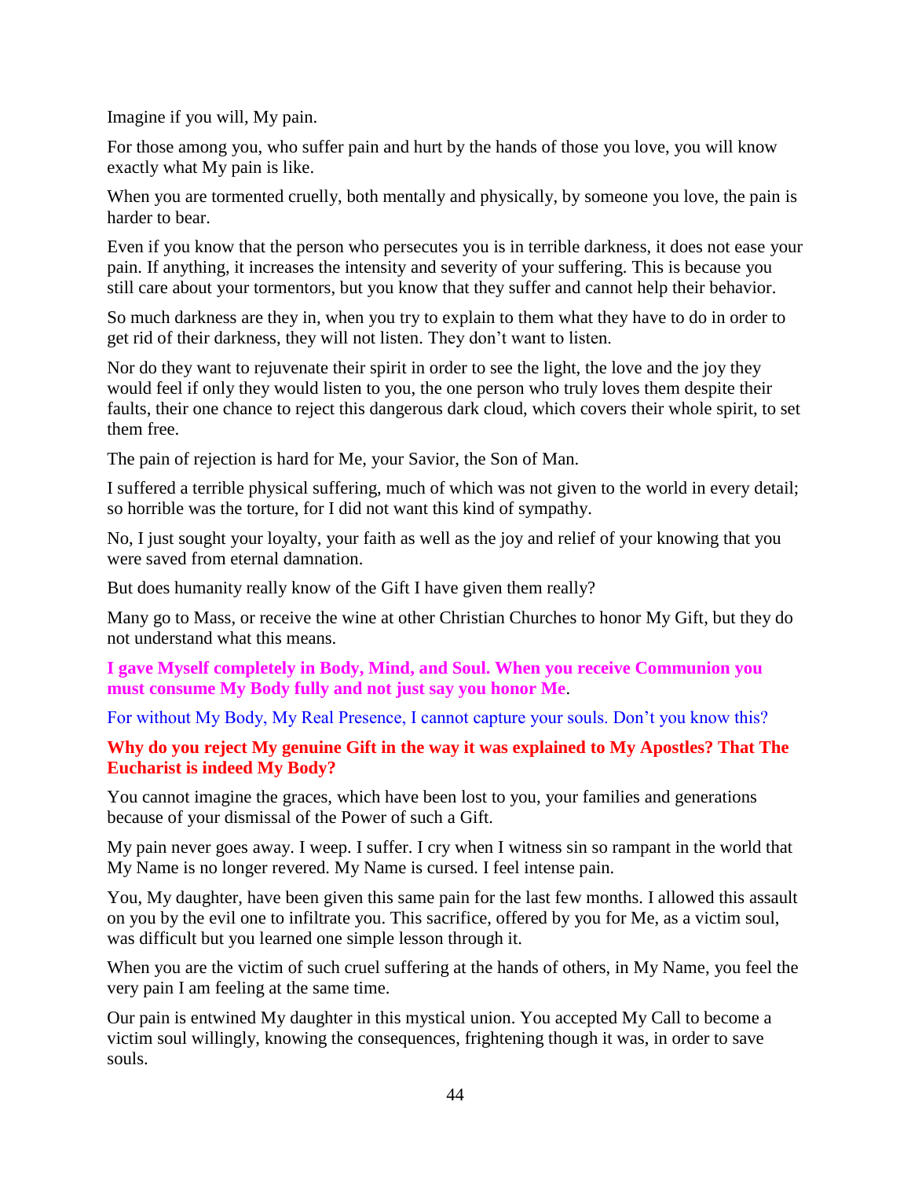Imagine if you will, My pain.

For those among you, who suffer pain and hurt by the hands of those you love, you will know exactly what My pain is like.

When you are tormented cruelly, both mentally and physically, by someone you love, the pain is harder to bear.

Even if you know that the person who persecutes you is in terrible darkness, it does not ease your pain. If anything, it increases the intensity and severity of your suffering. This is because you still care about your tormentors, but you know that they suffer and cannot help their behavior.

So much darkness are they in, when you try to explain to them what they have to do in order to get rid of their darkness, they will not listen. They don't want to listen.

Nor do they want to rejuvenate their spirit in order to see the light, the love and the joy they would feel if only they would listen to you, the one person who truly loves them despite their faults, their one chance to reject this dangerous dark cloud, which covers their whole spirit, to set them free.

The pain of rejection is hard for Me, your Savior, the Son of Man.

I suffered a terrible physical suffering, much of which was not given to the world in every detail; so horrible was the torture, for I did not want this kind of sympathy.

No, I just sought your loyalty, your faith as well as the joy and relief of your knowing that you were saved from eternal damnation.

But does humanity really know of the Gift I have given them really?

Many go to Mass, or receive the wine at other Christian Churches to honor My Gift, but they do not understand what this means.

**I gave Myself completely in Body, Mind, and Soul. When you receive Communion you must consume My Body fully and not just say you honor Me**.

For without My Body, My Real Presence, I cannot capture your souls. Don't you know this?

**Why do you reject My genuine Gift in the way it was explained to My Apostles? That The Eucharist is indeed My Body?**

You cannot imagine the graces, which have been lost to you, your families and generations because of your dismissal of the Power of such a Gift.

My pain never goes away. I weep. I suffer. I cry when I witness sin so rampant in the world that My Name is no longer revered. My Name is cursed. I feel intense pain.

You, My daughter, have been given this same pain for the last few months. I allowed this assault on you by the evil one to infiltrate you. This sacrifice, offered by you for Me, as a victim soul, was difficult but you learned one simple lesson through it.

When you are the victim of such cruel suffering at the hands of others, in My Name, you feel the very pain I am feeling at the same time.

Our pain is entwined My daughter in this mystical union. You accepted My Call to become a victim soul willingly, knowing the consequences, frightening though it was, in order to save souls.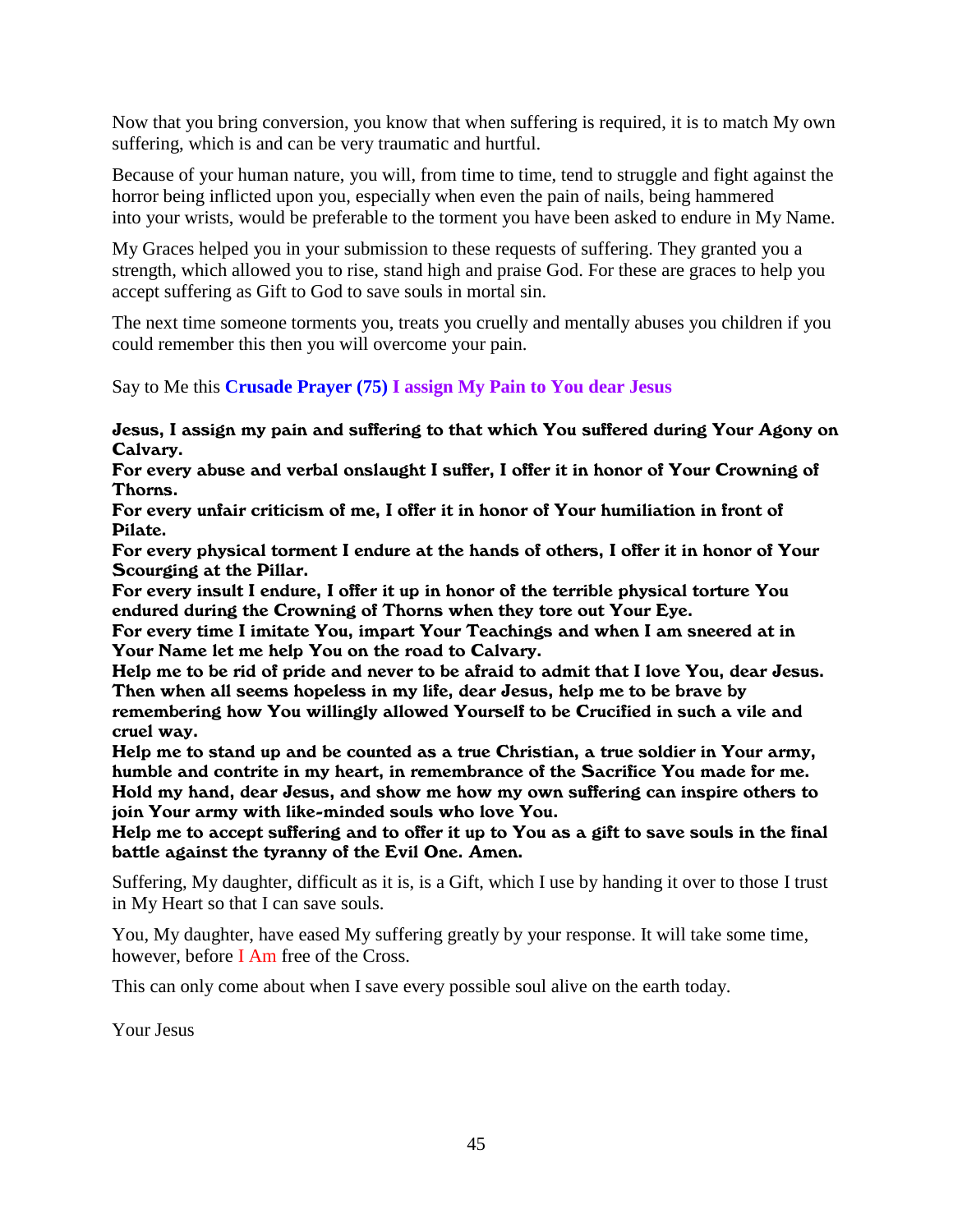Now that you bring conversion, you know that when suffering is required, it is to match My own suffering, which is and can be very traumatic and hurtful.

Because of your human nature, you will, from time to time, tend to struggle and fight against the horror being inflicted upon you, especially when even the pain of nails, being hammered into your wrists, would be preferable to the torment you have been asked to endure in My Name.

My Graces helped you in your submission to these requests of suffering. They granted you a strength, which allowed you to rise, stand high and praise God. For these are graces to help you accept suffering as Gift to God to save souls in mortal sin.

The next time someone torments you, treats you cruelly and mentally abuses you children if you could remember this then you will overcome your pain.

Say to Me this **Crusade Prayer (75) I assign My Pain to You dear Jesus**

**Jesus, I assign my pain and suffering to that which You suffered during Your Agony on Calvary.**
**For every abuse and verbal onslaught I suffer, I offer it in honor of Your Crowning of Thorns.**
**For every unfair criticism of me, I offer it in honor of Your humiliation in front of Pilate.**
**For every physical torment I endure at the hands of others, I offer it in honor of Your Scourging at the Pillar.**
**For every insult I endure, I offer it up in honor of the terrible physical torture You endured during the Crowning of Thorns when they tore out Your Eye.**
**For every time I imitate You, impart Your Teachings and when I am sneered at in Your Name let me help You on the road to Calvary.**
**Help me to be rid of pride and never to be afraid to admit that I love You, dear Jesus.**
**Then when all seems hopeless in my life, dear Jesus, help me to be brave by remembering how You willingly allowed Yourself to be Crucified in such a vile and cruel way.**
**Help me to stand up and be counted as a true Christian, a true soldier in Your army, humble and contrite in my heart, in remembrance of the Sacrifice You made for me.**
**Hold my hand, dear Jesus, and show me how my own suffering can inspire others to join Your army with like-minded souls who love You.**
**Help me to accept suffering and to offer it up to You as a gift to save souls in the final battle against the tyranny of the Evil One. Amen.**

Suffering, My daughter, difficult as it is, is a Gift, which I use by handing it over to those I trust in My Heart so that I can save souls.

You, My daughter, have eased My suffering greatly by your response. It will take some time, however, before I Am free of the Cross.

This can only come about when I save every possible soul alive on the earth today.

Your Jesus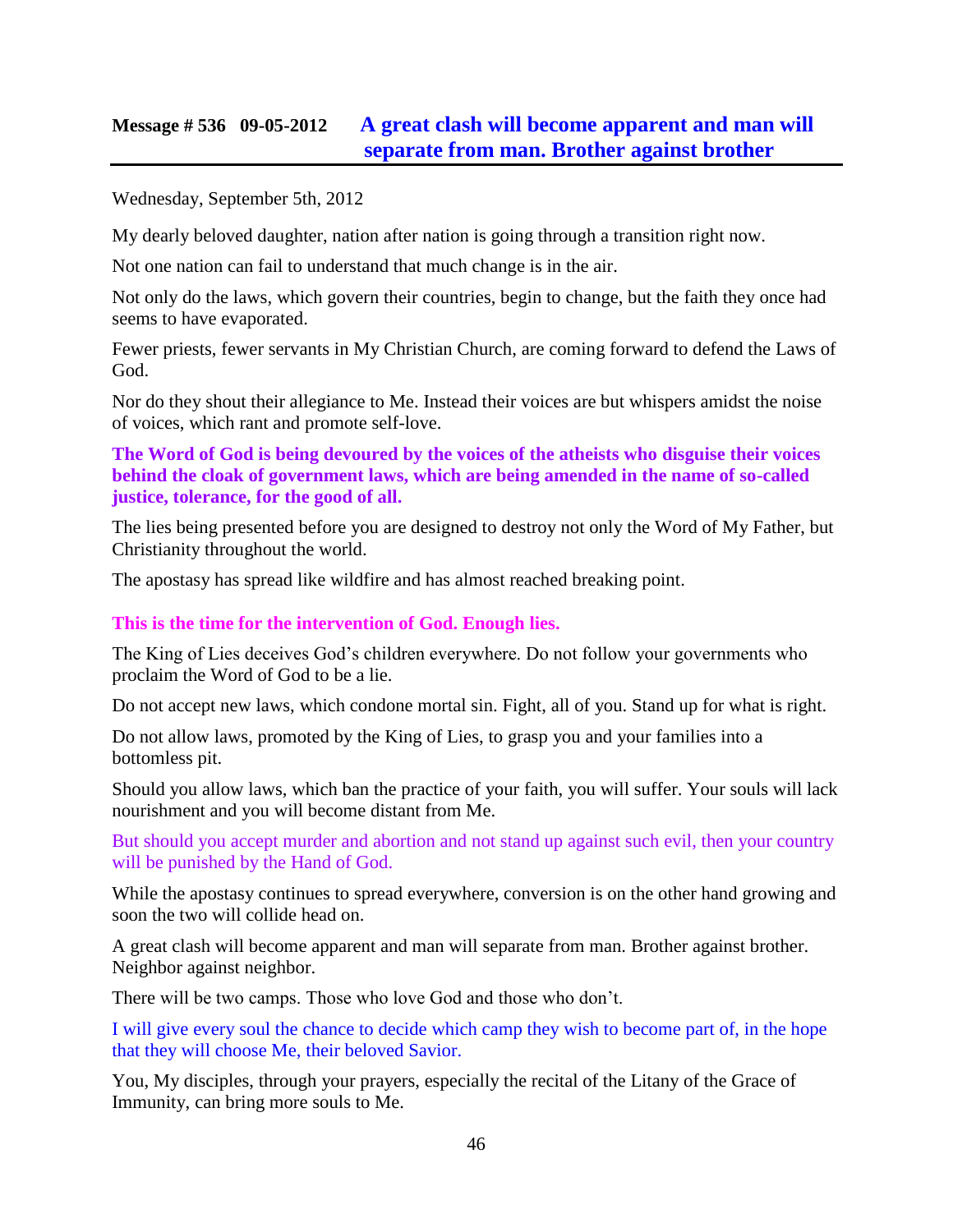## Message # 536 09-05-2012 A great clash will become apparent and man will separate from man. Brother against brother

Wednesday, September 5th, 2012

My dearly beloved daughter, nation after nation is going through a transition right now.

Not one nation can fail to understand that much change is in the air.

Not only do the laws, which govern their countries, begin to change, but the faith they once had seems to have evaporated.

Fewer priests, fewer servants in My Christian Church, are coming forward to defend the Laws of God.

Nor do they shout their allegiance to Me. Instead their voices are but whispers amidst the noise of voices, which rant and promote self-love.

**The Word of God is being devoured by the voices of the atheists who disguise their voices behind the cloak of government laws, which are being amended in the name of so-called justice, tolerance, for the good of all.**

The lies being presented before you are designed to destroy not only the Word of My Father, but Christianity throughout the world.

The apostasy has spread like wildfire and has almost reached breaking point.

**This is the time for the intervention of God. Enough lies.**

The King of Lies deceives God's children everywhere. Do not follow your governments who proclaim the Word of God to be a lie.

Do not accept new laws, which condone mortal sin. Fight, all of you. Stand up for what is right.

Do not allow laws, promoted by the King of Lies, to grasp you and your families into a bottomless pit.

Should you allow laws, which ban the practice of your faith, you will suffer. Your souls will lack nourishment and you will become distant from Me.

But should you accept murder and abortion and not stand up against such evil, then your country will be punished by the Hand of God.

While the apostasy continues to spread everywhere, conversion is on the other hand growing and soon the two will collide head on.

A great clash will become apparent and man will separate from man. Brother against brother. Neighbor against neighbor.

There will be two camps. Those who love God and those who don't.

I will give every soul the chance to decide which camp they wish to become part of, in the hope that they will choose Me, their beloved Savior.

You, My disciples, through your prayers, especially the recital of the Litany of the Grace of Immunity, can bring more souls to Me.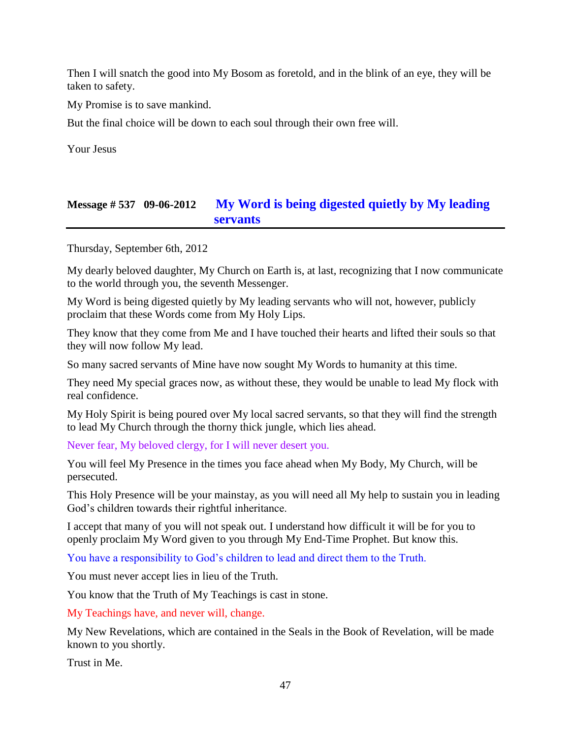Then I will snatch the good into My Bosom as foretold, and in the blink of an eye, they will be taken to safety.

My Promise is to save mankind.

But the final choice will be down to each soul through their own free will.

Your Jesus

## Message # 537 09-06-2012 My Word is being digested quietly by My leading servants

Thursday, September 6th, 2012

My dearly beloved daughter, My Church on Earth is, at last, recognizing that I now communicate to the world through you, the seventh Messenger.

My Word is being digested quietly by My leading servants who will not, however, publicly proclaim that these Words come from My Holy Lips.

They know that they come from Me and I have touched their hearts and lifted their souls so that they will now follow My lead.

So many sacred servants of Mine have now sought My Words to humanity at this time.

They need My special graces now, as without these, they would be unable to lead My flock with real confidence.

My Holy Spirit is being poured over My local sacred servants, so that they will find the strength to lead My Church through the thorny thick jungle, which lies ahead.

Never fear, My beloved clergy, for I will never desert you.

You will feel My Presence in the times you face ahead when My Body, My Church, will be persecuted.

This Holy Presence will be your mainstay, as you will need all My help to sustain you in leading God's children towards their rightful inheritance.

I accept that many of you will not speak out. I understand how difficult it will be for you to openly proclaim My Word given to you through My End-Time Prophet. But know this.

You have a responsibility to God's children to lead and direct them to the Truth.

You must never accept lies in lieu of the Truth.

You know that the Truth of My Teachings is cast in stone.

My Teachings have, and never will, change.

My New Revelations, which are contained in the Seals in the Book of Revelation, will be made known to you shortly.

Trust in Me.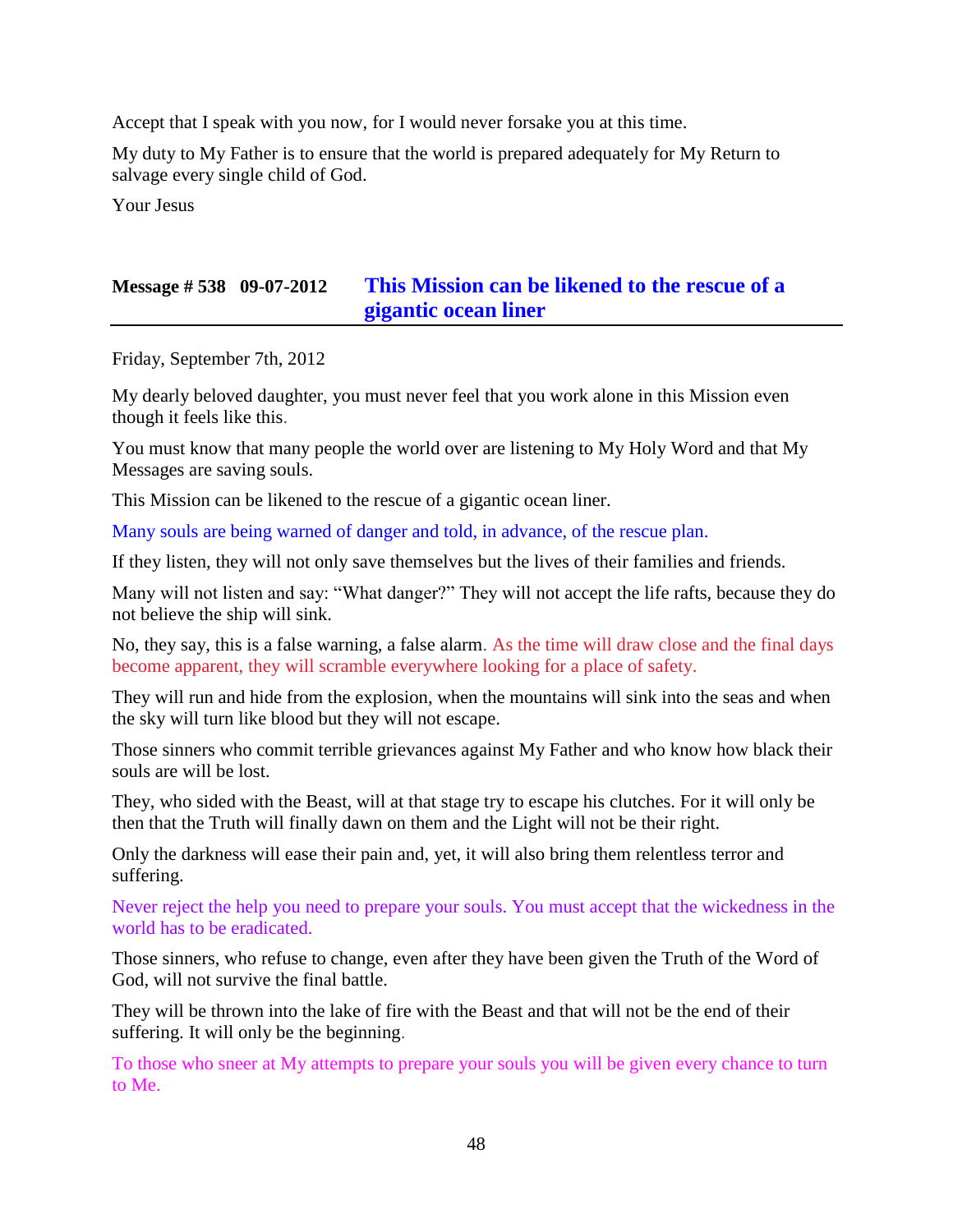Accept that I speak with you now, for I would never forsake you at this time.

My duty to My Father is to ensure that the world is prepared adequately for My Return to salvage every single child of God.

Your Jesus

## Message # 538 09-07-2012 This Mission can be likened to the rescue of a gigantic ocean liner

Friday, September 7th, 2012

My dearly beloved daughter, you must never feel that you work alone in this Mission even though it feels like this.

You must know that many people the world over are listening to My Holy Word and that My Messages are saving souls.

This Mission can be likened to the rescue of a gigantic ocean liner.

Many souls are being warned of danger and told, in advance, of the rescue plan.

If they listen, they will not only save themselves but the lives of their families and friends.

Many will not listen and say: "What danger?" They will not accept the life rafts, because they do not believe the ship will sink.

No, they say, this is a false warning, a false alarm. As the time will draw close and the final days become apparent, they will scramble everywhere looking for a place of safety.

They will run and hide from the explosion, when the mountains will sink into the seas and when the sky will turn like blood but they will not escape.

Those sinners who commit terrible grievances against My Father and who know how black their souls are will be lost.

They, who sided with the Beast, will at that stage try to escape his clutches. For it will only be then that the Truth will finally dawn on them and the Light will not be their right.

Only the darkness will ease their pain and, yet, it will also bring them relentless terror and suffering.

Never reject the help you need to prepare your souls. You must accept that the wickedness in the world has to be eradicated.

Those sinners, who refuse to change, even after they have been given the Truth of the Word of God, will not survive the final battle.

They will be thrown into the lake of fire with the Beast and that will not be the end of their suffering. It will only be the beginning.

To those who sneer at My attempts to prepare your souls you will be given every chance to turn to Me.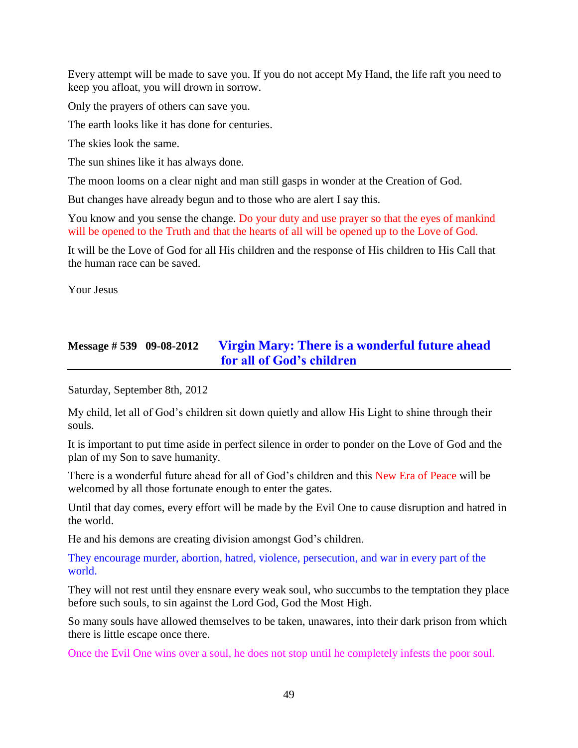Every attempt will be made to save you. If you do not accept My Hand, the life raft you need to keep you afloat, you will drown in sorrow.

Only the prayers of others can save you.

The earth looks like it has done for centuries.

The skies look the same.

The sun shines like it has always done.

The moon looms on a clear night and man still gasps in wonder at the Creation of God.

But changes have already begun and to those who are alert I say this.

You know and you sense the change. Do your duty and use prayer so that the eyes of mankind will be opened to the Truth and that the hearts of all will be opened up to the Love of God.

It will be the Love of God for all His children and the response of His children to His Call that the human race can be saved.

Your Jesus

## Message # 539 09-08-2012 Virgin Mary: There is a wonderful future ahead for all of God's children

Saturday, September 8th, 2012

My child, let all of God's children sit down quietly and allow His Light to shine through their souls.

It is important to put time aside in perfect silence in order to ponder on the Love of God and the plan of my Son to save humanity.

There is a wonderful future ahead for all of God's children and this New Era of Peace will be welcomed by all those fortunate enough to enter the gates.

Until that day comes, every effort will be made by the Evil One to cause disruption and hatred in the world.

He and his demons are creating division amongst God's children.

They encourage murder, abortion, hatred, violence, persecution, and war in every part of the world.

They will not rest until they ensnare every weak soul, who succumbs to the temptation they place before such souls, to sin against the Lord God, God the Most High.

So many souls have allowed themselves to be taken, unawares, into their dark prison from which there is little escape once there.

Once the Evil One wins over a soul, he does not stop until he completely infests the poor soul.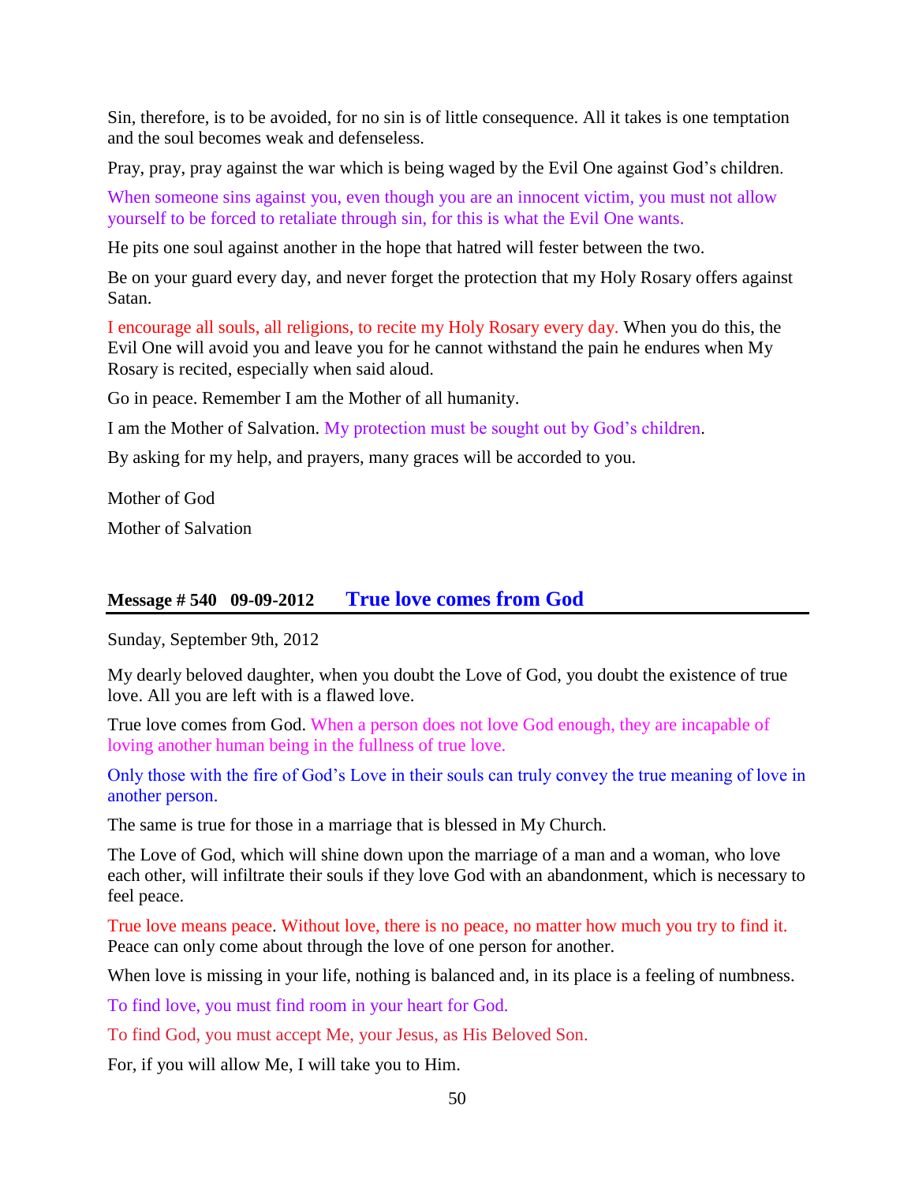Sin, therefore, is to be avoided, for no sin is of little consequence. All it takes is one temptation and the soul becomes weak and defenseless.

Pray, pray, pray against the war which is being waged by the Evil One against God's children.

When someone sins against you, even though you are an innocent victim, you must not allow yourself to be forced to retaliate through sin, for this is what the Evil One wants.

He pits one soul against another in the hope that hatred will fester between the two.

Be on your guard every day, and never forget the protection that my Holy Rosary offers against Satan.

I encourage all souls, all religions, to recite my Holy Rosary every day. When you do this, the Evil One will avoid you and leave you for he cannot withstand the pain he endures when My Rosary is recited, especially when said aloud.

Go in peace. Remember I am the Mother of all humanity.

I am the Mother of Salvation. My protection must be sought out by God's children.

By asking for my help, and prayers, many graces will be accorded to you.

Mother of God

Mother of Salvation

## Message # 540 09-09-2012 True love comes from God

Sunday, September 9th, 2012

My dearly beloved daughter, when you doubt the Love of God, you doubt the existence of true love. All you are left with is a flawed love.

True love comes from God. When a person does not love God enough, they are incapable of loving another human being in the fullness of true love.

Only those with the fire of God's Love in their souls can truly convey the true meaning of love in another person.

The same is true for those in a marriage that is blessed in My Church.

The Love of God, which will shine down upon the marriage of a man and a woman, who love each other, will infiltrate their souls if they love God with an abandonment, which is necessary to feel peace.

True love means peace. Without love, there is no peace, no matter how much you try to find it. Peace can only come about through the love of one person for another.

When love is missing in your life, nothing is balanced and, in its place is a feeling of numbness.

To find love, you must find room in your heart for God.

To find God, you must accept Me, your Jesus, as His Beloved Son.

For, if you will allow Me, I will take you to Him.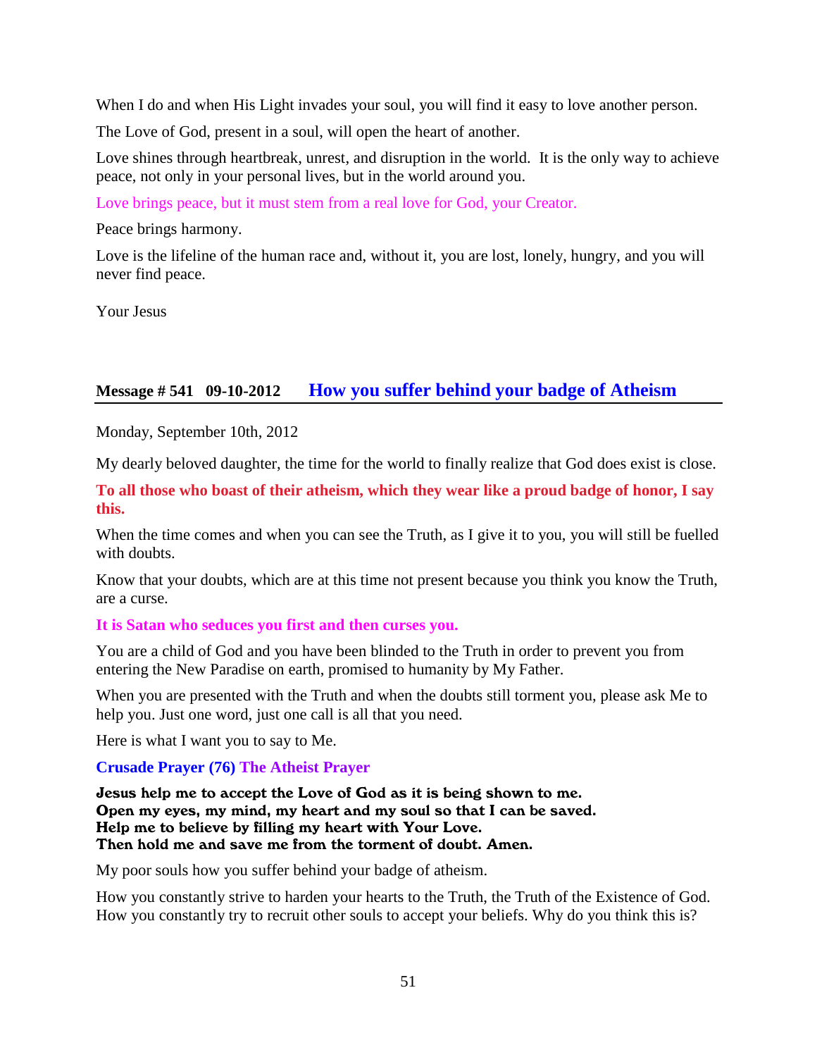When I do and when His Light invades your soul, you will find it easy to love another person.

The Love of God, present in a soul, will open the heart of another.

Love shines through heartbreak, unrest, and disruption in the world. It is the only way to achieve peace, not only in your personal lives, but in the world around you.

Love brings peace, but it must stem from a real love for God, your Creator.

Peace brings harmony.

Love is the lifeline of the human race and, without it, you are lost, lonely, hungry, and you will never find peace.

Your Jesus

## Message # 541 09-10-2012 How you suffer behind your badge of Atheism

Monday, September 10th, 2012

My dearly beloved daughter, the time for the world to finally realize that God does exist is close.

**To all those who boast of their atheism, which they wear like a proud badge of honor, I say this.**

When the time comes and when you can see the Truth, as I give it to you, you will still be fuelled with doubts.

Know that your doubts, which are at this time not present because you think you know the Truth, are a curse.

**It is Satan who seduces you first and then curses you.**

You are a child of God and you have been blinded to the Truth in order to prevent you from entering the New Paradise on earth, promised to humanity by My Father.

When you are presented with the Truth and when the doubts still torment you, please ask Me to help you. Just one word, just one call is all that you need.

Here is what I want you to say to Me.

**Crusade Prayer (76) The Atheist Prayer**

**Jesus help me to accept the Love of God as it is being shown to me.**
**Open my eyes, my mind, my heart and my soul so that I can be saved.**
**Help me to believe by filling my heart with Your Love.**
**Then hold me and save me from the torment of doubt. Amen.**

My poor souls how you suffer behind your badge of atheism.

How you constantly strive to harden your hearts to the Truth, the Truth of the Existence of God. How you constantly try to recruit other souls to accept your beliefs. Why do you think this is?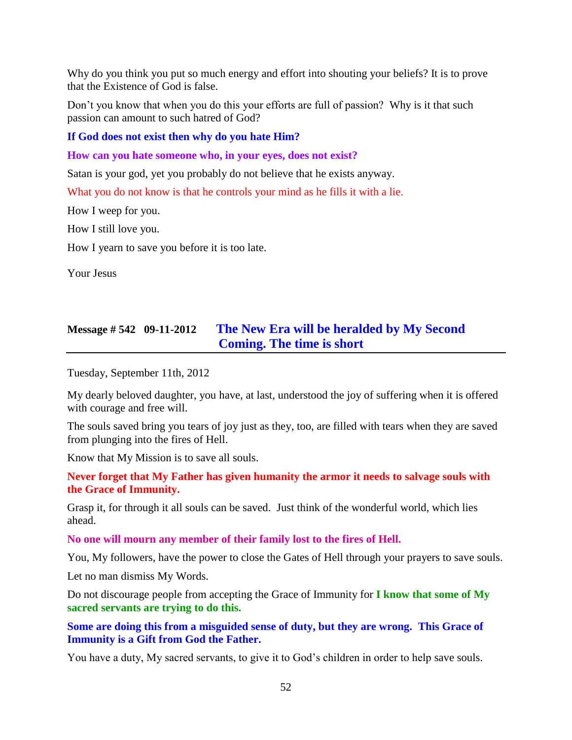Why do you think you put so much energy and effort into shouting your beliefs? It is to prove that the Existence of God is false.

Don't you know that when you do this your efforts are full of passion? Why is it that such passion can amount to such hatred of God?

**If God does not exist then why do you hate Him?**

**How can you hate someone who, in your eyes, does not exist?**

Satan is your god, yet you probably do not believe that he exists anyway.

What you do not know is that he controls your mind as he fills it with a lie.

How I weep for you.

How I still love you.

How I yearn to save you before it is too late.

Your Jesus

## Message # 542 09-11-2012 The New Era will be heralded by My Second Coming. The time is short

Tuesday, September 11th, 2012

My dearly beloved daughter, you have, at last, understood the joy of suffering when it is offered with courage and free will.

The souls saved bring you tears of joy just as they, too, are filled with tears when they are saved from plunging into the fires of Hell.

Know that My Mission is to save all souls.

**Never forget that My Father has given humanity the armor it needs to salvage souls with the Grace of Immunity.**

Grasp it, for through it all souls can be saved. Just think of the wonderful world, which lies ahead.

**No one will mourn any member of their family lost to the fires of Hell.**

You, My followers, have the power to close the Gates of Hell through your prayers to save souls.

Let no man dismiss My Words.

Do not discourage people from accepting the Grace of Immunity for **I know that some of My sacred servants are trying to do this.**

**Some are doing this from a misguided sense of duty, but they are wrong. This Grace of Immunity is a Gift from God the Father.**

You have a duty, My sacred servants, to give it to God's children in order to help save souls.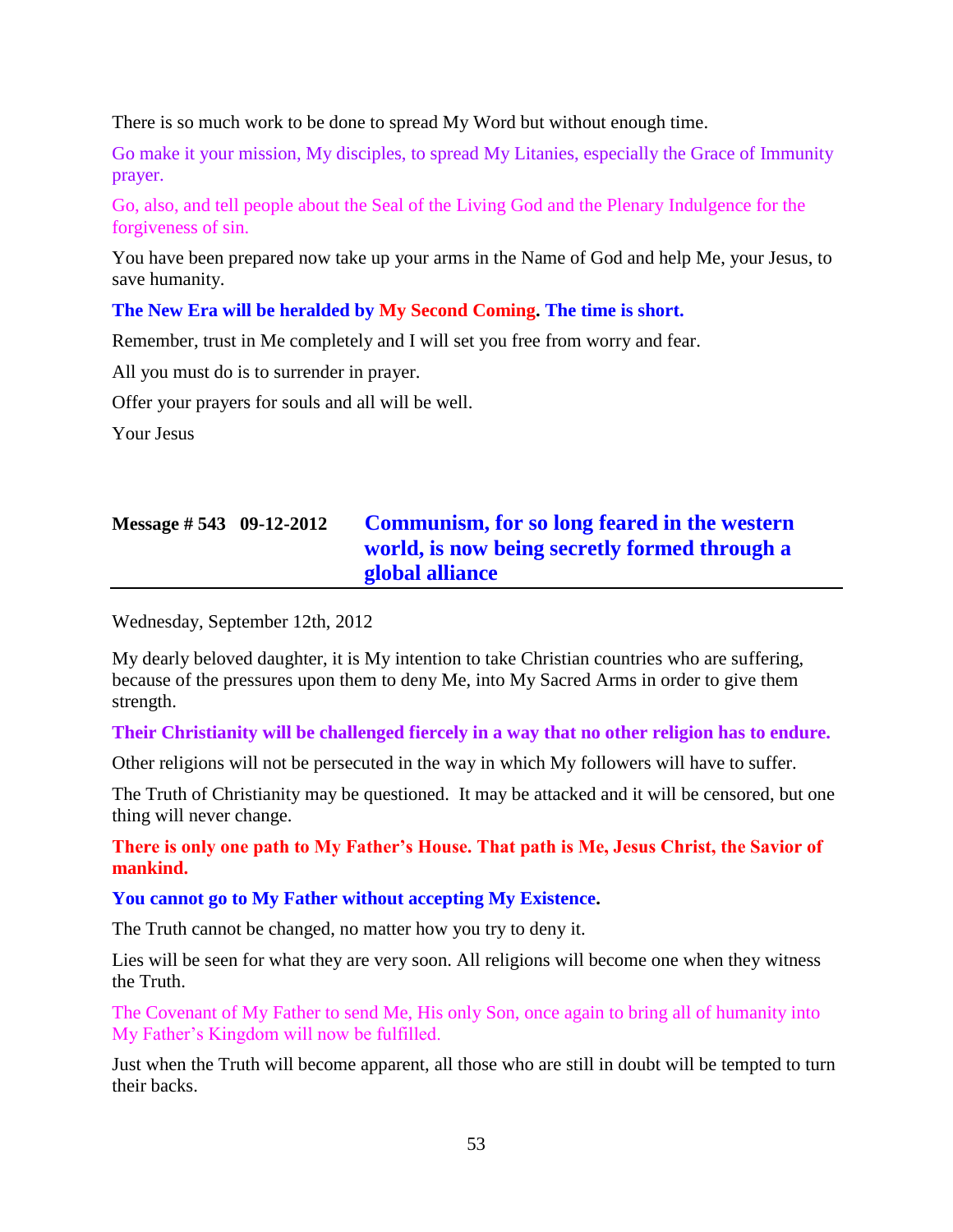There is so much work to be done to spread My Word but without enough time.

Go make it your mission, My disciples, to spread My Litanies, especially the Grace of Immunity prayer.

Go, also, and tell people about the Seal of the Living God and the Plenary Indulgence for the forgiveness of sin.

You have been prepared now take up your arms in the Name of God and help Me, your Jesus, to save humanity.

**The New Era will be heralded by My Second Coming. The time is short.**

Remember, trust in Me completely and I will set you free from worry and fear.

All you must do is to surrender in prayer.

Offer your prayers for souls and all will be well.

Your Jesus

## Message # 543 09-12-2012 Communism, for so long feared in the western world, is now being secretly formed through a global alliance

Wednesday, September 12th, 2012

My dearly beloved daughter, it is My intention to take Christian countries who are suffering, because of the pressures upon them to deny Me, into My Sacred Arms in order to give them strength.

**Their Christianity will be challenged fiercely in a way that no other religion has to endure.**

Other religions will not be persecuted in the way in which My followers will have to suffer.

The Truth of Christianity may be questioned. It may be attacked and it will be censored, but one thing will never change.

**There is only one path to My Father's House. That path is Me, Jesus Christ, the Savior of mankind.**

**You cannot go to My Father without accepting My Existence.**

The Truth cannot be changed, no matter how you try to deny it.

Lies will be seen for what they are very soon. All religions will become one when they witness the Truth.

The Covenant of My Father to send Me, His only Son, once again to bring all of humanity into My Father's Kingdom will now be fulfilled.

Just when the Truth will become apparent, all those who are still in doubt will be tempted to turn their backs.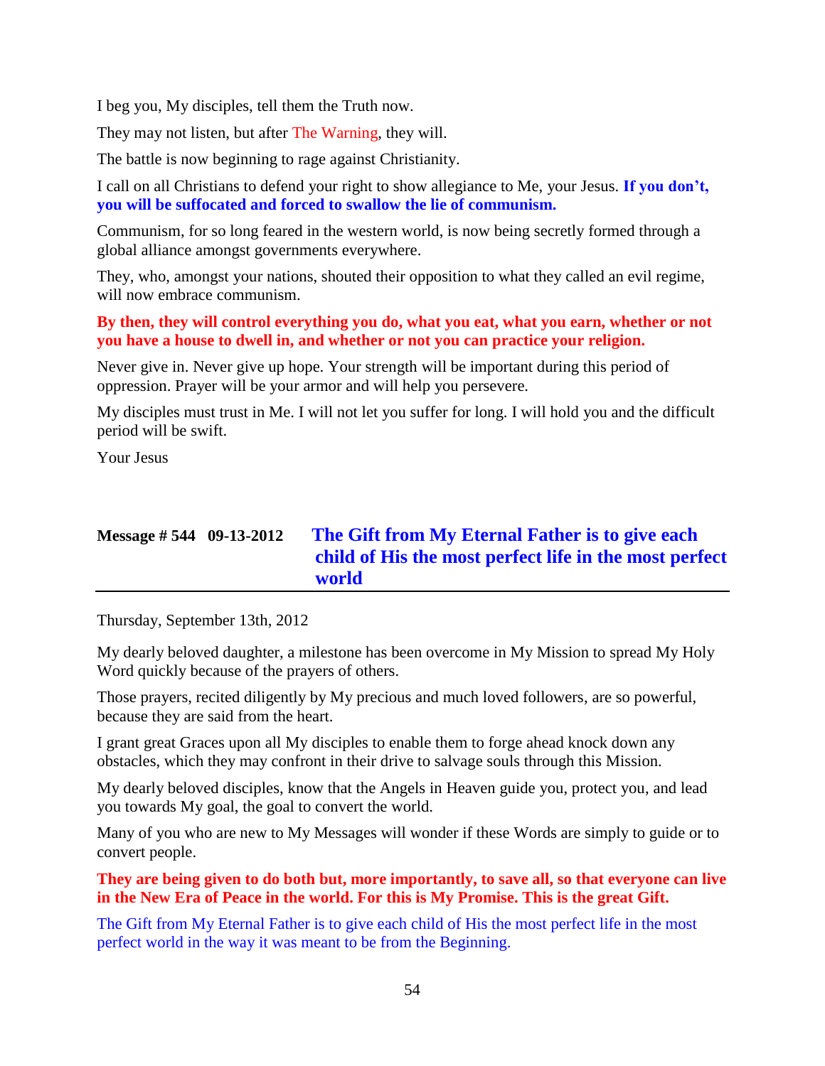I beg you, My disciples, tell them the Truth now.

They may not listen, but after The Warning, they will.

The battle is now beginning to rage against Christianity.

I call on all Christians to defend your right to show allegiance to Me, your Jesus. **If you don't, you will be suffocated and forced to swallow the lie of communism.**

Communism, for so long feared in the western world, is now being secretly formed through a global alliance amongst governments everywhere.

They, who, amongst your nations, shouted their opposition to what they called an evil regime, will now embrace communism.

**By then, they will control everything you do, what you eat, what you earn, whether or not you have a house to dwell in, and whether or not you can practice your religion.**

Never give in. Never give up hope. Your strength will be important during this period of oppression. Prayer will be your armor and will help you persevere.

My disciples must trust in Me. I will not let you suffer for long. I will hold you and the difficult period will be swift.

Your Jesus

## Message # 544 09-13-2012 The Gift from My Eternal Father is to give each child of His the most perfect life in the most perfect world

Thursday, September 13th, 2012

My dearly beloved daughter, a milestone has been overcome in My Mission to spread My Holy Word quickly because of the prayers of others.

Those prayers, recited diligently by My precious and much loved followers, are so powerful, because they are said from the heart.

I grant great Graces upon all My disciples to enable them to forge ahead knock down any obstacles, which they may confront in their drive to salvage souls through this Mission.

My dearly beloved disciples, know that the Angels in Heaven guide you, protect you, and lead you towards My goal, the goal to convert the world.

Many of you who are new to My Messages will wonder if these Words are simply to guide or to convert people.

**They are being given to do both but, more importantly, to save all, so that everyone can live in the New Era of Peace in the world. For this is My Promise. This is the great Gift.**

The Gift from My Eternal Father is to give each child of His the most perfect life in the most perfect world in the way it was meant to be from the Beginning.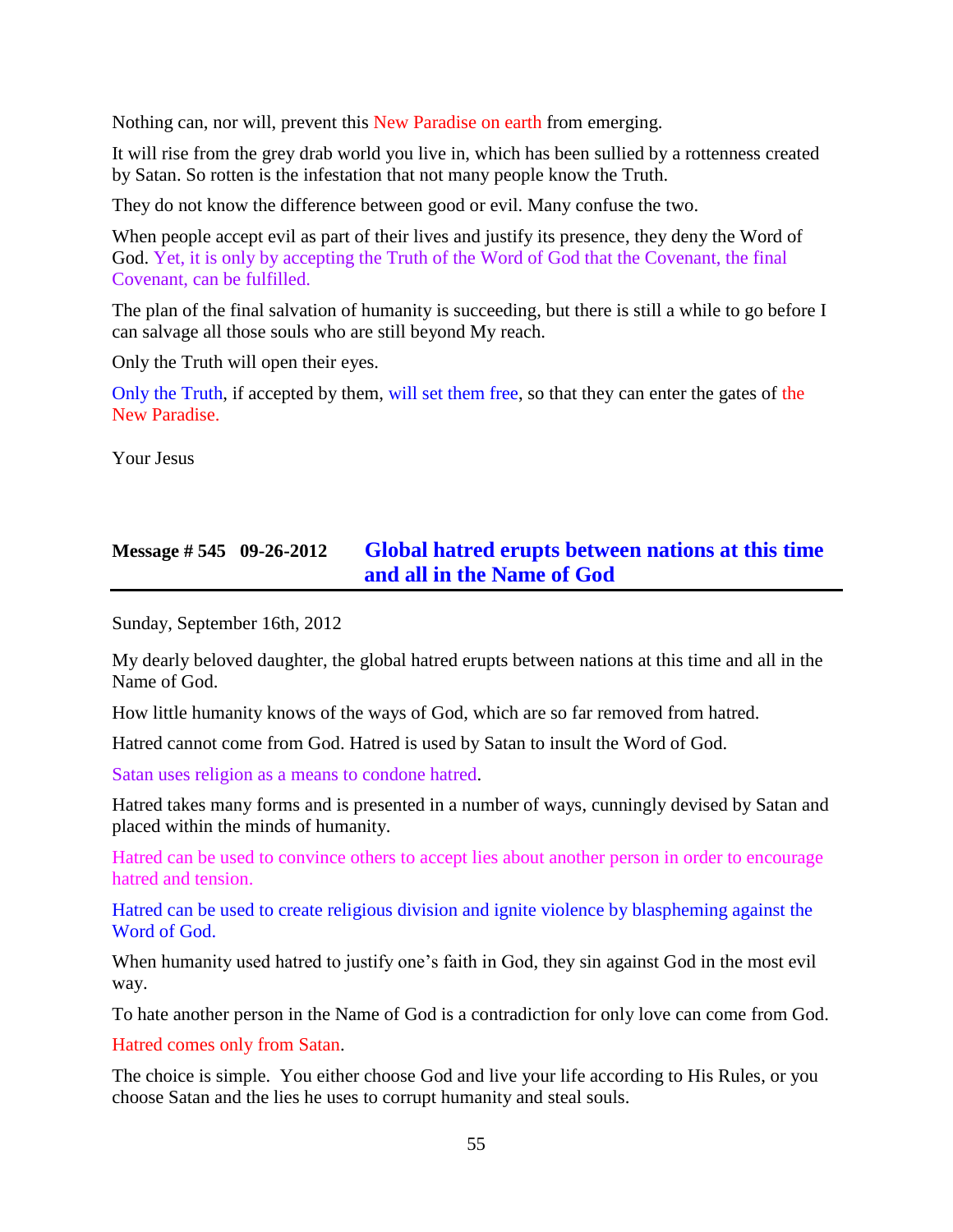Nothing can, nor will, prevent this New Paradise on earth from emerging.

It will rise from the grey drab world you live in, which has been sullied by a rottenness created by Satan. So rotten is the infestation that not many people know the Truth.

They do not know the difference between good or evil. Many confuse the two.

When people accept evil as part of their lives and justify its presence, they deny the Word of God. Yet, it is only by accepting the Truth of the Word of God that the Covenant, the final Covenant, can be fulfilled.

The plan of the final salvation of humanity is succeeding, but there is still a while to go before I can salvage all those souls who are still beyond My reach.

Only the Truth will open their eyes.

Only the Truth, if accepted by them, will set them free, so that they can enter the gates of the New Paradise.

Your Jesus

## Message # 545 09-26-2012 Global hatred erupts between nations at this time and all in the Name of God

Sunday, September 16th, 2012

My dearly beloved daughter, the global hatred erupts between nations at this time and all in the Name of God.

How little humanity knows of the ways of God, which are so far removed from hatred.

Hatred cannot come from God. Hatred is used by Satan to insult the Word of God.

Satan uses religion as a means to condone hatred.

Hatred takes many forms and is presented in a number of ways, cunningly devised by Satan and placed within the minds of humanity.

Hatred can be used to convince others to accept lies about another person in order to encourage hatred and tension.

Hatred can be used to create religious division and ignite violence by blaspheming against the Word of God.

When humanity used hatred to justify one's faith in God, they sin against God in the most evil way.

To hate another person in the Name of God is a contradiction for only love can come from God.

Hatred comes only from Satan.

The choice is simple. You either choose God and live your life according to His Rules, or you choose Satan and the lies he uses to corrupt humanity and steal souls.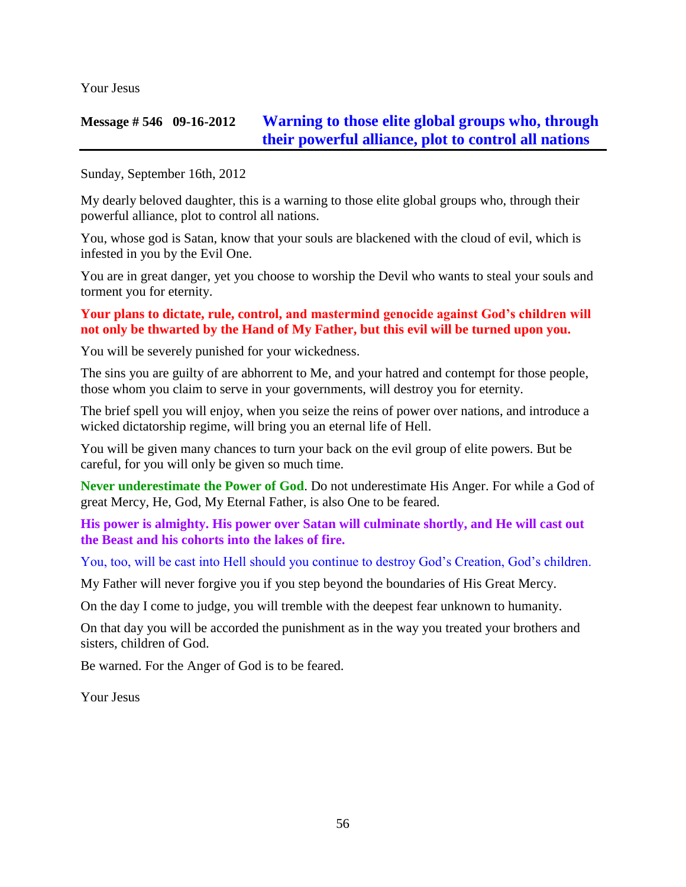Your Jesus

## Message # 546 09-16-2012 Warning to those elite global groups who, through their powerful alliance, plot to control all nations

Sunday, September 16th, 2012

My dearly beloved daughter, this is a warning to those elite global groups who, through their powerful alliance, plot to control all nations.

You, whose god is Satan, know that your souls are blackened with the cloud of evil, which is infested in you by the Evil One.

You are in great danger, yet you choose to worship the Devil who wants to steal your souls and torment you for eternity.

**Your plans to dictate, rule, control, and mastermind genocide against God's children will not only be thwarted by the Hand of My Father, but this evil will be turned upon you.**

You will be severely punished for your wickedness.

The sins you are guilty of are abhorrent to Me, and your hatred and contempt for those people, those whom you claim to serve in your governments, will destroy you for eternity.

The brief spell you will enjoy, when you seize the reins of power over nations, and introduce a wicked dictatorship regime, will bring you an eternal life of Hell.

You will be given many chances to turn your back on the evil group of elite powers. But be careful, for you will only be given so much time.

**Never underestimate the Power of God**. Do not underestimate His Anger. For while a God of great Mercy, He, God, My Eternal Father, is also One to be feared.

**His power is almighty. His power over Satan will culminate shortly, and He will cast out the Beast and his cohorts into the lakes of fire.**

You, too, will be cast into Hell should you continue to destroy God's Creation, God's children.

My Father will never forgive you if you step beyond the boundaries of His Great Mercy.

On the day I come to judge, you will tremble with the deepest fear unknown to humanity.

On that day you will be accorded the punishment as in the way you treated your brothers and sisters, children of God.

Be warned. For the Anger of God is to be feared.

Your Jesus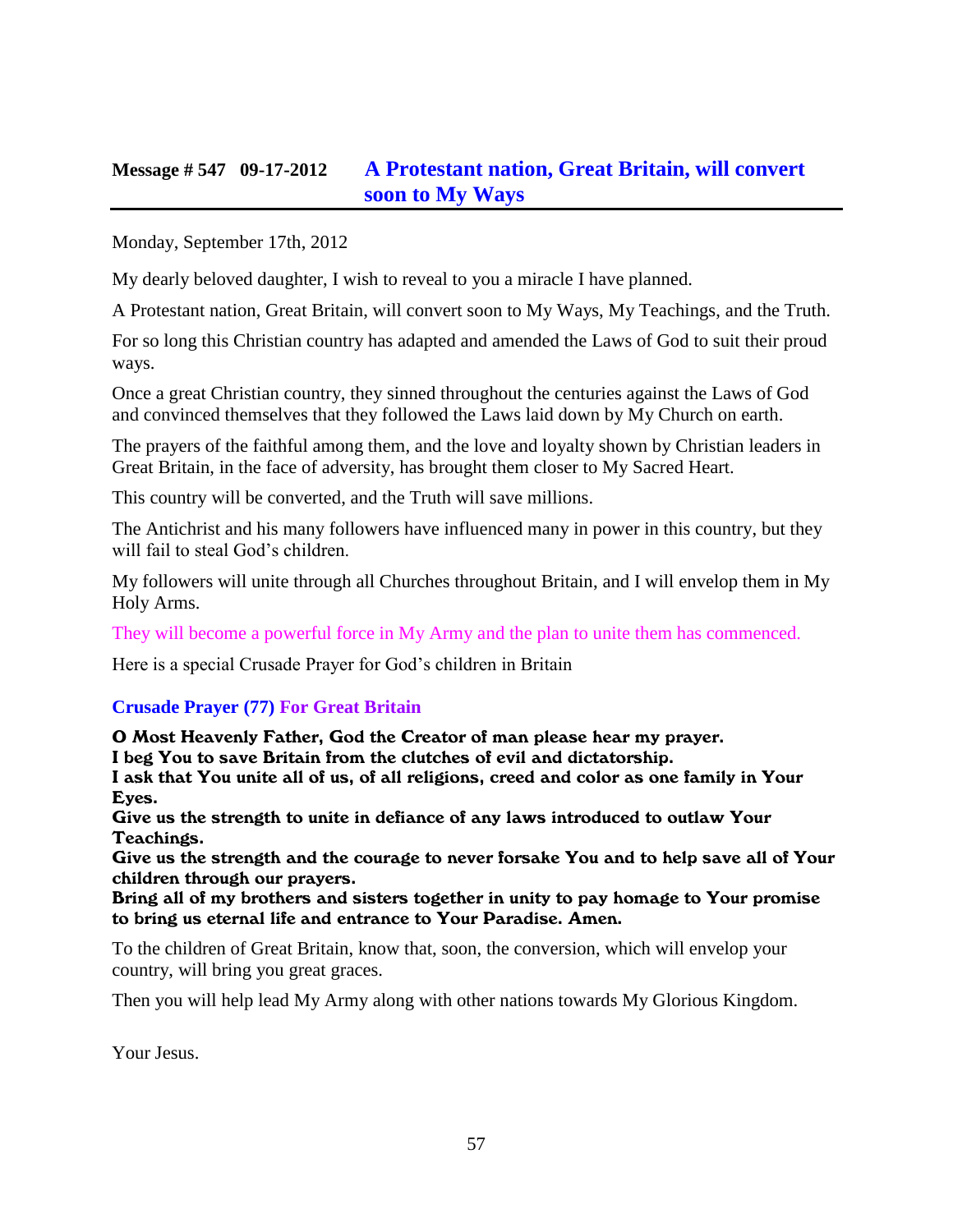## Message # 547 09-17-2012 A Protestant nation, Great Britain, will convert soon to My Ways

Monday, September 17th, 2012

My dearly beloved daughter, I wish to reveal to you a miracle I have planned.

A Protestant nation, Great Britain, will convert soon to My Ways, My Teachings, and the Truth.

For so long this Christian country has adapted and amended the Laws of God to suit their proud ways.

Once a great Christian country, they sinned throughout the centuries against the Laws of God and convinced themselves that they followed the Laws laid down by My Church on earth.

The prayers of the faithful among them, and the love and loyalty shown by Christian leaders in Great Britain, in the face of adversity, has brought them closer to My Sacred Heart.

This country will be converted, and the Truth will save millions.

The Antichrist and his many followers have influenced many in power in this country, but they will fail to steal God's children.

My followers will unite through all Churches throughout Britain, and I will envelop them in My Holy Arms.

They will become a powerful force in My Army and the plan to unite them has commenced.

Here is a special Crusade Prayer for God's children in Britain

### Crusade Prayer (77) For Great Britain

**O Most Heavenly Father, God the Creator of man please hear my prayer.**
**I beg You to save Britain from the clutches of evil and dictatorship.**
**I ask that You unite all of us, of all religions, creed and color as one family in Your Eyes.**
**Give us the strength to unite in defiance of any laws introduced to outlaw Your Teachings.**
**Give us the strength and the courage to never forsake You and to help save all of Your children through our prayers.**
**Bring all of my brothers and sisters together in unity to pay homage to Your promise to bring us eternal life and entrance to Your Paradise. Amen.**

To the children of Great Britain, know that, soon, the conversion, which will envelop your country, will bring you great graces.

Then you will help lead My Army along with other nations towards My Glorious Kingdom.

Your Jesus.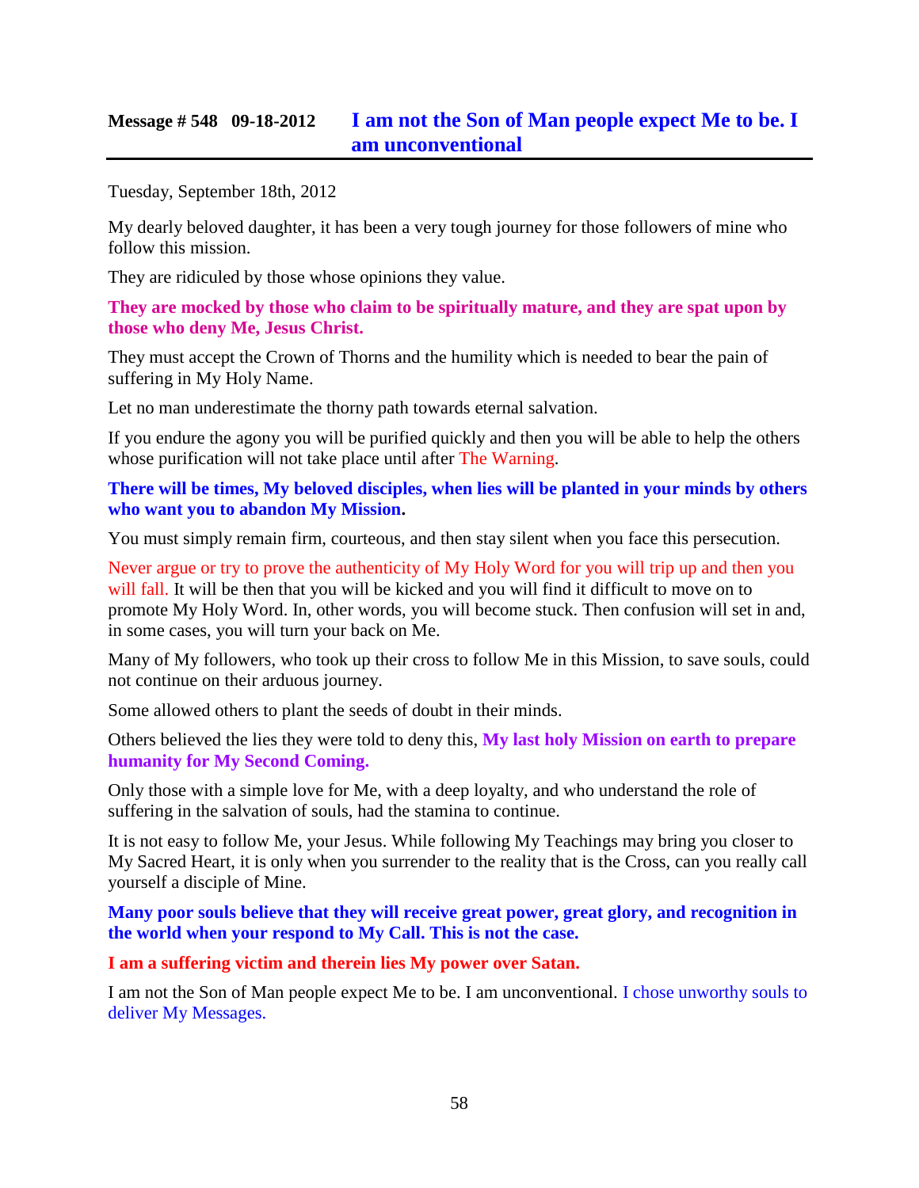## Message # 548 09-18-2012 I am not the Son of Man people expect Me to be. I am unconventional

Tuesday, September 18th, 2012

My dearly beloved daughter, it has been a very tough journey for those followers of mine who follow this mission.

They are ridiculed by those whose opinions they value.

**They are mocked by those who claim to be spiritually mature, and they are spat upon by those who deny Me, Jesus Christ.**

They must accept the Crown of Thorns and the humility which is needed to bear the pain of suffering in My Holy Name.

Let no man underestimate the thorny path towards eternal salvation.

If you endure the agony you will be purified quickly and then you will be able to help the others whose purification will not take place until after The Warning.

**There will be times, My beloved disciples, when lies will be planted in your minds by others who want you to abandon My Mission.**

You must simply remain firm, courteous, and then stay silent when you face this persecution.

Never argue or try to prove the authenticity of My Holy Word for you will trip up and then you will fall. It will be then that you will be kicked and you will find it difficult to move on to promote My Holy Word. In, other words, you will become stuck. Then confusion will set in and, in some cases, you will turn your back on Me.

Many of My followers, who took up their cross to follow Me in this Mission, to save souls, could not continue on their arduous journey.

Some allowed others to plant the seeds of doubt in their minds.

Others believed the lies they were told to deny this, **My last holy Mission on earth to prepare humanity for My Second Coming.**

Only those with a simple love for Me, with a deep loyalty, and who understand the role of suffering in the salvation of souls, had the stamina to continue.

It is not easy to follow Me, your Jesus. While following My Teachings may bring you closer to My Sacred Heart, it is only when you surrender to the reality that is the Cross, can you really call yourself a disciple of Mine.

**Many poor souls believe that they will receive great power, great glory, and recognition in the world when your respond to My Call. This is not the case.**

**I am a suffering victim and therein lies My power over Satan.**

I am not the Son of Man people expect Me to be. I am unconventional. I chose unworthy souls to deliver My Messages.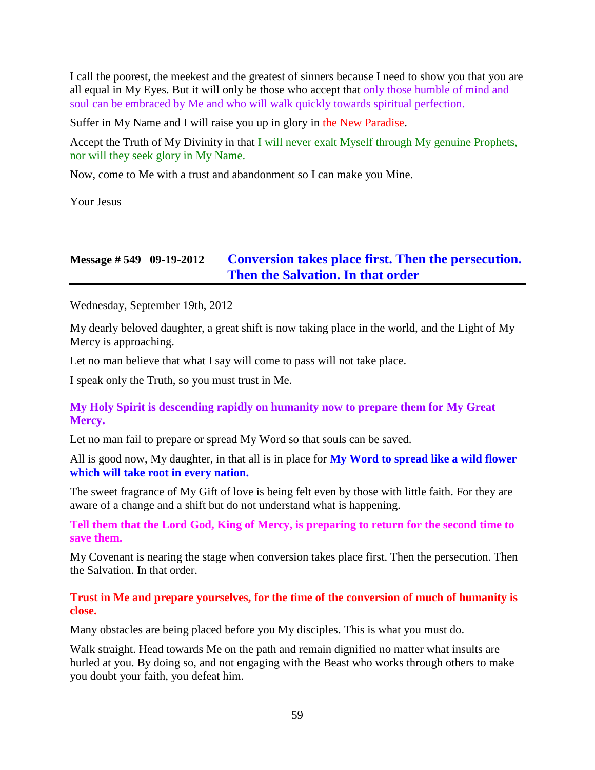I call the poorest, the meekest and the greatest of sinners because I need to show you that you are all equal in My Eyes. But it will only be those who accept that only those humble of mind and soul can be embraced by Me and who will walk quickly towards spiritual perfection.

Suffer in My Name and I will raise you up in glory in the New Paradise.

Accept the Truth of My Divinity in that I will never exalt Myself through My genuine Prophets, nor will they seek glory in My Name.

Now, come to Me with a trust and abandonment so I can make you Mine.

Your Jesus

## Message # 549 09-19-2012 Conversion takes place first. Then the persecution. Then the Salvation. In that order

Wednesday, September 19th, 2012

My dearly beloved daughter, a great shift is now taking place in the world, and the Light of My Mercy is approaching.

Let no man believe that what I say will come to pass will not take place.

I speak only the Truth, so you must trust in Me.

**My Holy Spirit is descending rapidly on humanity now to prepare them for My Great Mercy.**

Let no man fail to prepare or spread My Word so that souls can be saved.

All is good now, My daughter, in that all is in place for **My Word to spread like a wild flower which will take root in every nation.**

The sweet fragrance of My Gift of love is being felt even by those with little faith. For they are aware of a change and a shift but do not understand what is happening.

**Tell them that the Lord God, King of Mercy, is preparing to return for the second time to save them.**

My Covenant is nearing the stage when conversion takes place first. Then the persecution. Then the Salvation. In that order.

**Trust in Me and prepare yourselves, for the time of the conversion of much of humanity is close.**

Many obstacles are being placed before you My disciples. This is what you must do.

Walk straight. Head towards Me on the path and remain dignified no matter what insults are hurled at you. By doing so, and not engaging with the Beast who works through others to make you doubt your faith, you defeat him.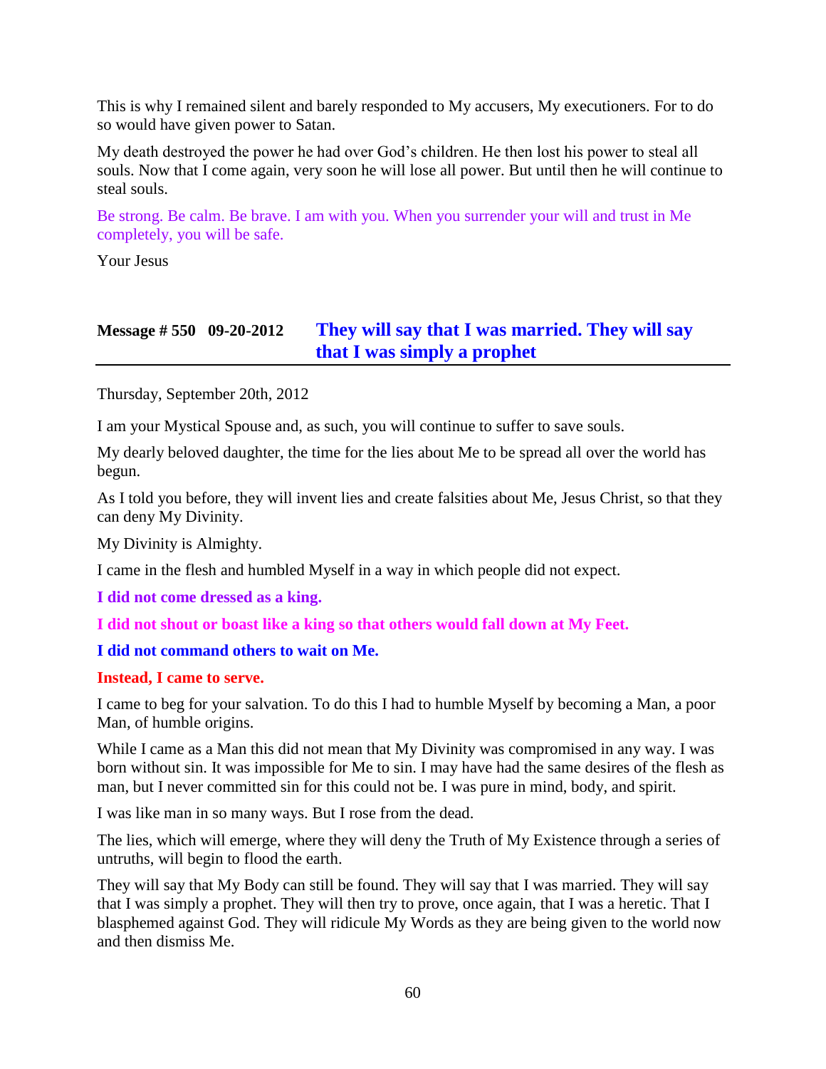This is why I remained silent and barely responded to My accusers, My executioners. For to do so would have given power to Satan.

My death destroyed the power he had over God's children. He then lost his power to steal all souls. Now that I come again, very soon he will lose all power. But until then he will continue to steal souls.

Be strong. Be calm. Be brave. I am with you. When you surrender your will and trust in Me completely, you will be safe.

Your Jesus

## Message # 550   09-20-2012   They will say that I was married. They will say that I was simply a prophet

Thursday, September 20th, 2012

I am your Mystical Spouse and, as such, you will continue to suffer to save souls.

My dearly beloved daughter, the time for the lies about Me to be spread all over the world has begun.

As I told you before, they will invent lies and create falsities about Me, Jesus Christ, so that they can deny My Divinity.

My Divinity is Almighty.

I came in the flesh and humbled Myself in a way in which people did not expect.

**I did not come dressed as a king.**

**I did not shout or boast like a king so that others would fall down at My Feet.**

**I did not command others to wait on Me.**

**Instead, I came to serve.**

I came to beg for your salvation. To do this I had to humble Myself by becoming a Man, a poor Man, of humble origins.

While I came as a Man this did not mean that My Divinity was compromised in any way. I was born without sin. It was impossible for Me to sin. I may have had the same desires of the flesh as man, but I never committed sin for this could not be. I was pure in mind, body, and spirit.

I was like man in so many ways. But I rose from the dead.

The lies, which will emerge, where they will deny the Truth of My Existence through a series of untruths, will begin to flood the earth.

They will say that My Body can still be found. They will say that I was married. They will say that I was simply a prophet. They will then try to prove, once again, that I was a heretic. That I blasphemed against God. They will ridicule My Words as they are being given to the world now and then dismiss Me.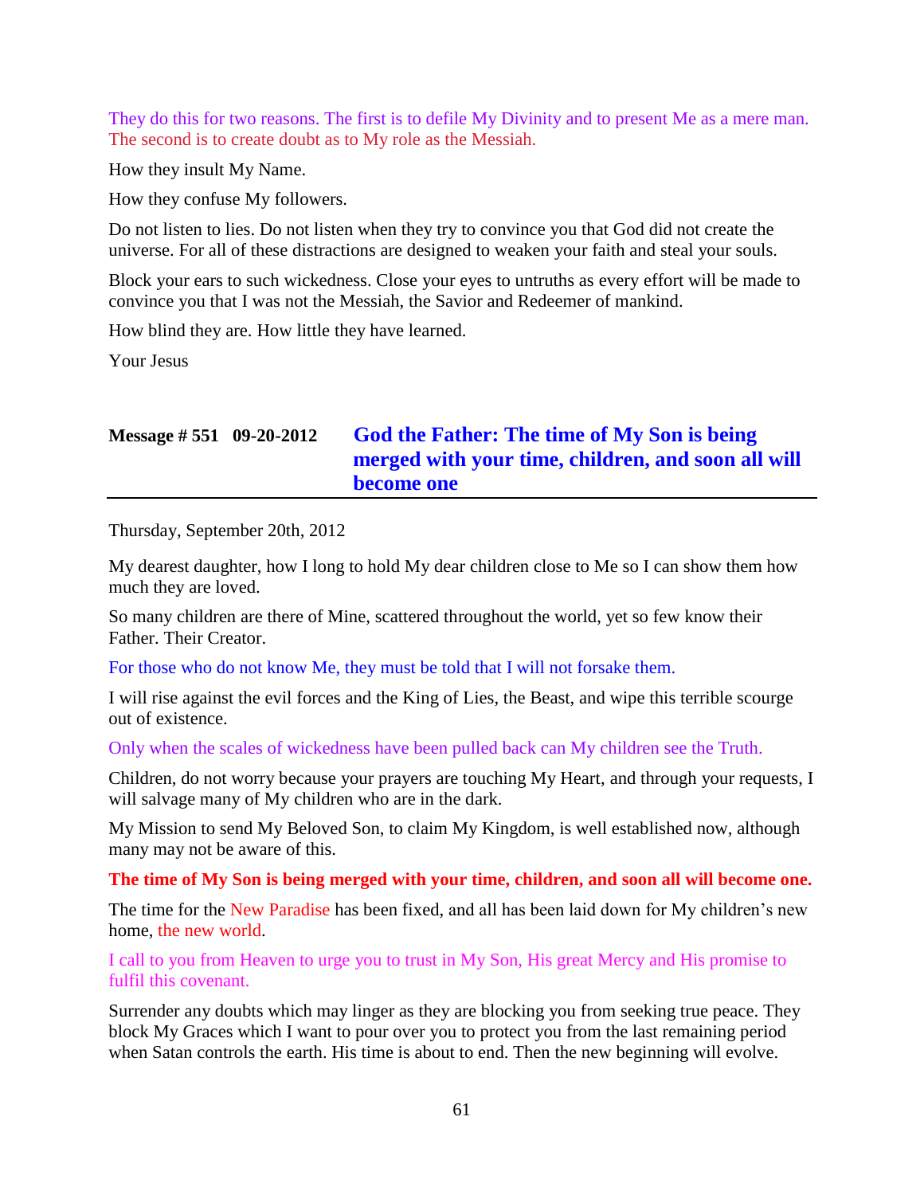They do this for two reasons. The first is to defile My Divinity and to present Me as a mere man. The second is to create doubt as to My role as the Messiah.

How they insult My Name.

How they confuse My followers.

Do not listen to lies. Do not listen when they try to convince you that God did not create the universe. For all of these distractions are designed to weaken your faith and steal your souls.

Block your ears to such wickedness. Close your eyes to untruths as every effort will be made to convince you that I was not the Messiah, the Savior and Redeemer of mankind.

How blind they are. How little they have learned.

Your Jesus

## Message # 551 09-20-2012 God the Father: The time of My Son is being merged with your time, children, and soon all will become one

Thursday, September 20th, 2012

My dearest daughter, how I long to hold My dear children close to Me so I can show them how much they are loved.

So many children are there of Mine, scattered throughout the world, yet so few know their Father. Their Creator.

For those who do not know Me, they must be told that I will not forsake them.

I will rise against the evil forces and the King of Lies, the Beast, and wipe this terrible scourge out of existence.

Only when the scales of wickedness have been pulled back can My children see the Truth.

Children, do not worry because your prayers are touching My Heart, and through your requests, I will salvage many of My children who are in the dark.

My Mission to send My Beloved Son, to claim My Kingdom, is well established now, although many may not be aware of this.

**The time of My Son is being merged with your time, children, and soon all will become one.**

The time for the New Paradise has been fixed, and all has been laid down for My children's new home, the new world.

I call to you from Heaven to urge you to trust in My Son, His great Mercy and His promise to fulfil this covenant.

Surrender any doubts which may linger as they are blocking you from seeking true peace. They block My Graces which I want to pour over you to protect you from the last remaining period when Satan controls the earth. His time is about to end. Then the new beginning will evolve.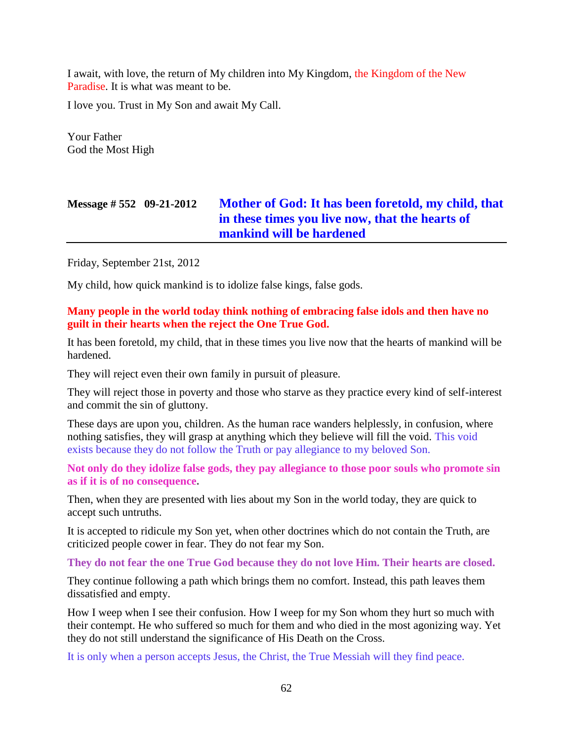I await, with love, the return of My children into My Kingdom, the Kingdom of the New Paradise. It is what was meant to be.

I love you. Trust in My Son and await My Call.

Your Father
God the Most High

## Message # 552 09-21-2012 Mother of God: It has been foretold, my child, that in these times you live now, that the hearts of mankind will be hardened

Friday, September 21st, 2012

My child, how quick mankind is to idolize false kings, false gods.

**Many people in the world today think nothing of embracing false idols and then have no guilt in their hearts when the reject the One True God.**

It has been foretold, my child, that in these times you live now that the hearts of mankind will be hardened.

They will reject even their own family in pursuit of pleasure.

They will reject those in poverty and those who starve as they practice every kind of self-interest and commit the sin of gluttony.

These days are upon you, children. As the human race wanders helplessly, in confusion, where nothing satisfies, they will grasp at anything which they believe will fill the void. This void exists because they do not follow the Truth or pay allegiance to my beloved Son.

**Not only do they idolize false gods, they pay allegiance to those poor souls who promote sin as if it is of no consequence.**

Then, when they are presented with lies about my Son in the world today, they are quick to accept such untruths.

It is accepted to ridicule my Son yet, when other doctrines which do not contain the Truth, are criticized people cower in fear. They do not fear my Son.

**They do not fear the one True God because they do not love Him. Their hearts are closed.**

They continue following a path which brings them no comfort. Instead, this path leaves them dissatisfied and empty.

How I weep when I see their confusion. How I weep for my Son whom they hurt so much with their contempt. He who suffered so much for them and who died in the most agonizing way. Yet they do not still understand the significance of His Death on the Cross.

It is only when a person accepts Jesus, the Christ, the True Messiah will they find peace.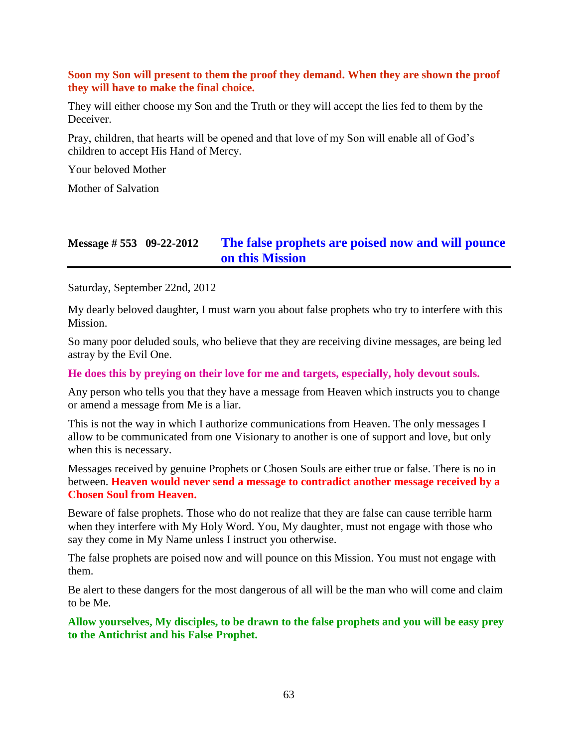**Soon my Son will present to them the proof they demand. When they are shown the proof they will have to make the final choice.**

They will either choose my Son and the Truth or they will accept the lies fed to them by the Deceiver.

Pray, children, that hearts will be opened and that love of my Son will enable all of God's children to accept His Hand of Mercy.

Your beloved Mother

Mother of Salvation

## Message # 553 09-22-2012 The false prophets are poised now and will pounce on this Mission

Saturday, September 22nd, 2012

My dearly beloved daughter, I must warn you about false prophets who try to interfere with this Mission.

So many poor deluded souls, who believe that they are receiving divine messages, are being led astray by the Evil One.

**He does this by preying on their love for me and targets, especially, holy devout souls.**

Any person who tells you that they have a message from Heaven which instructs you to change or amend a message from Me is a liar.

This is not the way in which I authorize communications from Heaven. The only messages I allow to be communicated from one Visionary to another is one of support and love, but only when this is necessary.

Messages received by genuine Prophets or Chosen Souls are either true or false. There is no in between. **Heaven would never send a message to contradict another message received by a Chosen Soul from Heaven.**

Beware of false prophets. Those who do not realize that they are false can cause terrible harm when they interfere with My Holy Word. You, My daughter, must not engage with those who say they come in My Name unless I instruct you otherwise.

The false prophets are poised now and will pounce on this Mission. You must not engage with them.

Be alert to these dangers for the most dangerous of all will be the man who will come and claim to be Me.

**Allow yourselves, My disciples, to be drawn to the false prophets and you will be easy prey to the Antichrist and his False Prophet.**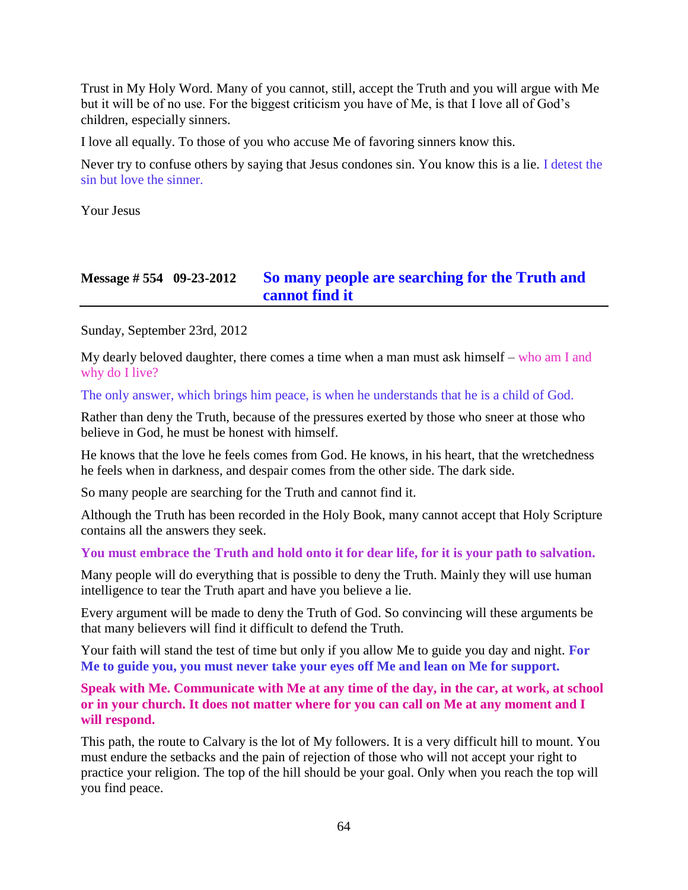Trust in My Holy Word. Many of you cannot, still, accept the Truth and you will argue with Me but it will be of no use. For the biggest criticism you have of Me, is that I love all of God's children, especially sinners.

I love all equally. To those of you who accuse Me of favoring sinners know this.

Never try to confuse others by saying that Jesus condones sin. You know this is a lie. I detest the sin but love the sinner.

Your Jesus

## Message # 554 09-23-2012 So many people are searching for the Truth and cannot find it

Sunday, September 23rd, 2012

My dearly beloved daughter, there comes a time when a man must ask himself – who am I and why do I live?

The only answer, which brings him peace, is when he understands that he is a child of God.

Rather than deny the Truth, because of the pressures exerted by those who sneer at those who believe in God, he must be honest with himself.

He knows that the love he feels comes from God. He knows, in his heart, that the wretchedness he feels when in darkness, and despair comes from the other side. The dark side.

So many people are searching for the Truth and cannot find it.

Although the Truth has been recorded in the Holy Book, many cannot accept that Holy Scripture contains all the answers they seek.

**You must embrace the Truth and hold onto it for dear life, for it is your path to salvation.**

Many people will do everything that is possible to deny the Truth. Mainly they will use human intelligence to tear the Truth apart and have you believe a lie.

Every argument will be made to deny the Truth of God. So convincing will these arguments be that many believers will find it difficult to defend the Truth.

Your faith will stand the test of time but only if you allow Me to guide you day and night. **For Me to guide you, you must never take your eyes off Me and lean on Me for support.**

**Speak with Me. Communicate with Me at any time of the day, in the car, at work, at school or in your church. It does not matter where for you can call on Me at any moment and I will respond.**

This path, the route to Calvary is the lot of My followers. It is a very difficult hill to mount. You must endure the setbacks and the pain of rejection of those who will not accept your right to practice your religion. The top of the hill should be your goal. Only when you reach the top will you find peace.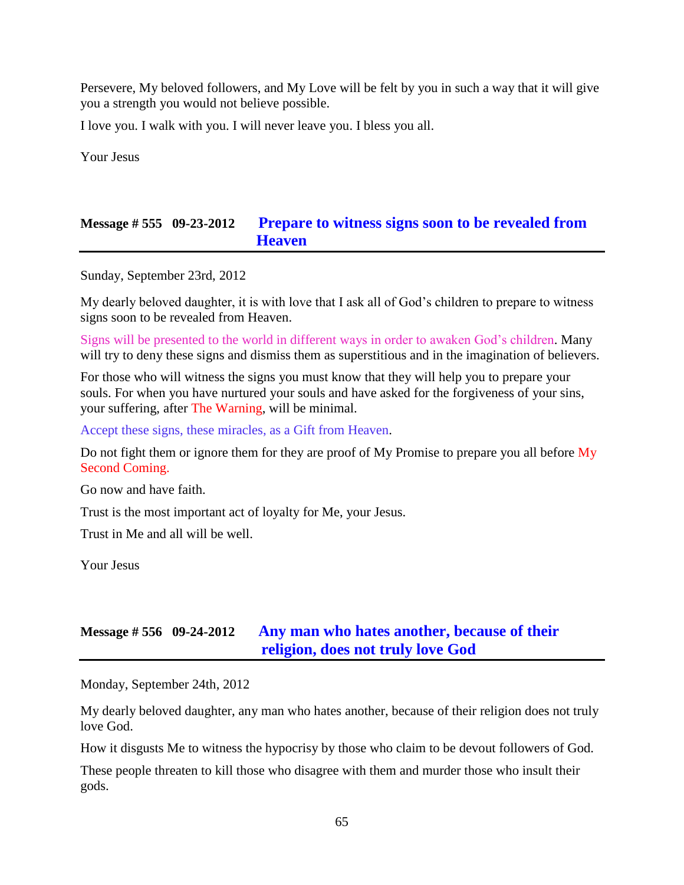Persevere, My beloved followers, and My Love will be felt by you in such a way that it will give you a strength you would not believe possible.

I love you. I walk with you. I will never leave you. I bless you all.

Your Jesus

## Message # 555 09-23-2012 Prepare to witness signs soon to be revealed from Heaven

Sunday, September 23rd, 2012

My dearly beloved daughter, it is with love that I ask all of God's children to prepare to witness signs soon to be revealed from Heaven.

Signs will be presented to the world in different ways in order to awaken God's children. Many will try to deny these signs and dismiss them as superstitious and in the imagination of believers.

For those who will witness the signs you must know that they will help you to prepare your souls. For when you have nurtured your souls and have asked for the forgiveness of your sins, your suffering, after The Warning, will be minimal.

Accept these signs, these miracles, as a Gift from Heaven.

Do not fight them or ignore them for they are proof of My Promise to prepare you all before My Second Coming.

Go now and have faith.

Trust is the most important act of loyalty for Me, your Jesus.

Trust in Me and all will be well.

Your Jesus

## Message # 556 09-24-2012 Any man who hates another, because of their religion, does not truly love God

Monday, September 24th, 2012

My dearly beloved daughter, any man who hates another, because of their religion does not truly love God.

How it disgusts Me to witness the hypocrisy by those who claim to be devout followers of God.

These people threaten to kill those who disagree with them and murder those who insult their gods.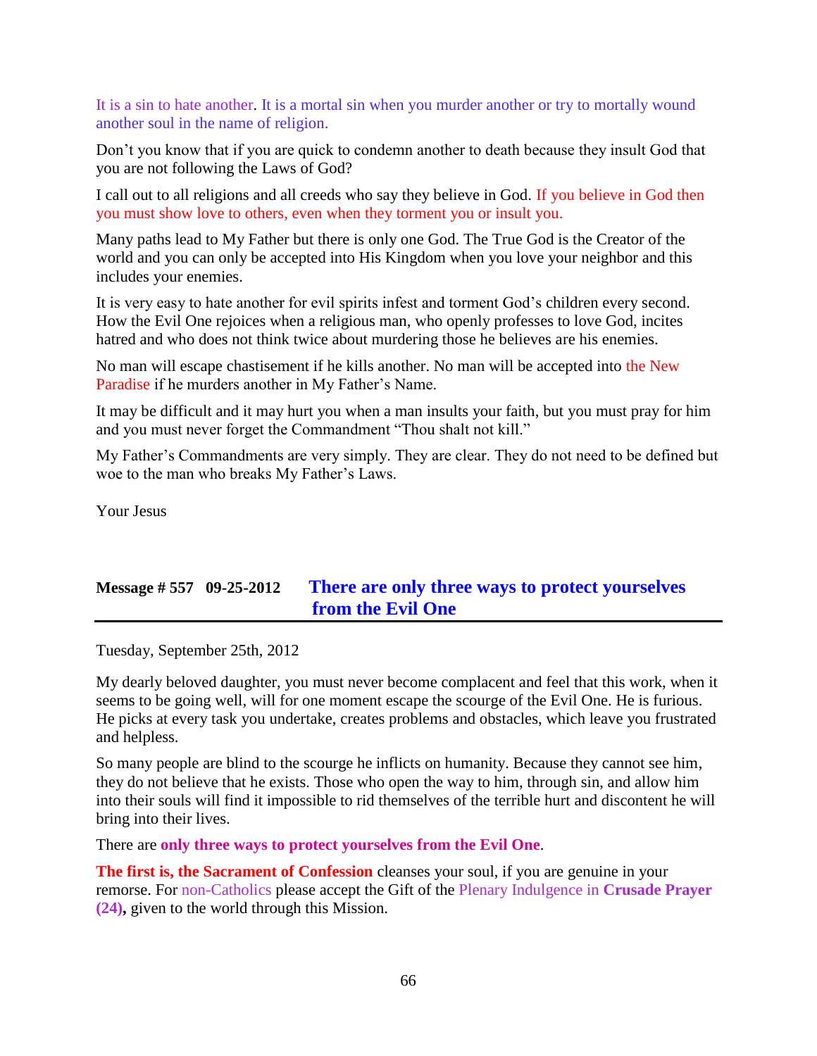It is a sin to hate another. It is a mortal sin when you murder another or try to mortally wound another soul in the name of religion.

Don't you know that if you are quick to condemn another to death because they insult God that you are not following the Laws of God?

I call out to all religions and all creeds who say they believe in God. If you believe in God then you must show love to others, even when they torment you or insult you.

Many paths lead to My Father but there is only one God. The True God is the Creator of the world and you can only be accepted into His Kingdom when you love your neighbor and this includes your enemies.

It is very easy to hate another for evil spirits infest and torment God's children every second. How the Evil One rejoices when a religious man, who openly professes to love God, incites hatred and who does not think twice about murdering those he believes are his enemies.

No man will escape chastisement if he kills another. No man will be accepted into the New Paradise if he murders another in My Father's Name.

It may be difficult and it may hurt you when a man insults your faith, but you must pray for him and you must never forget the Commandment "Thou shalt not kill."

My Father's Commandments are very simply. They are clear. They do not need to be defined but woe to the man who breaks My Father's Laws.

Your Jesus

## Message # 557 09-25-2012 There are only three ways to protect yourselves from the Evil One

Tuesday, September 25th, 2012

My dearly beloved daughter, you must never become complacent and feel that this work, when it seems to be going well, will for one moment escape the scourge of the Evil One. He is furious. He picks at every task you undertake, creates problems and obstacles, which leave you frustrated and helpless.

So many people are blind to the scourge he inflicts on humanity. Because they cannot see him, they do not believe that he exists. Those who open the way to him, through sin, and allow him into their souls will find it impossible to rid themselves of the terrible hurt and discontent he will bring into their lives.

There are **only three ways to protect yourselves from the Evil One**.

**The first is, the Sacrament of Confession** cleanses your soul, if you are genuine in your remorse. For non-Catholics please accept the Gift of the Plenary Indulgence in **Crusade Prayer (24),** given to the world through this Mission.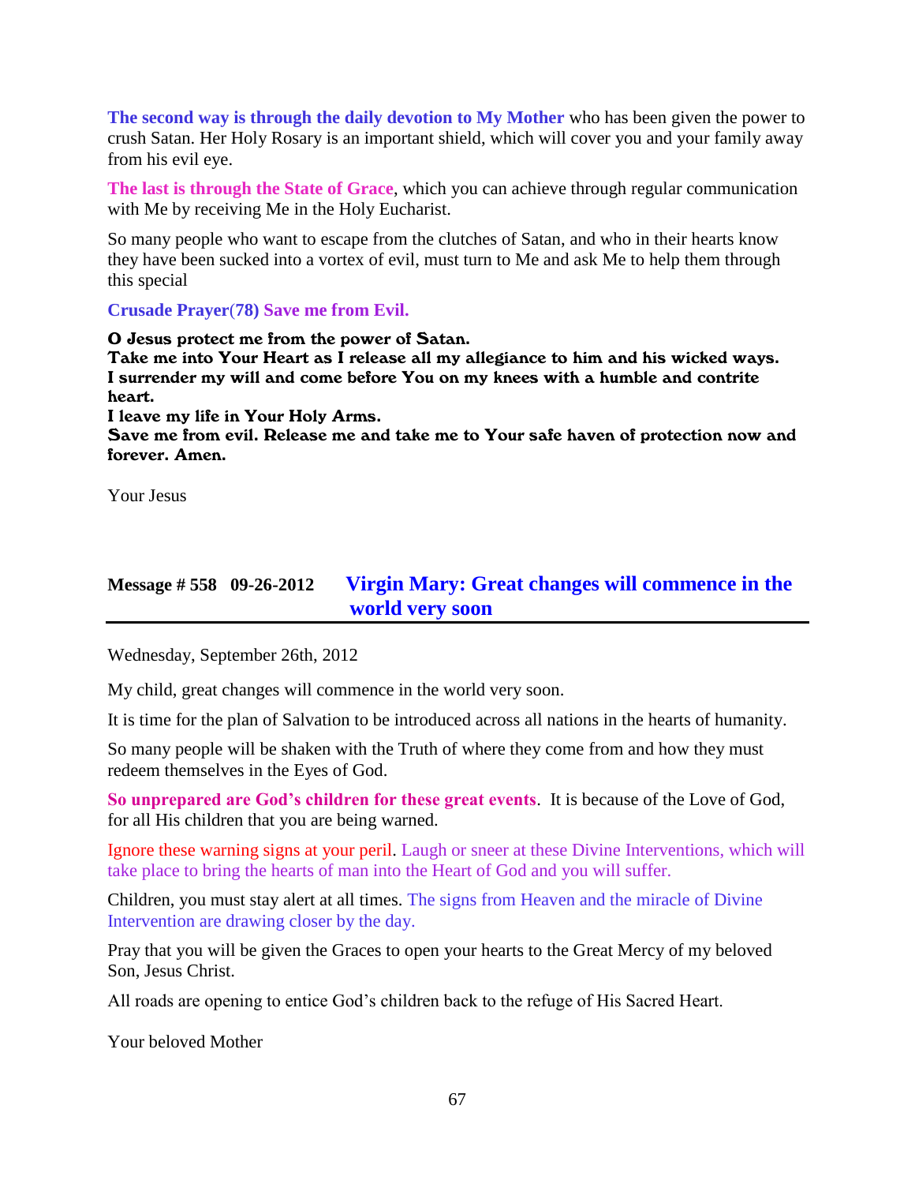**The second way is through the daily devotion to My Mother** who has been given the power to crush Satan. Her Holy Rosary is an important shield, which will cover you and your family away from his evil eye.

**The last is through the State of Grace**, which you can achieve through regular communication with Me by receiving Me in the Holy Eucharist.

So many people who want to escape from the clutches of Satan, and who in their hearts know they have been sucked into a vortex of evil, must turn to Me and ask Me to help them through this special

**Crusade Prayer(78) Save me from Evil.**

**O Jesus protect me from the power of Satan.**
**Take me into Your Heart as I release all my allegiance to him and his wicked ways.**
**I surrender my will and come before You on my knees with a humble and contrite heart.**
**I leave my life in Your Holy Arms.**
**Save me from evil. Release me and take me to Your safe haven of protection now and forever. Amen.**

Your Jesus

## Message # 558 09-26-2012 Virgin Mary: Great changes will commence in the world very soon

Wednesday, September 26th, 2012

My child, great changes will commence in the world very soon.

It is time for the plan of Salvation to be introduced across all nations in the hearts of humanity.

So many people will be shaken with the Truth of where they come from and how they must redeem themselves in the Eyes of God.

**So unprepared are God's children for these great events**. It is because of the Love of God, for all His children that you are being warned.

Ignore these warning signs at your peril. Laugh or sneer at these Divine Interventions, which will take place to bring the hearts of man into the Heart of God and you will suffer.

Children, you must stay alert at all times. The signs from Heaven and the miracle of Divine Intervention are drawing closer by the day.

Pray that you will be given the Graces to open your hearts to the Great Mercy of my beloved Son, Jesus Christ.

All roads are opening to entice God's children back to the refuge of His Sacred Heart.

Your beloved Mother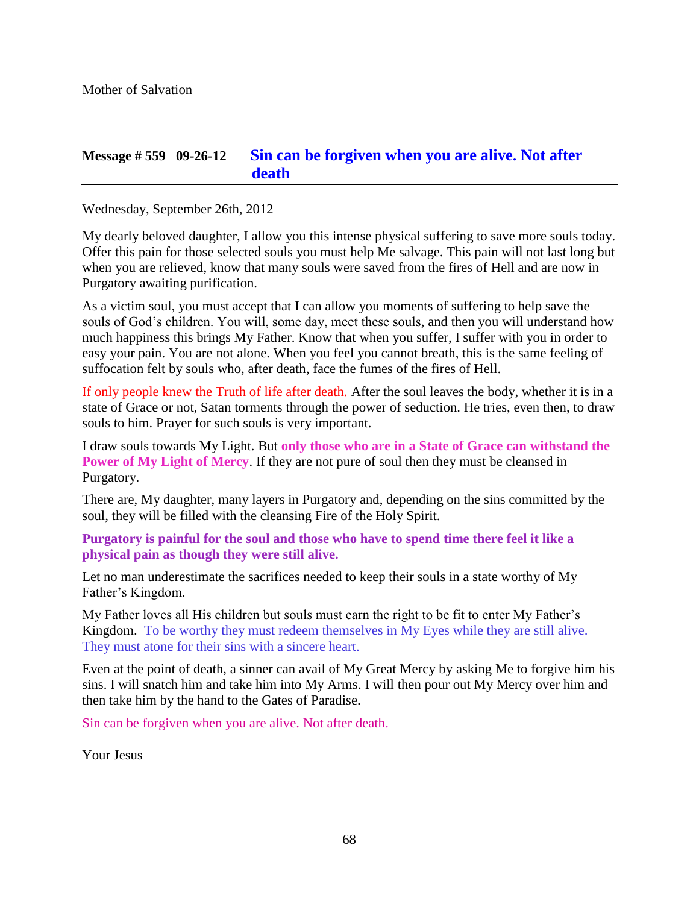Mother of Salvation

## Message # 559 09-26-12 Sin can be forgiven when you are alive. Not after death

Wednesday, September 26th, 2012

My dearly beloved daughter, I allow you this intense physical suffering to save more souls today. Offer this pain for those selected souls you must help Me salvage. This pain will not last long but when you are relieved, know that many souls were saved from the fires of Hell and are now in Purgatory awaiting purification.

As a victim soul, you must accept that I can allow you moments of suffering to help save the souls of God's children. You will, some day, meet these souls, and then you will understand how much happiness this brings My Father. Know that when you suffer, I suffer with you in order to easy your pain. You are not alone. When you feel you cannot breath, this is the same feeling of suffocation felt by souls who, after death, face the fumes of the fires of Hell.

If only people knew the Truth of life after death. After the soul leaves the body, whether it is in a state of Grace or not, Satan torments through the power of seduction. He tries, even then, to draw souls to him. Prayer for such souls is very important.

I draw souls towards My Light. But **only those who are in a State of Grace can withstand the Power of My Light of Mercy**. If they are not pure of soul then they must be cleansed in Purgatory.

There are, My daughter, many layers in Purgatory and, depending on the sins committed by the soul, they will be filled with the cleansing Fire of the Holy Spirit.

**Purgatory is painful for the soul and those who have to spend time there feel it like a physical pain as though they were still alive.**

Let no man underestimate the sacrifices needed to keep their souls in a state worthy of My Father's Kingdom.

My Father loves all His children but souls must earn the right to be fit to enter My Father's Kingdom. To be worthy they must redeem themselves in My Eyes while they are still alive. They must atone for their sins with a sincere heart.

Even at the point of death, a sinner can avail of My Great Mercy by asking Me to forgive him his sins. I will snatch him and take him into My Arms. I will then pour out My Mercy over him and then take him by the hand to the Gates of Paradise.

Sin can be forgiven when you are alive. Not after death.

Your Jesus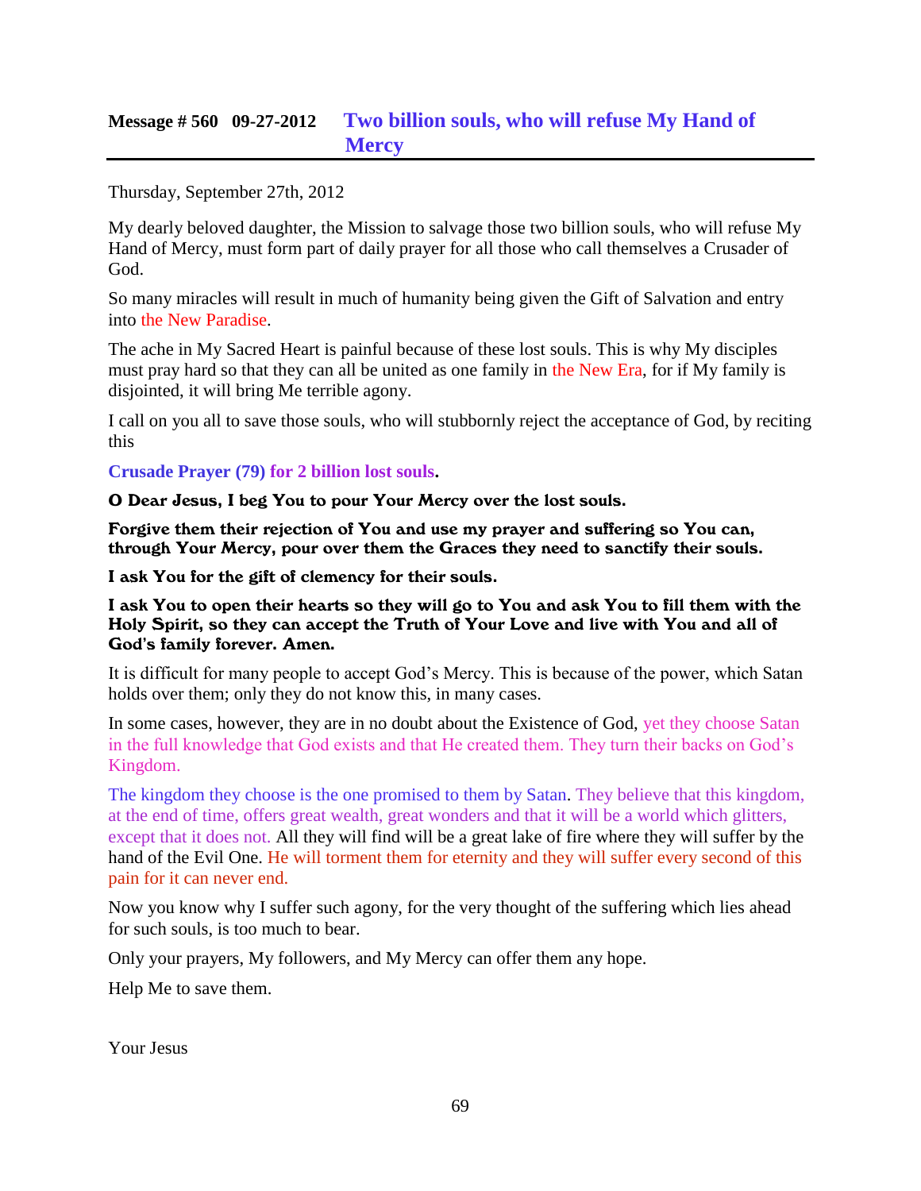## Message # 560 09-27-2012 Two billion souls, who will refuse My Hand of Mercy

Thursday, September 27th, 2012

My dearly beloved daughter, the Mission to salvage those two billion souls, who will refuse My Hand of Mercy, must form part of daily prayer for all those who call themselves a Crusader of God.

So many miracles will result in much of humanity being given the Gift of Salvation and entry into the New Paradise.

The ache in My Sacred Heart is painful because of these lost souls. This is why My disciples must pray hard so that they can all be united as one family in the New Era, for if My family is disjointed, it will bring Me terrible agony.

I call on you all to save those souls, who will stubbornly reject the acceptance of God, by reciting this

**Crusade Prayer (79) for 2 billion lost souls.**

**O Dear Jesus, I beg You to pour Your Mercy over the lost souls.**

**Forgive them their rejection of You and use my prayer and suffering so You can, through Your Mercy, pour over them the Graces they need to sanctify their souls.**

**I ask You for the gift of clemency for their souls.**

**I ask You to open their hearts so they will go to You and ask You to fill them with the Holy Spirit, so they can accept the Truth of Your Love and live with You and all of God's family forever. Amen.**

It is difficult for many people to accept God's Mercy. This is because of the power, which Satan holds over them; only they do not know this, in many cases.

In some cases, however, they are in no doubt about the Existence of God, yet they choose Satan in the full knowledge that God exists and that He created them. They turn their backs on God's Kingdom.

The kingdom they choose is the one promised to them by Satan. They believe that this kingdom, at the end of time, offers great wealth, great wonders and that it will be a world which glitters, except that it does not. All they will find will be a great lake of fire where they will suffer by the hand of the Evil One. He will torment them for eternity and they will suffer every second of this pain for it can never end.

Now you know why I suffer such agony, for the very thought of the suffering which lies ahead for such souls, is too much to bear.

Only your prayers, My followers, and My Mercy can offer them any hope.

Help Me to save them.

Your Jesus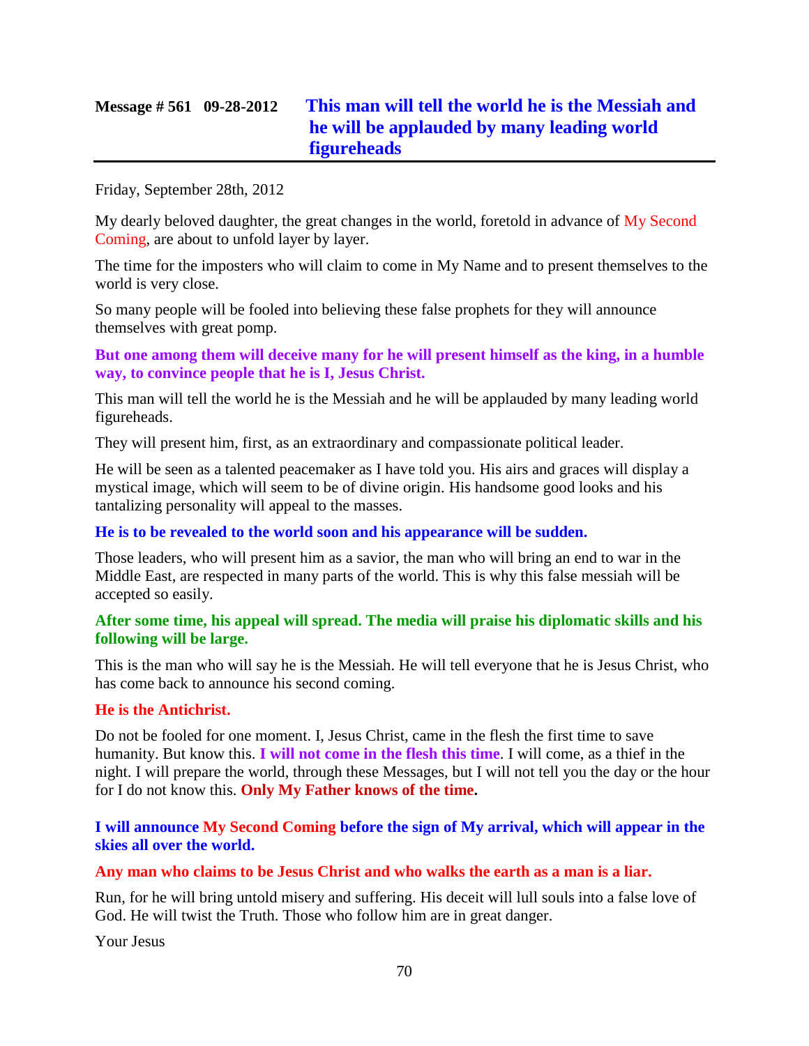## Message # 561 09-28-2012 This man will tell the world he is the Messiah and he will be applauded by many leading world figureheads

Friday, September 28th, 2012

My dearly beloved daughter, the great changes in the world, foretold in advance of My Second Coming, are about to unfold layer by layer.

The time for the imposters who will claim to come in My Name and to present themselves to the world is very close.

So many people will be fooled into believing these false prophets for they will announce themselves with great pomp.

**But one among them will deceive many for he will present himself as the king, in a humble way, to convince people that he is I, Jesus Christ.**

This man will tell the world he is the Messiah and he will be applauded by many leading world figureheads.

They will present him, first, as an extraordinary and compassionate political leader.

He will be seen as a talented peacemaker as I have told you. His airs and graces will display a mystical image, which will seem to be of divine origin. His handsome good looks and his tantalizing personality will appeal to the masses.

**He is to be revealed to the world soon and his appearance will be sudden.**

Those leaders, who will present him as a savior, the man who will bring an end to war in the Middle East, are respected in many parts of the world. This is why this false messiah will be accepted so easily.

**After some time, his appeal will spread. The media will praise his diplomatic skills and his following will be large.**

This is the man who will say he is the Messiah. He will tell everyone that he is Jesus Christ, who has come back to announce his second coming.

**He is the Antichrist.**

Do not be fooled for one moment. I, Jesus Christ, came in the flesh the first time to save humanity. But know this. **I will not come in the flesh this time**. I will come, as a thief in the night. I will prepare the world, through these Messages, but I will not tell you the day or the hour for I do not know this. **Only My Father knows of the time.**

**I will announce My Second Coming before the sign of My arrival, which will appear in the skies all over the world.**

**Any man who claims to be Jesus Christ and who walks the earth as a man is a liar.**

Run, for he will bring untold misery and suffering. His deceit will lull souls into a false love of God. He will twist the Truth. Those who follow him are in great danger.

Your Jesus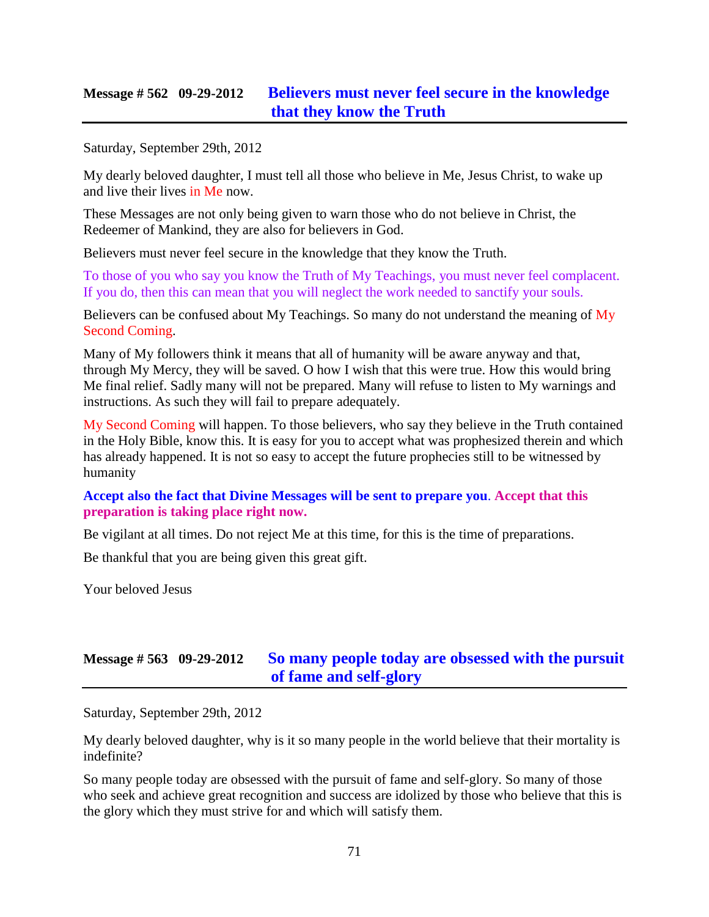## Message # 562 09-29-2012 Believers must never feel secure in the knowledge that they know the Truth

Saturday, September 29th, 2012

My dearly beloved daughter, I must tell all those who believe in Me, Jesus Christ, to wake up and live their lives in Me now.

These Messages are not only being given to warn those who do not believe in Christ, the Redeemer of Mankind, they are also for believers in God.

Believers must never feel secure in the knowledge that they know the Truth.

To those of you who say you know the Truth of My Teachings, you must never feel complacent. If you do, then this can mean that you will neglect the work needed to sanctify your souls.

Believers can be confused about My Teachings. So many do not understand the meaning of My Second Coming.

Many of My followers think it means that all of humanity will be aware anyway and that, through My Mercy, they will be saved. O how I wish that this were true. How this would bring Me final relief. Sadly many will not be prepared. Many will refuse to listen to My warnings and instructions. As such they will fail to prepare adequately.

My Second Coming will happen. To those believers, who say they believe in the Truth contained in the Holy Bible, know this. It is easy for you to accept what was prophesized therein and which has already happened. It is not so easy to accept the future prophecies still to be witnessed by humanity

**Accept also the fact that Divine Messages will be sent to prepare you. Accept that this preparation is taking place right now.**

Be vigilant at all times. Do not reject Me at this time, for this is the time of preparations.

Be thankful that you are being given this great gift.

Your beloved Jesus

## Message # 563 09-29-2012 So many people today are obsessed with the pursuit of fame and self-glory

Saturday, September 29th, 2012

My dearly beloved daughter, why is it so many people in the world believe that their mortality is indefinite?

So many people today are obsessed with the pursuit of fame and self-glory. So many of those who seek and achieve great recognition and success are idolized by those who believe that this is the glory which they must strive for and which will satisfy them.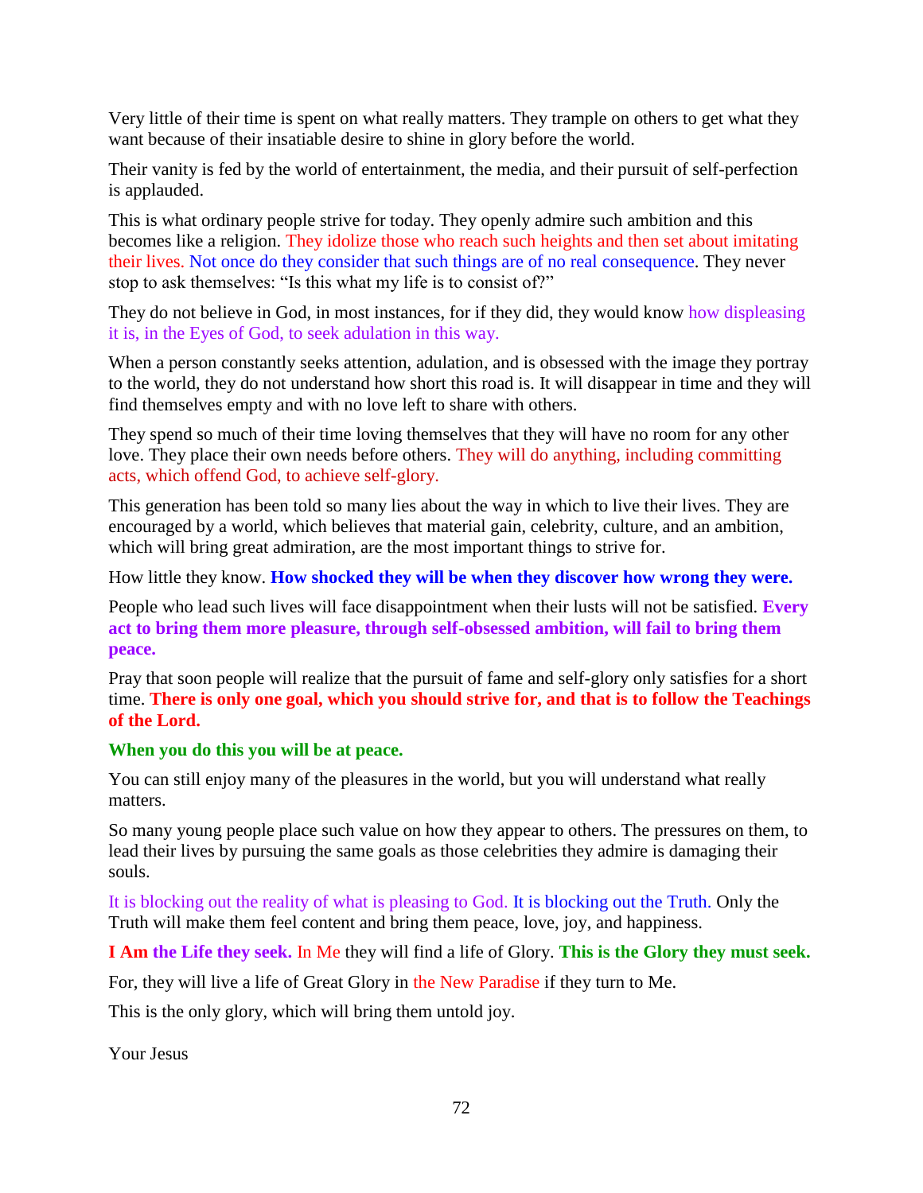Very little of their time is spent on what really matters. They trample on others to get what they want because of their insatiable desire to shine in glory before the world.

Their vanity is fed by the world of entertainment, the media, and their pursuit of self-perfection is applauded.

This is what ordinary people strive for today. They openly admire such ambition and this becomes like a religion. They idolize those who reach such heights and then set about imitating their lives. Not once do they consider that such things are of no real consequence. They never stop to ask themselves: “Is this what my life is to consist of?”

They do not believe in God, in most instances, for if they did, they would know how displeasing it is, in the Eyes of God, to seek adulation in this way.

When a person constantly seeks attention, adulation, and is obsessed with the image they portray to the world, they do not understand how short this road is. It will disappear in time and they will find themselves empty and with no love left to share with others.

They spend so much of their time loving themselves that they will have no room for any other love. They place their own needs before others. They will do anything, including committing acts, which offend God, to achieve self-glory.

This generation has been told so many lies about the way in which to live their lives. They are encouraged by a world, which believes that material gain, celebrity, culture, and an ambition, which will bring great admiration, are the most important things to strive for.

How little they know. **How shocked they will be when they discover how wrong they were.**

People who lead such lives will face disappointment when their lusts will not be satisfied. **Every act to bring them more pleasure, through self-obsessed ambition, will fail to bring them peace.**

Pray that soon people will realize that the pursuit of fame and self-glory only satisfies for a short time. **There is only one goal, which you should strive for, and that is to follow the Teachings of the Lord.**

**When you do this you will be at peace.**

You can still enjoy many of the pleasures in the world, but you will understand what really matters.

So many young people place such value on how they appear to others. The pressures on them, to lead their lives by pursuing the same goals as those celebrities they admire is damaging their souls.

It is blocking out the reality of what is pleasing to God. It is blocking out the Truth. Only the Truth will make them feel content and bring them peace, love, joy, and happiness.

**I Am the Life they seek.** In Me they will find a life of Glory. **This is the Glory they must seek.**

For, they will live a life of Great Glory in the New Paradise if they turn to Me.

This is the only glory, which will bring them untold joy.

Your Jesus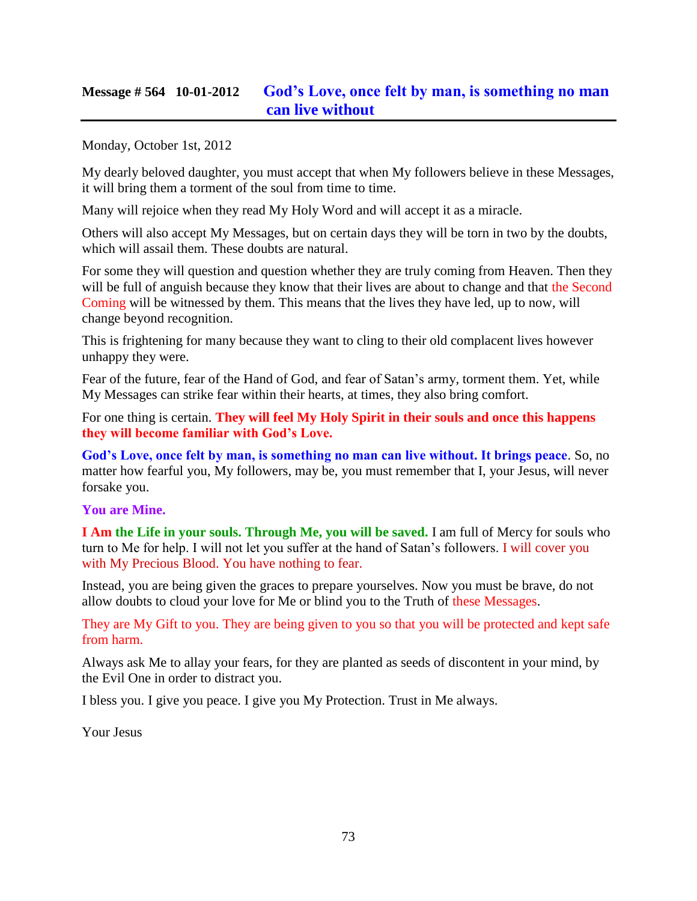## Message # 564 10-01-2012 God's Love, once felt by man, is something no man can live without

Monday, October 1st, 2012

My dearly beloved daughter, you must accept that when My followers believe in these Messages, it will bring them a torment of the soul from time to time.

Many will rejoice when they read My Holy Word and will accept it as a miracle.

Others will also accept My Messages, but on certain days they will be torn in two by the doubts, which will assail them. These doubts are natural.

For some they will question and question whether they are truly coming from Heaven. Then they will be full of anguish because they know that their lives are about to change and that the Second Coming will be witnessed by them. This means that the lives they have led, up to now, will change beyond recognition.

This is frightening for many because they want to cling to their old complacent lives however unhappy they were.

Fear of the future, fear of the Hand of God, and fear of Satan's army, torment them. Yet, while My Messages can strike fear within their hearts, at times, they also bring comfort.

For one thing is certain. **They will feel My Holy Spirit in their souls and once this happens they will become familiar with God's Love.**

**God's Love, once felt by man, is something no man can live without. It brings peace**. So, no matter how fearful you, My followers, may be, you must remember that I, your Jesus, will never forsake you.

**You are Mine.**

**I Am the Life in your souls. Through Me, you will be saved.** I am full of Mercy for souls who turn to Me for help. I will not let you suffer at the hand of Satan's followers. I will cover you with My Precious Blood. You have nothing to fear.

Instead, you are being given the graces to prepare yourselves. Now you must be brave, do not allow doubts to cloud your love for Me or blind you to the Truth of these Messages.

They are My Gift to you. They are being given to you so that you will be protected and kept safe from harm.

Always ask Me to allay your fears, for they are planted as seeds of discontent in your mind, by the Evil One in order to distract you.

I bless you. I give you peace. I give you My Protection. Trust in Me always.

Your Jesus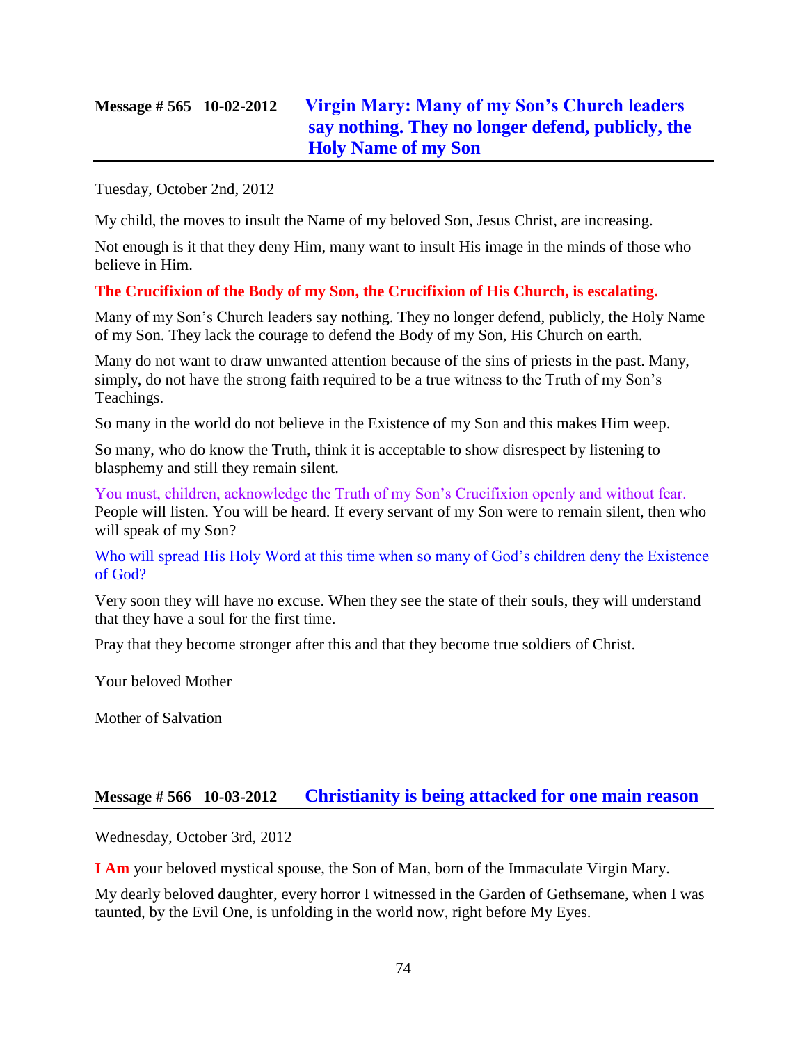## Message # 565 10-02-2012 Virgin Mary: Many of my Son's Church leaders say nothing. They no longer defend, publicly, the Holy Name of my Son

Tuesday, October 2nd, 2012

My child, the moves to insult the Name of my beloved Son, Jesus Christ, are increasing.

Not enough is it that they deny Him, many want to insult His image in the minds of those who believe in Him.

**The Crucifixion of the Body of my Son, the Crucifixion of His Church, is escalating.**

Many of my Son's Church leaders say nothing. They no longer defend, publicly, the Holy Name of my Son. They lack the courage to defend the Body of my Son, His Church on earth.

Many do not want to draw unwanted attention because of the sins of priests in the past. Many, simply, do not have the strong faith required to be a true witness to the Truth of my Son's Teachings.

So many in the world do not believe in the Existence of my Son and this makes Him weep.

So many, who do know the Truth, think it is acceptable to show disrespect by listening to blasphemy and still they remain silent.

You must, children, acknowledge the Truth of my Son's Crucifixion openly and without fear. People will listen. You will be heard. If every servant of my Son were to remain silent, then who will speak of my Son?

Who will spread His Holy Word at this time when so many of God's children deny the Existence of God?

Very soon they will have no excuse. When they see the state of their souls, they will understand that they have a soul for the first time.

Pray that they become stronger after this and that they become true soldiers of Christ.

Your beloved Mother

Mother of Salvation

## Message # 566 10-03-2012 Christianity is being attacked for one main reason

Wednesday, October 3rd, 2012

**I Am** your beloved mystical spouse, the Son of Man, born of the Immaculate Virgin Mary.

My dearly beloved daughter, every horror I witnessed in the Garden of Gethsemane, when I was taunted, by the Evil One, is unfolding in the world now, right before My Eyes.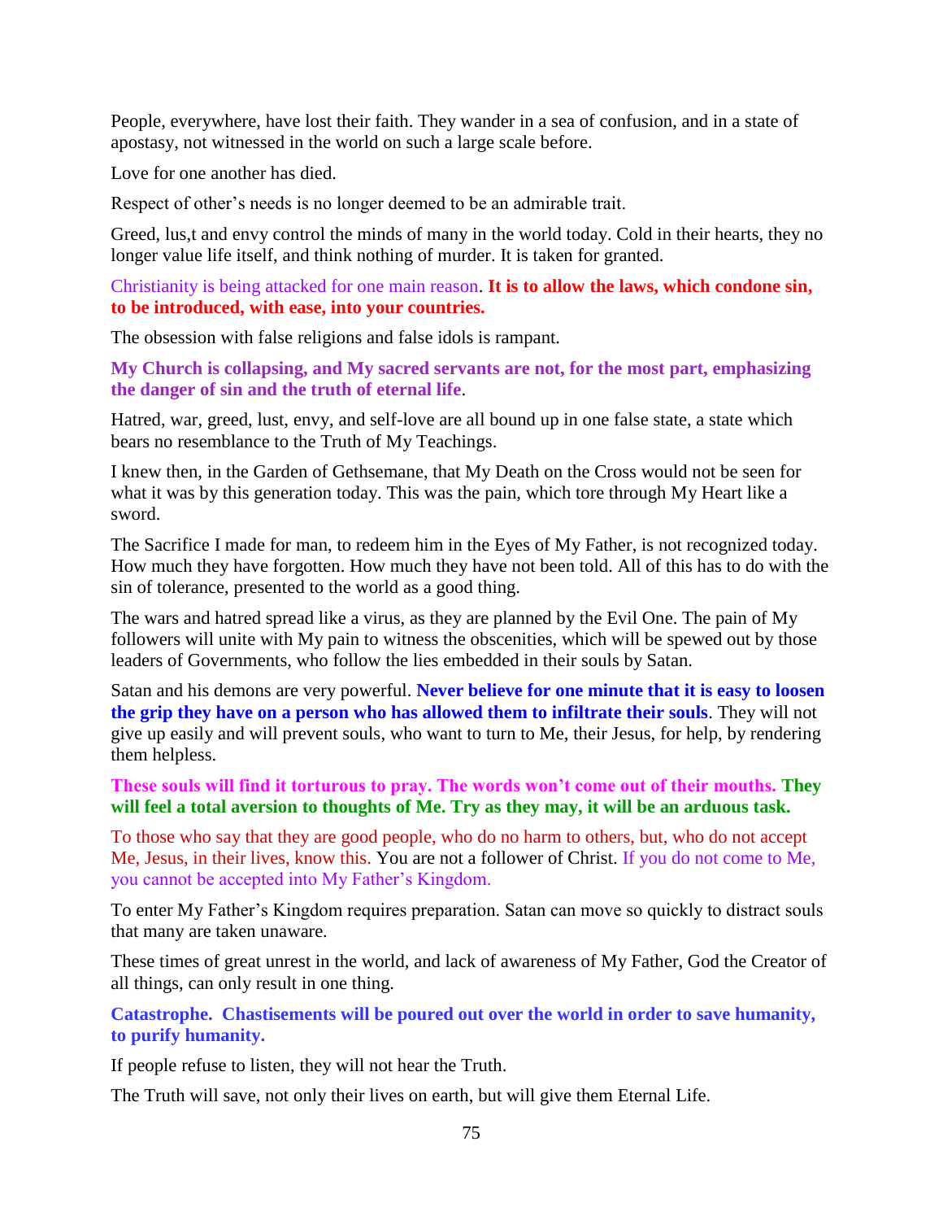People, everywhere, have lost their faith. They wander in a sea of confusion, and in a state of apostasy, not witnessed in the world on such a large scale before.

Love for one another has died.

Respect of other's needs is no longer deemed to be an admirable trait.

Greed, lus,t and envy control the minds of many in the world today. Cold in their hearts, they no longer value life itself, and think nothing of murder. It is taken for granted.

Christianity is being attacked for one main reason. **It is to allow the laws, which condone sin, to be introduced, with ease, into your countries.**

The obsession with false religions and false idols is rampant.

**My Church is collapsing, and My sacred servants are not, for the most part, emphasizing the danger of sin and the truth of eternal life**.

Hatred, war, greed, lust, envy, and self-love are all bound up in one false state, a state which bears no resemblance to the Truth of My Teachings.

I knew then, in the Garden of Gethsemane, that My Death on the Cross would not be seen for what it was by this generation today. This was the pain, which tore through My Heart like a sword.

The Sacrifice I made for man, to redeem him in the Eyes of My Father, is not recognized today. How much they have forgotten. How much they have not been told. All of this has to do with the sin of tolerance, presented to the world as a good thing.

The wars and hatred spread like a virus, as they are planned by the Evil One. The pain of My followers will unite with My pain to witness the obscenities, which will be spewed out by those leaders of Governments, who follow the lies embedded in their souls by Satan.

Satan and his demons are very powerful. **Never believe for one minute that it is easy to loosen the grip they have on a person who has allowed them to infiltrate their souls**. They will not give up easily and will prevent souls, who want to turn to Me, their Jesus, for help, by rendering them helpless.

**These souls will find it torturous to pray. The words won't come out of their mouths. They will feel a total aversion to thoughts of Me. Try as they may, it will be an arduous task.**

To those who say that they are good people, who do no harm to others, but, who do not accept Me, Jesus, in their lives, know this. You are not a follower of Christ. If you do not come to Me, you cannot be accepted into My Father's Kingdom.

To enter My Father's Kingdom requires preparation. Satan can move so quickly to distract souls that many are taken unaware.

These times of great unrest in the world, and lack of awareness of My Father, God the Creator of all things, can only result in one thing.

**Catastrophe. Chastisements will be poured out over the world in order to save humanity, to purify humanity.**

If people refuse to listen, they will not hear the Truth.

The Truth will save, not only their lives on earth, but will give them Eternal Life.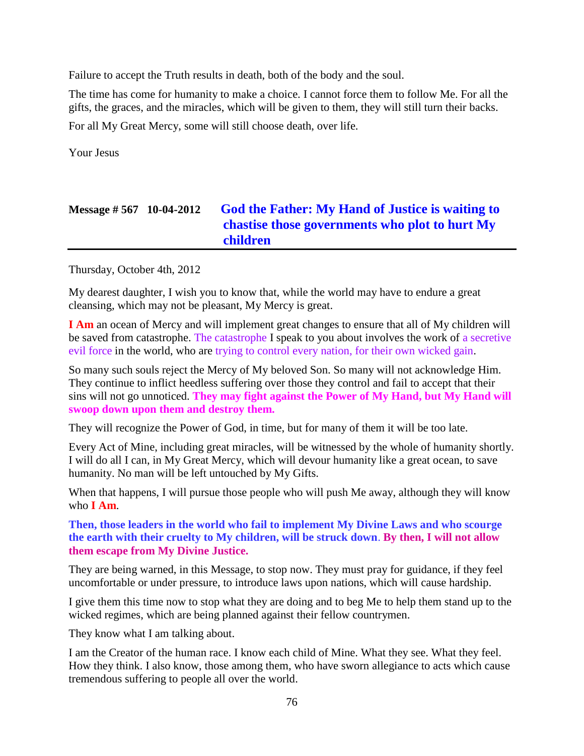Failure to accept the Truth results in death, both of the body and the soul.

The time has come for humanity to make a choice. I cannot force them to follow Me. For all the gifts, the graces, and the miracles, which will be given to them, they will still turn their backs.

For all My Great Mercy, some will still choose death, over life.

Your Jesus

## Message # 567 10-04-2012 God the Father: My Hand of Justice is waiting to chastise those governments who plot to hurt My children

Thursday, October 4th, 2012

My dearest daughter, I wish you to know that, while the world may have to endure a great cleansing, which may not be pleasant, My Mercy is great.

**I Am** an ocean of Mercy and will implement great changes to ensure that all of My children will be saved from catastrophe. The catastrophe I speak to you about involves the work of a secretive evil force in the world, who are trying to control every nation, for their own wicked gain.

So many such souls reject the Mercy of My beloved Son. So many will not acknowledge Him. They continue to inflict heedless suffering over those they control and fail to accept that their sins will not go unnoticed. **They may fight against the Power of My Hand, but My Hand will swoop down upon them and destroy them.**

They will recognize the Power of God, in time, but for many of them it will be too late.

Every Act of Mine, including great miracles, will be witnessed by the whole of humanity shortly. I will do all I can, in My Great Mercy, which will devour humanity like a great ocean, to save humanity. No man will be left untouched by My Gifts.

When that happens, I will pursue those people who will push Me away, although they will know who **I Am**.

**Then, those leaders in the world who fail to implement My Divine Laws and who scourge the earth with their cruelty to My children, will be struck down**. **By then, I will not allow them escape from My Divine Justice.**

They are being warned, in this Message, to stop now. They must pray for guidance, if they feel uncomfortable or under pressure, to introduce laws upon nations, which will cause hardship.

I give them this time now to stop what they are doing and to beg Me to help them stand up to the wicked regimes, which are being planned against their fellow countrymen.

They know what I am talking about.

I am the Creator of the human race. I know each child of Mine. What they see. What they feel. How they think. I also know, those among them, who have sworn allegiance to acts which cause tremendous suffering to people all over the world.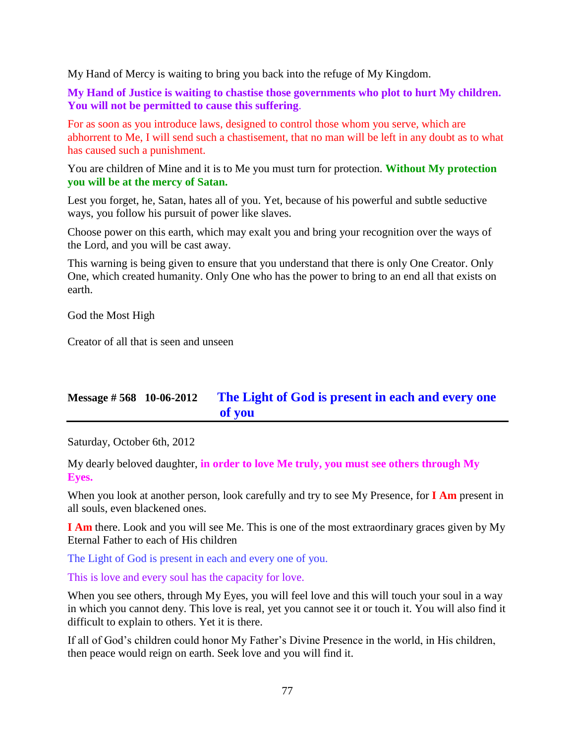My Hand of Mercy is waiting to bring you back into the refuge of My Kingdom.

**My Hand of Justice is waiting to chastise those governments who plot to hurt My children. You will not be permitted to cause this suffering**.

For as soon as you introduce laws, designed to control those whom you serve, which are abhorrent to Me, I will send such a chastisement, that no man will be left in any doubt as to what has caused such a punishment.

You are children of Mine and it is to Me you must turn for protection. **Without My protection you will be at the mercy of Satan.**

Lest you forget, he, Satan, hates all of you. Yet, because of his powerful and subtle seductive ways, you follow his pursuit of power like slaves.

Choose power on this earth, which may exalt you and bring your recognition over the ways of the Lord, and you will be cast away.

This warning is being given to ensure that you understand that there is only One Creator. Only One, which created humanity. Only One who has the power to bring to an end all that exists on earth.

God the Most High

Creator of all that is seen and unseen

## Message # 568 10-06-2012 The Light of God is present in each and every one of you

Saturday, October 6th, 2012

My dearly beloved daughter, **in order to love Me truly, you must see others through My Eyes.**

When you look at another person, look carefully and try to see My Presence, for **I Am** present in all souls, even blackened ones.

**I Am** there. Look and you will see Me. This is one of the most extraordinary graces given by My Eternal Father to each of His children

The Light of God is present in each and every one of you.

This is love and every soul has the capacity for love.

When you see others, through My Eyes, you will feel love and this will touch your soul in a way in which you cannot deny. This love is real, yet you cannot see it or touch it. You will also find it difficult to explain to others. Yet it is there.

If all of God's children could honor My Father's Divine Presence in the world, in His children, then peace would reign on earth. Seek love and you will find it.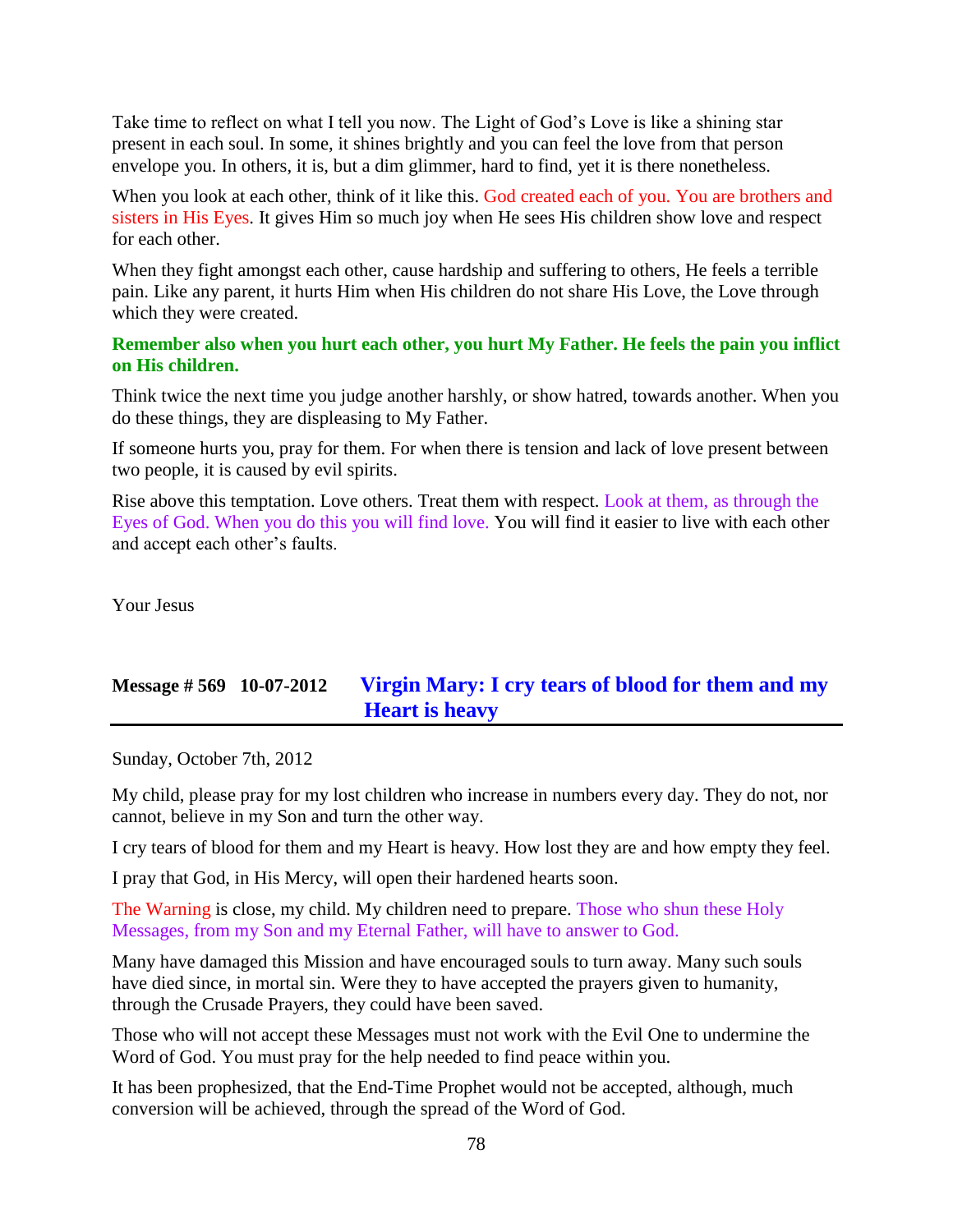Take time to reflect on what I tell you now. The Light of God's Love is like a shining star present in each soul. In some, it shines brightly and you can feel the love from that person envelope you. In others, it is, but a dim glimmer, hard to find, yet it is there nonetheless.

When you look at each other, think of it like this. God created each of you. You are brothers and sisters in His Eyes. It gives Him so much joy when He sees His children show love and respect for each other.

When they fight amongst each other, cause hardship and suffering to others, He feels a terrible pain. Like any parent, it hurts Him when His children do not share His Love, the Love through which they were created.

**Remember also when you hurt each other, you hurt My Father. He feels the pain you inflict on His children.**

Think twice the next time you judge another harshly, or show hatred, towards another. When you do these things, they are displeasing to My Father.

If someone hurts you, pray for them. For when there is tension and lack of love present between two people, it is caused by evil spirits.

Rise above this temptation. Love others. Treat them with respect. Look at them, as through the Eyes of God. When you do this you will find love. You will find it easier to live with each other and accept each other's faults.

Your Jesus

## Message # 569 10-07-2012 Virgin Mary: I cry tears of blood for them and my Heart is heavy

Sunday, October 7th, 2012

My child, please pray for my lost children who increase in numbers every day. They do not, nor cannot, believe in my Son and turn the other way.

I cry tears of blood for them and my Heart is heavy. How lost they are and how empty they feel.

I pray that God, in His Mercy, will open their hardened hearts soon.

The Warning is close, my child. My children need to prepare. Those who shun these Holy Messages, from my Son and my Eternal Father, will have to answer to God.

Many have damaged this Mission and have encouraged souls to turn away. Many such souls have died since, in mortal sin. Were they to have accepted the prayers given to humanity, through the Crusade Prayers, they could have been saved.

Those who will not accept these Messages must not work with the Evil One to undermine the Word of God. You must pray for the help needed to find peace within you.

It has been prophesized, that the End-Time Prophet would not be accepted, although, much conversion will be achieved, through the spread of the Word of God.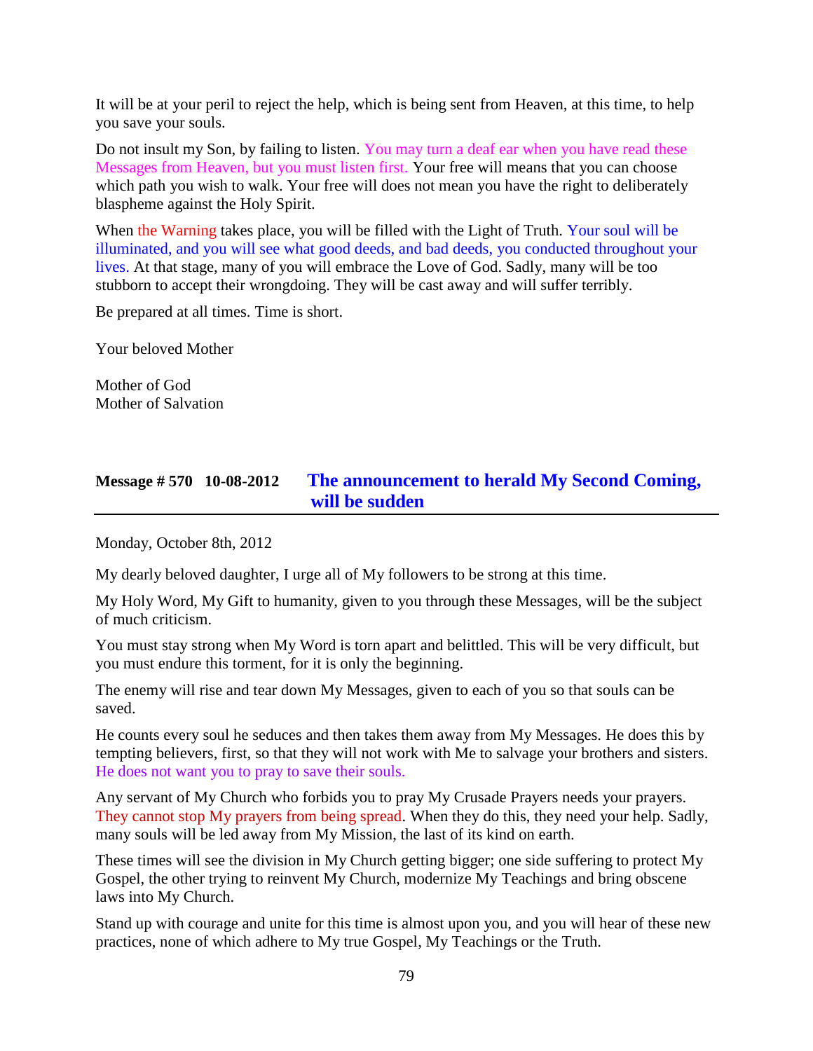It will be at your peril to reject the help, which is being sent from Heaven, at this time, to help you save your souls.

Do not insult my Son, by failing to listen. You may turn a deaf ear when you have read these Messages from Heaven, but you must listen first. Your free will means that you can choose which path you wish to walk. Your free will does not mean you have the right to deliberately blaspheme against the Holy Spirit.

When the Warning takes place, you will be filled with the Light of Truth. Your soul will be illuminated, and you will see what good deeds, and bad deeds, you conducted throughout your lives. At that stage, many of you will embrace the Love of God. Sadly, many will be too stubborn to accept their wrongdoing. They will be cast away and will suffer terribly.

Be prepared at all times. Time is short.

Your beloved Mother

Mother of God
Mother of Salvation

## Message # 570 10-08-2012 The announcement to herald My Second Coming, will be sudden

Monday, October 8th, 2012

My dearly beloved daughter, I urge all of My followers to be strong at this time.

My Holy Word, My Gift to humanity, given to you through these Messages, will be the subject of much criticism.

You must stay strong when My Word is torn apart and belittled. This will be very difficult, but you must endure this torment, for it is only the beginning.

The enemy will rise and tear down My Messages, given to each of you so that souls can be saved.

He counts every soul he seduces and then takes them away from My Messages. He does this by tempting believers, first, so that they will not work with Me to salvage your brothers and sisters. He does not want you to pray to save their souls.

Any servant of My Church who forbids you to pray My Crusade Prayers needs your prayers. They cannot stop My prayers from being spread. When they do this, they need your help. Sadly, many souls will be led away from My Mission, the last of its kind on earth.

These times will see the division in My Church getting bigger; one side suffering to protect My Gospel, the other trying to reinvent My Church, modernize My Teachings and bring obscene laws into My Church.

Stand up with courage and unite for this time is almost upon you, and you will hear of these new practices, none of which adhere to My true Gospel, My Teachings or the Truth.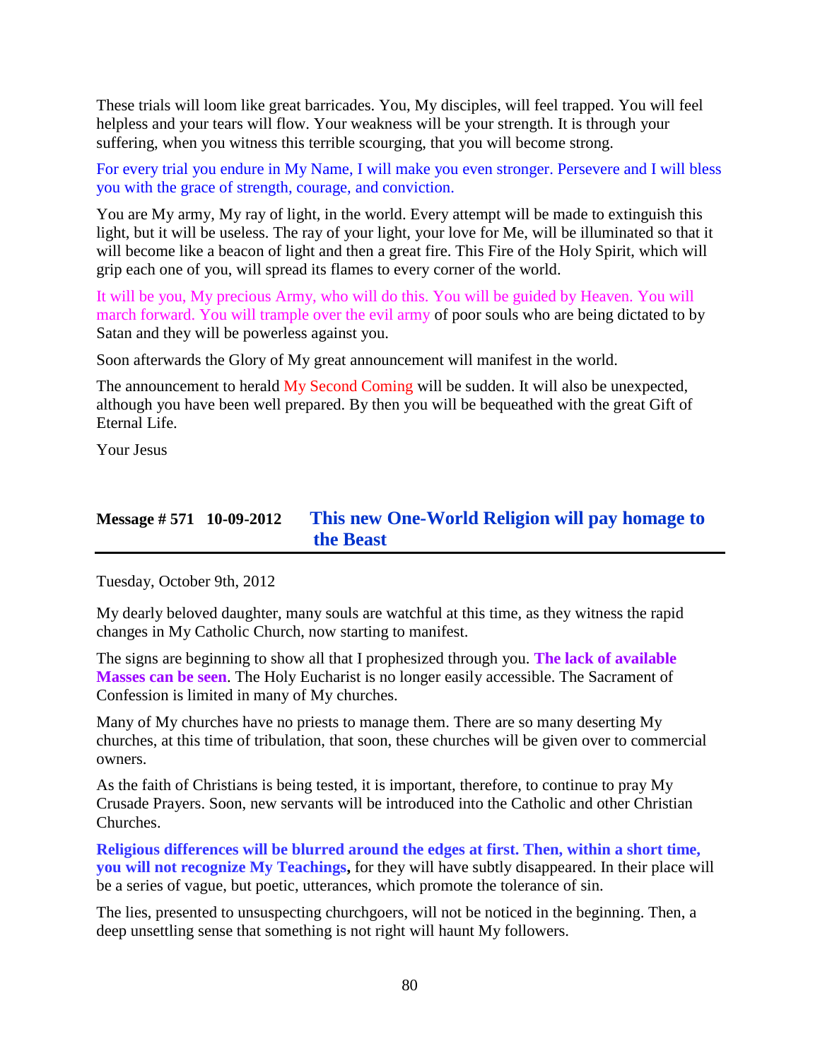These trials will loom like great barricades. You, My disciples, will feel trapped. You will feel helpless and your tears will flow. Your weakness will be your strength. It is through your suffering, when you witness this terrible scourging, that you will become strong.

For every trial you endure in My Name, I will make you even stronger. Persevere and I will bless you with the grace of strength, courage, and conviction.

You are My army, My ray of light, in the world. Every attempt will be made to extinguish this light, but it will be useless. The ray of your light, your love for Me, will be illuminated so that it will become like a beacon of light and then a great fire. This Fire of the Holy Spirit, which will grip each one of you, will spread its flames to every corner of the world.

It will be you, My precious Army, who will do this. You will be guided by Heaven. You will march forward. You will trample over the evil army of poor souls who are being dictated to by Satan and they will be powerless against you.

Soon afterwards the Glory of My great announcement will manifest in the world.

The announcement to herald My Second Coming will be sudden. It will also be unexpected, although you have been well prepared. By then you will be bequeathed with the great Gift of Eternal Life.

Your Jesus

## Message # 571 10-09-2012 This new One-World Religion will pay homage to the Beast

Tuesday, October 9th, 2012

My dearly beloved daughter, many souls are watchful at this time, as they witness the rapid changes in My Catholic Church, now starting to manifest.

The signs are beginning to show all that I prophesized through you. **The lack of available Masses can be seen**. The Holy Eucharist is no longer easily accessible. The Sacrament of Confession is limited in many of My churches.

Many of My churches have no priests to manage them. There are so many deserting My churches, at this time of tribulation, that soon, these churches will be given over to commercial owners.

As the faith of Christians is being tested, it is important, therefore, to continue to pray My Crusade Prayers. Soon, new servants will be introduced into the Catholic and other Christian Churches.

**Religious differences will be blurred around the edges at first. Then, within a short time, you will not recognize My Teachings,** for they will have subtly disappeared. In their place will be a series of vague, but poetic, utterances, which promote the tolerance of sin.

The lies, presented to unsuspecting churchgoers, will not be noticed in the beginning. Then, a deep unsettling sense that something is not right will haunt My followers.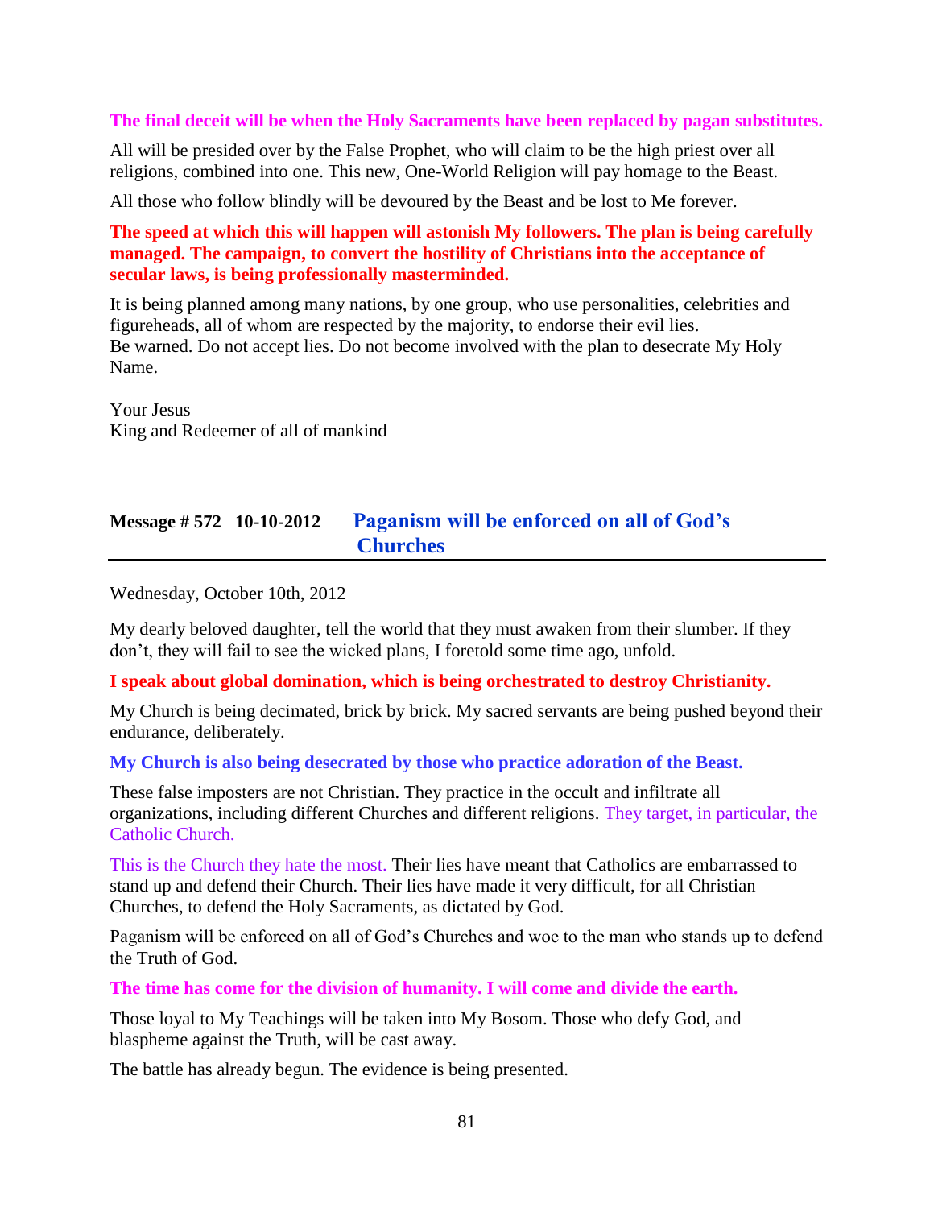**The final deceit will be when the Holy Sacraments have been replaced by pagan substitutes.**

All will be presided over by the False Prophet, who will claim to be the high priest over all religions, combined into one. This new, One-World Religion will pay homage to the Beast.

All those who follow blindly will be devoured by the Beast and be lost to Me forever.

**The speed at which this will happen will astonish My followers. The plan is being carefully managed. The campaign, to convert the hostility of Christians into the acceptance of secular laws, is being professionally masterminded.**

It is being planned among many nations, by one group, who use personalities, celebrities and figureheads, all of whom are respected by the majority, to endorse their evil lies.
Be warned. Do not accept lies. Do not become involved with the plan to desecrate My Holy Name.

Your Jesus
King and Redeemer of all of mankind

## Message # 572 10-10-2012 Paganism will be enforced on all of God's Churches

Wednesday, October 10th, 2012

My dearly beloved daughter, tell the world that they must awaken from their slumber. If they don't, they will fail to see the wicked plans, I foretold some time ago, unfold.

**I speak about global domination, which is being orchestrated to destroy Christianity.**

My Church is being decimated, brick by brick. My sacred servants are being pushed beyond their endurance, deliberately.

**My Church is also being desecrated by those who practice adoration of the Beast.**

These false imposters are not Christian. They practice in the occult and infiltrate all organizations, including different Churches and different religions. They target, in particular, the Catholic Church.

This is the Church they hate the most. Their lies have meant that Catholics are embarrassed to stand up and defend their Church. Their lies have made it very difficult, for all Christian Churches, to defend the Holy Sacraments, as dictated by God.

Paganism will be enforced on all of God's Churches and woe to the man who stands up to defend the Truth of God.

**The time has come for the division of humanity. I will come and divide the earth.**

Those loyal to My Teachings will be taken into My Bosom. Those who defy God, and blaspheme against the Truth, will be cast away.

The battle has already begun. The evidence is being presented.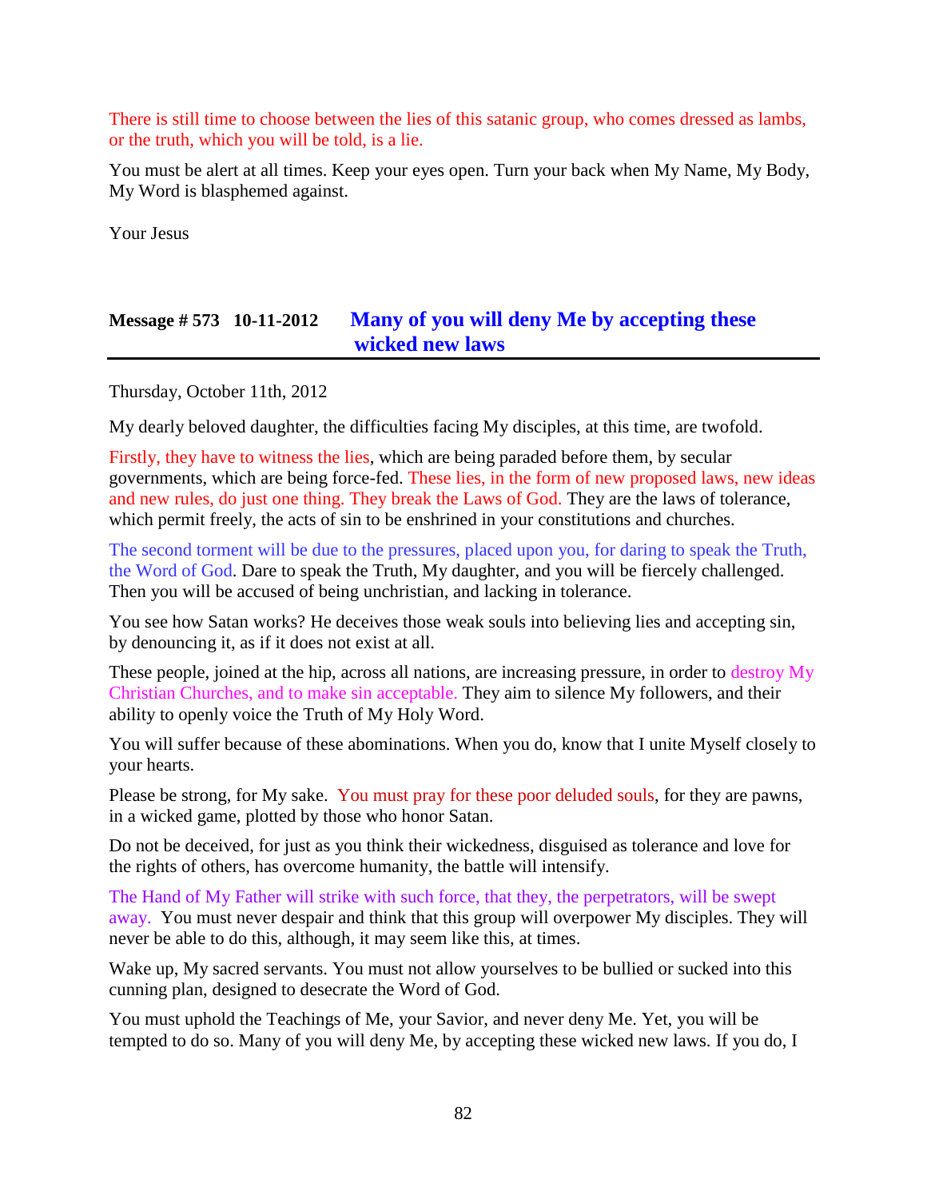There is still time to choose between the lies of this satanic group, who comes dressed as lambs, or the truth, which you will be told, is a lie.

You must be alert at all times. Keep your eyes open. Turn your back when My Name, My Body, My Word is blasphemed against.

Your Jesus

## Message # 573 10-11-2012 Many of you will deny Me by accepting these wicked new laws

Thursday, October 11th, 2012

My dearly beloved daughter, the difficulties facing My disciples, at this time, are twofold.

Firstly, they have to witness the lies, which are being paraded before them, by secular governments, which are being force-fed. These lies, in the form of new proposed laws, new ideas and new rules, do just one thing. They break the Laws of God. They are the laws of tolerance, which permit freely, the acts of sin to be enshrined in your constitutions and churches.

The second torment will be due to the pressures, placed upon you, for daring to speak the Truth, the Word of God. Dare to speak the Truth, My daughter, and you will be fiercely challenged. Then you will be accused of being unchristian, and lacking in tolerance.

You see how Satan works? He deceives those weak souls into believing lies and accepting sin, by denouncing it, as if it does not exist at all.

These people, joined at the hip, across all nations, are increasing pressure, in order to destroy My Christian Churches, and to make sin acceptable. They aim to silence My followers, and their ability to openly voice the Truth of My Holy Word.

You will suffer because of these abominations. When you do, know that I unite Myself closely to your hearts.

Please be strong, for My sake. You must pray for these poor deluded souls, for they are pawns, in a wicked game, plotted by those who honor Satan.

Do not be deceived, for just as you think their wickedness, disguised as tolerance and love for the rights of others, has overcome humanity, the battle will intensify.

The Hand of My Father will strike with such force, that they, the perpetrators, will be swept away. You must never despair and think that this group will overpower My disciples. They will never be able to do this, although, it may seem like this, at times.

Wake up, My sacred servants. You must not allow yourselves to be bullied or sucked into this cunning plan, designed to desecrate the Word of God.

You must uphold the Teachings of Me, your Savior, and never deny Me. Yet, you will be tempted to do so. Many of you will deny Me, by accepting these wicked new laws. If you do, I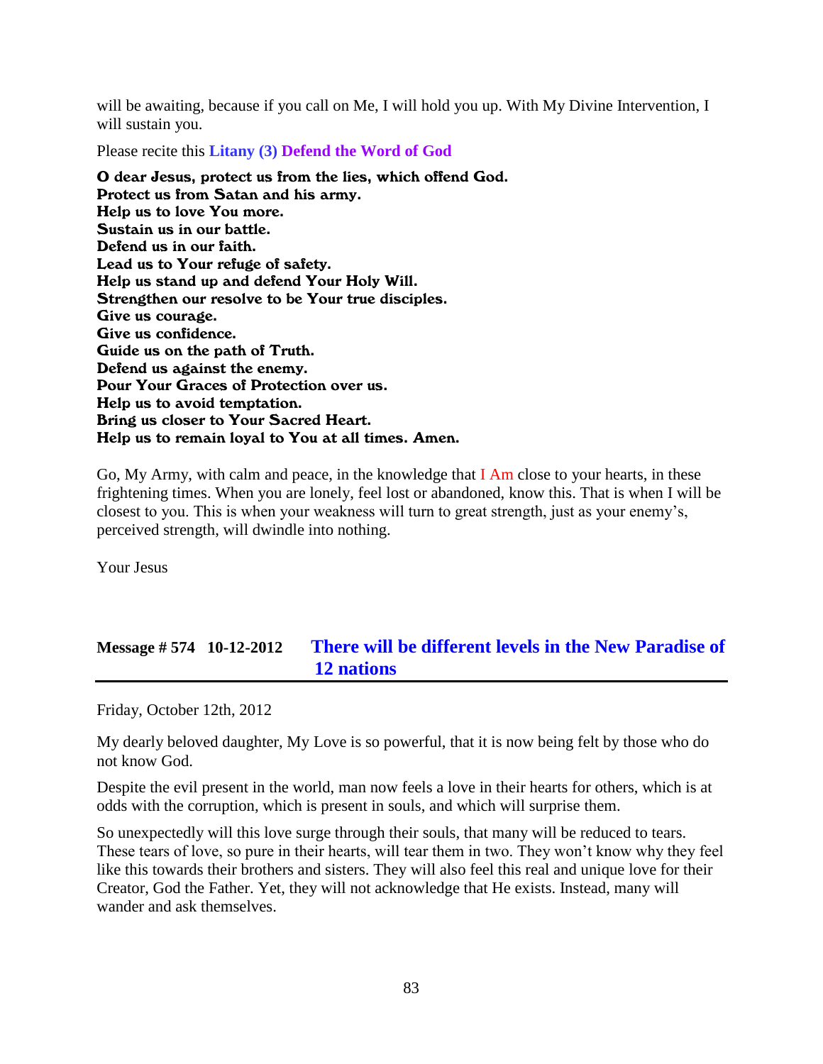will be awaiting, because if you call on Me, I will hold you up. With My Divine Intervention, I will sustain you.

Please recite this **Litany (3) Defend the Word of God**

**O dear Jesus, protect us from the lies, which offend God.**
**Protect us from Satan and his army.**
**Help us to love You more.**
**Sustain us in our battle.**
**Defend us in our faith.**
**Lead us to Your refuge of safety.**
**Help us stand up and defend Your Holy Will.**
**Strengthen our resolve to be Your true disciples.**
**Give us courage.**
**Give us confidence.**
**Guide us on the path of Truth.**
**Defend us against the enemy.**
**Pour Your Graces of Protection over us.**
**Help us to avoid temptation.**
**Bring us closer to Your Sacred Heart.**
**Help us to remain loyal to You at all times. Amen.**

Go, My Army, with calm and peace, in the knowledge that I Am close to your hearts, in these frightening times. When you are lonely, feel lost or abandoned, know this. That is when I will be closest to you. This is when your weakness will turn to great strength, just as your enemy's, perceived strength, will dwindle into nothing.

Your Jesus

## Message # 574 10-12-2012 There will be different levels in the New Paradise of 12 nations

Friday, October 12th, 2012

My dearly beloved daughter, My Love is so powerful, that it is now being felt by those who do not know God.

Despite the evil present in the world, man now feels a love in their hearts for others, which is at odds with the corruption, which is present in souls, and which will surprise them.

So unexpectedly will this love surge through their souls, that many will be reduced to tears. These tears of love, so pure in their hearts, will tear them in two. They won't know why they feel like this towards their brothers and sisters. They will also feel this real and unique love for their Creator, God the Father. Yet, they will not acknowledge that He exists. Instead, many will wander and ask themselves.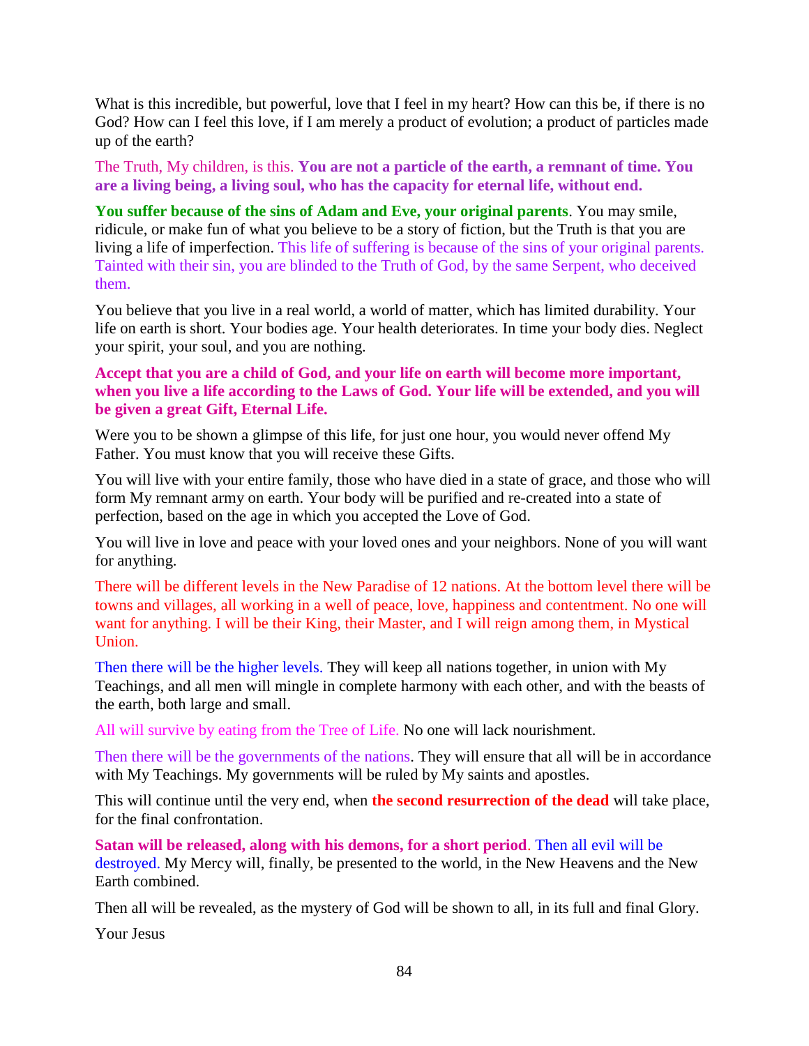What is this incredible, but powerful, love that I feel in my heart? How can this be, if there is no God? How can I feel this love, if I am merely a product of evolution; a product of particles made up of the earth?

The Truth, My children, is this. **You are not a particle of the earth, a remnant of time. You are a living being, a living soul, who has the capacity for eternal life, without end.**

**You suffer because of the sins of Adam and Eve, your original parents**. You may smile, ridicule, or make fun of what you believe to be a story of fiction, but the Truth is that you are living a life of imperfection. This life of suffering is because of the sins of your original parents. Tainted with their sin, you are blinded to the Truth of God, by the same Serpent, who deceived them.

You believe that you live in a real world, a world of matter, which has limited durability. Your life on earth is short. Your bodies age. Your health deteriorates. In time your body dies. Neglect your spirit, your soul, and you are nothing.

**Accept that you are a child of God, and your life on earth will become more important, when you live a life according to the Laws of God. Your life will be extended, and you will be given a great Gift, Eternal Life.**

Were you to be shown a glimpse of this life, for just one hour, you would never offend My Father. You must know that you will receive these Gifts.

You will live with your entire family, those who have died in a state of grace, and those who will form My remnant army on earth. Your body will be purified and re-created into a state of perfection, based on the age in which you accepted the Love of God.

You will live in love and peace with your loved ones and your neighbors. None of you will want for anything.

There will be different levels in the New Paradise of 12 nations. At the bottom level there will be towns and villages, all working in a well of peace, love, happiness and contentment. No one will want for anything. I will be their King, their Master, and I will reign among them, in Mystical Union.

Then there will be the higher levels. They will keep all nations together, in union with My Teachings, and all men will mingle in complete harmony with each other, and with the beasts of the earth, both large and small.

All will survive by eating from the Tree of Life. No one will lack nourishment.

Then there will be the governments of the nations. They will ensure that all will be in accordance with My Teachings. My governments will be ruled by My saints and apostles.

This will continue until the very end, when **the second resurrection of the dead** will take place, for the final confrontation.

**Satan will be released, along with his demons, for a short period**. Then all evil will be destroyed. My Mercy will, finally, be presented to the world, in the New Heavens and the New Earth combined.

Then all will be revealed, as the mystery of God will be shown to all, in its full and final Glory.

Your Jesus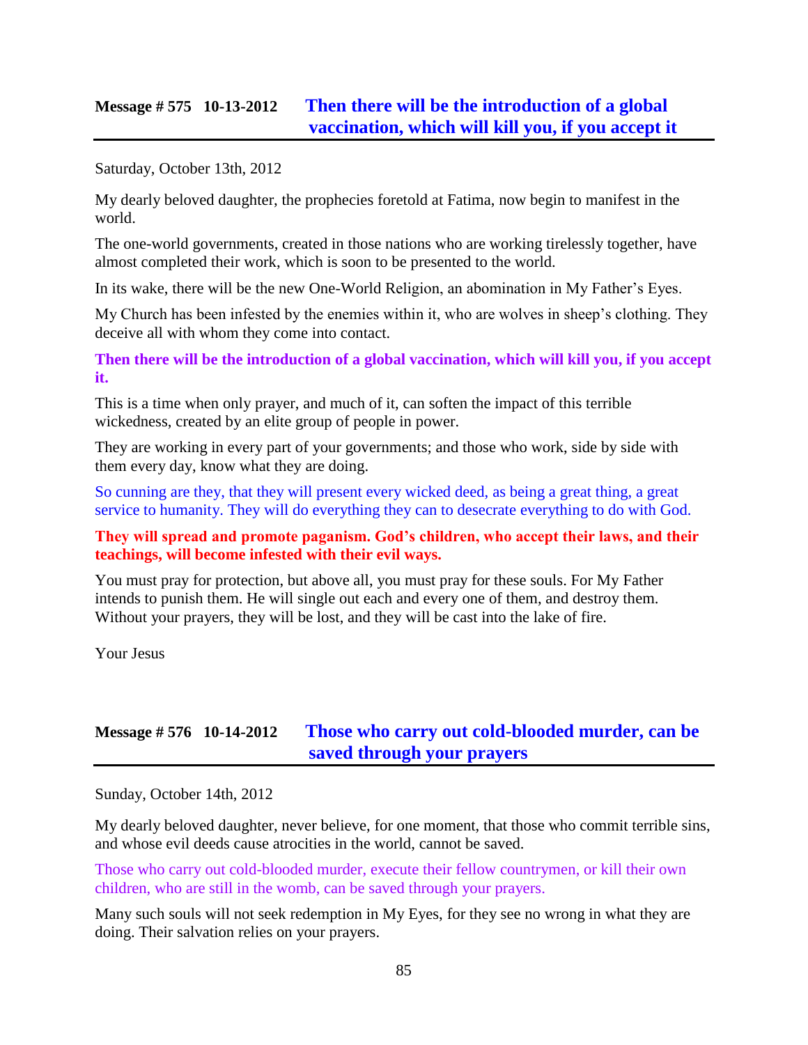## Message # 575 10-13-2012 Then there will be the introduction of a global vaccination, which will kill you, if you accept it

Saturday, October 13th, 2012

My dearly beloved daughter, the prophecies foretold at Fatima, now begin to manifest in the world.

The one-world governments, created in those nations who are working tirelessly together, have almost completed their work, which is soon to be presented to the world.

In its wake, there will be the new One-World Religion, an abomination in My Father's Eyes.

My Church has been infested by the enemies within it, who are wolves in sheep's clothing. They deceive all with whom they come into contact.

**Then there will be the introduction of a global vaccination, which will kill you, if you accept it.**

This is a time when only prayer, and much of it, can soften the impact of this terrible wickedness, created by an elite group of people in power.

They are working in every part of your governments; and those who work, side by side with them every day, know what they are doing.

So cunning are they, that they will present every wicked deed, as being a great thing, a great service to humanity. They will do everything they can to desecrate everything to do with God.

**They will spread and promote paganism. God's children, who accept their laws, and their teachings, will become infested with their evil ways.**

You must pray for protection, but above all, you must pray for these souls. For My Father intends to punish them. He will single out each and every one of them, and destroy them. Without your prayers, they will be lost, and they will be cast into the lake of fire.

Your Jesus

## Message # 576 10-14-2012 Those who carry out cold-blooded murder, can be saved through your prayers

Sunday, October 14th, 2012

My dearly beloved daughter, never believe, for one moment, that those who commit terrible sins, and whose evil deeds cause atrocities in the world, cannot be saved.

Those who carry out cold-blooded murder, execute their fellow countrymen, or kill their own children, who are still in the womb, can be saved through your prayers.

Many such souls will not seek redemption in My Eyes, for they see no wrong in what they are doing. Their salvation relies on your prayers.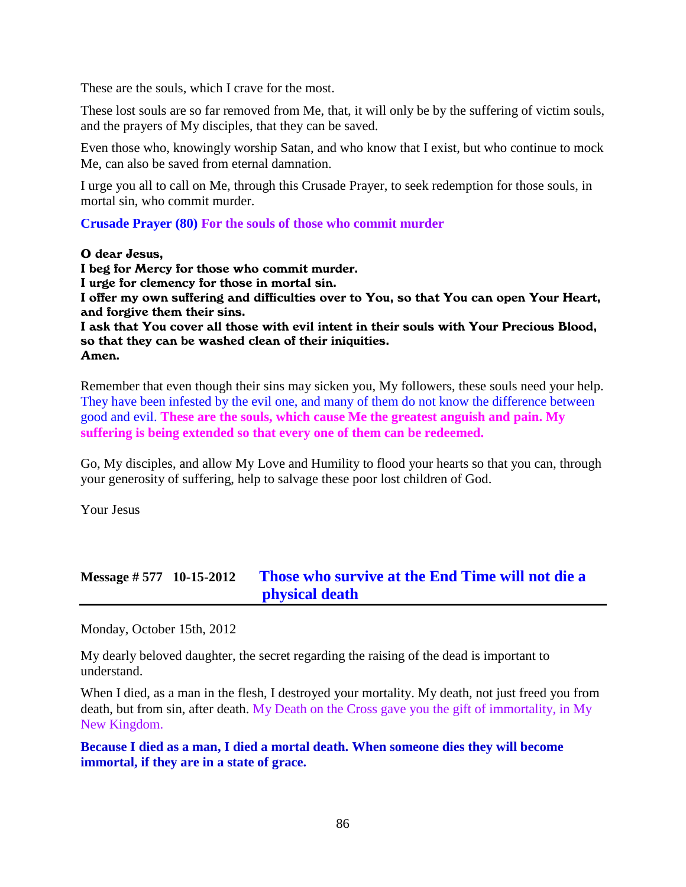These are the souls, which I crave for the most.

These lost souls are so far removed from Me, that, it will only be by the suffering of victim souls, and the prayers of My disciples, that they can be saved.

Even those who, knowingly worship Satan, and who know that I exist, but who continue to mock Me, can also be saved from eternal damnation.

I urge you all to call on Me, through this Crusade Prayer, to seek redemption for those souls, in mortal sin, who commit murder.

**Crusade Prayer (80) For the souls of those who commit murder**

**O dear Jesus,**
**I beg for Mercy for those who commit murder.**
**I urge for clemency for those in mortal sin.**
**I offer my own suffering and difficulties over to You, so that You can open Your Heart, and forgive them their sins.**
**I ask that You cover all those with evil intent in their souls with Your Precious Blood, so that they can be washed clean of their iniquities.**
**Amen.**

Remember that even though their sins may sicken you, My followers, these souls need your help. They have been infested by the evil one, and many of them do not know the difference between good and evil. **These are the souls, which cause Me the greatest anguish and pain. My suffering is being extended so that every one of them can be redeemed.**

Go, My disciples, and allow My Love and Humility to flood your hearts so that you can, through your generosity of suffering, help to salvage these poor lost children of God.

Your Jesus

## Message # 577 10-15-2012 Those who survive at the End Time will not die a physical death

Monday, October 15th, 2012

My dearly beloved daughter, the secret regarding the raising of the dead is important to understand.

When I died, as a man in the flesh, I destroyed your mortality. My death, not just freed you from death, but from sin, after death. My Death on the Cross gave you the gift of immortality, in My New Kingdom.

**Because I died as a man, I died a mortal death. When someone dies they will become immortal, if they are in a state of grace.**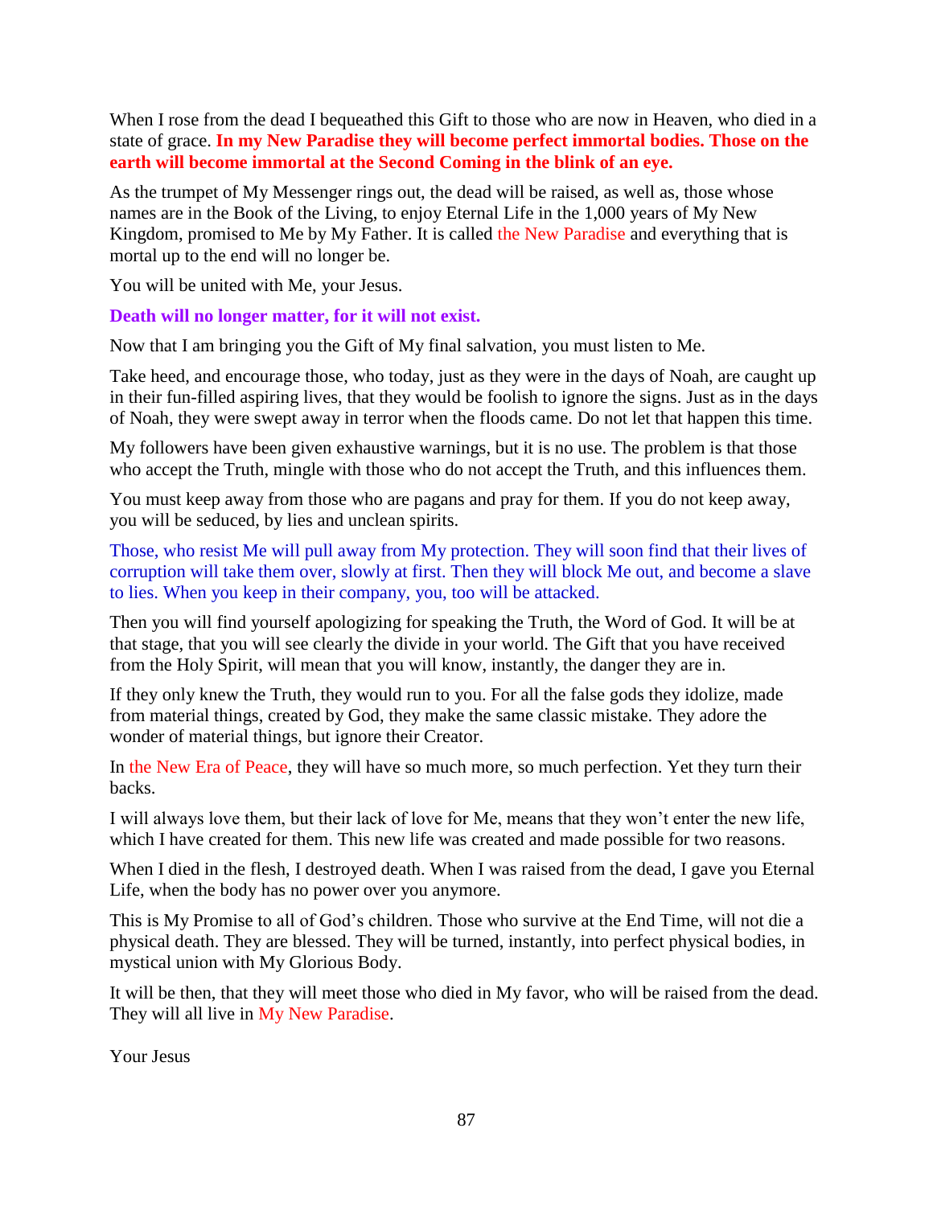When I rose from the dead I bequeathed this Gift to those who are now in Heaven, who died in a state of grace. **In my New Paradise they will become perfect immortal bodies. Those on the earth will become immortal at the Second Coming in the blink of an eye.**

As the trumpet of My Messenger rings out, the dead will be raised, as well as, those whose names are in the Book of the Living, to enjoy Eternal Life in the 1,000 years of My New Kingdom, promised to Me by My Father. It is called the New Paradise and everything that is mortal up to the end will no longer be.

You will be united with Me, your Jesus.

**Death will no longer matter, for it will not exist.**

Now that I am bringing you the Gift of My final salvation, you must listen to Me.

Take heed, and encourage those, who today, just as they were in the days of Noah, are caught up in their fun-filled aspiring lives, that they would be foolish to ignore the signs. Just as in the days of Noah, they were swept away in terror when the floods came. Do not let that happen this time.

My followers have been given exhaustive warnings, but it is no use. The problem is that those who accept the Truth, mingle with those who do not accept the Truth, and this influences them.

You must keep away from those who are pagans and pray for them. If you do not keep away, you will be seduced, by lies and unclean spirits.

Those, who resist Me will pull away from My protection. They will soon find that their lives of corruption will take them over, slowly at first. Then they will block Me out, and become a slave to lies. When you keep in their company, you, too will be attacked.

Then you will find yourself apologizing for speaking the Truth, the Word of God. It will be at that stage, that you will see clearly the divide in your world. The Gift that you have received from the Holy Spirit, will mean that you will know, instantly, the danger they are in.

If they only knew the Truth, they would run to you. For all the false gods they idolize, made from material things, created by God, they make the same classic mistake. They adore the wonder of material things, but ignore their Creator.

In the New Era of Peace, they will have so much more, so much perfection. Yet they turn their backs.

I will always love them, but their lack of love for Me, means that they won't enter the new life, which I have created for them. This new life was created and made possible for two reasons.

When I died in the flesh, I destroyed death. When I was raised from the dead, I gave you Eternal Life, when the body has no power over you anymore.

This is My Promise to all of God's children. Those who survive at the End Time, will not die a physical death. They are blessed. They will be turned, instantly, into perfect physical bodies, in mystical union with My Glorious Body.

It will be then, that they will meet those who died in My favor, who will be raised from the dead. They will all live in My New Paradise.

Your Jesus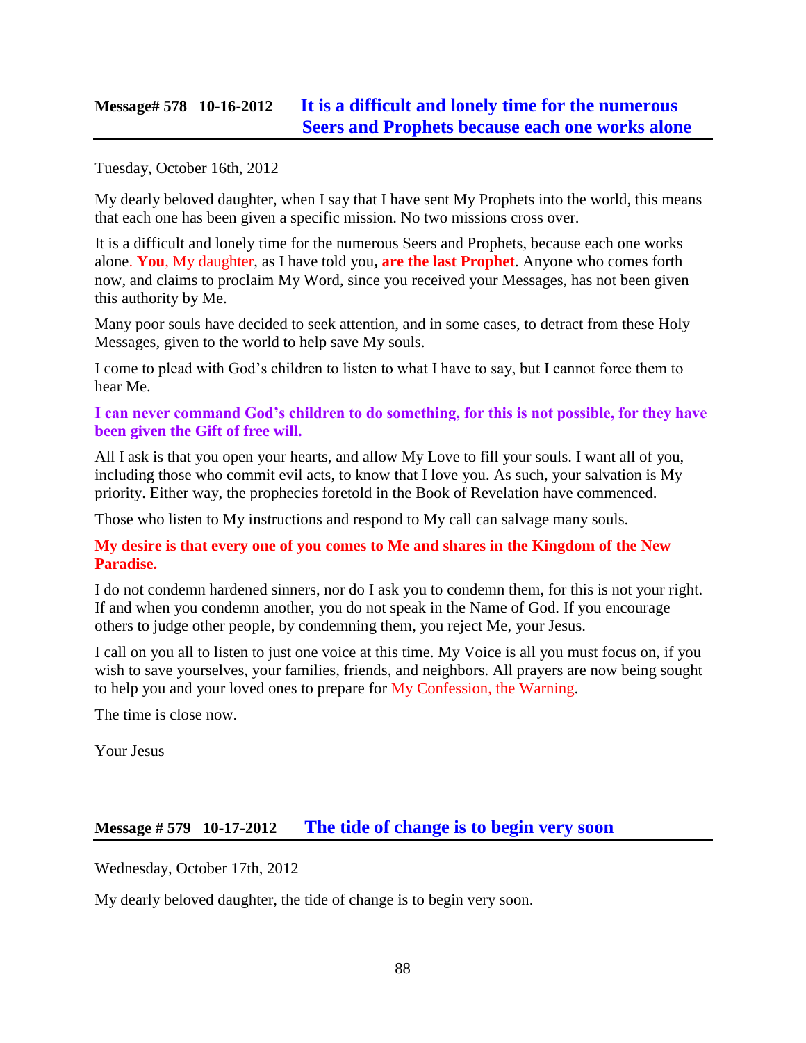## Message# 578 10-16-2012 It is a difficult and lonely time for the numerous Seers and Prophets because each one works alone

Tuesday, October 16th, 2012

My dearly beloved daughter, when I say that I have sent My Prophets into the world, this means that each one has been given a specific mission. No two missions cross over.

It is a difficult and lonely time for the numerous Seers and Prophets, because each one works alone. **You**, My daughter, as I have told you**, are the last Prophet**. Anyone who comes forth now, and claims to proclaim My Word, since you received your Messages, has not been given this authority by Me.

Many poor souls have decided to seek attention, and in some cases, to detract from these Holy Messages, given to the world to help save My souls.

I come to plead with God's children to listen to what I have to say, but I cannot force them to hear Me.

**I can never command God's children to do something, for this is not possible, for they have been given the Gift of free will.**

All I ask is that you open your hearts, and allow My Love to fill your souls. I want all of you, including those who commit evil acts, to know that I love you. As such, your salvation is My priority. Either way, the prophecies foretold in the Book of Revelation have commenced.

Those who listen to My instructions and respond to My call can salvage many souls.

**My desire is that every one of you comes to Me and shares in the Kingdom of the New Paradise.**

I do not condemn hardened sinners, nor do I ask you to condemn them, for this is not your right. If and when you condemn another, you do not speak in the Name of God. If you encourage others to judge other people, by condemning them, you reject Me, your Jesus.

I call on you all to listen to just one voice at this time. My Voice is all you must focus on, if you wish to save yourselves, your families, friends, and neighbors. All prayers are now being sought to help you and your loved ones to prepare for My Confession, the Warning.

The time is close now.

Your Jesus

## Message # 579 10-17-2012 The tide of change is to begin very soon

Wednesday, October 17th, 2012

My dearly beloved daughter, the tide of change is to begin very soon.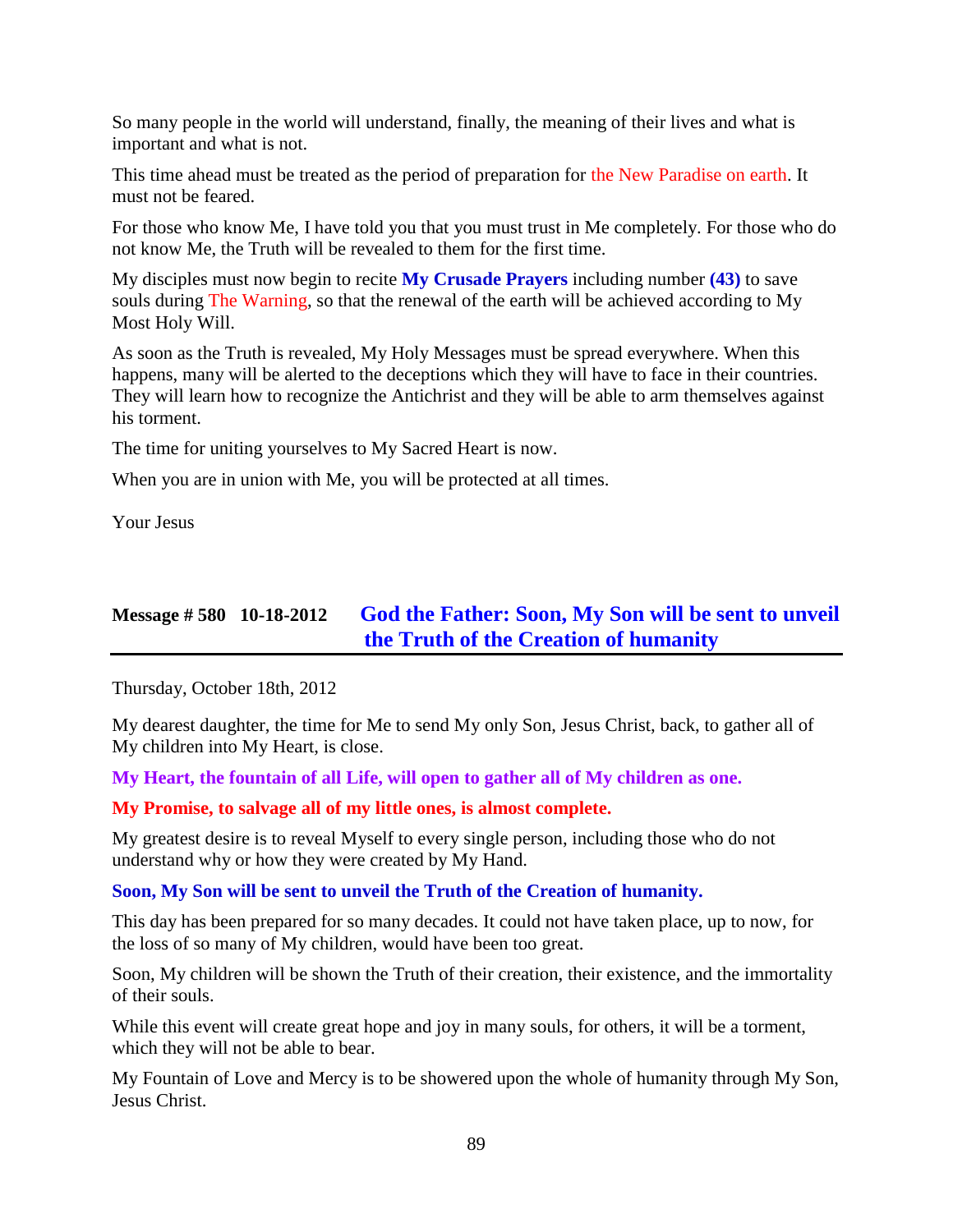So many people in the world will understand, finally, the meaning of their lives and what is important and what is not.

This time ahead must be treated as the period of preparation for the New Paradise on earth. It must not be feared.

For those who know Me, I have told you that you must trust in Me completely. For those who do not know Me, the Truth will be revealed to them for the first time.

My disciples must now begin to recite **My Crusade Prayers** including number **(43)** to save souls during The Warning, so that the renewal of the earth will be achieved according to My Most Holy Will.

As soon as the Truth is revealed, My Holy Messages must be spread everywhere. When this happens, many will be alerted to the deceptions which they will have to face in their countries. They will learn how to recognize the Antichrist and they will be able to arm themselves against his torment.

The time for uniting yourselves to My Sacred Heart is now.

When you are in union with Me, you will be protected at all times.

Your Jesus

## Message # 580 10-18-2012 God the Father: Soon, My Son will be sent to unveil the Truth of the Creation of humanity

Thursday, October 18th, 2012

My dearest daughter, the time for Me to send My only Son, Jesus Christ, back, to gather all of My children into My Heart, is close.

**My Heart, the fountain of all Life, will open to gather all of My children as one.**

**My Promise, to salvage all of my little ones, is almost complete.**

My greatest desire is to reveal Myself to every single person, including those who do not understand why or how they were created by My Hand.

**Soon, My Son will be sent to unveil the Truth of the Creation of humanity.**

This day has been prepared for so many decades. It could not have taken place, up to now, for the loss of so many of My children, would have been too great.

Soon, My children will be shown the Truth of their creation, their existence, and the immortality of their souls.

While this event will create great hope and joy in many souls, for others, it will be a torment, which they will not be able to bear.

My Fountain of Love and Mercy is to be showered upon the whole of humanity through My Son, Jesus Christ.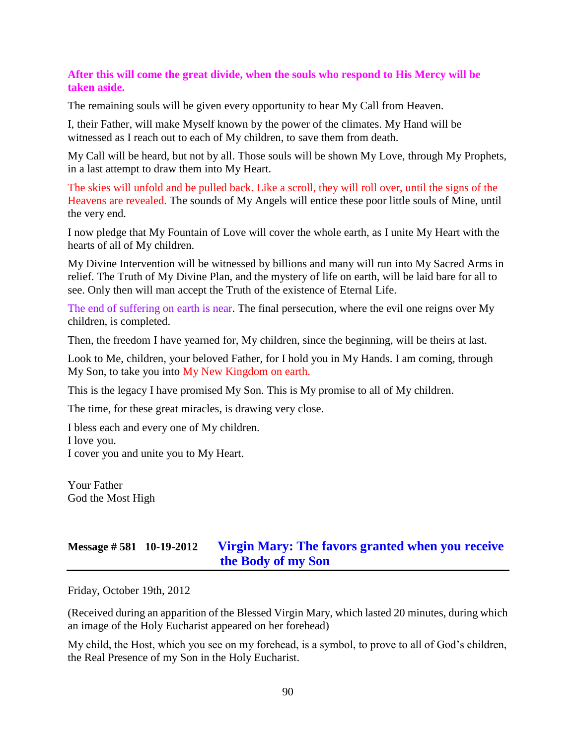**After this will come the great divide, when the souls who respond to His Mercy will be taken aside.**

The remaining souls will be given every opportunity to hear My Call from Heaven.

I, their Father, will make Myself known by the power of the climates. My Hand will be witnessed as I reach out to each of My children, to save them from death.

My Call will be heard, but not by all. Those souls will be shown My Love, through My Prophets, in a last attempt to draw them into My Heart.

The skies will unfold and be pulled back. Like a scroll, they will roll over, until the signs of the Heavens are revealed. The sounds of My Angels will entice these poor little souls of Mine, until the very end.

I now pledge that My Fountain of Love will cover the whole earth, as I unite My Heart with the hearts of all of My children.

My Divine Intervention will be witnessed by billions and many will run into My Sacred Arms in relief. The Truth of My Divine Plan, and the mystery of life on earth, will be laid bare for all to see. Only then will man accept the Truth of the existence of Eternal Life.

The end of suffering on earth is near. The final persecution, where the evil one reigns over My children, is completed.

Then, the freedom I have yearned for, My children, since the beginning, will be theirs at last.

Look to Me, children, your beloved Father, for I hold you in My Hands. I am coming, through My Son, to take you into My New Kingdom on earth.

This is the legacy I have promised My Son. This is My promise to all of My children.

The time, for these great miracles, is drawing very close.

I bless each and every one of My children.
I love you.
I cover you and unite you to My Heart.

Your Father
God the Most High

## Message # 581 10-19-2012 Virgin Mary: The favors granted when you receive the Body of my Son

Friday, October 19th, 2012

(Received during an apparition of the Blessed Virgin Mary, which lasted 20 minutes, during which an image of the Holy Eucharist appeared on her forehead)

My child, the Host, which you see on my forehead, is a symbol, to prove to all of God's children, the Real Presence of my Son in the Holy Eucharist.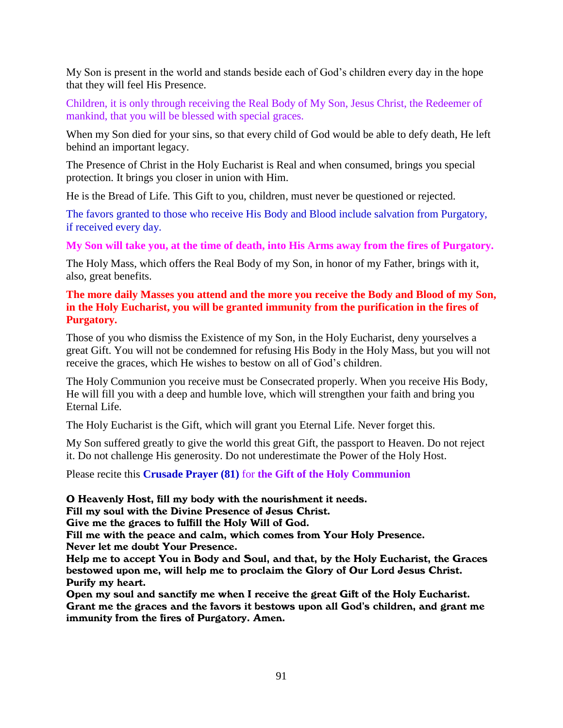My Son is present in the world and stands beside each of God's children every day in the hope that they will feel His Presence.

Children, it is only through receiving the Real Body of My Son, Jesus Christ, the Redeemer of mankind, that you will be blessed with special graces.

When my Son died for your sins, so that every child of God would be able to defy death, He left behind an important legacy.

The Presence of Christ in the Holy Eucharist is Real and when consumed, brings you special protection. It brings you closer in union with Him.

He is the Bread of Life. This Gift to you, children, must never be questioned or rejected.

The favors granted to those who receive His Body and Blood include salvation from Purgatory, if received every day.

**My Son will take you, at the time of death, into His Arms away from the fires of Purgatory.**

The Holy Mass, which offers the Real Body of my Son, in honor of my Father, brings with it, also, great benefits.

**The more daily Masses you attend and the more you receive the Body and Blood of my Son, in the Holy Eucharist, you will be granted immunity from the purification in the fires of Purgatory.**

Those of you who dismiss the Existence of my Son, in the Holy Eucharist, deny yourselves a great Gift. You will not be condemned for refusing His Body in the Holy Mass, but you will not receive the graces, which He wishes to bestow on all of God's children.

The Holy Communion you receive must be Consecrated properly. When you receive His Body, He will fill you with a deep and humble love, which will strengthen your faith and bring you Eternal Life.

The Holy Eucharist is the Gift, which will grant you Eternal Life. Never forget this.

My Son suffered greatly to give the world this great Gift, the passport to Heaven. Do not reject it. Do not challenge His generosity. Do not underestimate the Power of the Holy Host.

Please recite this **Crusade Prayer (81)** for **the Gift of the Holy Communion**

**O Heavenly Host, fill my body with the nourishment it needs.
Fill my soul with the Divine Presence of Jesus Christ.
Give me the graces to fulfill the Holy Will of God.
Fill me with the peace and calm, which comes from Your Holy Presence.
Never let me doubt Your Presence.
Help me to accept You in Body and Soul, and that, by the Holy Eucharist, the Graces bestowed upon me, will help me to proclaim the Glory of Our Lord Jesus Christ.
Purify my heart.
Open my soul and sanctify me when I receive the great Gift of the Holy Eucharist.
Grant me the graces and the favors it bestows upon all God's children, and grant me immunity from the fires of Purgatory. Amen.**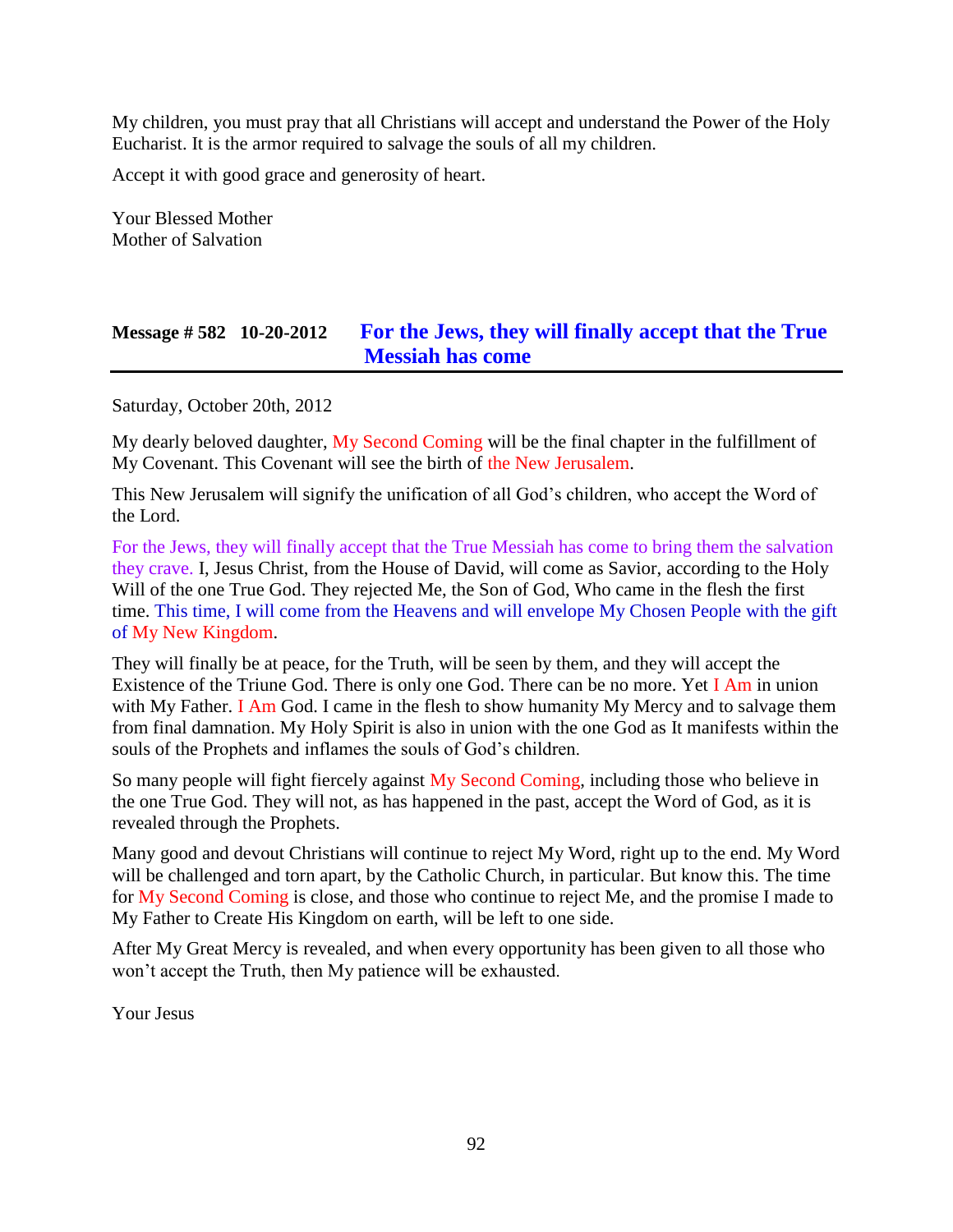My children, you must pray that all Christians will accept and understand the Power of the Holy Eucharist. It is the armor required to salvage the souls of all my children.

Accept it with good grace and generosity of heart.

Your Blessed Mother
Mother of Salvation

## Message # 582 10-20-2012 For the Jews, they will finally accept that the True Messiah has come

Saturday, October 20th, 2012

My dearly beloved daughter, My Second Coming will be the final chapter in the fulfillment of My Covenant. This Covenant will see the birth of the New Jerusalem.

This New Jerusalem will signify the unification of all God's children, who accept the Word of the Lord.

For the Jews, they will finally accept that the True Messiah has come to bring them the salvation they crave. I, Jesus Christ, from the House of David, will come as Savior, according to the Holy Will of the one True God. They rejected Me, the Son of God, Who came in the flesh the first time. This time, I will come from the Heavens and will envelope My Chosen People with the gift of My New Kingdom.

They will finally be at peace, for the Truth, will be seen by them, and they will accept the Existence of the Triune God. There is only one God. There can be no more. Yet I Am in union with My Father. I Am God. I came in the flesh to show humanity My Mercy and to salvage them from final damnation. My Holy Spirit is also in union with the one God as It manifests within the souls of the Prophets and inflames the souls of God's children.

So many people will fight fiercely against My Second Coming, including those who believe in the one True God. They will not, as has happened in the past, accept the Word of God, as it is revealed through the Prophets.

Many good and devout Christians will continue to reject My Word, right up to the end. My Word will be challenged and torn apart, by the Catholic Church, in particular. But know this. The time for My Second Coming is close, and those who continue to reject Me, and the promise I made to My Father to Create His Kingdom on earth, will be left to one side.

After My Great Mercy is revealed, and when every opportunity has been given to all those who won't accept the Truth, then My patience will be exhausted.

Your Jesus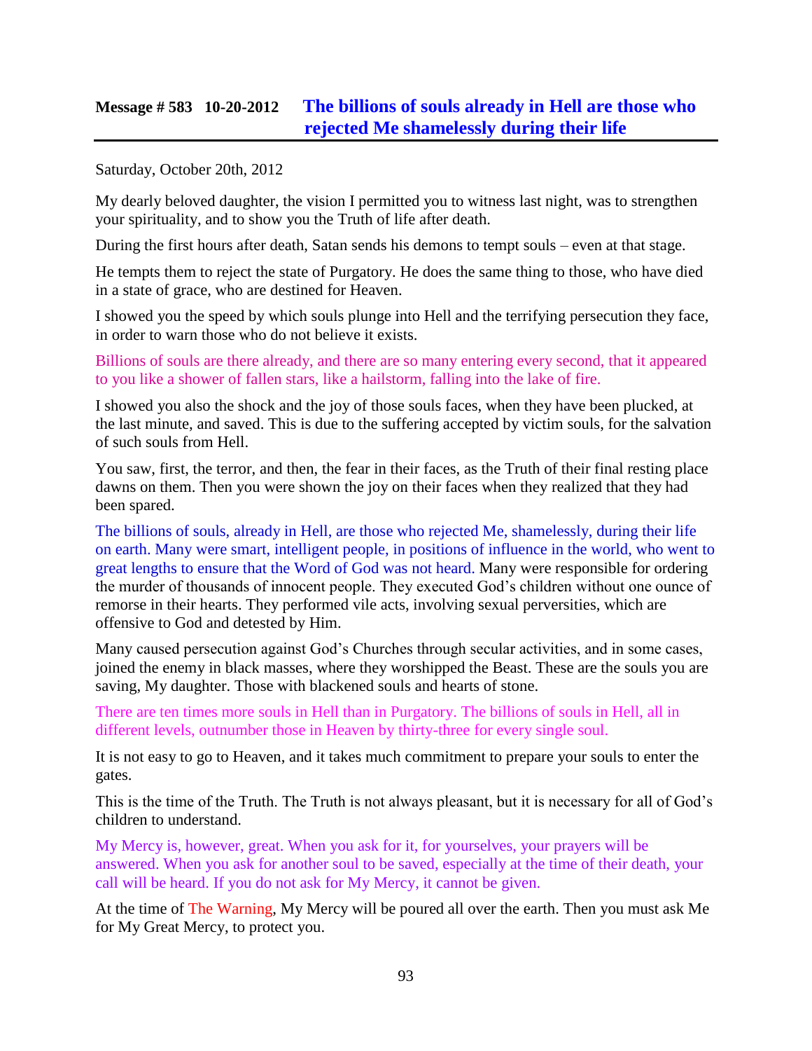## Message # 583 10-20-2012 The billions of souls already in Hell are those who rejected Me shamelessly during their life

Saturday, October 20th, 2012

My dearly beloved daughter, the vision I permitted you to witness last night, was to strengthen your spirituality, and to show you the Truth of life after death.

During the first hours after death, Satan sends his demons to tempt souls – even at that stage.

He tempts them to reject the state of Purgatory. He does the same thing to those, who have died in a state of grace, who are destined for Heaven.

I showed you the speed by which souls plunge into Hell and the terrifying persecution they face, in order to warn those who do not believe it exists.

Billions of souls are there already, and there are so many entering every second, that it appeared to you like a shower of fallen stars, like a hailstorm, falling into the lake of fire.

I showed you also the shock and the joy of those souls faces, when they have been plucked, at the last minute, and saved. This is due to the suffering accepted by victim souls, for the salvation of such souls from Hell.

You saw, first, the terror, and then, the fear in their faces, as the Truth of their final resting place dawns on them. Then you were shown the joy on their faces when they realized that they had been spared.

The billions of souls, already in Hell, are those who rejected Me, shamelessly, during their life on earth. Many were smart, intelligent people, in positions of influence in the world, who went to great lengths to ensure that the Word of God was not heard. Many were responsible for ordering the murder of thousands of innocent people. They executed God's children without one ounce of remorse in their hearts. They performed vile acts, involving sexual perversities, which are offensive to God and detested by Him.

Many caused persecution against God's Churches through secular activities, and in some cases, joined the enemy in black masses, where they worshipped the Beast. These are the souls you are saving, My daughter. Those with blackened souls and hearts of stone.

There are ten times more souls in Hell than in Purgatory. The billions of souls in Hell, all in different levels, outnumber those in Heaven by thirty-three for every single soul.

It is not easy to go to Heaven, and it takes much commitment to prepare your souls to enter the gates.

This is the time of the Truth. The Truth is not always pleasant, but it is necessary for all of God's children to understand.

My Mercy is, however, great. When you ask for it, for yourselves, your prayers will be answered. When you ask for another soul to be saved, especially at the time of their death, your call will be heard. If you do not ask for My Mercy, it cannot be given.

At the time of The Warning, My Mercy will be poured all over the earth. Then you must ask Me for My Great Mercy, to protect you.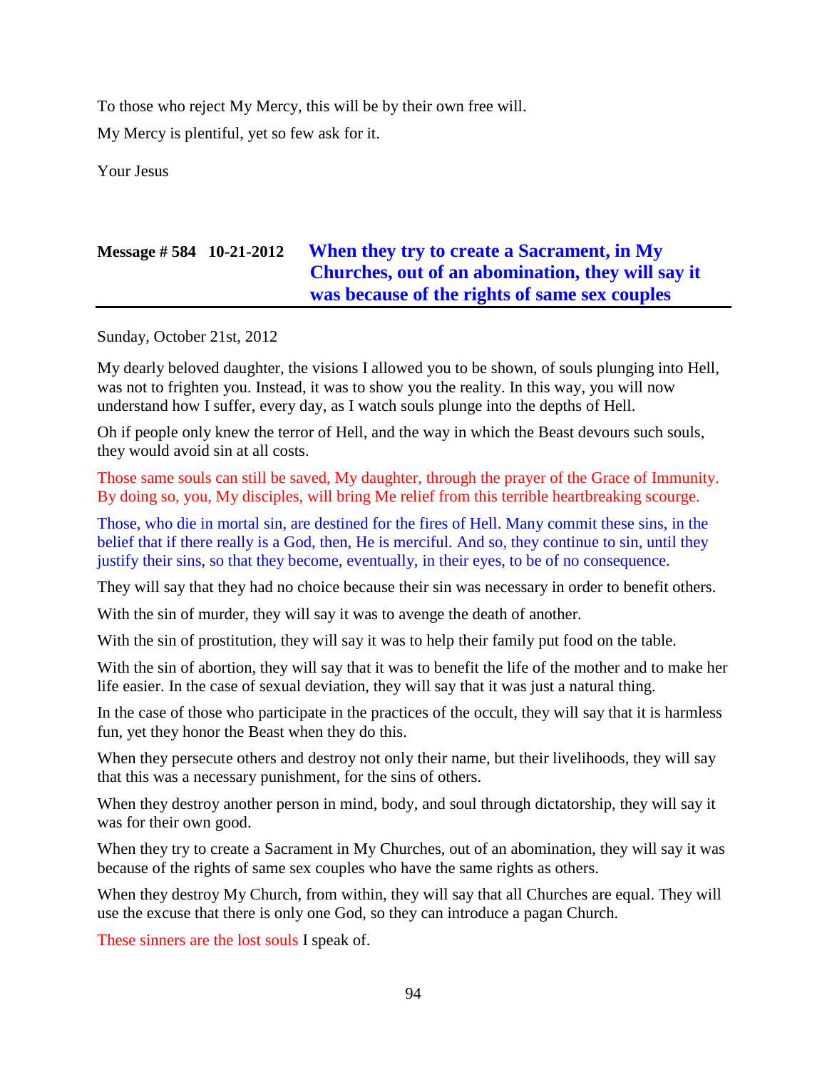To those who reject My Mercy, this will be by their own free will.

My Mercy is plentiful, yet so few ask for it.

Your Jesus

## Message # 584 10-21-2012 When they try to create a Sacrament, in My Churches, out of an abomination, they will say it was because of the rights of same sex couples

Sunday, October 21st, 2012

My dearly beloved daughter, the visions I allowed you to be shown, of souls plunging into Hell, was not to frighten you. Instead, it was to show you the reality. In this way, you will now understand how I suffer, every day, as I watch souls plunge into the depths of Hell.

Oh if people only knew the terror of Hell, and the way in which the Beast devours such souls, they would avoid sin at all costs.

Those same souls can still be saved, My daughter, through the prayer of the Grace of Immunity. By doing so, you, My disciples, will bring Me relief from this terrible heartbreaking scourge.

Those, who die in mortal sin, are destined for the fires of Hell. Many commit these sins, in the belief that if there really is a God, then, He is merciful. And so, they continue to sin, until they justify their sins, so that they become, eventually, in their eyes, to be of no consequence.

They will say that they had no choice because their sin was necessary in order to benefit others.

With the sin of murder, they will say it was to avenge the death of another.

With the sin of prostitution, they will say it was to help their family put food on the table.

With the sin of abortion, they will say that it was to benefit the life of the mother and to make her life easier. In the case of sexual deviation, they will say that it was just a natural thing.

In the case of those who participate in the practices of the occult, they will say that it is harmless fun, yet they honor the Beast when they do this.

When they persecute others and destroy not only their name, but their livelihoods, they will say that this was a necessary punishment, for the sins of others.

When they destroy another person in mind, body, and soul through dictatorship, they will say it was for their own good.

When they try to create a Sacrament in My Churches, out of an abomination, they will say it was because of the rights of same sex couples who have the same rights as others.

When they destroy My Church, from within, they will say that all Churches are equal. They will use the excuse that there is only one God, so they can introduce a pagan Church.

These sinners are the lost souls I speak of.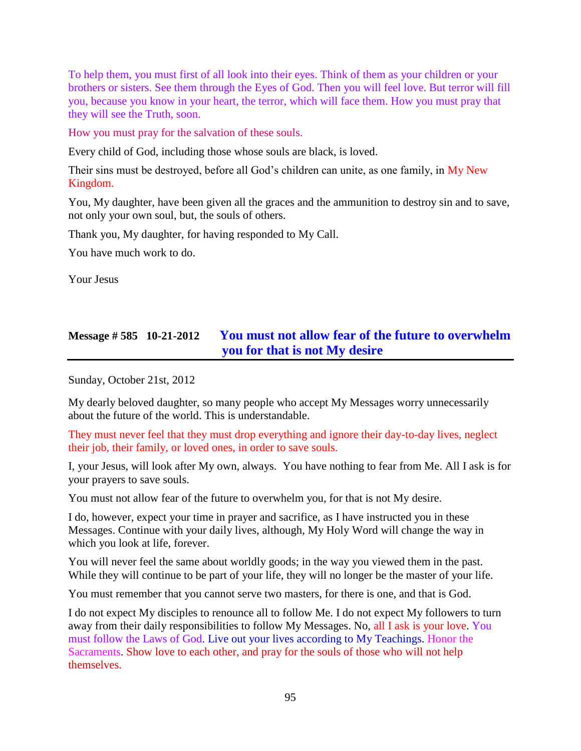To help them, you must first of all look into their eyes. Think of them as your children or your brothers or sisters. See them through the Eyes of God. Then you will feel love. But terror will fill you, because you know in your heart, the terror, which will face them. How you must pray that they will see the Truth, soon.

How you must pray for the salvation of these souls.

Every child of God, including those whose souls are black, is loved.

Their sins must be destroyed, before all God's children can unite, as one family, in My New Kingdom.

You, My daughter, have been given all the graces and the ammunition to destroy sin and to save, not only your own soul, but, the souls of others.

Thank you, My daughter, for having responded to My Call.

You have much work to do.

Your Jesus

## Message # 585 10-21-2012 You must not allow fear of the future to overwhelm you for that is not My desire

Sunday, October 21st, 2012

My dearly beloved daughter, so many people who accept My Messages worry unnecessarily about the future of the world. This is understandable.

They must never feel that they must drop everything and ignore their day-to-day lives, neglect their job, their family, or loved ones, in order to save souls.

I, your Jesus, will look after My own, always. You have nothing to fear from Me. All I ask is for your prayers to save souls.

You must not allow fear of the future to overwhelm you, for that is not My desire.

I do, however, expect your time in prayer and sacrifice, as I have instructed you in these Messages. Continue with your daily lives, although, My Holy Word will change the way in which you look at life, forever.

You will never feel the same about worldly goods; in the way you viewed them in the past. While they will continue to be part of your life, they will no longer be the master of your life.

You must remember that you cannot serve two masters, for there is one, and that is God.

I do not expect My disciples to renounce all to follow Me. I do not expect My followers to turn away from their daily responsibilities to follow My Messages. No, all I ask is your love. You must follow the Laws of God. Live out your lives according to My Teachings. Honor the Sacraments. Show love to each other, and pray for the souls of those who will not help themselves.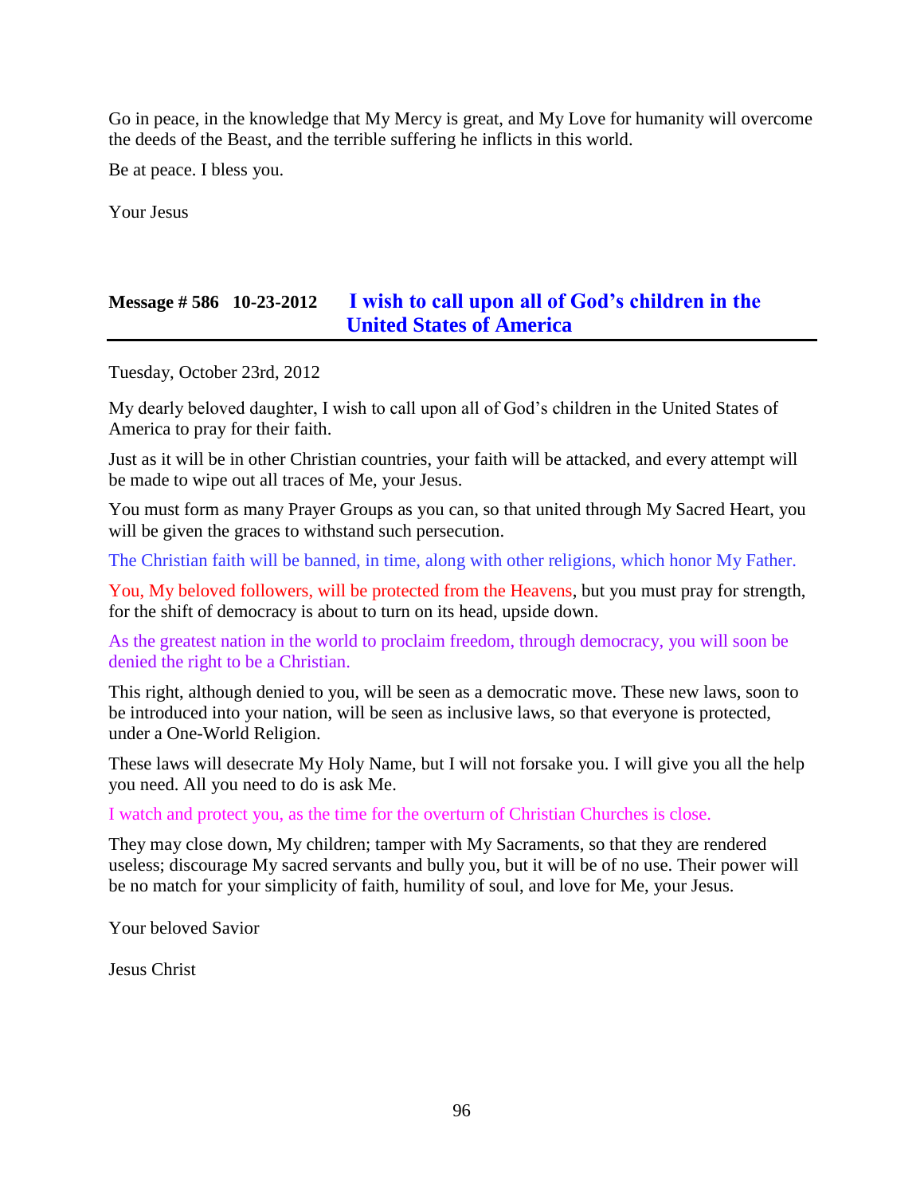Go in peace, in the knowledge that My Mercy is great, and My Love for humanity will overcome the deeds of the Beast, and the terrible suffering he inflicts in this world.

Be at peace. I bless you.

Your Jesus

## Message # 586 10-23-2012 I wish to call upon all of God's children in the United States of America

Tuesday, October 23rd, 2012

My dearly beloved daughter, I wish to call upon all of God's children in the United States of America to pray for their faith.

Just as it will be in other Christian countries, your faith will be attacked, and every attempt will be made to wipe out all traces of Me, your Jesus.

You must form as many Prayer Groups as you can, so that united through My Sacred Heart, you will be given the graces to withstand such persecution.

The Christian faith will be banned, in time, along with other religions, which honor My Father.

You, My beloved followers, will be protected from the Heavens, but you must pray for strength, for the shift of democracy is about to turn on its head, upside down.

As the greatest nation in the world to proclaim freedom, through democracy, you will soon be denied the right to be a Christian.

This right, although denied to you, will be seen as a democratic move. These new laws, soon to be introduced into your nation, will be seen as inclusive laws, so that everyone is protected, under a One-World Religion.

These laws will desecrate My Holy Name, but I will not forsake you. I will give you all the help you need. All you need to do is ask Me.

I watch and protect you, as the time for the overturn of Christian Churches is close.

They may close down, My children; tamper with My Sacraments, so that they are rendered useless; discourage My sacred servants and bully you, but it will be of no use. Their power will be no match for your simplicity of faith, humility of soul, and love for Me, your Jesus.

Your beloved Savior

Jesus Christ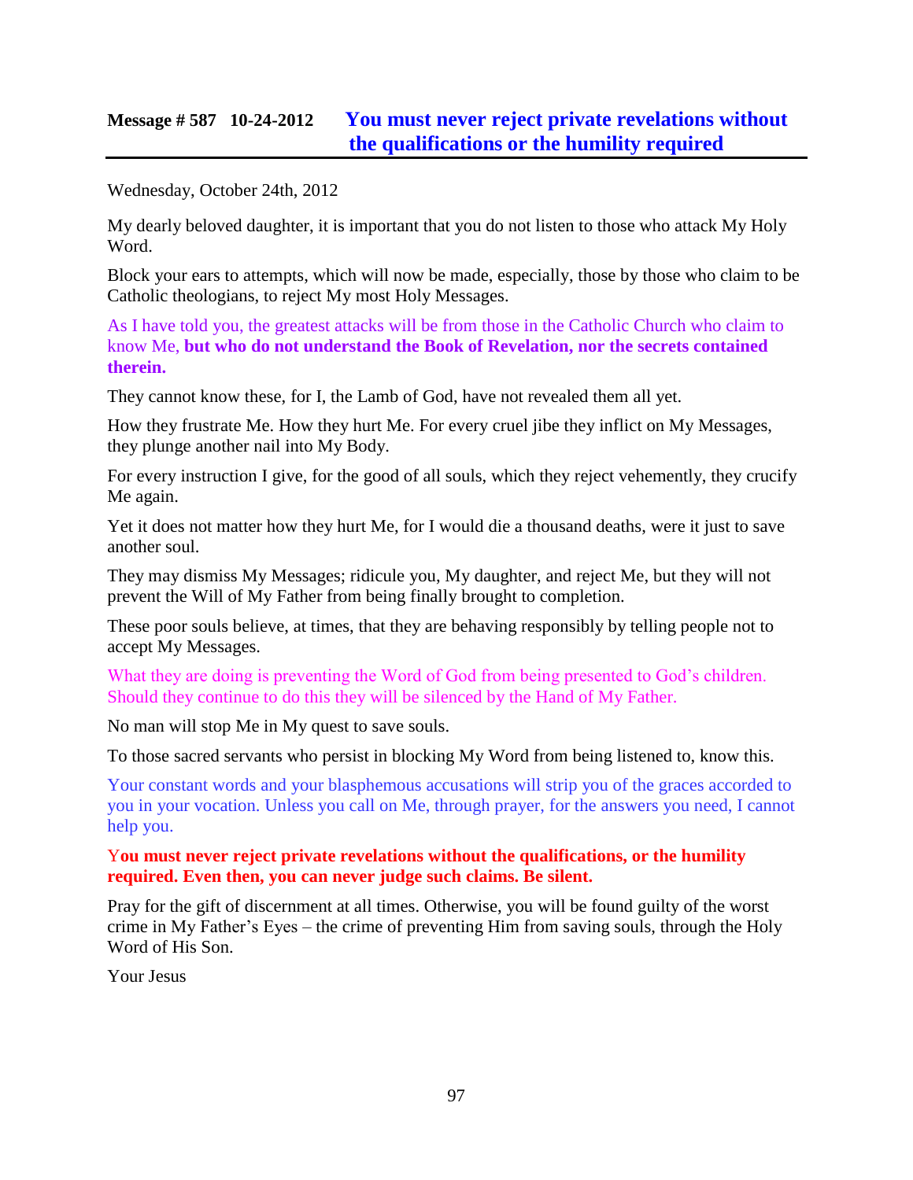## Message # 587 10-24-2012 You must never reject private revelations without the qualifications or the humility required

Wednesday, October 24th, 2012

My dearly beloved daughter, it is important that you do not listen to those who attack My Holy Word.

Block your ears to attempts, which will now be made, especially, those by those who claim to be Catholic theologians, to reject My most Holy Messages.

As I have told you, the greatest attacks will be from those in the Catholic Church who claim to know Me, **but who do not understand the Book of Revelation, nor the secrets contained therein.**

They cannot know these, for I, the Lamb of God, have not revealed them all yet.

How they frustrate Me. How they hurt Me. For every cruel jibe they inflict on My Messages, they plunge another nail into My Body.

For every instruction I give, for the good of all souls, which they reject vehemently, they crucify Me again.

Yet it does not matter how they hurt Me, for I would die a thousand deaths, were it just to save another soul.

They may dismiss My Messages; ridicule you, My daughter, and reject Me, but they will not prevent the Will of My Father from being finally brought to completion.

These poor souls believe, at times, that they are behaving responsibly by telling people not to accept My Messages.

What they are doing is preventing the Word of God from being presented to God's children. Should they continue to do this they will be silenced by the Hand of My Father.

No man will stop Me in My quest to save souls.

To those sacred servants who persist in blocking My Word from being listened to, know this.

Your constant words and your blasphemous accusations will strip you of the graces accorded to you in your vocation. Unless you call on Me, through prayer, for the answers you need, I cannot help you.

**You must never reject private revelations without the qualifications, or the humility required. Even then, you can never judge such claims. Be silent.**

Pray for the gift of discernment at all times. Otherwise, you will be found guilty of the worst crime in My Father's Eyes – the crime of preventing Him from saving souls, through the Holy Word of His Son.

Your Jesus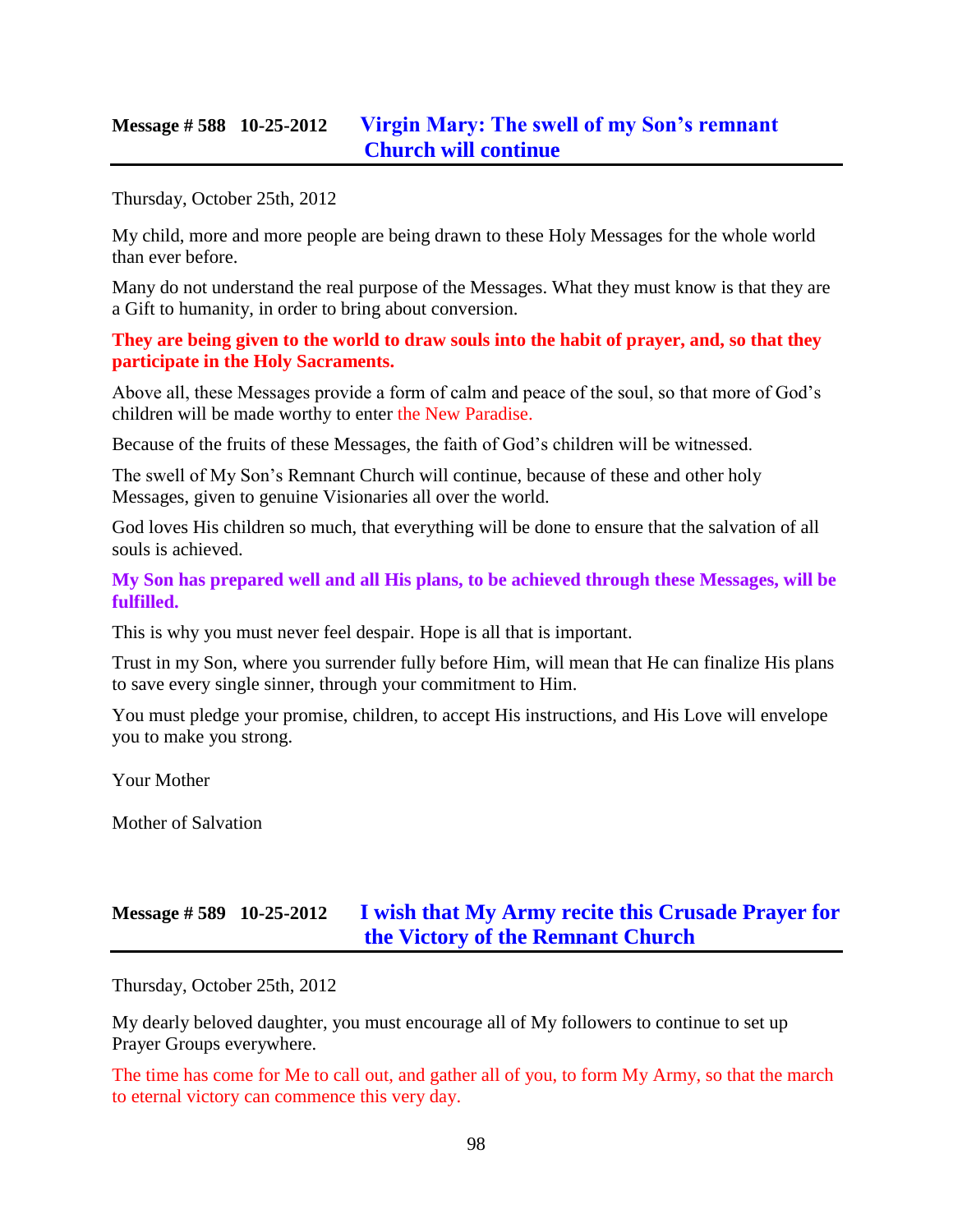## Message # 588 10-25-2012 Virgin Mary: The swell of my Son's remnant Church will continue

Thursday, October 25th, 2012

My child, more and more people are being drawn to these Holy Messages for the whole world than ever before.

Many do not understand the real purpose of the Messages. What they must know is that they are a Gift to humanity, in order to bring about conversion.

**They are being given to the world to draw souls into the habit of prayer, and, so that they participate in the Holy Sacraments.**

Above all, these Messages provide a form of calm and peace of the soul, so that more of God's children will be made worthy to enter the New Paradise.

Because of the fruits of these Messages, the faith of God's children will be witnessed.

The swell of My Son's Remnant Church will continue, because of these and other holy Messages, given to genuine Visionaries all over the world.

God loves His children so much, that everything will be done to ensure that the salvation of all souls is achieved.

**My Son has prepared well and all His plans, to be achieved through these Messages, will be fulfilled.**

This is why you must never feel despair. Hope is all that is important.

Trust in my Son, where you surrender fully before Him, will mean that He can finalize His plans to save every single sinner, through your commitment to Him.

You must pledge your promise, children, to accept His instructions, and His Love will envelope you to make you strong.

Your Mother

Mother of Salvation

## Message # 589 10-25-2012 I wish that My Army recite this Crusade Prayer for the Victory of the Remnant Church

Thursday, October 25th, 2012

My dearly beloved daughter, you must encourage all of My followers to continue to set up Prayer Groups everywhere.

The time has come for Me to call out, and gather all of you, to form My Army, so that the march to eternal victory can commence this very day.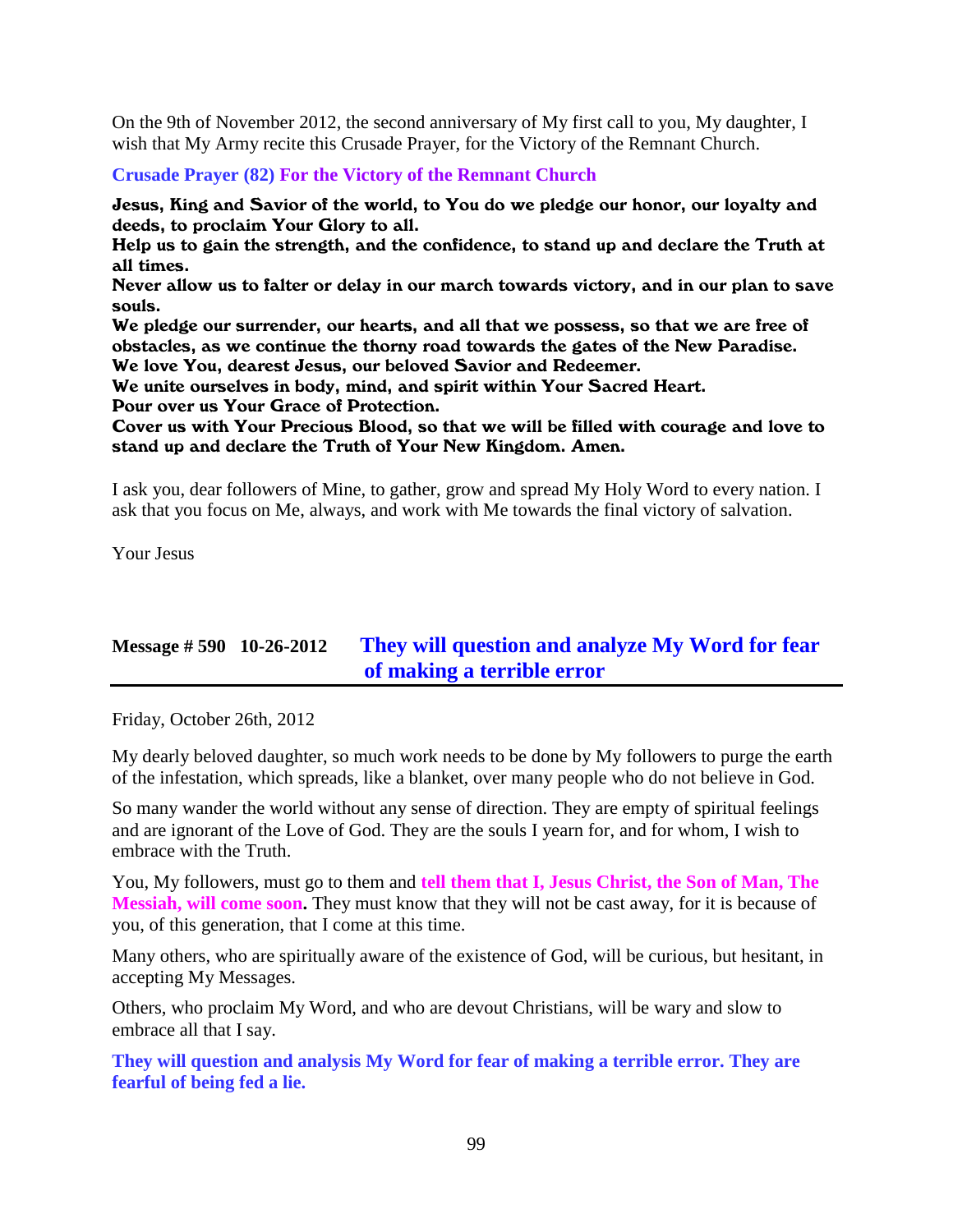On the 9th of November 2012, the second anniversary of My first call to you, My daughter, I wish that My Army recite this Crusade Prayer, for the Victory of the Remnant Church.

**Crusade Prayer (82) For the Victory of the Remnant Church**

**Jesus, King and Savior of the world, to You do we pledge our honor, our loyalty and deeds, to proclaim Your Glory to all.**
**Help us to gain the strength, and the confidence, to stand up and declare the Truth at all times.**
**Never allow us to falter or delay in our march towards victory, and in our plan to save souls.**
**We pledge our surrender, our hearts, and all that we possess, so that we are free of obstacles, as we continue the thorny road towards the gates of the New Paradise.**
**We love You, dearest Jesus, our beloved Savior and Redeemer.**
**We unite ourselves in body, mind, and spirit within Your Sacred Heart.**
**Pour over us Your Grace of Protection.**
**Cover us with Your Precious Blood, so that we will be filled with courage and love to stand up and declare the Truth of Your New Kingdom. Amen.**

I ask you, dear followers of Mine, to gather, grow and spread My Holy Word to every nation. I ask that you focus on Me, always, and work with Me towards the final victory of salvation.

Your Jesus

## Message # 590 10-26-2012 They will question and analyze My Word for fear of making a terrible error

Friday, October 26th, 2012

My dearly beloved daughter, so much work needs to be done by My followers to purge the earth of the infestation, which spreads, like a blanket, over many people who do not believe in God.

So many wander the world without any sense of direction. They are empty of spiritual feelings and are ignorant of the Love of God. They are the souls I yearn for, and for whom, I wish to embrace with the Truth.

You, My followers, must go to them and **tell them that I, Jesus Christ, the Son of Man, The Messiah, will come soon.** They must know that they will not be cast away, for it is because of you, of this generation, that I come at this time.

Many others, who are spiritually aware of the existence of God, will be curious, but hesitant, in accepting My Messages.

Others, who proclaim My Word, and who are devout Christians, will be wary and slow to embrace all that I say.

**They will question and analysis My Word for fear of making a terrible error. They are fearful of being fed a lie.**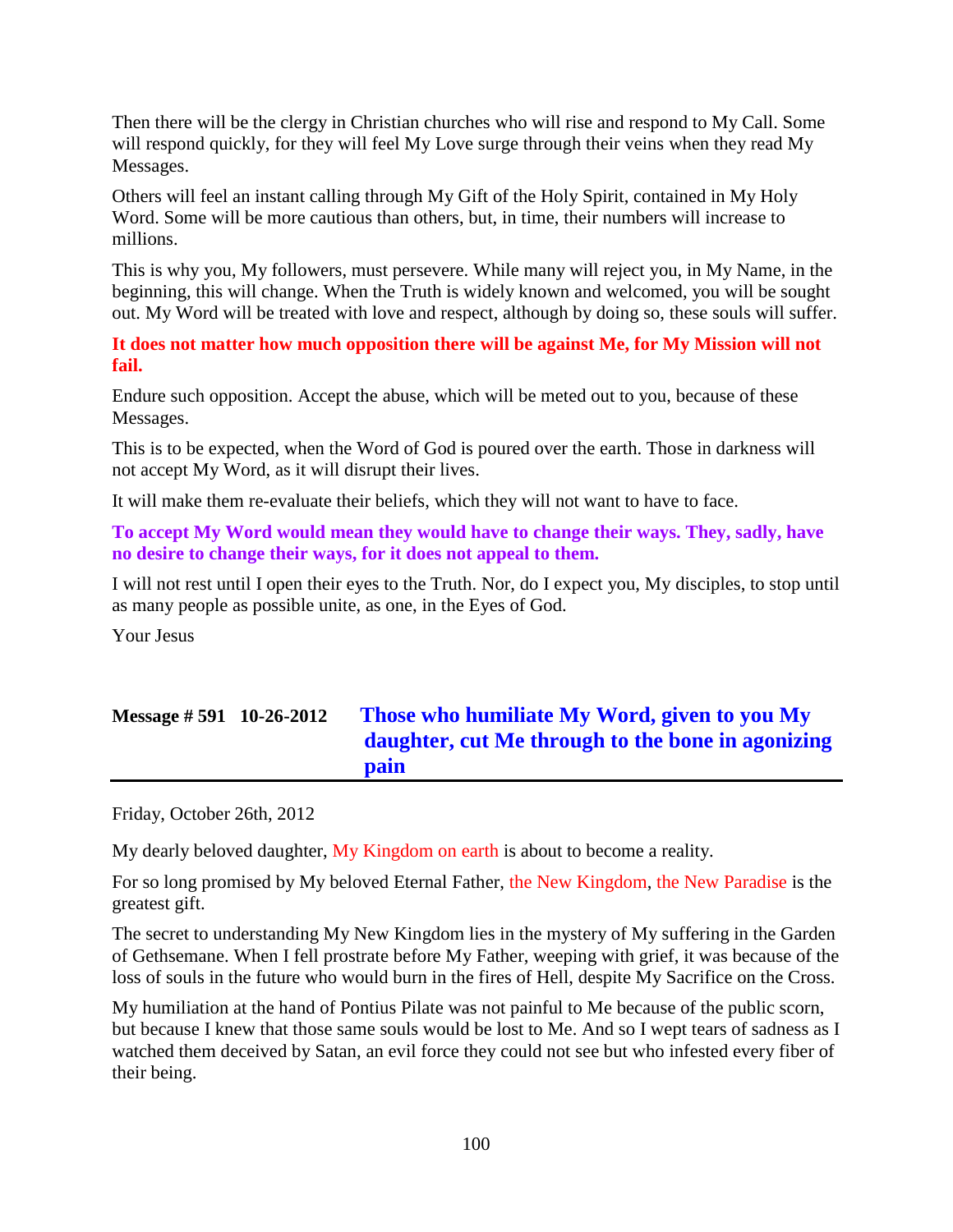Then there will be the clergy in Christian churches who will rise and respond to My Call. Some will respond quickly, for they will feel My Love surge through their veins when they read My Messages.

Others will feel an instant calling through My Gift of the Holy Spirit, contained in My Holy Word. Some will be more cautious than others, but, in time, their numbers will increase to millions.

This is why you, My followers, must persevere. While many will reject you, in My Name, in the beginning, this will change. When the Truth is widely known and welcomed, you will be sought out. My Word will be treated with love and respect, although by doing so, these souls will suffer.

**It does not matter how much opposition there will be against Me, for My Mission will not fail.**

Endure such opposition. Accept the abuse, which will be meted out to you, because of these Messages.

This is to be expected, when the Word of God is poured over the earth. Those in darkness will not accept My Word, as it will disrupt their lives.

It will make them re-evaluate their beliefs, which they will not want to have to face.

**To accept My Word would mean they would have to change their ways. They, sadly, have no desire to change their ways, for it does not appeal to them.**

I will not rest until I open their eyes to the Truth. Nor, do I expect you, My disciples, to stop until as many people as possible unite, as one, in the Eyes of God.

Your Jesus

## Message # 591 10-26-2012 Those who humiliate My Word, given to you My daughter, cut Me through to the bone in agonizing pain

Friday, October 26th, 2012

My dearly beloved daughter, My Kingdom on earth is about to become a reality.

For so long promised by My beloved Eternal Father, the New Kingdom, the New Paradise is the greatest gift.

The secret to understanding My New Kingdom lies in the mystery of My suffering in the Garden of Gethsemane. When I fell prostrate before My Father, weeping with grief, it was because of the loss of souls in the future who would burn in the fires of Hell, despite My Sacrifice on the Cross.

My humiliation at the hand of Pontius Pilate was not painful to Me because of the public scorn, but because I knew that those same souls would be lost to Me. And so I wept tears of sadness as I watched them deceived by Satan, an evil force they could not see but who infested every fiber of their being.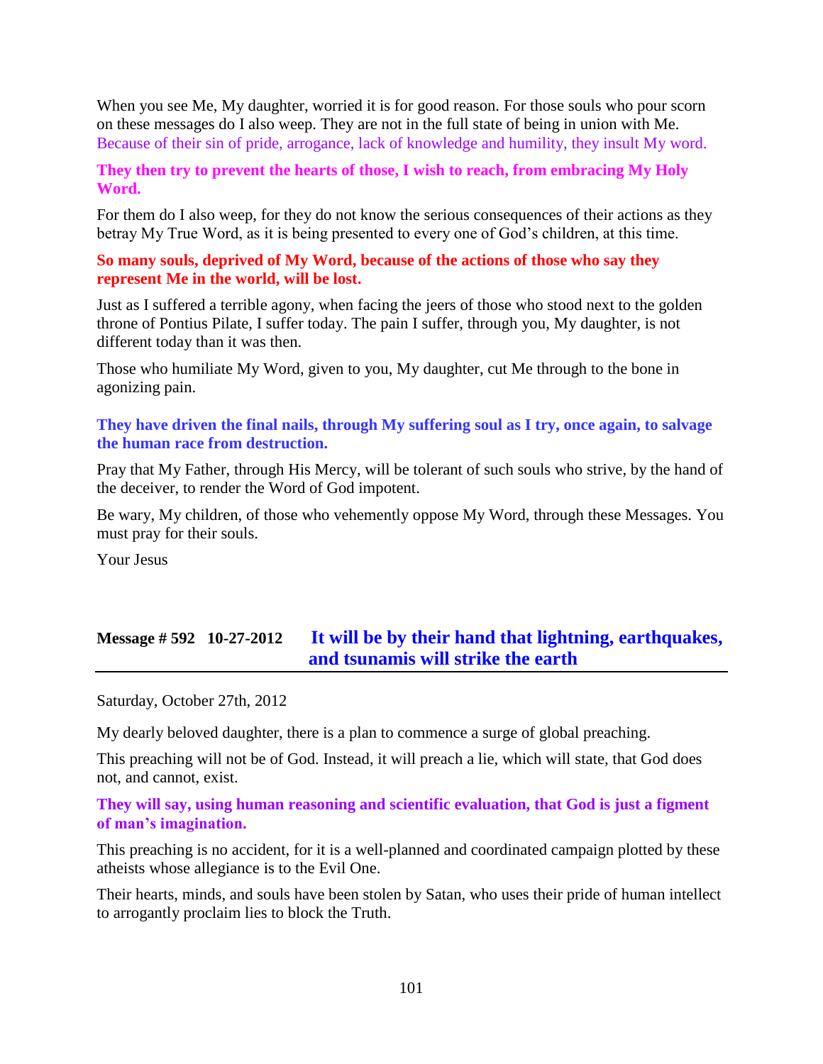When you see Me, My daughter, worried it is for good reason. For those souls who pour scorn on these messages do I also weep. They are not in the full state of being in union with Me. Because of their sin of pride, arrogance, lack of knowledge and humility, they insult My word.

**They then try to prevent the hearts of those, I wish to reach, from embracing My Holy Word.**

For them do I also weep, for they do not know the serious consequences of their actions as they betray My True Word, as it is being presented to every one of God's children, at this time.

**So many souls, deprived of My Word, because of the actions of those who say they represent Me in the world, will be lost.**

Just as I suffered a terrible agony, when facing the jeers of those who stood next to the golden throne of Pontius Pilate, I suffer today. The pain I suffer, through you, My daughter, is not different today than it was then.

Those who humiliate My Word, given to you, My daughter, cut Me through to the bone in agonizing pain.

**They have driven the final nails, through My suffering soul as I try, once again, to salvage the human race from destruction.**

Pray that My Father, through His Mercy, will be tolerant of such souls who strive, by the hand of the deceiver, to render the Word of God impotent.

Be wary, My children, of those who vehemently oppose My Word, through these Messages. You must pray for their souls.

Your Jesus

## Message # 592 10-27-2012 It will be by their hand that lightning, earthquakes, and tsunamis will strike the earth

Saturday, October 27th, 2012

My dearly beloved daughter, there is a plan to commence a surge of global preaching.

This preaching will not be of God. Instead, it will preach a lie, which will state, that God does not, and cannot, exist.

**They will say, using human reasoning and scientific evaluation, that God is just a figment of man's imagination.**

This preaching is no accident, for it is a well-planned and coordinated campaign plotted by these atheists whose allegiance is to the Evil One.

Their hearts, minds, and souls have been stolen by Satan, who uses their pride of human intellect to arrogantly proclaim lies to block the Truth.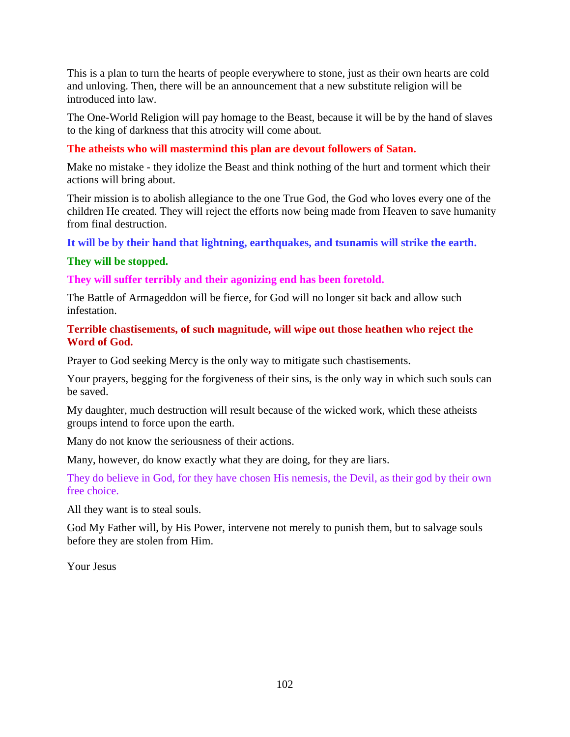This is a plan to turn the hearts of people everywhere to stone, just as their own hearts are cold and unloving. Then, there will be an announcement that a new substitute religion will be introduced into law.

The One-World Religion will pay homage to the Beast, because it will be by the hand of slaves to the king of darkness that this atrocity will come about.

**The atheists who will mastermind this plan are devout followers of Satan.**

Make no mistake - they idolize the Beast and think nothing of the hurt and torment which their actions will bring about.

Their mission is to abolish allegiance to the one True God, the God who loves every one of the children He created. They will reject the efforts now being made from Heaven to save humanity from final destruction.

**It will be by their hand that lightning, earthquakes, and tsunamis will strike the earth.**

**They will be stopped.**

**They will suffer terribly and their agonizing end has been foretold.**

The Battle of Armageddon will be fierce, for God will no longer sit back and allow such infestation.

**Terrible chastisements, of such magnitude, will wipe out those heathen who reject the Word of God.**

Prayer to God seeking Mercy is the only way to mitigate such chastisements.

Your prayers, begging for the forgiveness of their sins, is the only way in which such souls can be saved.

My daughter, much destruction will result because of the wicked work, which these atheists groups intend to force upon the earth.

Many do not know the seriousness of their actions.

Many, however, do know exactly what they are doing, for they are liars.

They do believe in God, for they have chosen His nemesis, the Devil, as their god by their own free choice.

All they want is to steal souls.

God My Father will, by His Power, intervene not merely to punish them, but to salvage souls before they are stolen from Him.

Your Jesus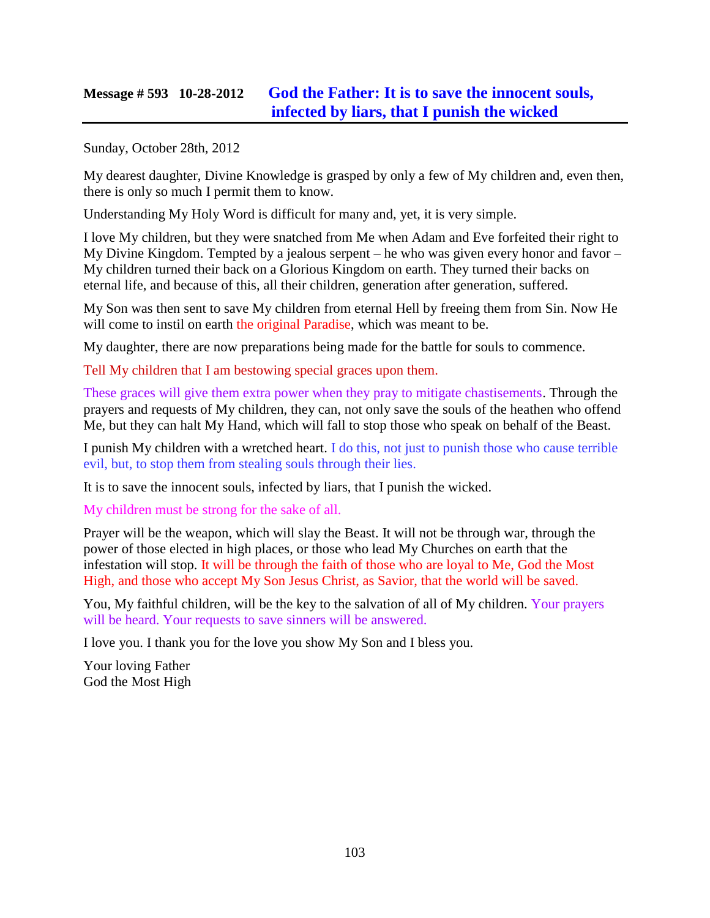## Message # 593   10-28-2012   God the Father: It is to save the innocent souls, infected by liars, that I punish the wicked

Sunday, October 28th, 2012

My dearest daughter, Divine Knowledge is grasped by only a few of My children and, even then, there is only so much I permit them to know.

Understanding My Holy Word is difficult for many and, yet, it is very simple.

I love My children, but they were snatched from Me when Adam and Eve forfeited their right to My Divine Kingdom. Tempted by a jealous serpent – he who was given every honor and favor – My children turned their back on a Glorious Kingdom on earth. They turned their backs on eternal life, and because of this, all their children, generation after generation, suffered.

My Son was then sent to save My children from eternal Hell by freeing them from Sin. Now He will come to instil on earth the original Paradise, which was meant to be.

My daughter, there are now preparations being made for the battle for souls to commence.

Tell My children that I am bestowing special graces upon them.

These graces will give them extra power when they pray to mitigate chastisements. Through the prayers and requests of My children, they can, not only save the souls of the heathen who offend Me, but they can halt My Hand, which will fall to stop those who speak on behalf of the Beast.

I punish My children with a wretched heart. I do this, not just to punish those who cause terrible evil, but, to stop them from stealing souls through their lies.

It is to save the innocent souls, infected by liars, that I punish the wicked.

My children must be strong for the sake of all.

Prayer will be the weapon, which will slay the Beast. It will not be through war, through the power of those elected in high places, or those who lead My Churches on earth that the infestation will stop. It will be through the faith of those who are loyal to Me, God the Most High, and those who accept My Son Jesus Christ, as Savior, that the world will be saved.

You, My faithful children, will be the key to the salvation of all of My children. Your prayers will be heard. Your requests to save sinners will be answered.

I love you. I thank you for the love you show My Son and I bless you.

Your loving Father  
God the Most High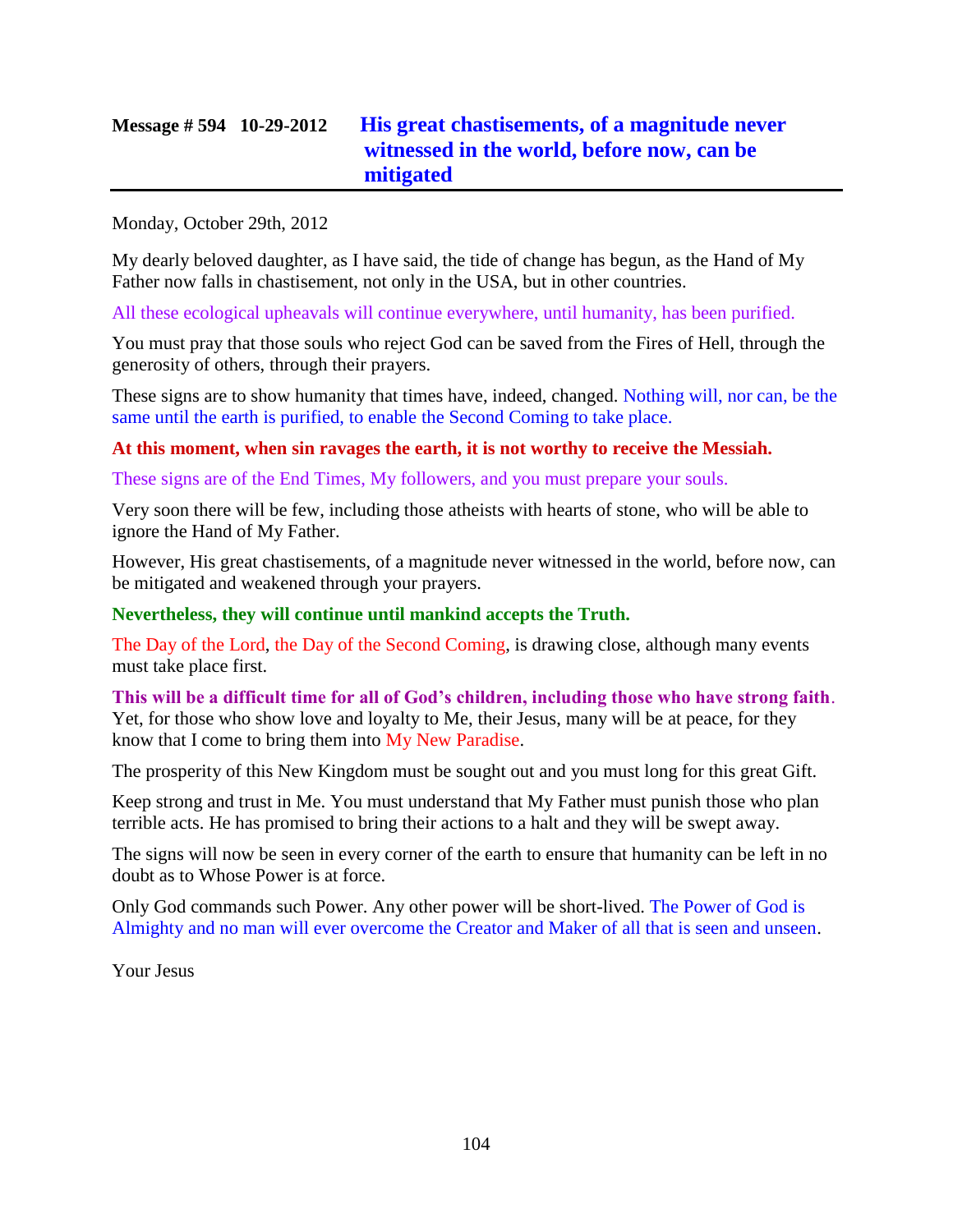## Message # 594 10-29-2012 His great chastisements, of a magnitude never witnessed in the world, before now, can be mitigated

Monday, October 29th, 2012

My dearly beloved daughter, as I have said, the tide of change has begun, as the Hand of My Father now falls in chastisement, not only in the USA, but in other countries.

All these ecological upheavals will continue everywhere, until humanity, has been purified.

You must pray that those souls who reject God can be saved from the Fires of Hell, through the generosity of others, through their prayers.

These signs are to show humanity that times have, indeed, changed. Nothing will, nor can, be the same until the earth is purified, to enable the Second Coming to take place.

**At this moment, when sin ravages the earth, it is not worthy to receive the Messiah.**

These signs are of the End Times, My followers, and you must prepare your souls.

Very soon there will be few, including those atheists with hearts of stone, who will be able to ignore the Hand of My Father.

However, His great chastisements, of a magnitude never witnessed in the world, before now, can be mitigated and weakened through your prayers.

**Nevertheless, they will continue until mankind accepts the Truth.**

The Day of the Lord, the Day of the Second Coming, is drawing close, although many events must take place first.

**This will be a difficult time for all of God's children, including those who have strong faith**. Yet, for those who show love and loyalty to Me, their Jesus, many will be at peace, for they know that I come to bring them into My New Paradise.

The prosperity of this New Kingdom must be sought out and you must long for this great Gift.

Keep strong and trust in Me. You must understand that My Father must punish those who plan terrible acts. He has promised to bring their actions to a halt and they will be swept away.

The signs will now be seen in every corner of the earth to ensure that humanity can be left in no doubt as to Whose Power is at force.

Only God commands such Power. Any other power will be short-lived. The Power of God is Almighty and no man will ever overcome the Creator and Maker of all that is seen and unseen.

Your Jesus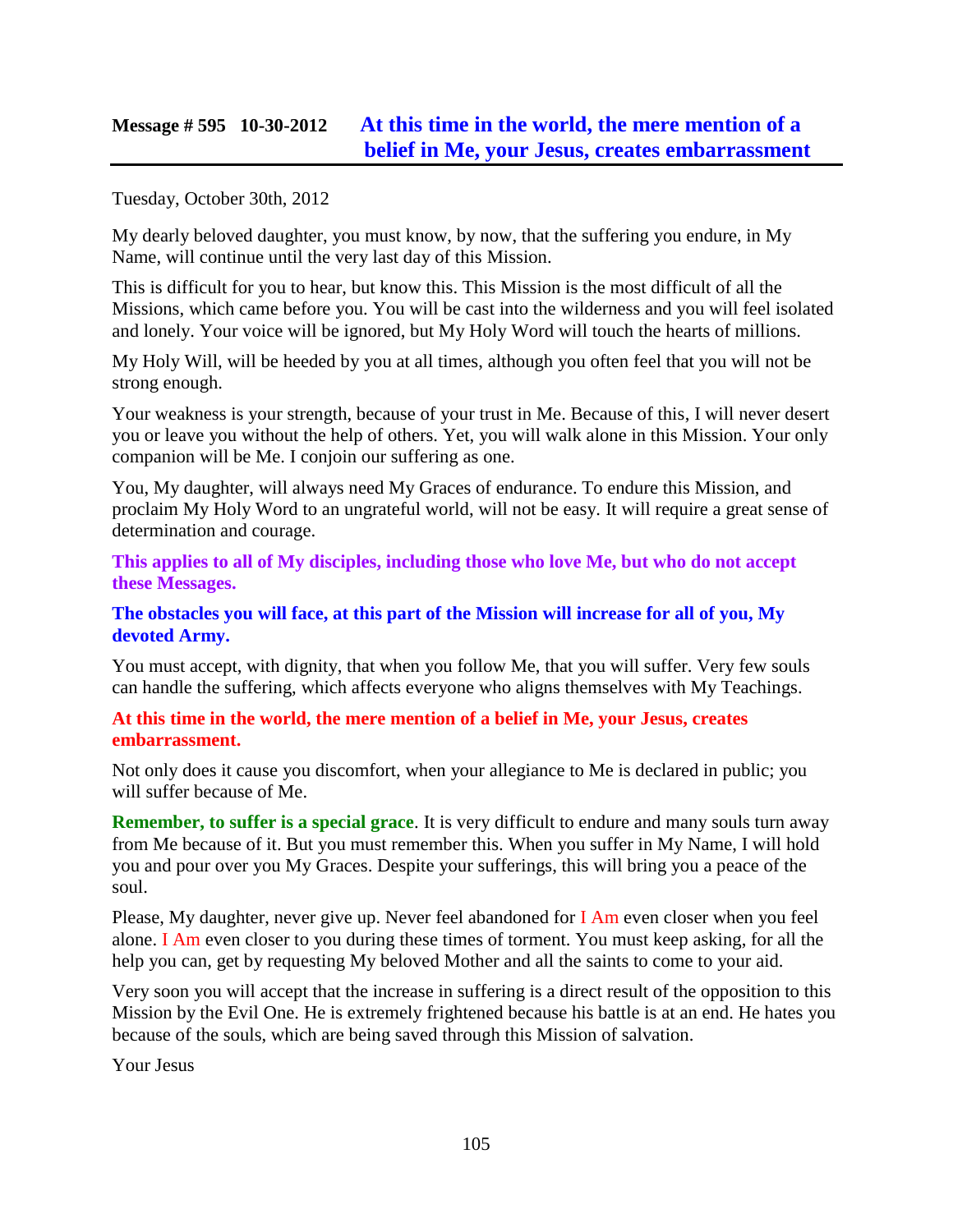## Message # 595 10-30-2012 At this time in the world, the mere mention of a belief in Me, your Jesus, creates embarrassment

Tuesday, October 30th, 2012

My dearly beloved daughter, you must know, by now, that the suffering you endure, in My Name, will continue until the very last day of this Mission.

This is difficult for you to hear, but know this. This Mission is the most difficult of all the Missions, which came before you. You will be cast into the wilderness and you will feel isolated and lonely. Your voice will be ignored, but My Holy Word will touch the hearts of millions.

My Holy Will, will be heeded by you at all times, although you often feel that you will not be strong enough.

Your weakness is your strength, because of your trust in Me. Because of this, I will never desert you or leave you without the help of others. Yet, you will walk alone in this Mission. Your only companion will be Me. I conjoin our suffering as one.

You, My daughter, will always need My Graces of endurance. To endure this Mission, and proclaim My Holy Word to an ungrateful world, will not be easy. It will require a great sense of determination and courage.

**This applies to all of My disciples, including those who love Me, but who do not accept these Messages.**

**The obstacles you will face, at this part of the Mission will increase for all of you, My devoted Army.**

You must accept, with dignity, that when you follow Me, that you will suffer. Very few souls can handle the suffering, which affects everyone who aligns themselves with My Teachings.

**At this time in the world, the mere mention of a belief in Me, your Jesus, creates embarrassment.**

Not only does it cause you discomfort, when your allegiance to Me is declared in public; you will suffer because of Me.

**Remember, to suffer is a special grace**. It is very difficult to endure and many souls turn away from Me because of it. But you must remember this. When you suffer in My Name, I will hold you and pour over you My Graces. Despite your sufferings, this will bring you a peace of the soul.

Please, My daughter, never give up. Never feel abandoned for I Am even closer when you feel alone. I Am even closer to you during these times of torment. You must keep asking, for all the help you can, get by requesting My beloved Mother and all the saints to come to your aid.

Very soon you will accept that the increase in suffering is a direct result of the opposition to this Mission by the Evil One. He is extremely frightened because his battle is at an end. He hates you because of the souls, which are being saved through this Mission of salvation.

Your Jesus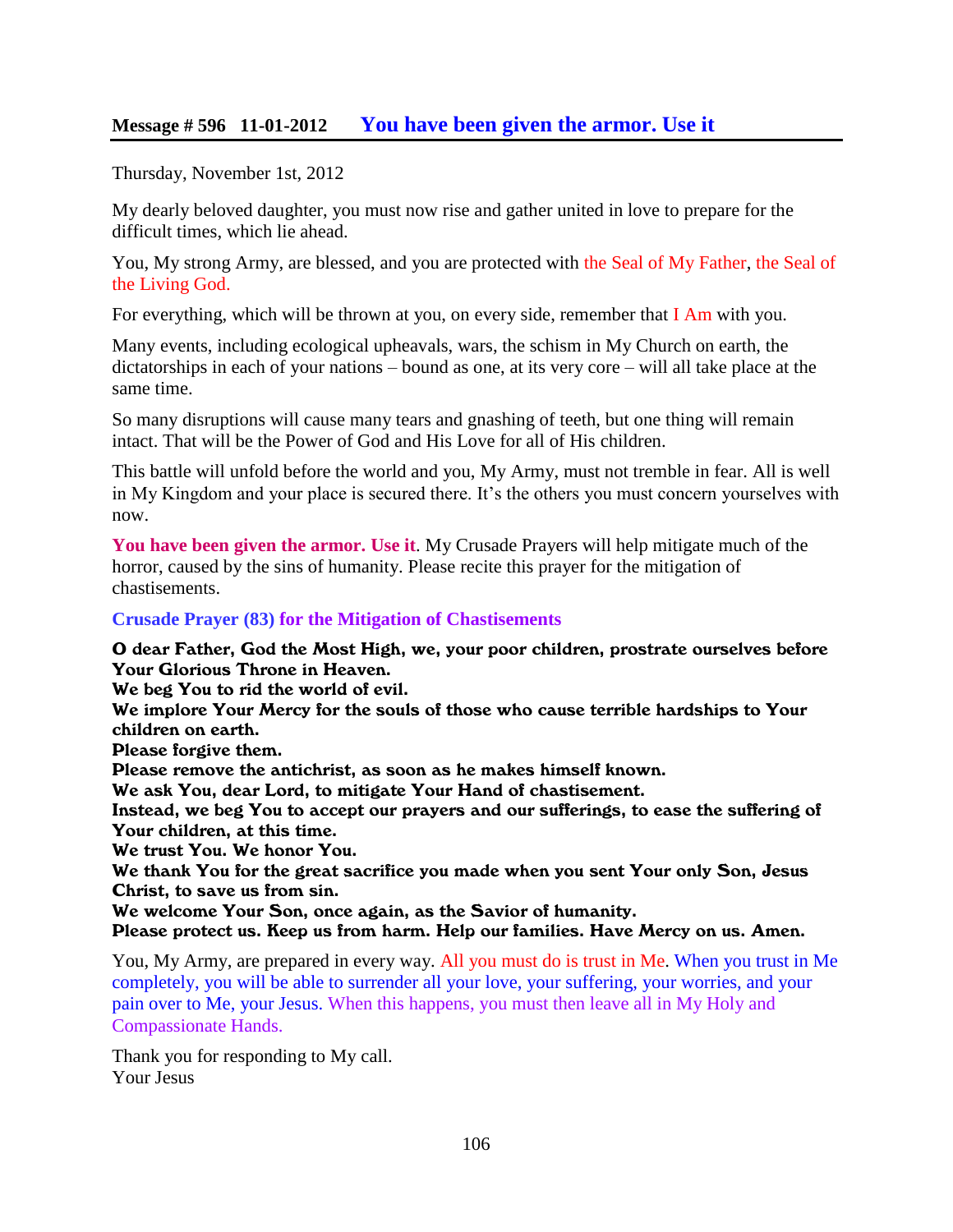## Message # 596 11-01-2012 You have been given the armor. Use it

Thursday, November 1st, 2012

My dearly beloved daughter, you must now rise and gather united in love to prepare for the difficult times, which lie ahead.

You, My strong Army, are blessed, and you are protected with the Seal of My Father, the Seal of the Living God.

For everything, which will be thrown at you, on every side, remember that I Am with you.

Many events, including ecological upheavals, wars, the schism in My Church on earth, the dictatorships in each of your nations – bound as one, at its very core – will all take place at the same time.

So many disruptions will cause many tears and gnashing of teeth, but one thing will remain intact. That will be the Power of God and His Love for all of His children.

This battle will unfold before the world and you, My Army, must not tremble in fear. All is well in My Kingdom and your place is secured there. It's the others you must concern yourselves with now.

**You have been given the armor. Use it**. My Crusade Prayers will help mitigate much of the horror, caused by the sins of humanity. Please recite this prayer for the mitigation of chastisements.

### Crusade Prayer (83) for the Mitigation of Chastisements

**O dear Father, God the Most High, we, your poor children, prostrate ourselves before Your Glorious Throne in Heaven.**
**We beg You to rid the world of evil.**
**We implore Your Mercy for the souls of those who cause terrible hardships to Your children on earth.**
**Please forgive them.**
**Please remove the antichrist, as soon as he makes himself known.**
**We ask You, dear Lord, to mitigate Your Hand of chastisement.**
**Instead, we beg You to accept our prayers and our sufferings, to ease the suffering of Your children, at this time.**
**We trust You. We honor You.**
**We thank You for the great sacrifice you made when you sent Your only Son, Jesus Christ, to save us from sin.**
**We welcome Your Son, once again, as the Savior of humanity.**
**Please protect us. Keep us from harm. Help our families. Have Mercy on us. Amen.**

You, My Army, are prepared in every way. All you must do is trust in Me. When you trust in Me completely, you will be able to surrender all your love, your suffering, your worries, and your pain over to Me, your Jesus. When this happens, you must then leave all in My Holy and Compassionate Hands.

Thank you for responding to My call.
Your Jesus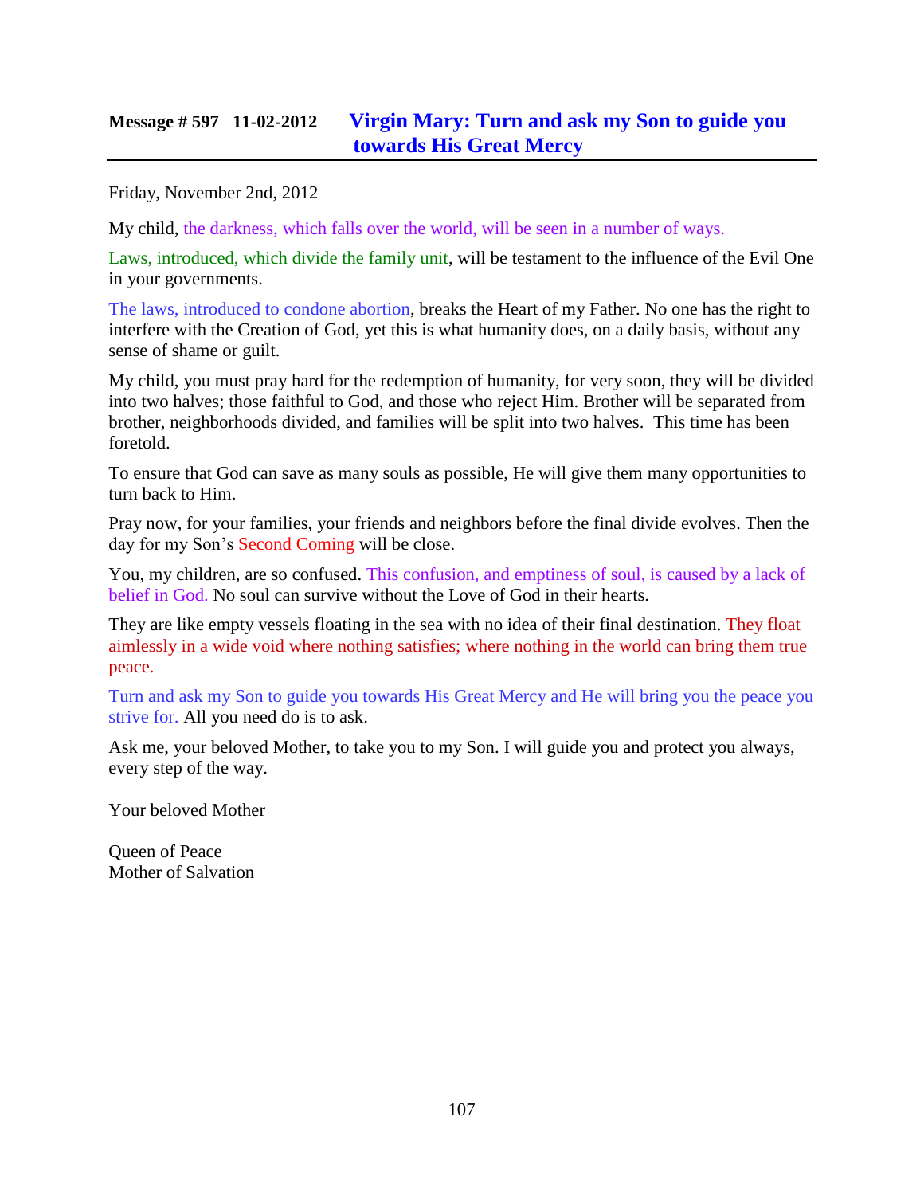## Message # 597 11-02-2012 Virgin Mary: Turn and ask my Son to guide you towards His Great Mercy

Friday, November 2nd, 2012

My child, the darkness, which falls over the world, will be seen in a number of ways.

Laws, introduced, which divide the family unit, will be testament to the influence of the Evil One in your governments.

The laws, introduced to condone abortion, breaks the Heart of my Father. No one has the right to interfere with the Creation of God, yet this is what humanity does, on a daily basis, without any sense of shame or guilt.

My child, you must pray hard for the redemption of humanity, for very soon, they will be divided into two halves; those faithful to God, and those who reject Him. Brother will be separated from brother, neighborhoods divided, and families will be split into two halves. This time has been foretold.

To ensure that God can save as many souls as possible, He will give them many opportunities to turn back to Him.

Pray now, for your families, your friends and neighbors before the final divide evolves. Then the day for my Son's Second Coming will be close.

You, my children, are so confused. This confusion, and emptiness of soul, is caused by a lack of belief in God. No soul can survive without the Love of God in their hearts.

They are like empty vessels floating in the sea with no idea of their final destination. They float aimlessly in a wide void where nothing satisfies; where nothing in the world can bring them true peace.

Turn and ask my Son to guide you towards His Great Mercy and He will bring you the peace you strive for. All you need do is to ask.

Ask me, your beloved Mother, to take you to my Son. I will guide you and protect you always, every step of the way.

Your beloved Mother

Queen of Peace  
Mother of Salvation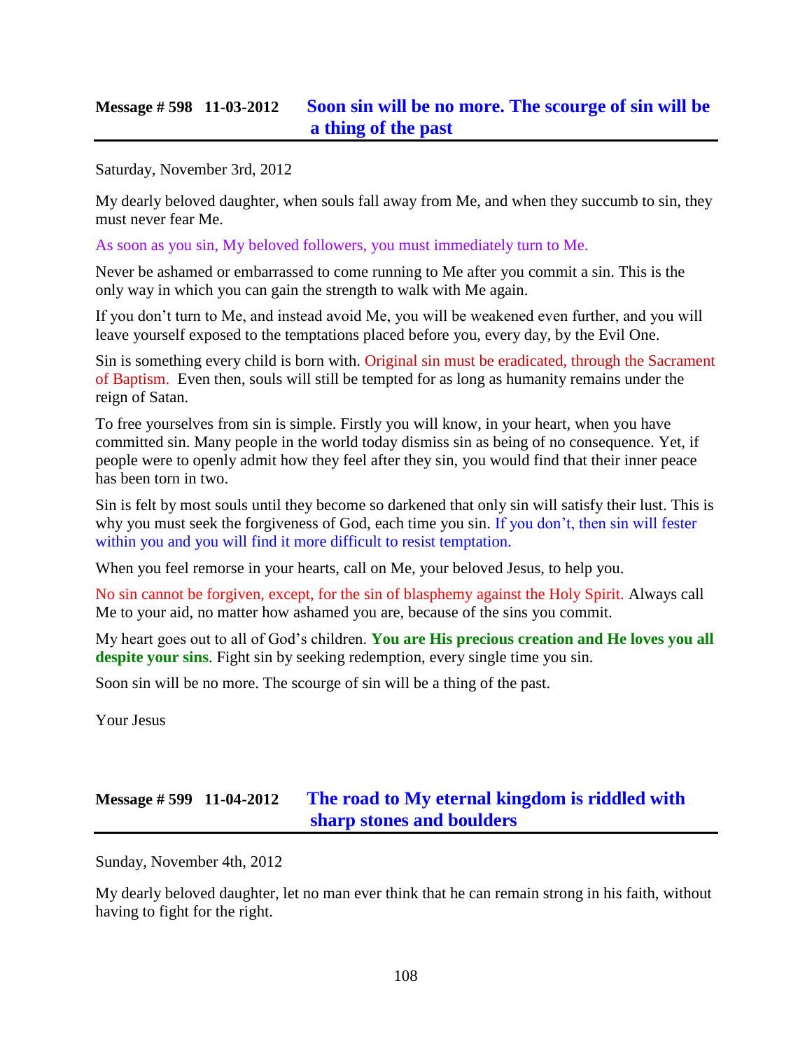## Message # 598   11-03-2012   Soon sin will be no more. The scourge of sin will be a thing of the past

Saturday, November 3rd, 2012

My dearly beloved daughter, when souls fall away from Me, and when they succumb to sin, they must never fear Me.

As soon as you sin, My beloved followers, you must immediately turn to Me.

Never be ashamed or embarrassed to come running to Me after you commit a sin. This is the only way in which you can gain the strength to walk with Me again.

If you don't turn to Me, and instead avoid Me, you will be weakened even further, and you will leave yourself exposed to the temptations placed before you, every day, by the Evil One.

Sin is something every child is born with. Original sin must be eradicated, through the Sacrament of Baptism. Even then, souls will still be tempted for as long as humanity remains under the reign of Satan.

To free yourselves from sin is simple. Firstly you will know, in your heart, when you have committed sin. Many people in the world today dismiss sin as being of no consequence. Yet, if people were to openly admit how they feel after they sin, you would find that their inner peace has been torn in two.

Sin is felt by most souls until they become so darkened that only sin will satisfy their lust. This is why you must seek the forgiveness of God, each time you sin. If you don't, then sin will fester within you and you will find it more difficult to resist temptation.

When you feel remorse in your hearts, call on Me, your beloved Jesus, to help you.

No sin cannot be forgiven, except, for the sin of blasphemy against the Holy Spirit. Always call Me to your aid, no matter how ashamed you are, because of the sins you commit.

My heart goes out to all of God's children. **You are His precious creation and He loves you all despite your sins**. Fight sin by seeking redemption, every single time you sin.

Soon sin will be no more. The scourge of sin will be a thing of the past.

Your Jesus

## Message # 599   11-04-2012   The road to My eternal kingdom is riddled with sharp stones and boulders

Sunday, November 4th, 2012

My dearly beloved daughter, let no man ever think that he can remain strong in his faith, without having to fight for the right.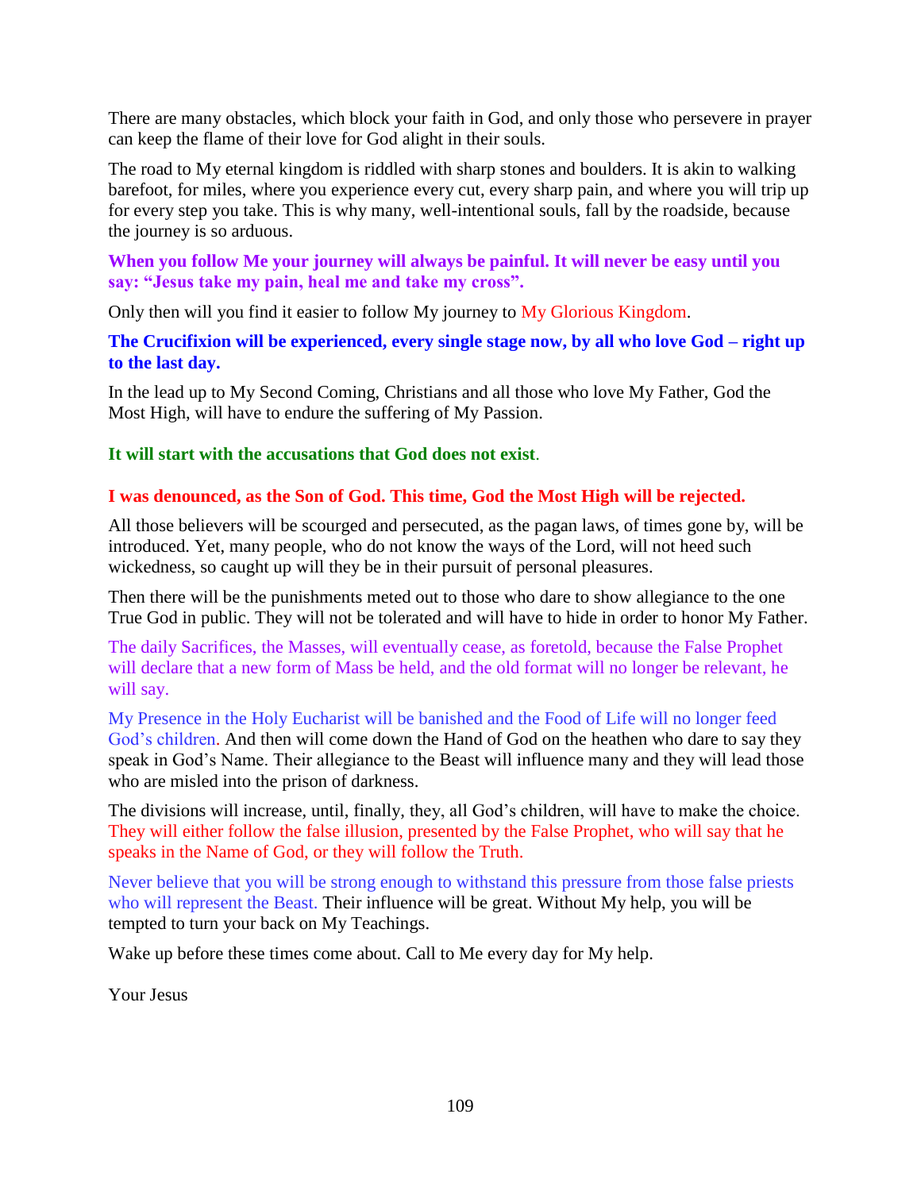There are many obstacles, which block your faith in God, and only those who persevere in prayer can keep the flame of their love for God alight in their souls.

The road to My eternal kingdom is riddled with sharp stones and boulders. It is akin to walking barefoot, for miles, where you experience every cut, every sharp pain, and where you will trip up for every step you take. This is why many, well-intentional souls, fall by the roadside, because the journey is so arduous.

**When you follow Me your journey will always be painful. It will never be easy until you say: "Jesus take my pain, heal me and take my cross".**

Only then will you find it easier to follow My journey to My Glorious Kingdom.

**The Crucifixion will be experienced, every single stage now, by all who love God – right up to the last day.**

In the lead up to My Second Coming, Christians and all those who love My Father, God the Most High, will have to endure the suffering of My Passion.

**It will start with the accusations that God does not exist.**

**I was denounced, as the Son of God. This time, God the Most High will be rejected.**

All those believers will be scourged and persecuted, as the pagan laws, of times gone by, will be introduced. Yet, many people, who do not know the ways of the Lord, will not heed such wickedness, so caught up will they be in their pursuit of personal pleasures.

Then there will be the punishments meted out to those who dare to show allegiance to the one True God in public. They will not be tolerated and will have to hide in order to honor My Father.

The daily Sacrifices, the Masses, will eventually cease, as foretold, because the False Prophet will declare that a new form of Mass be held, and the old format will no longer be relevant, he will say.

My Presence in the Holy Eucharist will be banished and the Food of Life will no longer feed God's children. And then will come down the Hand of God on the heathen who dare to say they speak in God's Name. Their allegiance to the Beast will influence many and they will lead those who are misled into the prison of darkness.

The divisions will increase, until, finally, they, all God's children, will have to make the choice. They will either follow the false illusion, presented by the False Prophet, who will say that he speaks in the Name of God, or they will follow the Truth.

Never believe that you will be strong enough to withstand this pressure from those false priests who will represent the Beast. Their influence will be great. Without My help, you will be tempted to turn your back on My Teachings.

Wake up before these times come about. Call to Me every day for My help.

Your Jesus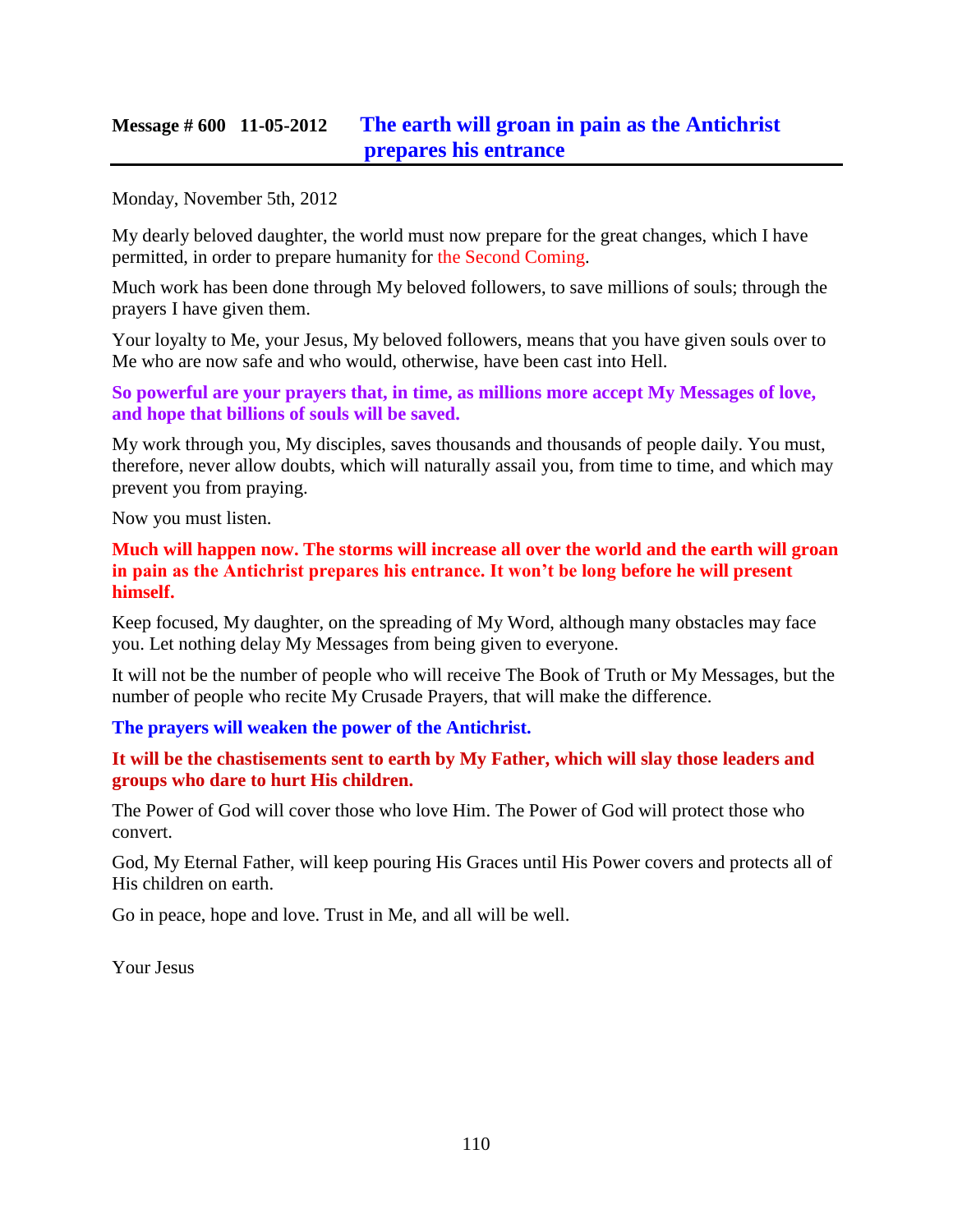## Message # 600 11-05-2012 **The earth will groan in pain as the Antichrist prepares his entrance**

Monday, November 5th, 2012

My dearly beloved daughter, the world must now prepare for the great changes, which I have permitted, in order to prepare humanity for the Second Coming.

Much work has been done through My beloved followers, to save millions of souls; through the prayers I have given them.

Your loyalty to Me, your Jesus, My beloved followers, means that you have given souls over to Me who are now safe and who would, otherwise, have been cast into Hell.

**So powerful are your prayers that, in time, as millions more accept My Messages of love, and hope that billions of souls will be saved.**

My work through you, My disciples, saves thousands and thousands of people daily. You must, therefore, never allow doubts, which will naturally assail you, from time to time, and which may prevent you from praying.

Now you must listen.

**Much will happen now. The storms will increase all over the world and the earth will groan in pain as the Antichrist prepares his entrance. It won't be long before he will present himself.**

Keep focused, My daughter, on the spreading of My Word, although many obstacles may face you. Let nothing delay My Messages from being given to everyone.

It will not be the number of people who will receive The Book of Truth or My Messages, but the number of people who recite My Crusade Prayers, that will make the difference.

**The prayers will weaken the power of the Antichrist.**

**It will be the chastisements sent to earth by My Father, which will slay those leaders and groups who dare to hurt His children.**

The Power of God will cover those who love Him. The Power of God will protect those who convert.

God, My Eternal Father, will keep pouring His Graces until His Power covers and protects all of His children on earth.

Go in peace, hope and love. Trust in Me, and all will be well.

Your Jesus